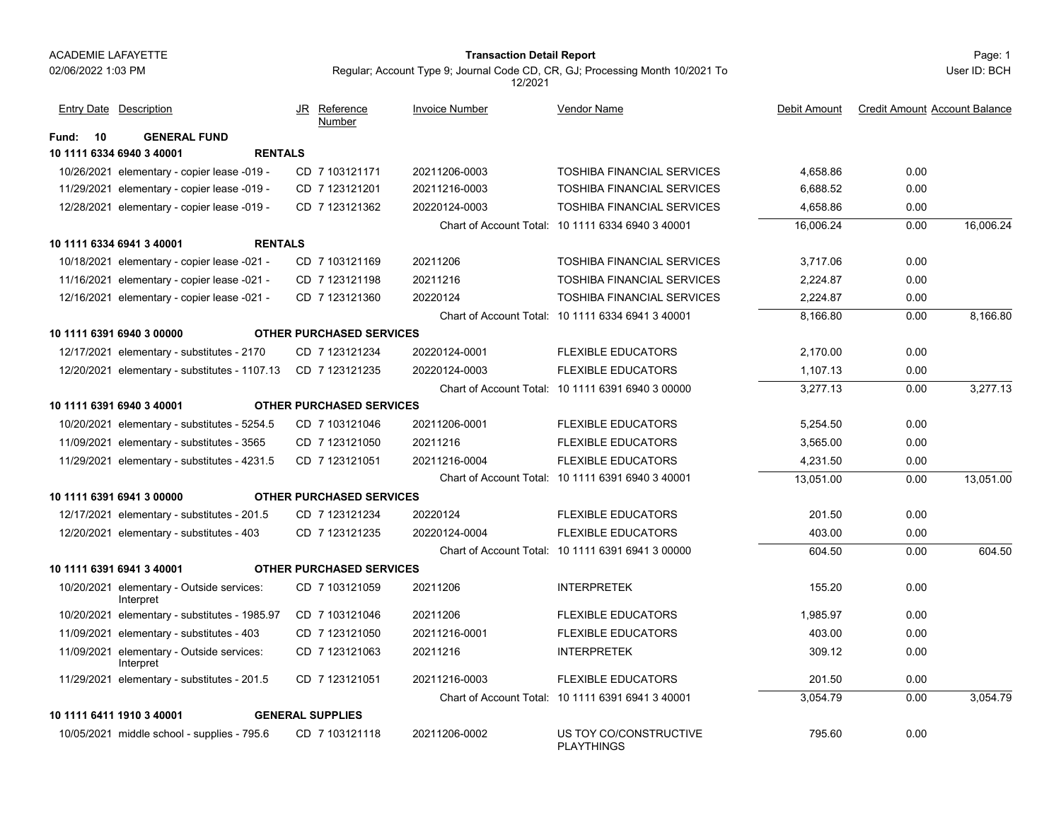ACADEMIE LAFAYETTE
02/06/2022 1:03 PM

**Transaction Detail Report**

Regular; Account Type 9; Journal Code CD, CR, GJ; Processing Month 10/2021 To 12/2021

Page: 1
User ID: BCH

| Entry Date | Description | JR | Reference Number | Invoice Number | Vendor Name | Debit Amount | Credit Amount | Account Balance |
|---|---|---|---|---|---|---|---|---|
| **Fund: 10** | **GENERAL FUND** | | | | | | | |
| **10 1111 6334 6940 3 40001** | **RENTALS** | | | | | | | |
| 10/26/2021 | elementary - copier lease -019 - | CD | 7 103121171 | 20211206-0003 | TOSHIBA FINANCIAL SERVICES | 4,658.86 | 0.00 | |
| 11/29/2021 | elementary - copier lease -019 - | CD | 7 123121201 | 20211216-0003 | TOSHIBA FINANCIAL SERVICES | 6,688.52 | 0.00 | |
| 12/28/2021 | elementary - copier lease -019 - | CD | 7 123121362 | 20220124-0003 | TOSHIBA FINANCIAL SERVICES | 4,658.86 | 0.00 | |
| | | | | Chart of Account Total: | 10 1111 6334 6940 3 40001 | 16,006.24 | 0.00 | 16,006.24 |
| **10 1111 6334 6941 3 40001** | **RENTALS** | | | | | | | |
| 10/18/2021 | elementary - copier lease -021 - | CD | 7 103121169 | 20211206 | TOSHIBA FINANCIAL SERVICES | 3,717.06 | 0.00 | |
| 11/16/2021 | elementary - copier lease -021 - | CD | 7 123121198 | 20211216 | TOSHIBA FINANCIAL SERVICES | 2,224.87 | 0.00 | |
| 12/16/2021 | elementary - copier lease -021 - | CD | 7 123121360 | 20220124 | TOSHIBA FINANCIAL SERVICES | 2,224.87 | 0.00 | |
| | | | | Chart of Account Total: | 10 1111 6334 6941 3 40001 | 8,166.80 | 0.00 | 8,166.80 |
| **10 1111 6391 6940 3 00000** | **OTHER PURCHASED SERVICES** | | | | | | | |
| 12/17/2021 | elementary - substitutes - 2170 | CD | 7 123121234 | 20220124-0001 | FLEXIBLE EDUCATORS | 2,170.00 | 0.00 | |
| 12/20/2021 | elementary - substitutes - 1107.13 | CD | 7 123121235 | 20220124-0003 | FLEXIBLE EDUCATORS | 1,107.13 | 0.00 | |
| | | | | Chart of Account Total: | 10 1111 6391 6940 3 00000 | 3,277.13 | 0.00 | 3,277.13 |
| **10 1111 6391 6940 3 40001** | **OTHER PURCHASED SERVICES** | | | | | | | |
| 10/20/2021 | elementary - substitutes - 5254.5 | CD | 7 103121046 | 20211206-0001 | FLEXIBLE EDUCATORS | 5,254.50 | 0.00 | |
| 11/09/2021 | elementary - substitutes - 3565 | CD | 7 123121050 | 20211216 | FLEXIBLE EDUCATORS | 3,565.00 | 0.00 | |
| 11/29/2021 | elementary - substitutes - 4231.5 | CD | 7 123121051 | 20211216-0004 | FLEXIBLE EDUCATORS | 4,231.50 | 0.00 | |
| | | | | Chart of Account Total: | 10 1111 6391 6940 3 40001 | 13,051.00 | 0.00 | 13,051.00 |
| **10 1111 6391 6941 3 00000** | **OTHER PURCHASED SERVICES** | | | | | | | |
| 12/17/2021 | elementary - substitutes - 201.5 | CD | 7 123121234 | 20220124 | FLEXIBLE EDUCATORS | 201.50 | 0.00 | |
| 12/20/2021 | elementary - substitutes - 403 | CD | 7 123121235 | 20220124-0004 | FLEXIBLE EDUCATORS | 403.00 | 0.00 | |
| | | | | Chart of Account Total: | 10 1111 6391 6941 3 00000 | 604.50 | 0.00 | 604.50 |
| **10 1111 6391 6941 3 40001** | **OTHER PURCHASED SERVICES** | | | | | | | |
| 10/20/2021 | elementary - Outside services: Interpret | CD | 7 103121059 | 20211206 | INTERPRETEK | 155.20 | 0.00 | |
| 10/20/2021 | elementary - substitutes - 1985.97 | CD | 7 103121046 | 20211206 | FLEXIBLE EDUCATORS | 1,985.97 | 0.00 | |
| 11/09/2021 | elementary - substitutes - 403 | CD | 7 123121050 | 20211216-0001 | FLEXIBLE EDUCATORS | 403.00 | 0.00 | |
| 11/09/2021 | elementary - Outside services: Interpret | CD | 7 123121063 | 20211216 | INTERPRETEK | 309.12 | 0.00 | |
| 11/29/2021 | elementary - substitutes - 201.5 | CD | 7 123121051 | 20211216-0003 | FLEXIBLE EDUCATORS | 201.50 | 0.00 | |
| | | | | Chart of Account Total: | 10 1111 6391 6941 3 40001 | 3,054.79 | 0.00 | 3,054.79 |
| **10 1111 6411 1910 3 40001** | **GENERAL SUPPLIES** | | | | | | | |
| 10/05/2021 | middle school - supplies - 795.6 | CD | 7 103121118 | 20211206-0002 | US TOY CO/CONSTRUCTIVE PLAYTHINGS | 795.60 | 0.00 | |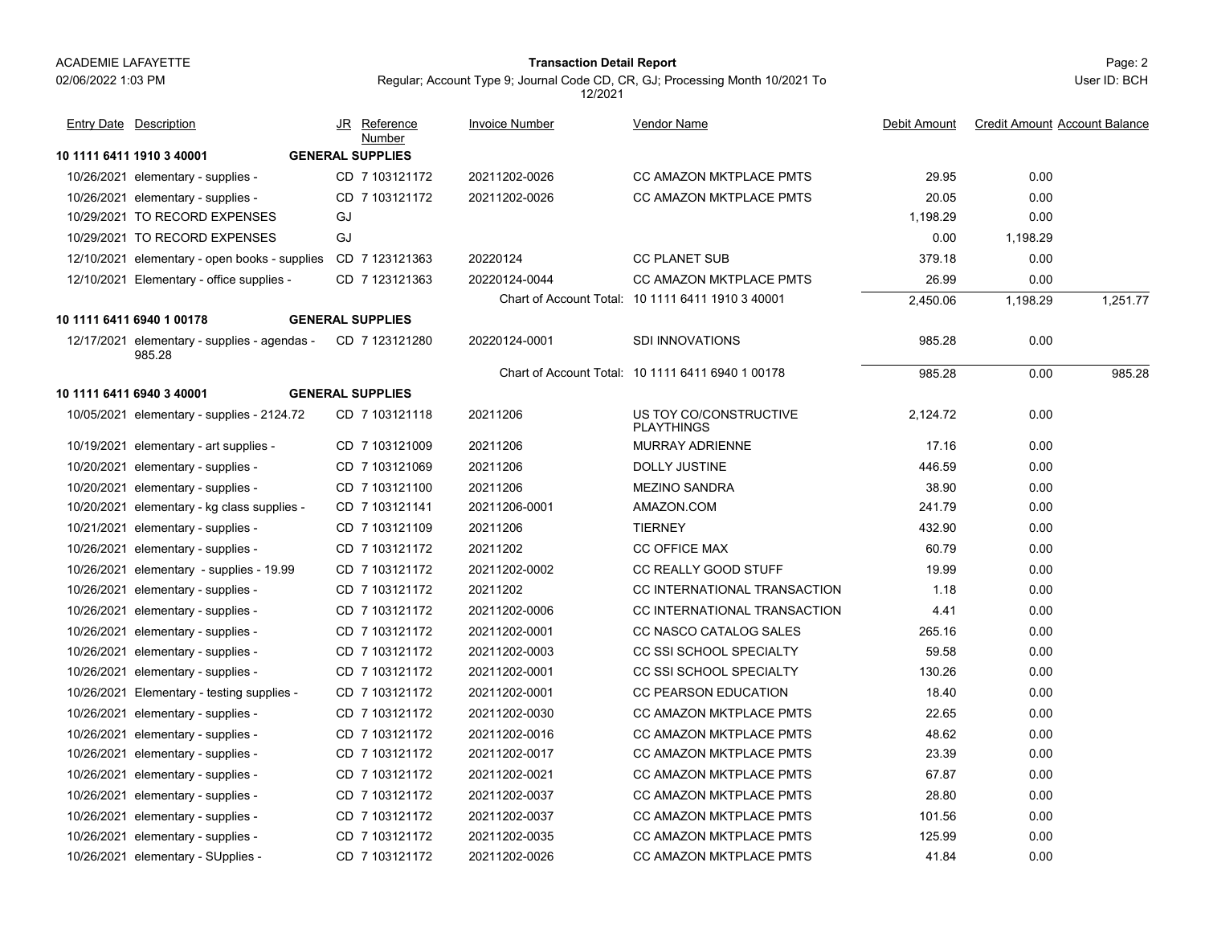ACADEMIE LAFAYETTE

02/06/2022 1:03 PM

**Transaction Detail Report**

Regular; Account Type 9; Journal Code CD, CR, GJ; Processing Month 10/2021 To 12/2021

User ID: BCH

| Entry Date | Description | JR | Reference Number | Invoice Number | Vendor Name | Debit Amount | Credit Amount | Account Balance |
|---|---|---|---|---|---|---|---|---|
| **10 1111 6411 1910 3 40001** | | **GENERAL SUPPLIES** | | | | | | |
| 10/26/2021 | elementary - supplies - | CD | 7 103121172 | 20211202-0026 | CC AMAZON MKTPLACE PMTS | 29.95 | 0.00 | |
| 10/26/2021 | elementary - supplies - | CD | 7 103121172 | 20211202-0026 | CC AMAZON MKTPLACE PMTS | 20.05 | 0.00 | |
| 10/29/2021 | TO RECORD EXPENSES | GJ | | | | 1,198.29 | 0.00 | |
| 10/29/2021 | TO RECORD EXPENSES | GJ | | | | 0.00 | 1,198.29 | |
| 12/10/2021 | elementary - open books - supplies | CD | 7 123121363 | 20220124 | CC PLANET SUB | 379.18 | 0.00 | |
| 12/10/2021 | Elementary - office supplies - | CD | 7 123121363 | 20220124-0044 | CC AMAZON MKTPLACE PMTS | 26.99 | 0.00 | |
| | | | | Chart of Account Total: | 10 1111 6411 1910 3 40001 | 2,450.06 | 1,198.29 | 1,251.77 |
| **10 1111 6411 6940 1 00178** | | **GENERAL SUPPLIES** | | | | | | |
| 12/17/2021 | elementary - supplies - agendas - 985.28 | CD | 7 123121280 | 20220124-0001 | SDI INNOVATIONS | 985.28 | 0.00 | |
| | | | | Chart of Account Total: | 10 1111 6411 6940 1 00178 | 985.28 | 0.00 | 985.28 |
| **10 1111 6411 6940 3 40001** | | **GENERAL SUPPLIES** | | | | | | |
| 10/05/2021 | elementary - supplies - 2124.72 | CD | 7 103121118 | 20211206 | US TOY CO/CONSTRUCTIVE PLAYTHINGS | 2,124.72 | 0.00 | |
| 10/19/2021 | elementary - art supplies - | CD | 7 103121009 | 20211206 | MURRAY ADRIENNE | 17.16 | 0.00 | |
| 10/20/2021 | elementary - supplies - | CD | 7 103121069 | 20211206 | DOLLY JUSTINE | 446.59 | 0.00 | |
| 10/20/2021 | elementary - supplies - | CD | 7 103121100 | 20211206 | MEZINO SANDRA | 38.90 | 0.00 | |
| 10/20/2021 | elementary - kg class supplies - | CD | 7 103121141 | 20211206-0001 | AMAZON.COM | 241.79 | 0.00 | |
| 10/21/2021 | elementary - supplies - | CD | 7 103121109 | 20211206 | TIERNEY | 432.90 | 0.00 | |
| 10/26/2021 | elementary - supplies - | CD | 7 103121172 | 20211202 | CC OFFICE MAX | 60.79 | 0.00 | |
| 10/26/2021 | elementary - supplies - 19.99 | CD | 7 103121172 | 20211202-0002 | CC REALLY GOOD STUFF | 19.99 | 0.00 | |
| 10/26/2021 | elementary - supplies - | CD | 7 103121172 | 20211202 | CC INTERNATIONAL TRANSACTION | 1.18 | 0.00 | |
| 10/26/2021 | elementary - supplies - | CD | 7 103121172 | 20211202-0006 | CC INTERNATIONAL TRANSACTION | 4.41 | 0.00 | |
| 10/26/2021 | elementary - supplies - | CD | 7 103121172 | 20211202-0001 | CC NASCO CATALOG SALES | 265.16 | 0.00 | |
| 10/26/2021 | elementary - supplies - | CD | 7 103121172 | 20211202-0003 | CC SSI SCHOOL SPECIALTY | 59.58 | 0.00 | |
| 10/26/2021 | elementary - supplies - | CD | 7 103121172 | 20211202-0001 | CC SSI SCHOOL SPECIALTY | 130.26 | 0.00 | |
| 10/26/2021 | Elementary - testing supplies - | CD | 7 103121172 | 20211202-0001 | CC PEARSON EDUCATION | 18.40 | 0.00 | |
| 10/26/2021 | elementary - supplies - | CD | 7 103121172 | 20211202-0030 | CC AMAZON MKTPLACE PMTS | 22.65 | 0.00 | |
| 10/26/2021 | elementary - supplies - | CD | 7 103121172 | 20211202-0016 | CC AMAZON MKTPLACE PMTS | 48.62 | 0.00 | |
| 10/26/2021 | elementary - supplies - | CD | 7 103121172 | 20211202-0017 | CC AMAZON MKTPLACE PMTS | 23.39 | 0.00 | |
| 10/26/2021 | elementary - supplies - | CD | 7 103121172 | 20211202-0021 | CC AMAZON MKTPLACE PMTS | 67.87 | 0.00 | |
| 10/26/2021 | elementary - supplies - | CD | 7 103121172 | 20211202-0037 | CC AMAZON MKTPLACE PMTS | 28.80 | 0.00 | |
| 10/26/2021 | elementary - supplies - | CD | 7 103121172 | 20211202-0037 | CC AMAZON MKTPLACE PMTS | 101.56 | 0.00 | |
| 10/26/2021 | elementary - supplies - | CD | 7 103121172 | 20211202-0035 | CC AMAZON MKTPLACE PMTS | 125.99 | 0.00 | |
| 10/26/2021 | elementary - SUpplies - | CD | 7 103121172 | 20211202-0026 | CC AMAZON MKTPLACE PMTS | 41.84 | 0.00 | |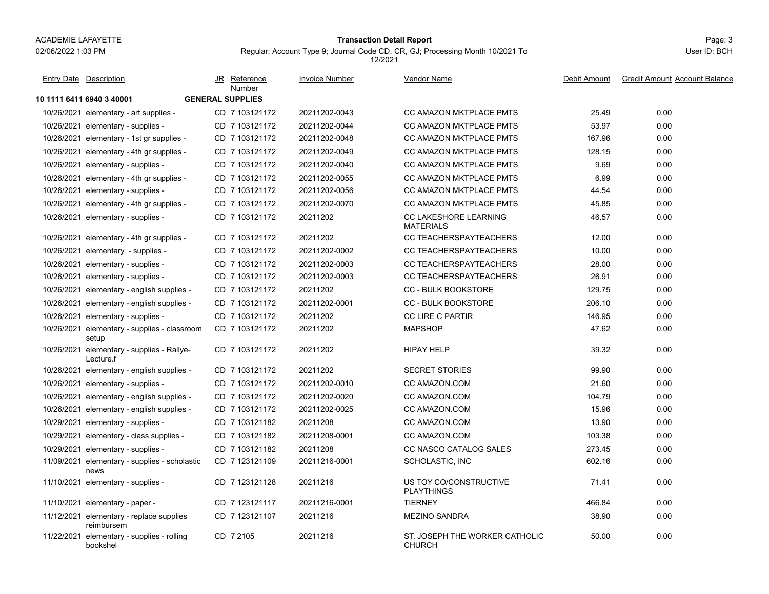ACADEMIE LAFAYETTE
02/06/2022 1:03 PM

**Transaction Detail Report**

Regular; Account Type 9; Journal Code CD, CR, GJ; Processing Month 10/2021 To 12/2021

User ID: BCH

| Entry Date | Description | JR | Reference Number | Invoice Number | Vendor Name | Debit Amount | Credit Amount | Account Balance |
|---|---|---|---|---|---|---|---|---|
| **10 1111 6411 6940 3 40001** | | **GENERAL SUPPLIES** | | | | | | |
| 10/26/2021 | elementary - art supplies - | CD | 7 103121172 | 20211202-0043 | CC AMAZON MKTPLACE PMTS | 25.49 | 0.00 | |
| 10/26/2021 | elementary - supplies - | CD | 7 103121172 | 20211202-0044 | CC AMAZON MKTPLACE PMTS | 53.97 | 0.00 | |
| 10/26/2021 | elementary - 1st gr supplies - | CD | 7 103121172 | 20211202-0048 | CC AMAZON MKTPLACE PMTS | 167.96 | 0.00 | |
| 10/26/2021 | elementary - 4th gr supplies - | CD | 7 103121172 | 20211202-0049 | CC AMAZON MKTPLACE PMTS | 128.15 | 0.00 | |
| 10/26/2021 | elementary - supplies - | CD | 7 103121172 | 20211202-0040 | CC AMAZON MKTPLACE PMTS | 9.69 | 0.00 | |
| 10/26/2021 | elementary - 4th gr supplies - | CD | 7 103121172 | 20211202-0055 | CC AMAZON MKTPLACE PMTS | 6.99 | 0.00 | |
| 10/26/2021 | elementary - supplies - | CD | 7 103121172 | 20211202-0056 | CC AMAZON MKTPLACE PMTS | 44.54 | 0.00 | |
| 10/26/2021 | elementary - 4th gr supplies - | CD | 7 103121172 | 20211202-0070 | CC AMAZON MKTPLACE PMTS | 45.85 | 0.00 | |
| 10/26/2021 | elementary - supplies - | CD | 7 103121172 | 20211202 | CC LAKESHORE LEARNING MATERIALS | 46.57 | 0.00 | |
| 10/26/2021 | elementary - 4th gr supplies - | CD | 7 103121172 | 20211202 | CC TEACHERSPAYTEACHERS | 12.00 | 0.00 | |
| 10/26/2021 | elementary - supplies - | CD | 7 103121172 | 20211202-0002 | CC TEACHERSPAYTEACHERS | 10.00 | 0.00 | |
| 10/26/2021 | elementary - supplies - | CD | 7 103121172 | 20211202-0003 | CC TEACHERSPAYTEACHERS | 28.00 | 0.00 | |
| 10/26/2021 | elementary - supplies - | CD | 7 103121172 | 20211202-0003 | CC TEACHERSPAYTEACHERS | 26.91 | 0.00 | |
| 10/26/2021 | elementary - english supplies - | CD | 7 103121172 | 20211202 | CC - BULK BOOKSTORE | 129.75 | 0.00 | |
| 10/26/2021 | elementary - english supplies - | CD | 7 103121172 | 20211202-0001 | CC - BULK BOOKSTORE | 206.10 | 0.00 | |
| 10/26/2021 | elementary - supplies - | CD | 7 103121172 | 20211202 | CC LIRE C PARTIR | 146.95 | 0.00 | |
| 10/26/2021 | elementary - supplies - classroom setup | CD | 7 103121172 | 20211202 | MAPSHOP | 47.62 | 0.00 | |
| 10/26/2021 | elementary - supplies - Rallye-Lecture.f | CD | 7 103121172 | 20211202 | HIPAY HELP | 39.32 | 0.00 | |
| 10/26/2021 | elementary - english supplies - | CD | 7 103121172 | 20211202 | SECRET STORIES | 99.90 | 0.00 | |
| 10/26/2021 | elementary - supplies - | CD | 7 103121172 | 20211202-0010 | CC AMAZON.COM | 21.60 | 0.00 | |
| 10/26/2021 | elementary - english supplies - | CD | 7 103121172 | 20211202-0020 | CC AMAZON.COM | 104.79 | 0.00 | |
| 10/26/2021 | elementary - english supplies - | CD | 7 103121172 | 20211202-0025 | CC AMAZON.COM | 15.96 | 0.00 | |
| 10/29/2021 | elementary - supplies - | CD | 7 103121182 | 20211208 | CC AMAZON.COM | 13.90 | 0.00 | |
| 10/29/2021 | elementery - class supplies - | CD | 7 103121182 | 20211208-0001 | CC AMAZON.COM | 103.38 | 0.00 | |
| 10/29/2021 | elementary - supplies - | CD | 7 103121182 | 20211208 | CC NASCO CATALOG SALES | 273.45 | 0.00 | |
| 11/09/2021 | elementary - supplies - scholastic news | CD | 7 123121109 | 20211216-0001 | SCHOLASTIC, INC | 602.16 | 0.00 | |
| 11/10/2021 | elementary - supplies - | CD | 7 123121128 | 20211216 | US TOY CO/CONSTRUCTIVE PLAYTHINGS | 71.41 | 0.00 | |
| 11/10/2021 | elementary - paper - | CD | 7 123121117 | 20211216-0001 | TIERNEY | 466.84 | 0.00 | |
| 11/12/2021 | elementary - replace supplies reimbursem | CD | 7 123121107 | 20211216 | MEZINO SANDRA | 38.90 | 0.00 | |
| 11/22/2021 | elementary - supplies - rolling bookshel | CD | 7 2105 | 20211216 | ST. JOSEPH THE WORKER CATHOLIC CHURCH | 50.00 | 0.00 | |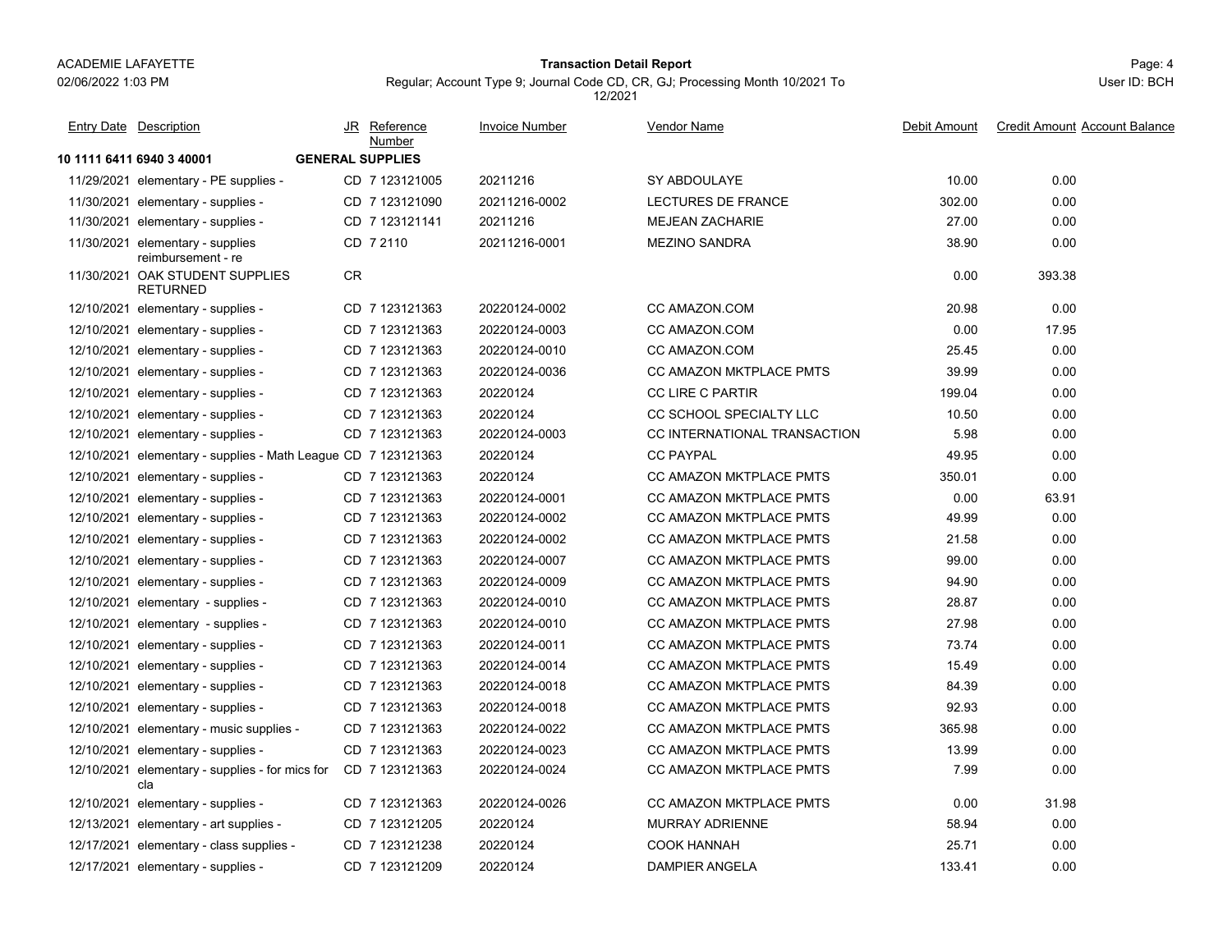ACADEMIE LAFAYETTE
02/06/2022 1:03 PM

**Transaction Detail Report**

Regular; Account Type 9; Journal Code CD, CR, GJ; Processing Month 10/2021 To 12/2021

User ID: BCH

| Entry Date | Description | JR | Reference Number | Invoice Number | Vendor Name | Debit Amount | Credit Amount | Account Balance |
|---|---|---|---|---|---|---|---|---|
| **10 1111 6411 6940 3 40001** | | **GENERAL SUPPLIES** | | | | | | |
| 11/29/2021 | elementary - PE supplies - | CD | 7 123121005 | 20211216 | SY ABDOULAYE | 10.00 | 0.00 | |
| 11/30/2021 | elementary - supplies - | CD | 7 123121090 | 20211216-0002 | LECTURES DE FRANCE | 302.00 | 0.00 | |
| 11/30/2021 | elementary - supplies - | CD | 7 123121141 | 20211216 | MEJEAN ZACHARIE | 27.00 | 0.00 | |
| 11/30/2021 | elementary - supplies reimbursement - re | CD | 7 2110 | 20211216-0001 | MEZINO SANDRA | 38.90 | 0.00 | |
| 11/30/2021 | OAK STUDENT SUPPLIES RETURNED | CR | | | | 0.00 | 393.38 | |
| 12/10/2021 | elementary - supplies - | CD | 7 123121363 | 20220124-0002 | CC AMAZON.COM | 20.98 | 0.00 | |
| 12/10/2021 | elementary - supplies - | CD | 7 123121363 | 20220124-0003 | CC AMAZON.COM | 0.00 | 17.95 | |
| 12/10/2021 | elementary - supplies - | CD | 7 123121363 | 20220124-0010 | CC AMAZON.COM | 25.45 | 0.00 | |
| 12/10/2021 | elementary - supplies - | CD | 7 123121363 | 20220124-0036 | CC AMAZON MKTPLACE PMTS | 39.99 | 0.00 | |
| 12/10/2021 | elementary - supplies - | CD | 7 123121363 | 20220124 | CC LIRE C PARTIR | 199.04 | 0.00 | |
| 12/10/2021 | elementary - supplies - | CD | 7 123121363 | 20220124 | CC SCHOOL SPECIALTY LLC | 10.50 | 0.00 | |
| 12/10/2021 | elementary - supplies - | CD | 7 123121363 | 20220124-0003 | CC INTERNATIONAL TRANSACTION | 5.98 | 0.00 | |
| 12/10/2021 | elementary - supplies - Math League | CD | 7 123121363 | 20220124 | CC PAYPAL | 49.95 | 0.00 | |
| 12/10/2021 | elementary - supplies - | CD | 7 123121363 | 20220124 | CC AMAZON MKTPLACE PMTS | 350.01 | 0.00 | |
| 12/10/2021 | elementary - supplies - | CD | 7 123121363 | 20220124-0001 | CC AMAZON MKTPLACE PMTS | 0.00 | 63.91 | |
| 12/10/2021 | elementary - supplies - | CD | 7 123121363 | 20220124-0002 | CC AMAZON MKTPLACE PMTS | 49.99 | 0.00 | |
| 12/10/2021 | elementary - supplies - | CD | 7 123121363 | 20220124-0002 | CC AMAZON MKTPLACE PMTS | 21.58 | 0.00 | |
| 12/10/2021 | elementary - supplies - | CD | 7 123121363 | 20220124-0007 | CC AMAZON MKTPLACE PMTS | 99.00 | 0.00 | |
| 12/10/2021 | elementary - supplies - | CD | 7 123121363 | 20220124-0009 | CC AMAZON MKTPLACE PMTS | 94.90 | 0.00 | |
| 12/10/2021 | elementary - supplies - | CD | 7 123121363 | 20220124-0010 | CC AMAZON MKTPLACE PMTS | 28.87 | 0.00 | |
| 12/10/2021 | elementary - supplies - | CD | 7 123121363 | 20220124-0010 | CC AMAZON MKTPLACE PMTS | 27.98 | 0.00 | |
| 12/10/2021 | elementary - supplies - | CD | 7 123121363 | 20220124-0011 | CC AMAZON MKTPLACE PMTS | 73.74 | 0.00 | |
| 12/10/2021 | elementary - supplies - | CD | 7 123121363 | 20220124-0014 | CC AMAZON MKTPLACE PMTS | 15.49 | 0.00 | |
| 12/10/2021 | elementary - supplies - | CD | 7 123121363 | 20220124-0018 | CC AMAZON MKTPLACE PMTS | 84.39 | 0.00 | |
| 12/10/2021 | elementary - supplies - | CD | 7 123121363 | 20220124-0018 | CC AMAZON MKTPLACE PMTS | 92.93 | 0.00 | |
| 12/10/2021 | elementary - music supplies - | CD | 7 123121363 | 20220124-0022 | CC AMAZON MKTPLACE PMTS | 365.98 | 0.00 | |
| 12/10/2021 | elementary - supplies - | CD | 7 123121363 | 20220124-0023 | CC AMAZON MKTPLACE PMTS | 13.99 | 0.00 | |
| 12/10/2021 | elementary - supplies - for mics for cla | CD | 7 123121363 | 20220124-0024 | CC AMAZON MKTPLACE PMTS | 7.99 | 0.00 | |
| 12/10/2021 | elementary - supplies - | CD | 7 123121363 | 20220124-0026 | CC AMAZON MKTPLACE PMTS | 0.00 | 31.98 | |
| 12/13/2021 | elementary - art supplies - | CD | 7 123121205 | 20220124 | MURRAY ADRIENNE | 58.94 | 0.00 | |
| 12/17/2021 | elementary - class supplies - | CD | 7 123121238 | 20220124 | COOK HANNAH | 25.71 | 0.00 | |
| 12/17/2021 | elementary - supplies - | CD | 7 123121209 | 20220124 | DAMPIER ANGELA | 133.41 | 0.00 | |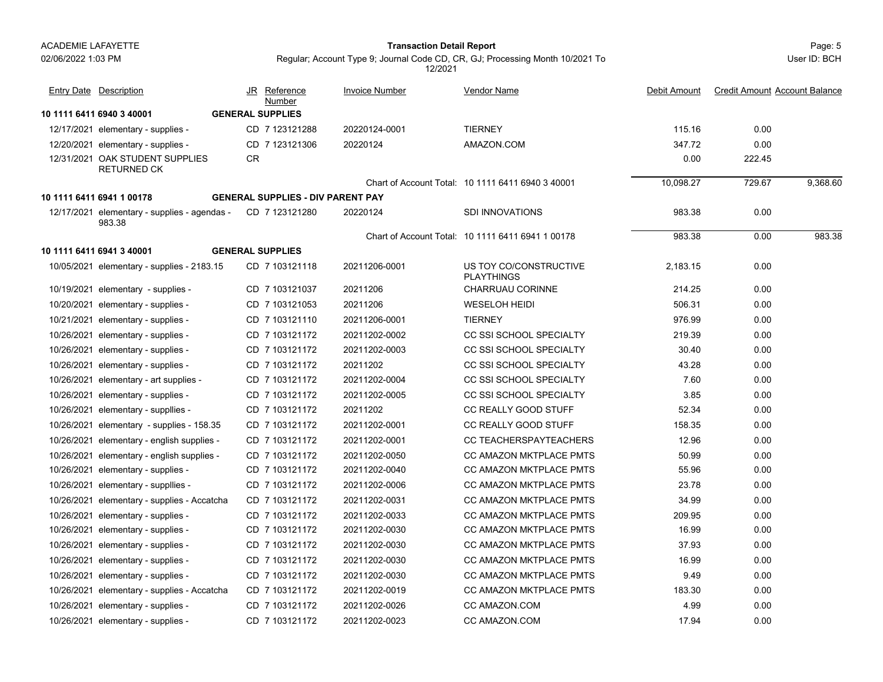ACADEMIE LAFAYETTE
02/06/2022 1:03 PM

**Transaction Detail Report**

Regular; Account Type 9; Journal Code CD, CR, GJ; Processing Month 10/2021 To 12/2021

User ID: BCH

| Entry Date | Description | JR | Reference Number | Invoice Number | Vendor Name | Debit Amount | Credit Amount | Account Balance |
|---|---|---|---|---|---|---|---|---|
| **10 1111 6411 6940 3 40001** | | **GENERAL SUPPLIES** | | | | | | |
| 12/17/2021 | elementary - supplies - | CD | 7 123121288 | 20220124-0001 | TIERNEY | 115.16 | 0.00 | |
| 12/20/2021 | elementary - supplies - | CD | 7 123121306 | 20220124 | AMAZON.COM | 347.72 | 0.00 | |
| 12/31/2021 | OAK STUDENT SUPPLIES RETURNED CK | CR | | | | 0.00 | 222.45 | |
| | | | | Chart of Account Total: | 10 1111 6411 6940 3 40001 | 10,098.27 | 729.67 | 9,368.60 |
| **10 1111 6411 6941 1 00178** | | **GENERAL SUPPLIES - DIV PARENT PAY** | | | | | | |
| 12/17/2021 | elementary - supplies - agendas - 983.38 | CD | 7 123121280 | 20220124 | SDI INNOVATIONS | 983.38 | 0.00 | |
| | | | | Chart of Account Total: | 10 1111 6411 6941 1 00178 | 983.38 | 0.00 | 983.38 |
| **10 1111 6411 6941 3 40001** | | **GENERAL SUPPLIES** | | | | | | |
| 10/05/2021 | elementary - supplies - 2183.15 | CD | 7 103121118 | 20211206-0001 | US TOY CO/CONSTRUCTIVE PLAYTHINGS | 2,183.15 | 0.00 | |
| 10/19/2021 | elementary - supplies - | CD | 7 103121037 | 20211206 | CHARRUAU CORINNE | 214.25 | 0.00 | |
| 10/20/2021 | elementary - supplies - | CD | 7 103121053 | 20211206 | WESELOH HEIDI | 506.31 | 0.00 | |
| 10/21/2021 | elementary - supplies - | CD | 7 103121110 | 20211206-0001 | TIERNEY | 976.99 | 0.00 | |
| 10/26/2021 | elementary - supplies - | CD | 7 103121172 | 20211202-0002 | CC SSI SCHOOL SPECIALTY | 219.39 | 0.00 | |
| 10/26/2021 | elementary - supplies - | CD | 7 103121172 | 20211202-0003 | CC SSI SCHOOL SPECIALTY | 30.40 | 0.00 | |
| 10/26/2021 | elementary - supplies - | CD | 7 103121172 | 20211202 | CC SSI SCHOOL SPECIALTY | 43.28 | 0.00 | |
| 10/26/2021 | elementary - art supplies - | CD | 7 103121172 | 20211202-0004 | CC SSI SCHOOL SPECIALTY | 7.60 | 0.00 | |
| 10/26/2021 | elementary - supplies - | CD | 7 103121172 | 20211202-0005 | CC SSI SCHOOL SPECIALTY | 3.85 | 0.00 | |
| 10/26/2021 | elementary - suppllies - | CD | 7 103121172 | 20211202 | CC REALLY GOOD STUFF | 52.34 | 0.00 | |
| 10/26/2021 | elementary - supplies - 158.35 | CD | 7 103121172 | 20211202-0001 | CC REALLY GOOD STUFF | 158.35 | 0.00 | |
| 10/26/2021 | elementary - english supplies - | CD | 7 103121172 | 20211202-0001 | CC TEACHERSPAYTEACHERS | 12.96 | 0.00 | |
| 10/26/2021 | elementary - english supplies - | CD | 7 103121172 | 20211202-0050 | CC AMAZON MKTPLACE PMTS | 50.99 | 0.00 | |
| 10/26/2021 | elementary - supplies - | CD | 7 103121172 | 20211202-0040 | CC AMAZON MKTPLACE PMTS | 55.96 | 0.00 | |
| 10/26/2021 | elementary - suppllies - | CD | 7 103121172 | 20211202-0006 | CC AMAZON MKTPLACE PMTS | 23.78 | 0.00 | |
| 10/26/2021 | elementary - supplies - Accatcha | CD | 7 103121172 | 20211202-0031 | CC AMAZON MKTPLACE PMTS | 34.99 | 0.00 | |
| 10/26/2021 | elementary - supplies - | CD | 7 103121172 | 20211202-0033 | CC AMAZON MKTPLACE PMTS | 209.95 | 0.00 | |
| 10/26/2021 | elementary - supplies - | CD | 7 103121172 | 20211202-0030 | CC AMAZON MKTPLACE PMTS | 16.99 | 0.00 | |
| 10/26/2021 | elementary - supplies - | CD | 7 103121172 | 20211202-0030 | CC AMAZON MKTPLACE PMTS | 37.93 | 0.00 | |
| 10/26/2021 | elementary - supplies - | CD | 7 103121172 | 20211202-0030 | CC AMAZON MKTPLACE PMTS | 16.99 | 0.00 | |
| 10/26/2021 | elementary - supplies - | CD | 7 103121172 | 20211202-0030 | CC AMAZON MKTPLACE PMTS | 9.49 | 0.00 | |
| 10/26/2021 | elementary - supplies - Accatcha | CD | 7 103121172 | 20211202-0019 | CC AMAZON MKTPLACE PMTS | 183.30 | 0.00 | |
| 10/26/2021 | elementary - supplies - | CD | 7 103121172 | 20211202-0026 | CC AMAZON.COM | 4.99 | 0.00 | |
| 10/26/2021 | elementary - supplies - | CD | 7 103121172 | 20211202-0023 | CC AMAZON.COM | 17.94 | 0.00 | |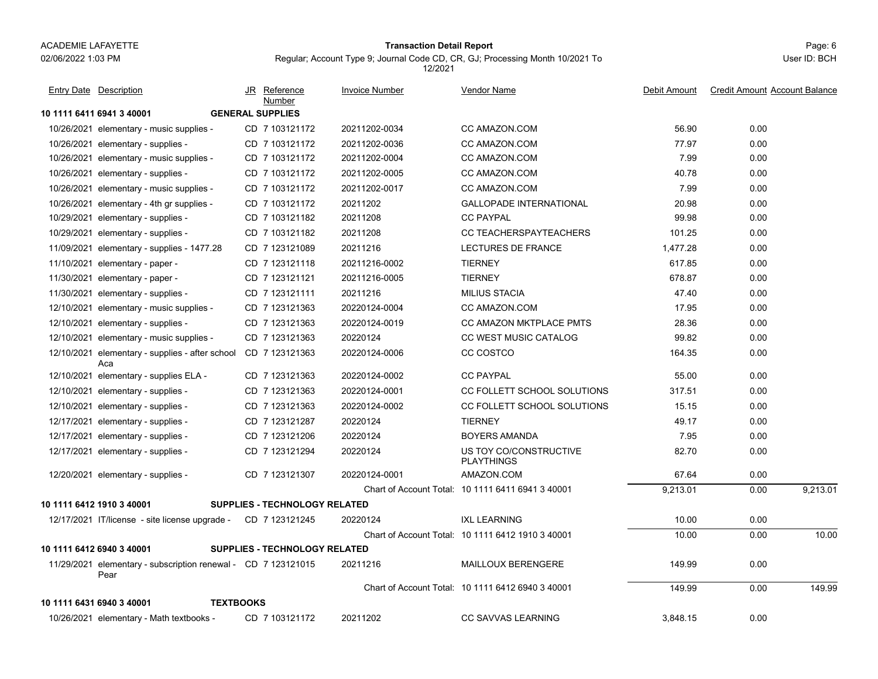ACADEMIE LAFAYETTE
02/06/2022 1:03 PM

**Transaction Detail Report**

Regular; Account Type 9; Journal Code CD, CR, GJ; Processing Month 10/2021 To 12/2021

User ID: BCH

| Entry Date | Description | JR | Reference Number | Invoice Number | Vendor Name | Debit Amount | Credit Amount | Account Balance |
|---|---|---|---|---|---|---|---|---|
| **10 1111 6411 6941 3 40001** | **GENERAL SUPPLIES** | | | | | | | |
| 10/26/2021 | elementary - music supplies - | CD | 7 103121172 | 20211202-0034 | CC AMAZON.COM | 56.90 | 0.00 | |
| 10/26/2021 | elementary - supplies - | CD | 7 103121172 | 20211202-0036 | CC AMAZON.COM | 77.97 | 0.00 | |
| 10/26/2021 | elementary - music supplies - | CD | 7 103121172 | 20211202-0004 | CC AMAZON.COM | 7.99 | 0.00 | |
| 10/26/2021 | elementary - supplies - | CD | 7 103121172 | 20211202-0005 | CC AMAZON.COM | 40.78 | 0.00 | |
| 10/26/2021 | elementary - music supplies - | CD | 7 103121172 | 20211202-0017 | CC AMAZON.COM | 7.99 | 0.00 | |
| 10/26/2021 | elementary - 4th gr supplies - | CD | 7 103121172 | 20211202 | GALLOPADE INTERNATIONAL | 20.98 | 0.00 | |
| 10/29/2021 | elementary - supplies - | CD | 7 103121182 | 20211208 | CC PAYPAL | 99.98 | 0.00 | |
| 10/29/2021 | elementary - supplies - | CD | 7 103121182 | 20211208 | CC TEACHERSPAYTEACHERS | 101.25 | 0.00 | |
| 11/09/2021 | elementary - supplies - 1477.28 | CD | 7 123121089 | 20211216 | LECTURES DE FRANCE | 1,477.28 | 0.00 | |
| 11/10/2021 | elementary - paper - | CD | 7 123121118 | 20211216-0002 | TIERNEY | 617.85 | 0.00 | |
| 11/30/2021 | elementary - paper - | CD | 7 123121121 | 20211216-0005 | TIERNEY | 678.87 | 0.00 | |
| 11/30/2021 | elementary - supplies - | CD | 7 123121111 | 20211216 | MILIUS STACIA | 47.40 | 0.00 | |
| 12/10/2021 | elementary - music supplies - | CD | 7 123121363 | 20220124-0004 | CC AMAZON.COM | 17.95 | 0.00 | |
| 12/10/2021 | elementary - supplies - | CD | 7 123121363 | 20220124-0019 | CC AMAZON MKTPLACE PMTS | 28.36 | 0.00 | |
| 12/10/2021 | elementary - music supplies - | CD | 7 123121363 | 20220124 | CC WEST MUSIC CATALOG | 99.82 | 0.00 | |
| 12/10/2021 | elementary - supplies - after school Aca | CD | 7 123121363 | 20220124-0006 | CC COSTCO | 164.35 | 0.00 | |
| 12/10/2021 | elementary - supplies ELA - | CD | 7 123121363 | 20220124-0002 | CC PAYPAL | 55.00 | 0.00 | |
| 12/10/2021 | elementary - supplies - | CD | 7 123121363 | 20220124-0001 | CC FOLLETT SCHOOL SOLUTIONS | 317.51 | 0.00 | |
| 12/10/2021 | elementary - supplies - | CD | 7 123121363 | 20220124-0002 | CC FOLLETT SCHOOL SOLUTIONS | 15.15 | 0.00 | |
| 12/17/2021 | elementary - supplies - | CD | 7 123121287 | 20220124 | TIERNEY | 49.17 | 0.00 | |
| 12/17/2021 | elementary - supplies - | CD | 7 123121206 | 20220124 | BOYERS AMANDA | 7.95 | 0.00 | |
| 12/17/2021 | elementary - supplies - | CD | 7 123121294 | 20220124 | US TOY CO/CONSTRUCTIVE PLAYTHINGS | 82.70 | 0.00 | |
| 12/20/2021 | elementary - supplies - | CD | 7 123121307 | 20220124-0001 | AMAZON.COM | 67.64 | 0.00 | |
| | | | | Chart of Account Total: | 10 1111 6411 6941 3 40001 | 9,213.01 | 0.00 | 9,213.01 |
| **10 1111 6412 1910 3 40001** | **SUPPLIES - TECHNOLOGY RELATED** | | | | | | | |
| 12/17/2021 | IT/license - site license upgrade - | CD | 7 123121245 | 20220124 | IXL LEARNING | 10.00 | 0.00 | |
| | | | | Chart of Account Total: | 10 1111 6412 1910 3 40001 | 10.00 | 0.00 | 10.00 |
| **10 1111 6412 6940 3 40001** | **SUPPLIES - TECHNOLOGY RELATED** | | | | | | | |
| 11/29/2021 | elementary - subscription renewal - Pear | CD | 7 123121015 | 20211216 | MAILLOUX BERENGERE | 149.99 | 0.00 | |
| | | | | Chart of Account Total: | 10 1111 6412 6940 3 40001 | 149.99 | 0.00 | 149.99 |
| **10 1111 6431 6940 3 40001** | **TEXTBOOKS** | | | | | | | |
| 10/26/2021 | elementary - Math textbooks - | CD | 7 103121172 | 20211202 | CC SAVVAS LEARNING | 3,848.15 | 0.00 | |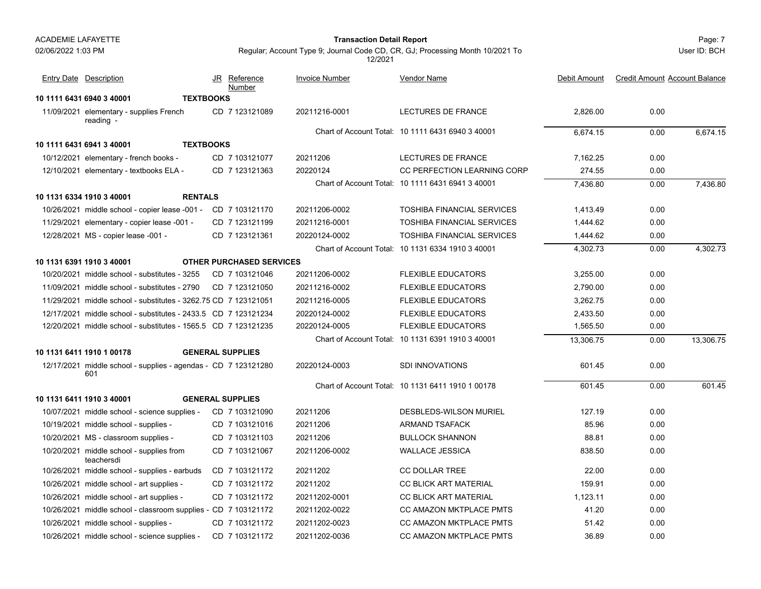ACADEMIE LAFAYETTE

02/06/2022 1:03 PM

**Transaction Detail Report**

Regular; Account Type 9; Journal Code CD, CR, GJ; Processing Month 10/2021 To 12/2021

User ID: BCH

| Entry Date | Description | JR | Reference Number | Invoice Number | Vendor Name | Debit Amount | Credit Amount | Account Balance |
|---|---|---|---|---|---|---|---|---|
| **10 1111 6431 6940 3 40001** | **TEXTBOOKS** | | | | | | | |
| 11/09/2021 | elementary - supplies French reading - | CD | 7 123121089 | 20211216-0001 | LECTURES DE FRANCE | 2,826.00 | 0.00 | |
| | | | | Chart of Account Total: | 10 1111 6431 6940 3 40001 | 6,674.15 | 0.00 | 6,674.15 |
| **10 1111 6431 6941 3 40001** | **TEXTBOOKS** | | | | | | | |
| 10/12/2021 | elementary - french books - | CD | 7 103121077 | 20211206 | LECTURES DE FRANCE | 7,162.25 | 0.00 | |
| 12/10/2021 | elementary - textbooks ELA - | CD | 7 123121363 | 20220124 | CC PERFECTION LEARNING CORP | 274.55 | 0.00 | |
| | | | | Chart of Account Total: | 10 1111 6431 6941 3 40001 | 7,436.80 | 0.00 | 7,436.80 |
| **10 1131 6334 1910 3 40001** | **RENTALS** | | | | | | | |
| 10/26/2021 | middle school - copier lease -001 - | CD | 7 103121170 | 20211206-0002 | TOSHIBA FINANCIAL SERVICES | 1,413.49 | 0.00 | |
| 11/29/2021 | elementary - copier lease -001 - | CD | 7 123121199 | 20211216-0001 | TOSHIBA FINANCIAL SERVICES | 1,444.62 | 0.00 | |
| 12/28/2021 | MS - copier lease -001 - | CD | 7 123121361 | 20220124-0002 | TOSHIBA FINANCIAL SERVICES | 1,444.62 | 0.00 | |
| | | | | Chart of Account Total: | 10 1131 6334 1910 3 40001 | 4,302.73 | 0.00 | 4,302.73 |
| **10 1131 6391 1910 3 40001** | **OTHER PURCHASED SERVICES** | | | | | | | |
| 10/20/2021 | middle school - substitutes - 3255 | CD | 7 103121046 | 20211206-0002 | FLEXIBLE EDUCATORS | 3,255.00 | 0.00 | |
| 11/09/2021 | middle school - substitutes - 2790 | CD | 7 123121050 | 20211216-0002 | FLEXIBLE EDUCATORS | 2,790.00 | 0.00 | |
| 11/29/2021 | middle school - substitutes - 3262.75 | CD | 7 123121051 | 20211216-0005 | FLEXIBLE EDUCATORS | 3,262.75 | 0.00 | |
| 12/17/2021 | middle school - substitutes - 2433.5 | CD | 7 123121234 | 20220124-0002 | FLEXIBLE EDUCATORS | 2,433.50 | 0.00 | |
| 12/20/2021 | middle school - substitutes - 1565.5 | CD | 7 123121235 | 20220124-0005 | FLEXIBLE EDUCATORS | 1,565.50 | 0.00 | |
| | | | | Chart of Account Total: | 10 1131 6391 1910 3 40001 | 13,306.75 | 0.00 | 13,306.75 |
| **10 1131 6411 1910 1 00178** | **GENERAL SUPPLIES** | | | | | | | |
| 12/17/2021 | middle school - supplies - agendas - 601 | CD | 7 123121280 | 20220124-0003 | SDI INNOVATIONS | 601.45 | 0.00 | |
| | | | | Chart of Account Total: | 10 1131 6411 1910 1 00178 | 601.45 | 0.00 | 601.45 |
| **10 1131 6411 1910 3 40001** | **GENERAL SUPPLIES** | | | | | | | |
| 10/07/2021 | middle school - science supplies - | CD | 7 103121090 | 20211206 | DESBLEDS-WILSON MURIEL | 127.19 | 0.00 | |
| 10/19/2021 | middle school - supplies - | CD | 7 103121016 | 20211206 | ARMAND TSAFACK | 85.96 | 0.00 | |
| 10/20/2021 | MS - classroom supplies - | CD | 7 103121103 | 20211206 | BULLOCK SHANNON | 88.81 | 0.00 | |
| 10/20/2021 | middle school - supplies from teachersdi | CD | 7 103121067 | 20211206-0002 | WALLACE JESSICA | 838.50 | 0.00 | |
| 10/26/2021 | middle school - supplies - earbuds | CD | 7 103121172 | 20211202 | CC DOLLAR TREE | 22.00 | 0.00 | |
| 10/26/2021 | middle school - art supplies - | CD | 7 103121172 | 20211202 | CC BLICK ART MATERIAL | 159.91 | 0.00 | |
| 10/26/2021 | middle school - art supplies - | CD | 7 103121172 | 20211202-0001 | CC BLICK ART MATERIAL | 1,123.11 | 0.00 | |
| 10/26/2021 | middle school - classroom supplies - | CD | 7 103121172 | 20211202-0022 | CC AMAZON MKTPLACE PMTS | 41.20 | 0.00 | |
| 10/26/2021 | middle school - supplies - | CD | 7 103121172 | 20211202-0023 | CC AMAZON MKTPLACE PMTS | 51.42 | 0.00 | |
| 10/26/2021 | middle school - science supplies - | CD | 7 103121172 | 20211202-0036 | CC AMAZON MKTPLACE PMTS | 36.89 | 0.00 | |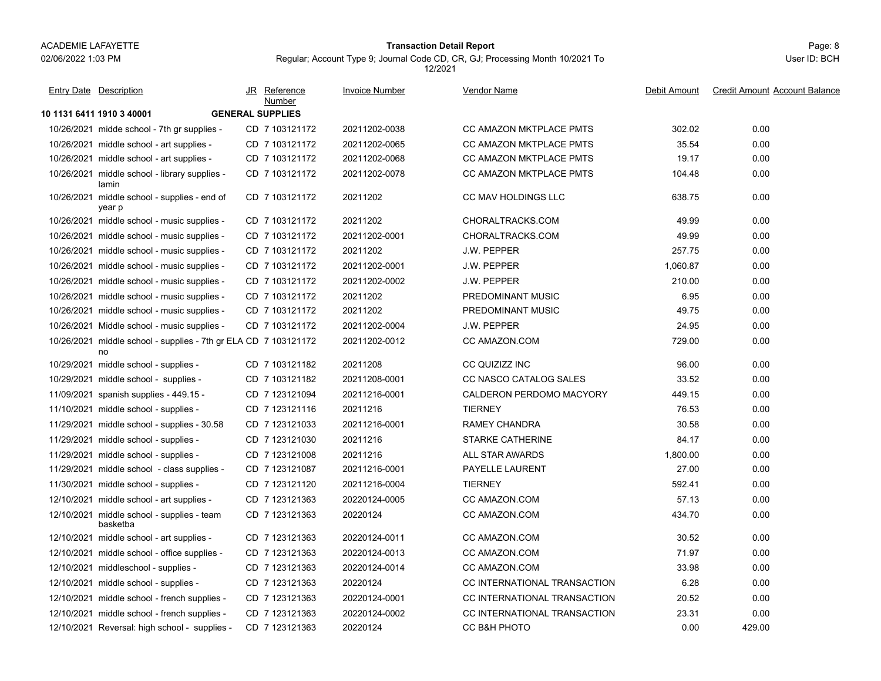ACADEMIE LAFAYETTE
02/06/2022 1:03 PM

**Transaction Detail Report**

Regular; Account Type 9; Journal Code CD, CR, GJ; Processing Month 10/2021 To 12/2021

User ID: BCH

| Entry Date | Description | JR | Reference Number | Invoice Number | Vendor Name | Debit Amount | Credit Amount | Account Balance |
|---|---|---|---|---|---|---|---|---|
| **10 1131 6411 1910 3 40001** | | **GENERAL SUPPLIES** | | | | | | |
| 10/26/2021 | midde school - 7th gr supplies - | CD | 7 103121172 | 20211202-0038 | CC AMAZON MKTPLACE PMTS | 302.02 | 0.00 | |
| 10/26/2021 | middle school - art supplies - | CD | 7 103121172 | 20211202-0065 | CC AMAZON MKTPLACE PMTS | 35.54 | 0.00 | |
| 10/26/2021 | middle school - art supplies - | CD | 7 103121172 | 20211202-0068 | CC AMAZON MKTPLACE PMTS | 19.17 | 0.00 | |
| 10/26/2021 | middle school - library supplies - lamin | CD | 7 103121172 | 20211202-0078 | CC AMAZON MKTPLACE PMTS | 104.48 | 0.00 | |
| 10/26/2021 | middle school - supplies - end of year p | CD | 7 103121172 | 20211202 | CC MAV HOLDINGS LLC | 638.75 | 0.00 | |
| 10/26/2021 | middle school - music supplies - | CD | 7 103121172 | 20211202 | CHORALTRACKS.COM | 49.99 | 0.00 | |
| 10/26/2021 | middle school - music supplies - | CD | 7 103121172 | 20211202-0001 | CHORALTRACKS.COM | 49.99 | 0.00 | |
| 10/26/2021 | middle school - music supplies - | CD | 7 103121172 | 20211202 | J.W. PEPPER | 257.75 | 0.00 | |
| 10/26/2021 | middle school - music supplies - | CD | 7 103121172 | 20211202-0001 | J.W. PEPPER | 1,060.87 | 0.00 | |
| 10/26/2021 | middle school - music supplies - | CD | 7 103121172 | 20211202-0002 | J.W. PEPPER | 210.00 | 0.00 | |
| 10/26/2021 | middle school - music supplies - | CD | 7 103121172 | 20211202 | PREDOMINANT MUSIC | 6.95 | 0.00 | |
| 10/26/2021 | middle school - music supplies - | CD | 7 103121172 | 20211202 | PREDOMINANT MUSIC | 49.75 | 0.00 | |
| 10/26/2021 | Middle school - music supplies - | CD | 7 103121172 | 20211202-0004 | J.W. PEPPER | 24.95 | 0.00 | |
| 10/26/2021 | middle school - supplies - 7th gr ELA no | CD | 7 103121172 | 20211202-0012 | CC AMAZON.COM | 729.00 | 0.00 | |
| 10/29/2021 | middle school - supplies - | CD | 7 103121182 | 20211208 | CC QUIZIZZ INC | 96.00 | 0.00 | |
| 10/29/2021 | middle school - supplies - | CD | 7 103121182 | 20211208-0001 | CC NASCO CATALOG SALES | 33.52 | 0.00 | |
| 11/09/2021 | spanish supplies - 449.15 - | CD | 7 123121094 | 20211216-0001 | CALDERON PERDOMO MACYORY | 449.15 | 0.00 | |
| 11/10/2021 | middle school - supplies - | CD | 7 123121116 | 20211216 | TIERNEY | 76.53 | 0.00 | |
| 11/29/2021 | middle school - supplies - 30.58 | CD | 7 123121033 | 20211216-0001 | RAMEY CHANDRA | 30.58 | 0.00 | |
| 11/29/2021 | middle school - supplies - | CD | 7 123121030 | 20211216 | STARKE CATHERINE | 84.17 | 0.00 | |
| 11/29/2021 | middle school - supplies - | CD | 7 123121008 | 20211216 | ALL STAR AWARDS | 1,800.00 | 0.00 | |
| 11/29/2021 | middle school - class supplies - | CD | 7 123121087 | 20211216-0001 | PAYELLE LAURENT | 27.00 | 0.00 | |
| 11/30/2021 | middle school - supplies - | CD | 7 123121120 | 20211216-0004 | TIERNEY | 592.41 | 0.00 | |
| 12/10/2021 | middle school - art supplies - | CD | 7 123121363 | 20220124-0005 | CC AMAZON.COM | 57.13 | 0.00 | |
| 12/10/2021 | middle school - supplies - team basketba | CD | 7 123121363 | 20220124 | CC AMAZON.COM | 434.70 | 0.00 | |
| 12/10/2021 | middle school - art supplies - | CD | 7 123121363 | 20220124-0011 | CC AMAZON.COM | 30.52 | 0.00 | |
| 12/10/2021 | middle school - office supplies - | CD | 7 123121363 | 20220124-0013 | CC AMAZON.COM | 71.97 | 0.00 | |
| 12/10/2021 | middleschool - supplies - | CD | 7 123121363 | 20220124-0014 | CC AMAZON.COM | 33.98 | 0.00 | |
| 12/10/2021 | middle school - supplies - | CD | 7 123121363 | 20220124 | CC INTERNATIONAL TRANSACTION | 6.28 | 0.00 | |
| 12/10/2021 | middle school - french supplies - | CD | 7 123121363 | 20220124-0001 | CC INTERNATIONAL TRANSACTION | 20.52 | 0.00 | |
| 12/10/2021 | middle school - french supplies - | CD | 7 123121363 | 20220124-0002 | CC INTERNATIONAL TRANSACTION | 23.31 | 0.00 | |
| 12/10/2021 | Reversal: high school - supplies - | CD | 7 123121363 | 20220124 | CC B&H PHOTO | 0.00 | 429.00 | |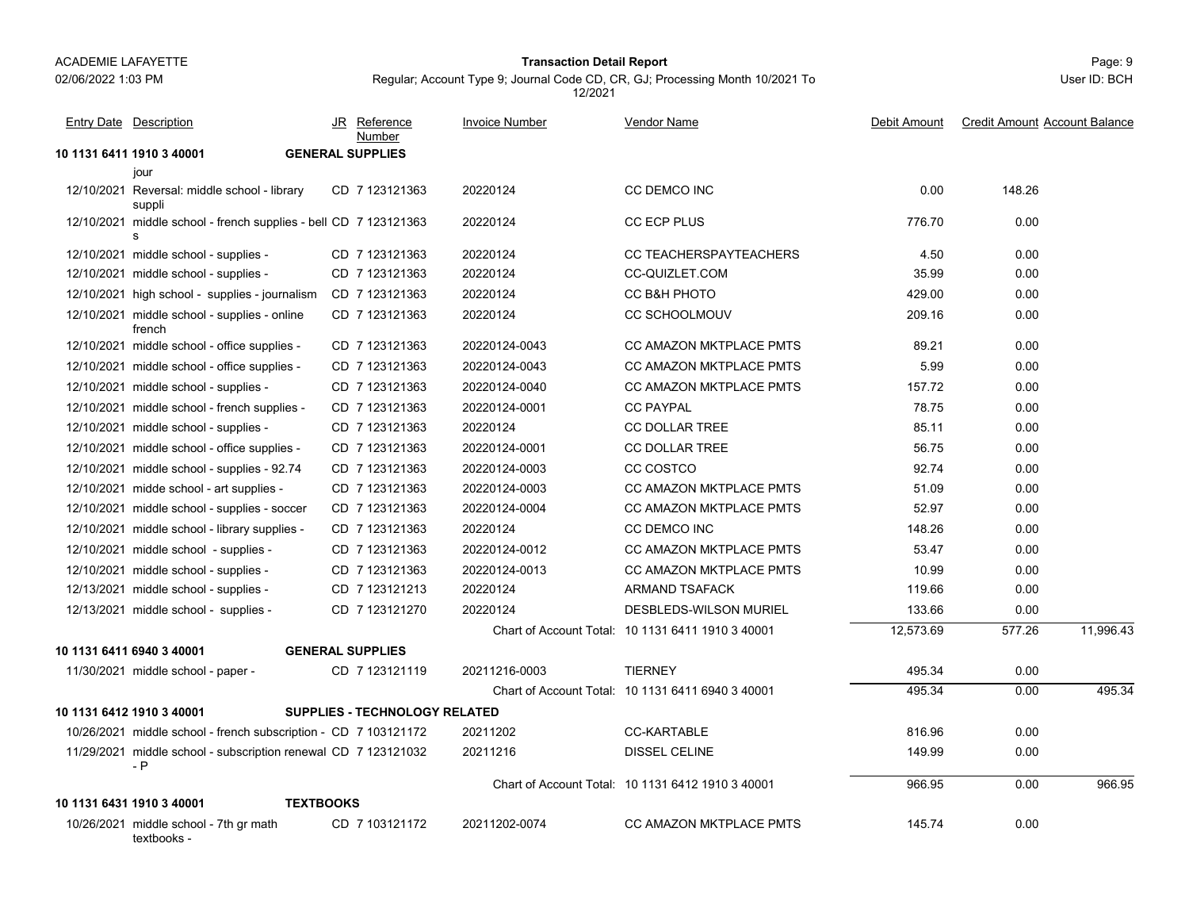ACADEMIE LAFAYETTE
02/06/2022 1:03 PM

**Transaction Detail Report**

Regular; Account Type 9; Journal Code CD, CR, GJ; Processing Month 10/2021 To 12/2021

User ID: BCH

| Entry Date | Description | JR | Reference Number | Invoice Number | Vendor Name | Debit Amount | Credit Amount | Account Balance |
|---|---|---|---|---|---|---|---|---|
| **10 1131 6411 1910 3 40001** | **GENERAL SUPPLIES** | | | | | | | |
| | jour | | | | | | | |
| 12/10/2021 | Reversal: middle school - library suppli | CD | 7 123121363 | 20220124 | CC DEMCO INC | 0.00 | 148.26 | |
| 12/10/2021 | middle school - french supplies - bell s | CD | 7 123121363 | 20220124 | CC ECP PLUS | 776.70 | 0.00 | |
| 12/10/2021 | middle school - supplies - | CD | 7 123121363 | 20220124 | CC TEACHERSPAYTEACHERS | 4.50 | 0.00 | |
| 12/10/2021 | middle school - supplies - | CD | 7 123121363 | 20220124 | CC-QUIZLET.COM | 35.99 | 0.00 | |
| 12/10/2021 | high school - supplies - journalism | CD | 7 123121363 | 20220124 | CC B&H PHOTO | 429.00 | 0.00 | |
| 12/10/2021 | middle school - supplies - online french | CD | 7 123121363 | 20220124 | CC SCHOOLMOUV | 209.16 | 0.00 | |
| 12/10/2021 | middle school - office supplies - | CD | 7 123121363 | 20220124-0043 | CC AMAZON MKTPLACE PMTS | 89.21 | 0.00 | |
| 12/10/2021 | middle school - office supplies - | CD | 7 123121363 | 20220124-0043 | CC AMAZON MKTPLACE PMTS | 5.99 | 0.00 | |
| 12/10/2021 | middle school - supplies - | CD | 7 123121363 | 20220124-0040 | CC AMAZON MKTPLACE PMTS | 157.72 | 0.00 | |
| 12/10/2021 | middle school - french supplies - | CD | 7 123121363 | 20220124-0001 | CC PAYPAL | 78.75 | 0.00 | |
| 12/10/2021 | middle school - supplies - | CD | 7 123121363 | 20220124 | CC DOLLAR TREE | 85.11 | 0.00 | |
| 12/10/2021 | middle school - office supplies - | CD | 7 123121363 | 20220124-0001 | CC DOLLAR TREE | 56.75 | 0.00 | |
| 12/10/2021 | middle school - supplies - 92.74 | CD | 7 123121363 | 20220124-0003 | CC COSTCO | 92.74 | 0.00 | |
| 12/10/2021 | midde school - art supplies - | CD | 7 123121363 | 20220124-0003 | CC AMAZON MKTPLACE PMTS | 51.09 | 0.00 | |
| 12/10/2021 | middle school - supplies - soccer | CD | 7 123121363 | 20220124-0004 | CC AMAZON MKTPLACE PMTS | 52.97 | 0.00 | |
| 12/10/2021 | middle school - library supplies - | CD | 7 123121363 | 20220124 | CC DEMCO INC | 148.26 | 0.00 | |
| 12/10/2021 | middle school - supplies - | CD | 7 123121363 | 20220124-0012 | CC AMAZON MKTPLACE PMTS | 53.47 | 0.00 | |
| 12/10/2021 | middle school - supplies - | CD | 7 123121363 | 20220124-0013 | CC AMAZON MKTPLACE PMTS | 10.99 | 0.00 | |
| 12/13/2021 | middle school - supplies - | CD | 7 123121213 | 20220124 | ARMAND TSAFACK | 119.66 | 0.00 | |
| 12/13/2021 | middle school - supplies - | CD | 7 123121270 | 20220124 | DESBLEDS-WILSON MURIEL | 133.66 | 0.00 | |
| | | | | Chart of Account Total: | 10 1131 6411 1910 3 40001 | 12,573.69 | 577.26 | 11,996.43 |
| **10 1131 6411 6940 3 40001** | **GENERAL SUPPLIES** | | | | | | | |
| 11/30/2021 | middle school - paper - | CD | 7 123121119 | 20211216-0003 | TIERNEY | 495.34 | 0.00 | |
| | | | | Chart of Account Total: | 10 1131 6411 6940 3 40001 | 495.34 | 0.00 | 495.34 |
| **10 1131 6412 1910 3 40001** | **SUPPLIES - TECHNOLOGY RELATED** | | | | | | | |
| 10/26/2021 | middle school - french subscription - | CD | 7 103121172 | 20211202 | CC-KARTABLE | 816.96 | 0.00 | |
| 11/29/2021 | middle school - subscription renewal - P | CD | 7 123121032 | 20211216 | DISSEL CELINE | 149.99 | 0.00 | |
| | | | | Chart of Account Total: | 10 1131 6412 1910 3 40001 | 966.95 | 0.00 | 966.95 |
| **10 1131 6431 1910 3 40001** | **TEXTBOOKS** | | | | | | | |
| 10/26/2021 | middle school - 7th gr math textbooks - | CD | 7 103121172 | 20211202-0074 | CC AMAZON MKTPLACE PMTS | 145.74 | 0.00 | |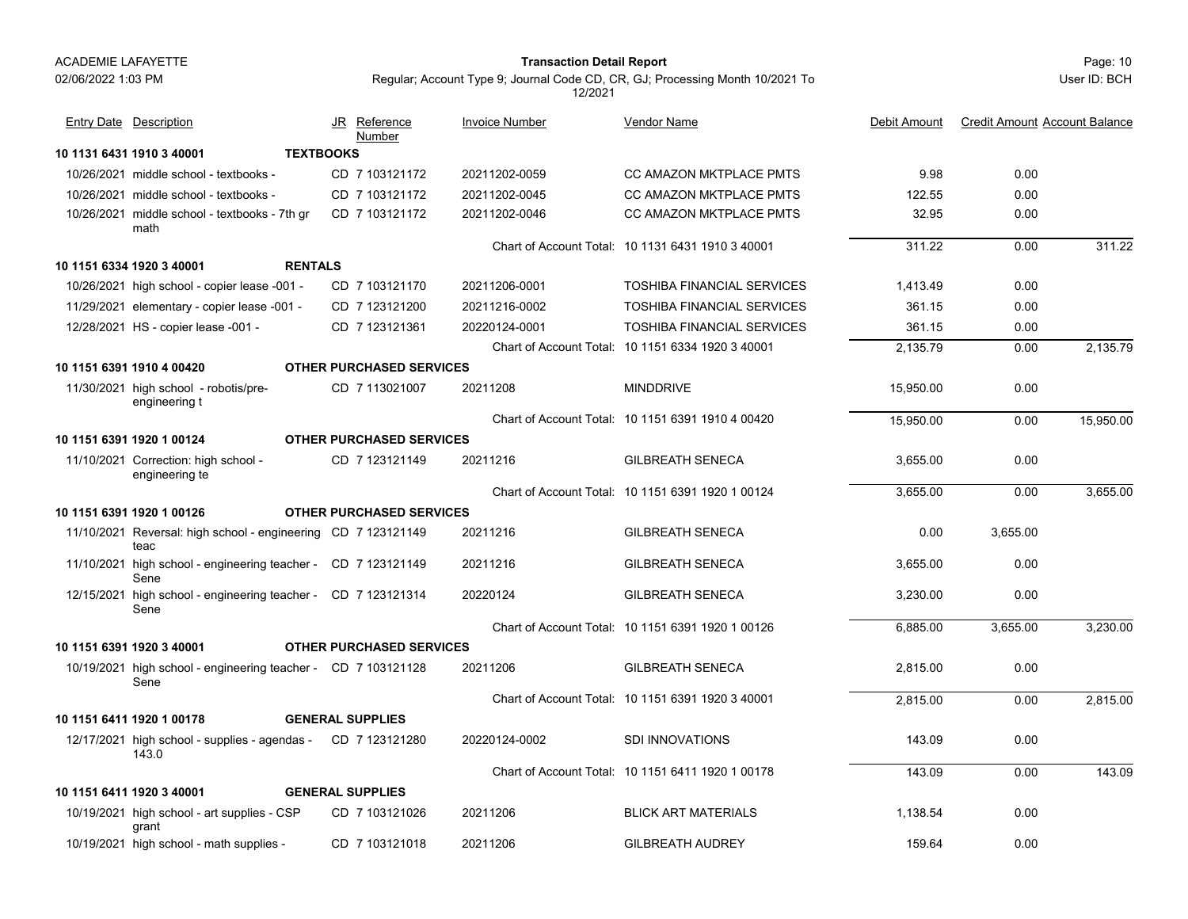| Entry Date | Description | JR | Reference Number | Invoice Number | Vendor Name | Debit Amount | Credit Amount | Account Balance |
|---|---|---|---|---|---|---|---|---|
| **10 1131 6431 1910 3 40001** | **TEXTBOOKS** | | | | | | | |
| 10/26/2021 | middle school - textbooks - | CD | 7 103121172 | 20211202-0059 | CC AMAZON MKTPLACE PMTS | 9.98 | 0.00 | |
| 10/26/2021 | middle school - textbooks - | CD | 7 103121172 | 20211202-0045 | CC AMAZON MKTPLACE PMTS | 122.55 | 0.00 | |
| 10/26/2021 | middle school - textbooks - 7th gr math | CD | 7 103121172 | 20211202-0046 | CC AMAZON MKTPLACE PMTS | 32.95 | 0.00 | |
| | | | | Chart of Account Total: | 10 1131 6431 1910 3 40001 | 311.22 | 0.00 | 311.22 |
| **10 1151 6334 1920 3 40001** | **RENTALS** | | | | | | | |
| 10/26/2021 | high school - copier lease -001 - | CD | 7 103121170 | 20211206-0001 | TOSHIBA FINANCIAL SERVICES | 1,413.49 | 0.00 | |
| 11/29/2021 | elementary - copier lease -001 - | CD | 7 123121200 | 20211216-0002 | TOSHIBA FINANCIAL SERVICES | 361.15 | 0.00 | |
| 12/28/2021 | HS - copier lease -001 - | CD | 7 123121361 | 20220124-0001 | TOSHIBA FINANCIAL SERVICES | 361.15 | 0.00 | |
| | | | | Chart of Account Total: | 10 1151 6334 1920 3 40001 | 2,135.79 | 0.00 | 2,135.79 |
| **10 1151 6391 1910 4 00420** | **OTHER PURCHASED SERVICES** | | | | | | | |
| 11/30/2021 | high school - robotis/pre-engineering t | CD | 7 113021007 | 20211208 | MINDDRIVE | 15,950.00 | 0.00 | |
| | | | | Chart of Account Total: | 10 1151 6391 1910 4 00420 | 15,950.00 | 0.00 | 15,950.00 |
| **10 1151 6391 1920 1 00124** | **OTHER PURCHASED SERVICES** | | | | | | | |
| 11/10/2021 | Correction: high school - engineering te | CD | 7 123121149 | 20211216 | GILBREATH SENECA | 3,655.00 | 0.00 | |
| | | | | Chart of Account Total: | 10 1151 6391 1920 1 00124 | 3,655.00 | 0.00 | 3,655.00 |
| **10 1151 6391 1920 1 00126** | **OTHER PURCHASED SERVICES** | | | | | | | |
| 11/10/2021 | Reversal: high school - engineering teac | CD | 7 123121149 | 20211216 | GILBREATH SENECA | 0.00 | 3,655.00 | |
| 11/10/2021 | high school - engineering teacher - Sene | CD | 7 123121149 | 20211216 | GILBREATH SENECA | 3,655.00 | 0.00 | |
| 12/15/2021 | high school - engineering teacher - Sene | CD | 7 123121314 | 20220124 | GILBREATH SENECA | 3,230.00 | 0.00 | |
| | | | | Chart of Account Total: | 10 1151 6391 1920 1 00126 | 6,885.00 | 3,655.00 | 3,230.00 |
| **10 1151 6391 1920 3 40001** | **OTHER PURCHASED SERVICES** | | | | | | | |
| 10/19/2021 | high school - engineering teacher - Sene | CD | 7 103121128 | 20211206 | GILBREATH SENECA | 2,815.00 | 0.00 | |
| | | | | Chart of Account Total: | 10 1151 6391 1920 3 40001 | 2,815.00 | 0.00 | 2,815.00 |
| **10 1151 6411 1920 1 00178** | **GENERAL SUPPLIES** | | | | | | | |
| 12/17/2021 | high school - supplies - agendas - 143.0 | CD | 7 123121280 | 20220124-0002 | SDI INNOVATIONS | 143.09 | 0.00 | |
| | | | | Chart of Account Total: | 10 1151 6411 1920 1 00178 | 143.09 | 0.00 | 143.09 |
| **10 1151 6411 1920 3 40001** | **GENERAL SUPPLIES** | | | | | | | |
| 10/19/2021 | high school - art supplies - CSP grant | CD | 7 103121026 | 20211206 | BLICK ART MATERIALS | 1,138.54 | 0.00 | |
| 10/19/2021 | high school - math supplies - | CD | 7 103121018 | 20211206 | GILBREATH AUDREY | 159.64 | 0.00 | |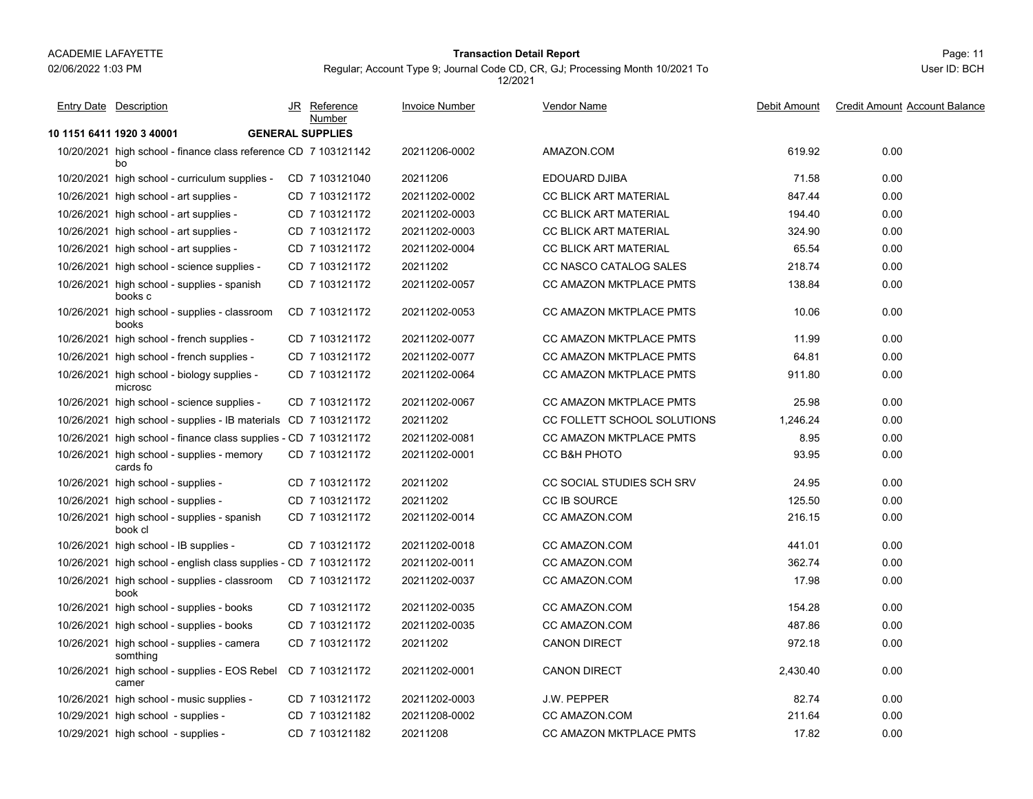ACADEMIE LAFAYETTE
02/06/2022 1:03 PM

**Transaction Detail Report**

Regular; Account Type 9; Journal Code CD, CR, GJ; Processing Month 10/2021 To 12/2021

Page: 11
User ID: BCH

| Entry Date | Description | JR | Reference Number | Invoice Number | Vendor Name | Debit Amount | Credit Amount | Account Balance |
|---|---|---|---|---|---|---|---|---|
| **10 1151 6411 1920 3 40001** | | **GENERAL SUPPLIES** | | | | | | |
| 10/20/2021 | high school - finance class reference bo | CD | 7 103121142 | 20211206-0002 | AMAZON.COM | 619.92 | 0.00 | |
| 10/20/2021 | high school - curriculum supplies - | CD | 7 103121040 | 20211206 | EDOUARD DJIBA | 71.58 | 0.00 | |
| 10/26/2021 | high school - art supplies - | CD | 7 103121172 | 20211202-0002 | CC BLICK ART MATERIAL | 847.44 | 0.00 | |
| 10/26/2021 | high school - art supplies - | CD | 7 103121172 | 20211202-0003 | CC BLICK ART MATERIAL | 194.40 | 0.00 | |
| 10/26/2021 | high school - art supplies - | CD | 7 103121172 | 20211202-0003 | CC BLICK ART MATERIAL | 324.90 | 0.00 | |
| 10/26/2021 | high school - art supplies - | CD | 7 103121172 | 20211202-0004 | CC BLICK ART MATERIAL | 65.54 | 0.00 | |
| 10/26/2021 | high school - science supplies - | CD | 7 103121172 | 20211202 | CC NASCO CATALOG SALES | 218.74 | 0.00 | |
| 10/26/2021 | high school - supplies - spanish books c | CD | 7 103121172 | 20211202-0057 | CC AMAZON MKTPLACE PMTS | 138.84 | 0.00 | |
| 10/26/2021 | high school - supplies - classroom books | CD | 7 103121172 | 20211202-0053 | CC AMAZON MKTPLACE PMTS | 10.06 | 0.00 | |
| 10/26/2021 | high school - french supplies - | CD | 7 103121172 | 20211202-0077 | CC AMAZON MKTPLACE PMTS | 11.99 | 0.00 | |
| 10/26/2021 | high school - french supplies - | CD | 7 103121172 | 20211202-0077 | CC AMAZON MKTPLACE PMTS | 64.81 | 0.00 | |
| 10/26/2021 | high school - biology supplies - microsc | CD | 7 103121172 | 20211202-0064 | CC AMAZON MKTPLACE PMTS | 911.80 | 0.00 | |
| 10/26/2021 | high school - science supplies - | CD | 7 103121172 | 20211202-0067 | CC AMAZON MKTPLACE PMTS | 25.98 | 0.00 | |
| 10/26/2021 | high school - supplies - IB materials | CD | 7 103121172 | 20211202 | CC FOLLETT SCHOOL SOLUTIONS | 1,246.24 | 0.00 | |
| 10/26/2021 | high school - finance class supplies - | CD | 7 103121172 | 20211202-0081 | CC AMAZON MKTPLACE PMTS | 8.95 | 0.00 | |
| 10/26/2021 | high school - supplies - memory cards fo | CD | 7 103121172 | 20211202-0001 | CC B&H PHOTO | 93.95 | 0.00 | |
| 10/26/2021 | high school - supplies - | CD | 7 103121172 | 20211202 | CC SOCIAL STUDIES SCH SRV | 24.95 | 0.00 | |
| 10/26/2021 | high school - supplies - | CD | 7 103121172 | 20211202 | CC IB SOURCE | 125.50 | 0.00 | |
| 10/26/2021 | high school - supplies - spanish book cl | CD | 7 103121172 | 20211202-0014 | CC AMAZON.COM | 216.15 | 0.00 | |
| 10/26/2021 | high school - IB supplies - | CD | 7 103121172 | 20211202-0018 | CC AMAZON.COM | 441.01 | 0.00 | |
| 10/26/2021 | high school - english class supplies - | CD | 7 103121172 | 20211202-0011 | CC AMAZON.COM | 362.74 | 0.00 | |
| 10/26/2021 | high school - supplies - classroom book | CD | 7 103121172 | 20211202-0037 | CC AMAZON.COM | 17.98 | 0.00 | |
| 10/26/2021 | high school - supplies - books | CD | 7 103121172 | 20211202-0035 | CC AMAZON.COM | 154.28 | 0.00 | |
| 10/26/2021 | high school - supplies - books | CD | 7 103121172 | 20211202-0035 | CC AMAZON.COM | 487.86 | 0.00 | |
| 10/26/2021 | high school - supplies - camera somthing | CD | 7 103121172 | 20211202 | CANON DIRECT | 972.18 | 0.00 | |
| 10/26/2021 | high school - supplies - EOS Rebel camer | CD | 7 103121172 | 20211202-0001 | CANON DIRECT | 2,430.40 | 0.00 | |
| 10/26/2021 | high school - music supplies - | CD | 7 103121172 | 20211202-0003 | J.W. PEPPER | 82.74 | 0.00 | |
| 10/29/2021 | high school - supplies - | CD | 7 103121182 | 20211208-0002 | CC AMAZON.COM | 211.64 | 0.00 | |
| 10/29/2021 | high school - supplies - | CD | 7 103121182 | 20211208 | CC AMAZON MKTPLACE PMTS | 17.82 | 0.00 | |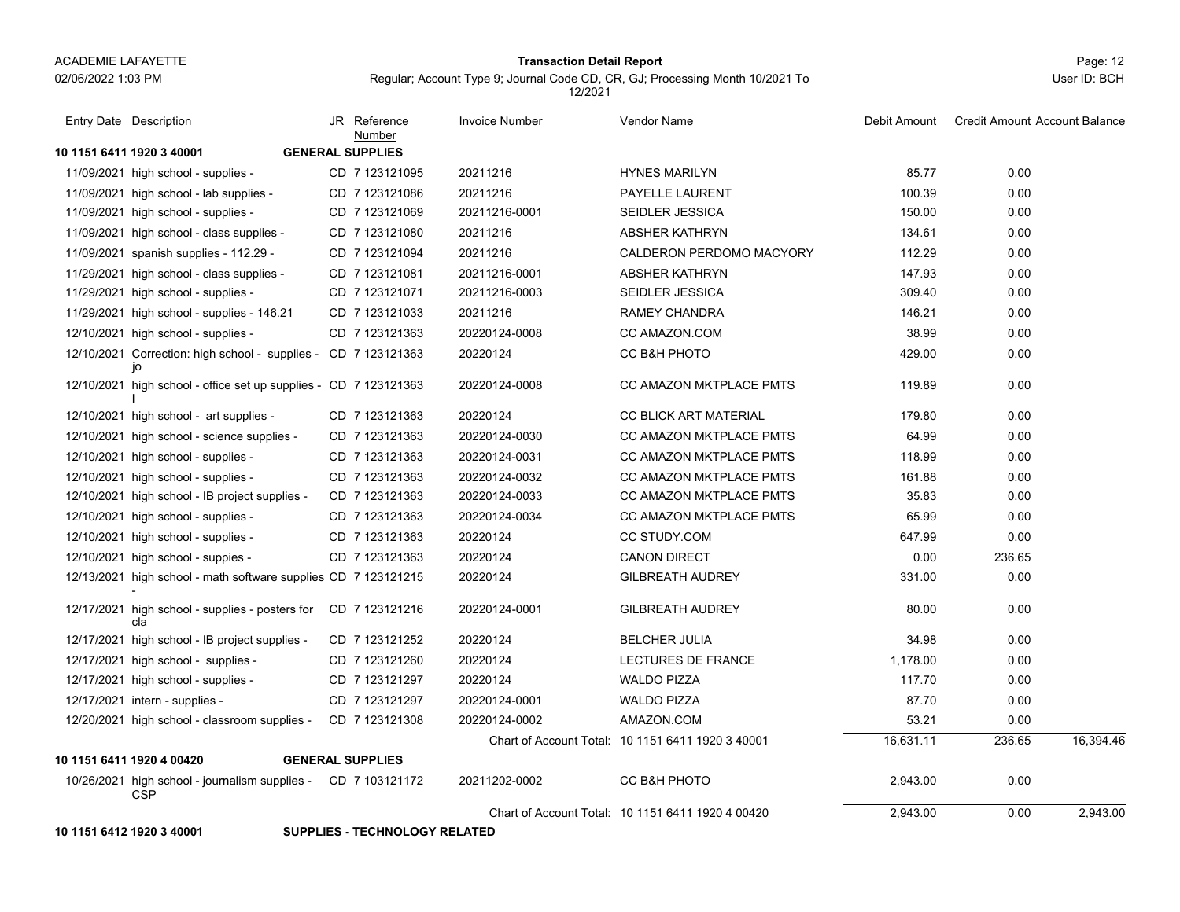ACADEMIE LAFAYETTE
02/06/2022 1:03 PM

**Transaction Detail Report**

Regular; Account Type 9; Journal Code CD, CR, GJ; Processing Month 10/2021 To 12/2021

User ID: BCH

| Entry Date | Description | JR | Reference Number | Invoice Number | Vendor Name | Debit Amount | Credit Amount | Account Balance |
|---|---|---|---|---|---|---|---|---|
| **10 1151 6411 1920 3 40001** | **GENERAL SUPPLIES** | | | | | | | |
| 11/09/2021 | high school - supplies - | CD | 7 123121095 | 20211216 | HYNES MARILYN | 85.77 | 0.00 | |
| 11/09/2021 | high school - lab supplies - | CD | 7 123121086 | 20211216 | PAYELLE LAURENT | 100.39 | 0.00 | |
| 11/09/2021 | high school - supplies - | CD | 7 123121069 | 20211216-0001 | SEIDLER JESSICA | 150.00 | 0.00 | |
| 11/09/2021 | high school - class supplies - | CD | 7 123121080 | 20211216 | ABSHER KATHRYN | 134.61 | 0.00 | |
| 11/09/2021 | spanish supplies - 112.29 - | CD | 7 123121094 | 20211216 | CALDERON PERDOMO MACYORY | 112.29 | 0.00 | |
| 11/29/2021 | high school - class supplies - | CD | 7 123121081 | 20211216-0001 | ABSHER KATHRYN | 147.93 | 0.00 | |
| 11/29/2021 | high school - supplies - | CD | 7 123121071 | 20211216-0003 | SEIDLER JESSICA | 309.40 | 0.00 | |
| 11/29/2021 | high school - supplies - 146.21 | CD | 7 123121033 | 20211216 | RAMEY CHANDRA | 146.21 | 0.00 | |
| 12/10/2021 | high school - supplies - | CD | 7 123121363 | 20220124-0008 | CC AMAZON.COM | 38.99 | 0.00 | |
| 12/10/2021 | Correction: high school - supplies - jo | CD | 7 123121363 | 20220124 | CC B&H PHOTO | 429.00 | 0.00 | |
| 12/10/2021 | high school - office set up supplies - I | CD | 7 123121363 | 20220124-0008 | CC AMAZON MKTPLACE PMTS | 119.89 | 0.00 | |
| 12/10/2021 | high school - art supplies - | CD | 7 123121363 | 20220124 | CC BLICK ART MATERIAL | 179.80 | 0.00 | |
| 12/10/2021 | high school - science supplies - | CD | 7 123121363 | 20220124-0030 | CC AMAZON MKTPLACE PMTS | 64.99 | 0.00 | |
| 12/10/2021 | high school - supplies - | CD | 7 123121363 | 20220124-0031 | CC AMAZON MKTPLACE PMTS | 118.99 | 0.00 | |
| 12/10/2021 | high school - supplies - | CD | 7 123121363 | 20220124-0032 | CC AMAZON MKTPLACE PMTS | 161.88 | 0.00 | |
| 12/10/2021 | high school - IB project supplies - | CD | 7 123121363 | 20220124-0033 | CC AMAZON MKTPLACE PMTS | 35.83 | 0.00 | |
| 12/10/2021 | high school - supplies - | CD | 7 123121363 | 20220124-0034 | CC AMAZON MKTPLACE PMTS | 65.99 | 0.00 | |
| 12/10/2021 | high school - supplies - | CD | 7 123121363 | 20220124 | CC STUDY.COM | 647.99 | 0.00 | |
| 12/10/2021 | high school - suppies - | CD | 7 123121363 | 20220124 | CANON DIRECT | 0.00 | 236.65 | |
| 12/13/2021 | high school - math software supplies - | CD | 7 123121215 | 20220124 | GILBREATH AUDREY | 331.00 | 0.00 | |
| 12/17/2021 | high school - supplies - posters for cla | CD | 7 123121216 | 20220124-0001 | GILBREATH AUDREY | 80.00 | 0.00 | |
| 12/17/2021 | high school - IB project supplies - | CD | 7 123121252 | 20220124 | BELCHER JULIA | 34.98 | 0.00 | |
| 12/17/2021 | high school - supplies - | CD | 7 123121260 | 20220124 | LECTURES DE FRANCE | 1,178.00 | 0.00 | |
| 12/17/2021 | high school - supplies - | CD | 7 123121297 | 20220124 | WALDO PIZZA | 117.70 | 0.00 | |
| 12/17/2021 | intern - supplies - | CD | 7 123121297 | 20220124-0001 | WALDO PIZZA | 87.70 | 0.00 | |
| 12/20/2021 | high school - classroom supplies - | CD | 7 123121308 | 20220124-0002 | AMAZON.COM | 53.21 | 0.00 | |
| | | | | Chart of Account Total: | 10 1151 6411 1920 3 40001 | 16,631.11 | 236.65 | 16,394.46 |
| **10 1151 6411 1920 4 00420** | **GENERAL SUPPLIES** | | | | | | | |
| 10/26/2021 | high school - journalism supplies - CSP | CD | 7 103121172 | 20211202-0002 | CC B&H PHOTO | 2,943.00 | 0.00 | |
| | | | | Chart of Account Total: | 10 1151 6411 1920 4 00420 | 2,943.00 | 0.00 | 2,943.00 |
| **10 1151 6412 1920 3 40001** | **SUPPLIES - TECHNOLOGY RELATED** | | | | | | | |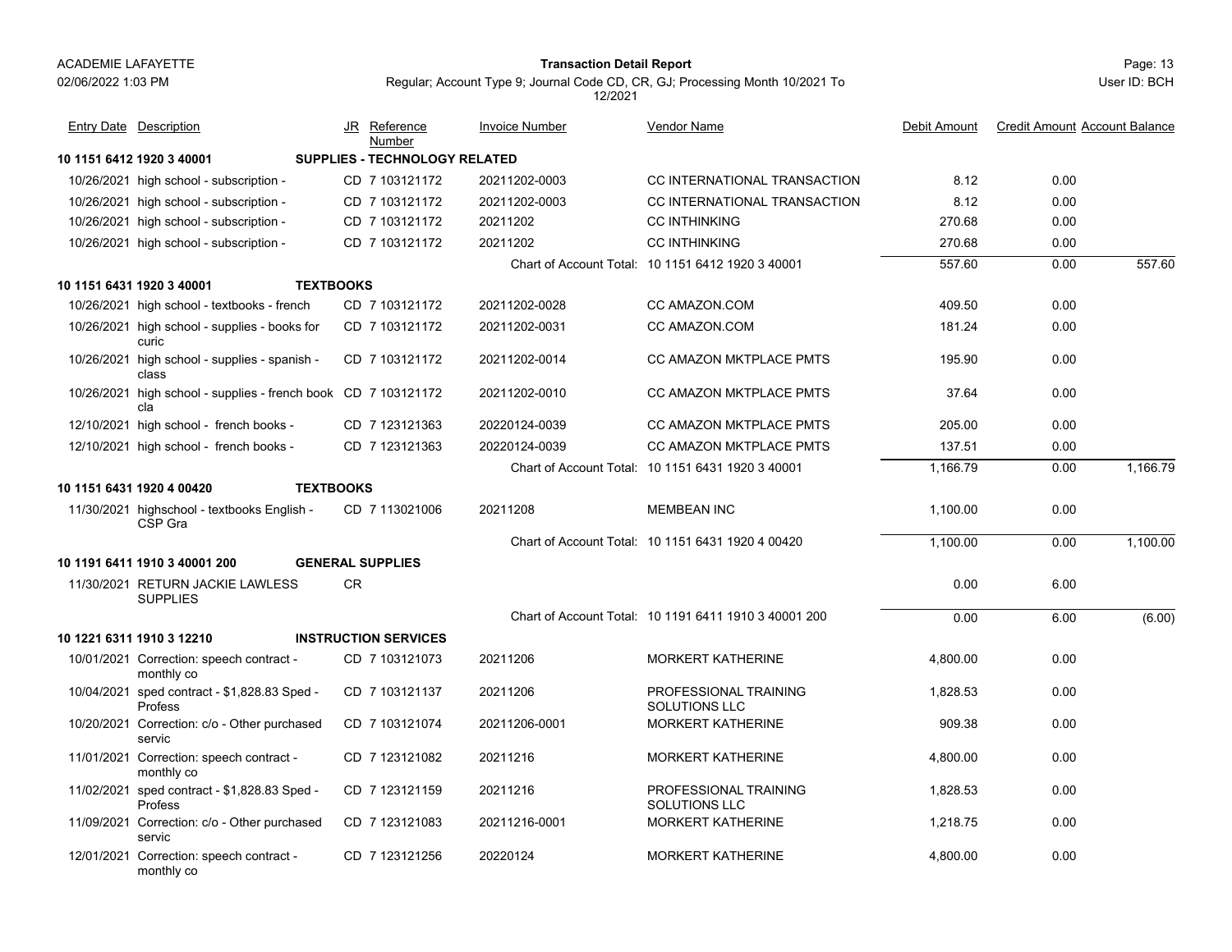ACADEMIE LAFAYETTE
02/06/2022 1:03 PM

**Transaction Detail Report**

Regular; Account Type 9; Journal Code CD, CR, GJ; Processing Month 10/2021 To 12/2021

User ID: BCH

| Entry Date | Description | JR | Reference Number | Invoice Number | Vendor Name | Debit Amount | Credit Amount | Account Balance |
|---|---|---|---|---|---|---|---|---|
| **10 1151 6412 1920 3 40001** | | **SUPPLIES - TECHNOLOGY RELATED** | | | | | | |
| 10/26/2021 | high school - subscription - | CD | 7 103121172 | 20211202-0003 | CC INTERNATIONAL TRANSACTION | 8.12 | 0.00 | |
| 10/26/2021 | high school - subscription - | CD | 7 103121172 | 20211202-0003 | CC INTERNATIONAL TRANSACTION | 8.12 | 0.00 | |
| 10/26/2021 | high school - subscription - | CD | 7 103121172 | 20211202 | CC INTHINKING | 270.68 | 0.00 | |
| 10/26/2021 | high school - subscription - | CD | 7 103121172 | 20211202 | CC INTHINKING | 270.68 | 0.00 | |
| | | | | Chart of Account Total: | 10 1151 6412 1920 3 40001 | 557.60 | 0.00 | 557.60 |
| **10 1151 6431 1920 3 40001** | | **TEXTBOOKS** | | | | | | |
| 10/26/2021 | high school - textbooks - french | CD | 7 103121172 | 20211202-0028 | CC AMAZON.COM | 409.50 | 0.00 | |
| 10/26/2021 | high school - supplies - books for curic | CD | 7 103121172 | 20211202-0031 | CC AMAZON.COM | 181.24 | 0.00 | |
| 10/26/2021 | high school - supplies - spanish - class | CD | 7 103121172 | 20211202-0014 | CC AMAZON MKTPLACE PMTS | 195.90 | 0.00 | |
| 10/26/2021 | high school - supplies - french book cla | CD | 7 103121172 | 20211202-0010 | CC AMAZON MKTPLACE PMTS | 37.64 | 0.00 | |
| 12/10/2021 | high school - french books - | CD | 7 123121363 | 20220124-0039 | CC AMAZON MKTPLACE PMTS | 205.00 | 0.00 | |
| 12/10/2021 | high school - french books - | CD | 7 123121363 | 20220124-0039 | CC AMAZON MKTPLACE PMTS | 137.51 | 0.00 | |
| | | | | Chart of Account Total: | 10 1151 6431 1920 3 40001 | 1,166.79 | 0.00 | 1,166.79 |
| **10 1151 6431 1920 4 00420** | | **TEXTBOOKS** | | | | | | |
| 11/30/2021 | highschool - textbooks English - CSP Gra | CD | 7 113021006 | 20211208 | MEMBEAN INC | 1,100.00 | 0.00 | |
| | | | | Chart of Account Total: | 10 1151 6431 1920 4 00420 | 1,100.00 | 0.00 | 1,100.00 |
| **10 1191 6411 1910 3 40001 200** | | **GENERAL SUPPLIES** | | | | | | |
| 11/30/2021 | RETURN JACKIE LAWLESS SUPPLIES | CR | | | | 0.00 | 6.00 | |
| | | | | Chart of Account Total: | 10 1191 6411 1910 3 40001 200 | 0.00 | 6.00 | (6.00) |
| **10 1221 6311 1910 3 12210** | | **INSTRUCTION SERVICES** | | | | | | |
| 10/01/2021 | Correction: speech contract - monthly co | CD | 7 103121073 | 20211206 | MORKERT KATHERINE | 4,800.00 | 0.00 | |
| 10/04/2021 | sped contract - $1,828.83 Sped - Profess | CD | 7 103121137 | 20211206 | PROFESSIONAL TRAINING SOLUTIONS LLC | 1,828.53 | 0.00 | |
| 10/20/2021 | Correction: c/o - Other purchased servic | CD | 7 103121074 | 20211206-0001 | MORKERT KATHERINE | 909.38 | 0.00 | |
| 11/01/2021 | Correction: speech contract - monthly co | CD | 7 123121082 | 20211216 | MORKERT KATHERINE | 4,800.00 | 0.00 | |
| 11/02/2021 | sped contract - $1,828.83 Sped - Profess | CD | 7 123121159 | 20211216 | PROFESSIONAL TRAINING SOLUTIONS LLC | 1,828.53 | 0.00 | |
| 11/09/2021 | Correction: c/o - Other purchased servic | CD | 7 123121083 | 20211216-0001 | MORKERT KATHERINE | 1,218.75 | 0.00 | |
| 12/01/2021 | Correction: speech contract - monthly co | CD | 7 123121256 | 20220124 | MORKERT KATHERINE | 4,800.00 | 0.00 | |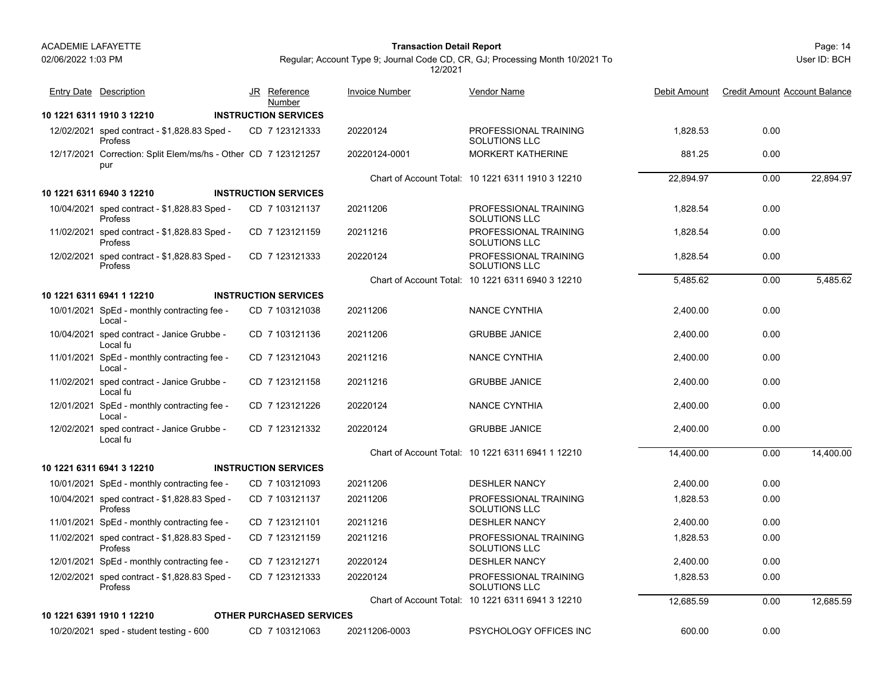ACADEMIE LAFAYETTE

02/06/2022 1:03 PM

**Transaction Detail Report**

Regular; Account Type 9; Journal Code CD, CR, GJ; Processing Month 10/2021 To 12/2021

Page: 14

User ID: BCH

| Entry Date | Description | JR | Reference Number | Invoice Number | Vendor Name | Debit Amount | Credit Amount | Account Balance |
|---|---|---|---|---|---|---|---|---|
| **10 1221 6311 1910 3 12210** | **INSTRUCTION SERVICES** | | | | | | | |
| 12/02/2021 | sped contract - $1,828.83 Sped - Profess | CD | 7 123121333 | 20220124 | PROFESSIONAL TRAINING SOLUTIONS LLC | 1,828.53 | 0.00 | |
| 12/17/2021 | Correction: Split Elem/ms/hs - Other pur | CD | 7 123121257 | 20220124-0001 | MORKERT KATHERINE | 881.25 | 0.00 | |
| | | | | Chart of Account Total: | 10 1221 6311 1910 3 12210 | 22,894.97 | 0.00 | 22,894.97 |
| **10 1221 6311 6940 3 12210** | **INSTRUCTION SERVICES** | | | | | | | |
| 10/04/2021 | sped contract - $1,828.83 Sped - Profess | CD | 7 103121137 | 20211206 | PROFESSIONAL TRAINING SOLUTIONS LLC | 1,828.54 | 0.00 | |
| 11/02/2021 | sped contract - $1,828.83 Sped - Profess | CD | 7 123121159 | 20211216 | PROFESSIONAL TRAINING SOLUTIONS LLC | 1,828.54 | 0.00 | |
| 12/02/2021 | sped contract - $1,828.83 Sped - Profess | CD | 7 123121333 | 20220124 | PROFESSIONAL TRAINING SOLUTIONS LLC | 1,828.54 | 0.00 | |
| | | | | Chart of Account Total: | 10 1221 6311 6940 3 12210 | 5,485.62 | 0.00 | 5,485.62 |
| **10 1221 6311 6941 1 12210** | **INSTRUCTION SERVICES** | | | | | | | |
| 10/01/2021 | SpEd - monthly contracting fee - Local - | CD | 7 103121038 | 20211206 | NANCE CYNTHIA | 2,400.00 | 0.00 | |
| 10/04/2021 | sped contract - Janice Grubbe - Local fu | CD | 7 103121136 | 20211206 | GRUBBE JANICE | 2,400.00 | 0.00 | |
| 11/01/2021 | SpEd - monthly contracting fee - Local - | CD | 7 123121043 | 20211216 | NANCE CYNTHIA | 2,400.00 | 0.00 | |
| 11/02/2021 | sped contract - Janice Grubbe - Local fu | CD | 7 123121158 | 20211216 | GRUBBE JANICE | 2,400.00 | 0.00 | |
| 12/01/2021 | SpEd - monthly contracting fee - Local - | CD | 7 123121226 | 20220124 | NANCE CYNTHIA | 2,400.00 | 0.00 | |
| 12/02/2021 | sped contract - Janice Grubbe - Local fu | CD | 7 123121332 | 20220124 | GRUBBE JANICE | 2,400.00 | 0.00 | |
| | | | | Chart of Account Total: | 10 1221 6311 6941 1 12210 | 14,400.00 | 0.00 | 14,400.00 |
| **10 1221 6311 6941 3 12210** | **INSTRUCTION SERVICES** | | | | | | | |
| 10/01/2021 | SpEd - monthly contracting fee - | CD | 7 103121093 | 20211206 | DESHLER NANCY | 2,400.00 | 0.00 | |
| 10/04/2021 | sped contract - $1,828.83 Sped - Profess | CD | 7 103121137 | 20211206 | PROFESSIONAL TRAINING SOLUTIONS LLC | 1,828.53 | 0.00 | |
| 11/01/2021 | SpEd - monthly contracting fee - | CD | 7 123121101 | 20211216 | DESHLER NANCY | 2,400.00 | 0.00 | |
| 11/02/2021 | sped contract - $1,828.83 Sped - Profess | CD | 7 123121159 | 20211216 | PROFESSIONAL TRAINING SOLUTIONS LLC | 1,828.53 | 0.00 | |
| 12/01/2021 | SpEd - monthly contracting fee - | CD | 7 123121271 | 20220124 | DESHLER NANCY | 2,400.00 | 0.00 | |
| 12/02/2021 | sped contract - $1,828.83 Sped - Profess | CD | 7 123121333 | 20220124 | PROFESSIONAL TRAINING SOLUTIONS LLC | 1,828.53 | 0.00 | |
| | | | | Chart of Account Total: | 10 1221 6311 6941 3 12210 | 12,685.59 | 0.00 | 12,685.59 |
| **10 1221 6391 1910 1 12210** | **OTHER PURCHASED SERVICES** | | | | | | | |
| 10/20/2021 | sped - student testing - 600 | CD | 7 103121063 | 20211206-0003 | PSYCHOLOGY OFFICES INC | 600.00 | 0.00 | |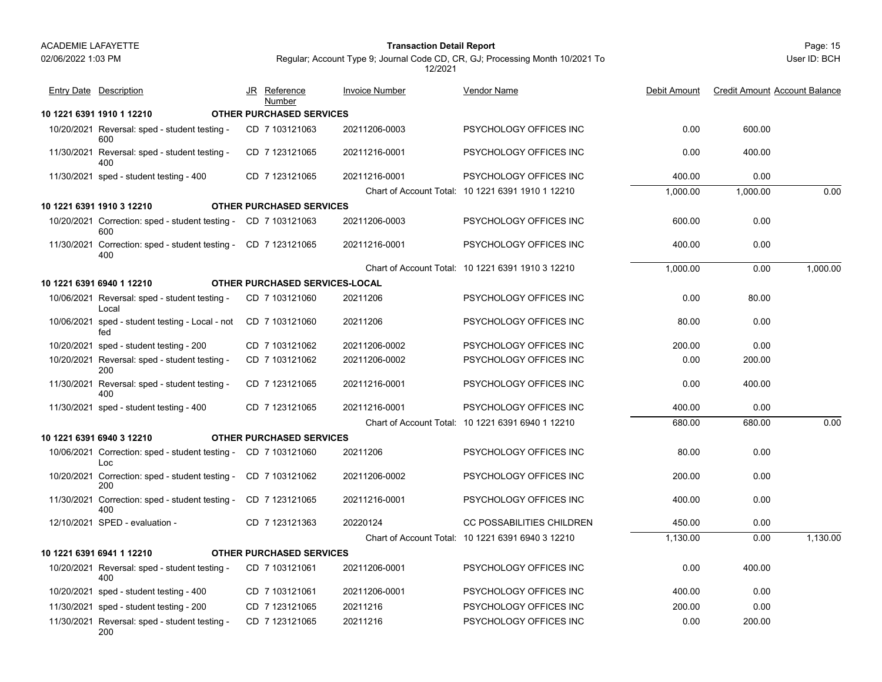| Entry Date | Description | JR | Reference Number | Invoice Number | Vendor Name | Debit Amount | Credit Amount | Account Balance |
|---|---|---|---|---|---|---|---|---|
| **10 1221 6391 1910 1 12210** | | **OTHER PURCHASED SERVICES** | | | | | | |
| 10/20/2021 | Reversal: sped - student testing - 600 | CD | 7 103121063 | 20211206-0003 | PSYCHOLOGY OFFICES INC | 0.00 | 600.00 | |
| 11/30/2021 | Reversal: sped - student testing - 400 | CD | 7 123121065 | 20211216-0001 | PSYCHOLOGY OFFICES INC | 0.00 | 400.00 | |
| 11/30/2021 | sped - student testing - 400 | CD | 7 123121065 | 20211216-0001 | PSYCHOLOGY OFFICES INC | 400.00 | 0.00 | |
| | | | | Chart of Account Total: | 10 1221 6391 1910 1 12210 | 1,000.00 | 1,000.00 | 0.00 |
| **10 1221 6391 1910 3 12210** | | **OTHER PURCHASED SERVICES** | | | | | | |
| 10/20/2021 | Correction: sped - student testing - 600 | CD | 7 103121063 | 20211206-0003 | PSYCHOLOGY OFFICES INC | 600.00 | 0.00 | |
| 11/30/2021 | Correction: sped - student testing - 400 | CD | 7 123121065 | 20211216-0001 | PSYCHOLOGY OFFICES INC | 400.00 | 0.00 | |
| | | | | Chart of Account Total: | 10 1221 6391 1910 3 12210 | 1,000.00 | 0.00 | 1,000.00 |
| **10 1221 6391 6940 1 12210** | | **OTHER PURCHASED SERVICES-LOCAL** | | | | | | |
| 10/06/2021 | Reversal: sped - student testing - Local | CD | 7 103121060 | 20211206 | PSYCHOLOGY OFFICES INC | 0.00 | 80.00 | |
| 10/06/2021 | sped - student testing - Local - not fed | CD | 7 103121060 | 20211206 | PSYCHOLOGY OFFICES INC | 80.00 | 0.00 | |
| 10/20/2021 | sped - student testing - 200 | CD | 7 103121062 | 20211206-0002 | PSYCHOLOGY OFFICES INC | 200.00 | 0.00 | |
| 10/20/2021 | Reversal: sped - student testing - 200 | CD | 7 103121062 | 20211206-0002 | PSYCHOLOGY OFFICES INC | 0.00 | 200.00 | |
| 11/30/2021 | Reversal: sped - student testing - 400 | CD | 7 123121065 | 20211216-0001 | PSYCHOLOGY OFFICES INC | 0.00 | 400.00 | |
| 11/30/2021 | sped - student testing - 400 | CD | 7 123121065 | 20211216-0001 | PSYCHOLOGY OFFICES INC | 400.00 | 0.00 | |
| | | | | Chart of Account Total: | 10 1221 6391 6940 1 12210 | 680.00 | 680.00 | 0.00 |
| **10 1221 6391 6940 3 12210** | | **OTHER PURCHASED SERVICES** | | | | | | |
| 10/06/2021 | Correction: sped - student testing - Loc | CD | 7 103121060 | 20211206 | PSYCHOLOGY OFFICES INC | 80.00 | 0.00 | |
| 10/20/2021 | Correction: sped - student testing - 200 | CD | 7 103121062 | 20211206-0002 | PSYCHOLOGY OFFICES INC | 200.00 | 0.00 | |
| 11/30/2021 | Correction: sped - student testing - 400 | CD | 7 123121065 | 20211216-0001 | PSYCHOLOGY OFFICES INC | 400.00 | 0.00 | |
| 12/10/2021 | SPED - evaluation - | CD | 7 123121363 | 20220124 | CC POSSABILITIES CHILDREN | 450.00 | 0.00 | |
| | | | | Chart of Account Total: | 10 1221 6391 6940 3 12210 | 1,130.00 | 0.00 | 1,130.00 |
| **10 1221 6391 6941 1 12210** | | **OTHER PURCHASED SERVICES** | | | | | | |
| 10/20/2021 | Reversal: sped - student testing - 400 | CD | 7 103121061 | 20211206-0001 | PSYCHOLOGY OFFICES INC | 0.00 | 400.00 | |
| 10/20/2021 | sped - student testing - 400 | CD | 7 103121061 | 20211206-0001 | PSYCHOLOGY OFFICES INC | 400.00 | 0.00 | |
| 11/30/2021 | sped - student testing - 200 | CD | 7 123121065 | 20211216 | PSYCHOLOGY OFFICES INC | 200.00 | 0.00 | |
| 11/30/2021 | Reversal: sped - student testing - 200 | CD | 7 123121065 | 20211216 | PSYCHOLOGY OFFICES INC | 0.00 | 200.00 | |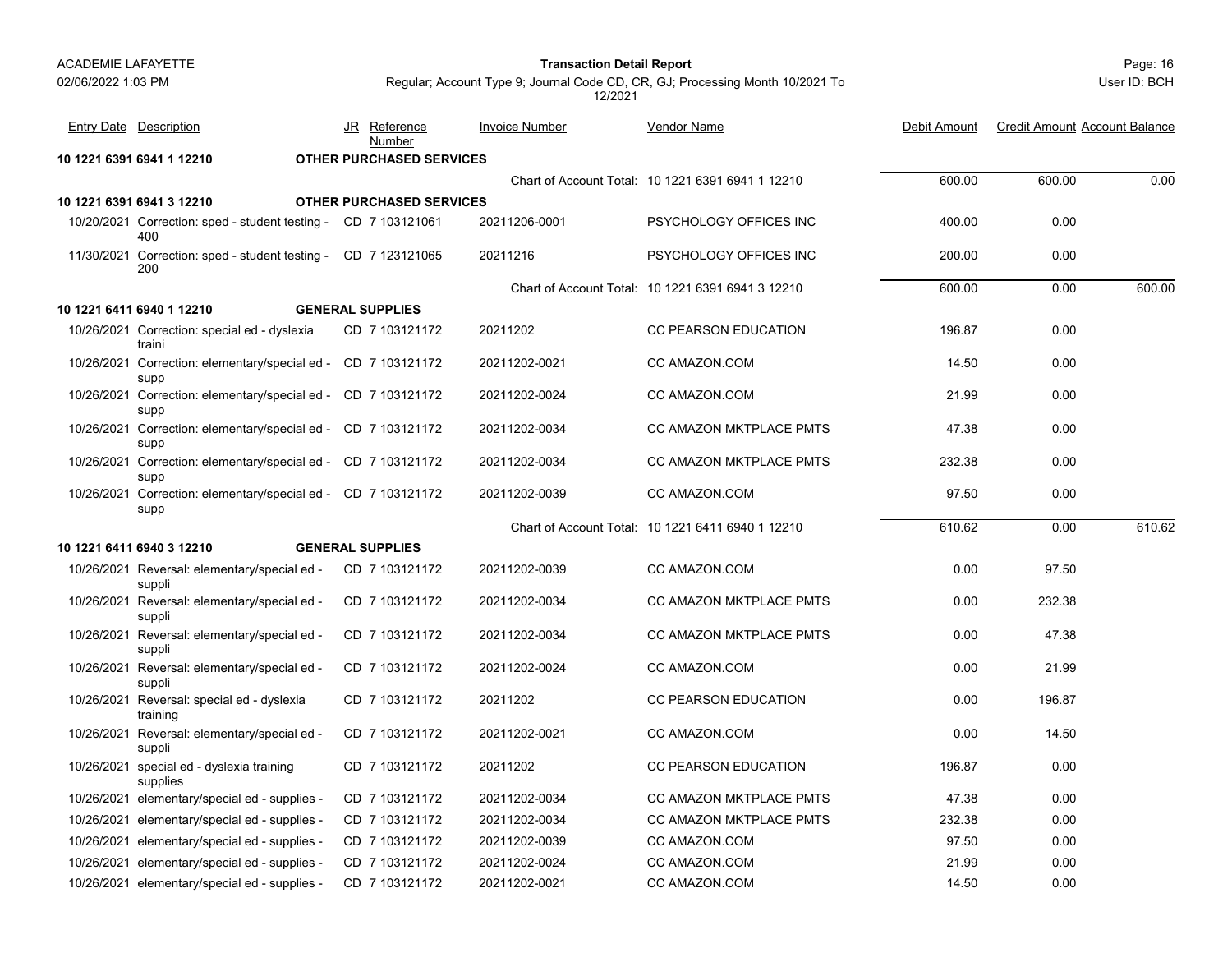| Entry Date | Description | JR | Reference Number | Invoice Number | Vendor Name | Debit Amount | Credit Amount | Account Balance |
|---|---|---|---|---|---|---|---|---|
| **10 1221 6391 6941 1 12210** | **OTHER PURCHASED SERVICES** | | | | | | | |
| | | | | | Chart of Account Total: 10 1221 6391 6941 1 12210 | 600.00 | 600.00 | 0.00 |
| **10 1221 6391 6941 3 12210** | **OTHER PURCHASED SERVICES** | | | | | | | |
| 10/20/2021 | Correction: sped - student testing - 400 | CD | 7 103121061 | 20211206-0001 | PSYCHOLOGY OFFICES INC | 400.00 | 0.00 | |
| 11/30/2021 | Correction: sped - student testing - 200 | CD | 7 123121065 | 20211216 | PSYCHOLOGY OFFICES INC | 200.00 | 0.00 | |
| | | | | | Chart of Account Total: 10 1221 6391 6941 3 12210 | 600.00 | 0.00 | 600.00 |
| **10 1221 6411 6940 1 12210** | **GENERAL SUPPLIES** | | | | | | | |
| 10/26/2021 | Correction: special ed - dyslexia traini | CD | 7 103121172 | 20211202 | CC PEARSON EDUCATION | 196.87 | 0.00 | |
| 10/26/2021 | Correction: elementary/special ed - supp | CD | 7 103121172 | 20211202-0021 | CC AMAZON.COM | 14.50 | 0.00 | |
| 10/26/2021 | Correction: elementary/special ed - supp | CD | 7 103121172 | 20211202-0024 | CC AMAZON.COM | 21.99 | 0.00 | |
| 10/26/2021 | Correction: elementary/special ed - supp | CD | 7 103121172 | 20211202-0034 | CC AMAZON MKTPLACE PMTS | 47.38 | 0.00 | |
| 10/26/2021 | Correction: elementary/special ed - supp | CD | 7 103121172 | 20211202-0034 | CC AMAZON MKTPLACE PMTS | 232.38 | 0.00 | |
| 10/26/2021 | Correction: elementary/special ed - supp | CD | 7 103121172 | 20211202-0039 | CC AMAZON.COM | 97.50 | 0.00 | |
| | | | | | Chart of Account Total: 10 1221 6411 6940 1 12210 | 610.62 | 0.00 | 610.62 |
| **10 1221 6411 6940 3 12210** | **GENERAL SUPPLIES** | | | | | | | |
| 10/26/2021 | Reversal: elementary/special ed - suppli | CD | 7 103121172 | 20211202-0039 | CC AMAZON.COM | 0.00 | 97.50 | |
| 10/26/2021 | Reversal: elementary/special ed - suppli | CD | 7 103121172 | 20211202-0034 | CC AMAZON MKTPLACE PMTS | 0.00 | 232.38 | |
| 10/26/2021 | Reversal: elementary/special ed - suppli | CD | 7 103121172 | 20211202-0034 | CC AMAZON MKTPLACE PMTS | 0.00 | 47.38 | |
| 10/26/2021 | Reversal: elementary/special ed - suppli | CD | 7 103121172 | 20211202-0024 | CC AMAZON.COM | 0.00 | 21.99 | |
| 10/26/2021 | Reversal: special ed - dyslexia training | CD | 7 103121172 | 20211202 | CC PEARSON EDUCATION | 0.00 | 196.87 | |
| 10/26/2021 | Reversal: elementary/special ed - suppli | CD | 7 103121172 | 20211202-0021 | CC AMAZON.COM | 0.00 | 14.50 | |
| 10/26/2021 | special ed - dyslexia training supplies | CD | 7 103121172 | 20211202 | CC PEARSON EDUCATION | 196.87 | 0.00 | |
| 10/26/2021 | elementary/special ed - supplies - | CD | 7 103121172 | 20211202-0034 | CC AMAZON MKTPLACE PMTS | 47.38 | 0.00 | |
| 10/26/2021 | elementary/special ed - supplies - | CD | 7 103121172 | 20211202-0034 | CC AMAZON MKTPLACE PMTS | 232.38 | 0.00 | |
| 10/26/2021 | elementary/special ed - supplies - | CD | 7 103121172 | 20211202-0039 | CC AMAZON.COM | 97.50 | 0.00 | |
| 10/26/2021 | elementary/special ed - supplies - | CD | 7 103121172 | 20211202-0024 | CC AMAZON.COM | 21.99 | 0.00 | |
| 10/26/2021 | elementary/special ed - supplies - | CD | 7 103121172 | 20211202-0021 | CC AMAZON.COM | 14.50 | 0.00 | |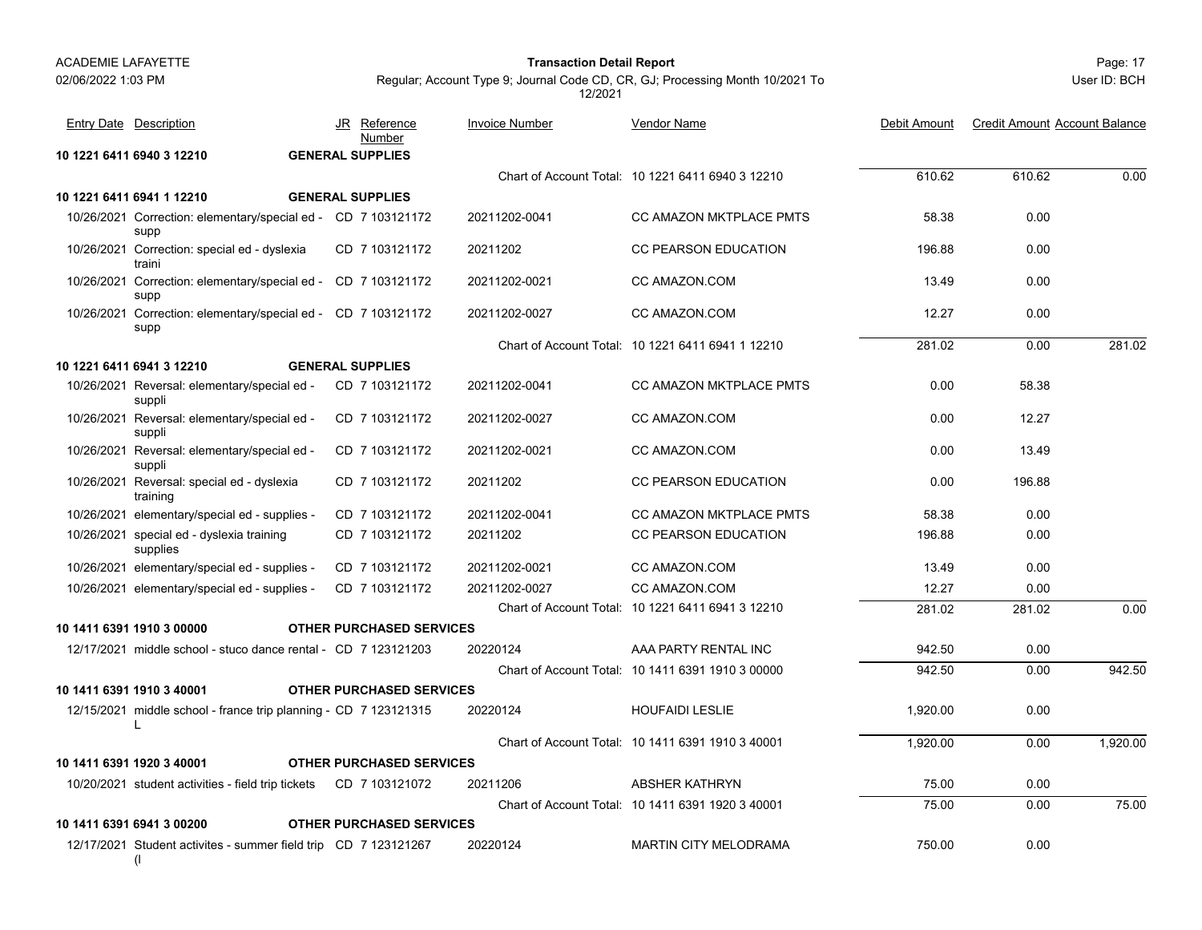**Transaction Detail Report**

Regular; Account Type 9; Journal Code CD, CR, GJ; Processing Month 10/2021 To 12/2021

| Entry Date | Description | JR | Reference Number | Invoice Number | Vendor Name | Debit Amount | Credit Amount | Account Balance |
|---|---|---|---|---|---|---|---|---|
| **10 1221 6411 6940 3 12210** | **GENERAL SUPPLIES** | | | | | | | |
| | | | | | Chart of Account Total: 10 1221 6411 6940 3 12210 | 610.62 | 610.62 | 0.00 |
| **10 1221 6411 6941 1 12210** | **GENERAL SUPPLIES** | | | | | | | |
| 10/26/2021 | Correction: elementary/special ed - supp | CD | 7 103121172 | 20211202-0041 | CC AMAZON MKTPLACE PMTS | 58.38 | 0.00 | |
| 10/26/2021 | Correction: special ed - dyslexia traini | CD | 7 103121172 | 20211202 | CC PEARSON EDUCATION | 196.88 | 0.00 | |
| 10/26/2021 | Correction: elementary/special ed - supp | CD | 7 103121172 | 20211202-0021 | CC AMAZON.COM | 13.49 | 0.00 | |
| 10/26/2021 | Correction: elementary/special ed - supp | CD | 7 103121172 | 20211202-0027 | CC AMAZON.COM | 12.27 | 0.00 | |
| | | | | | Chart of Account Total: 10 1221 6411 6941 1 12210 | 281.02 | 0.00 | 281.02 |
| **10 1221 6411 6941 3 12210** | **GENERAL SUPPLIES** | | | | | | | |
| 10/26/2021 | Reversal: elementary/special ed - suppli | CD | 7 103121172 | 20211202-0041 | CC AMAZON MKTPLACE PMTS | 0.00 | 58.38 | |
| 10/26/2021 | Reversal: elementary/special ed - suppli | CD | 7 103121172 | 20211202-0027 | CC AMAZON.COM | 0.00 | 12.27 | |
| 10/26/2021 | Reversal: elementary/special ed - suppli | CD | 7 103121172 | 20211202-0021 | CC AMAZON.COM | 0.00 | 13.49 | |
| 10/26/2021 | Reversal: special ed - dyslexia training | CD | 7 103121172 | 20211202 | CC PEARSON EDUCATION | 0.00 | 196.88 | |
| 10/26/2021 | elementary/special ed - supplies - | CD | 7 103121172 | 20211202-0041 | CC AMAZON MKTPLACE PMTS | 58.38 | 0.00 | |
| 10/26/2021 | special ed - dyslexia training supplies | CD | 7 103121172 | 20211202 | CC PEARSON EDUCATION | 196.88 | 0.00 | |
| 10/26/2021 | elementary/special ed - supplies - | CD | 7 103121172 | 20211202-0021 | CC AMAZON.COM | 13.49 | 0.00 | |
| 10/26/2021 | elementary/special ed - supplies - | CD | 7 103121172 | 20211202-0027 | CC AMAZON.COM | 12.27 | 0.00 | |
| | | | | | Chart of Account Total: 10 1221 6411 6941 3 12210 | 281.02 | 281.02 | 0.00 |
| **10 1411 6391 1910 3 00000** | **OTHER PURCHASED SERVICES** | | | | | | | |
| 12/17/2021 | middle school - stuco dance rental - | CD | 7 123121203 | 20220124 | AAA PARTY RENTAL INC | 942.50 | 0.00 | |
| | | | | | Chart of Account Total: 10 1411 6391 1910 3 00000 | 942.50 | 0.00 | 942.50 |
| **10 1411 6391 1910 3 40001** | **OTHER PURCHASED SERVICES** | | | | | | | |
| 12/15/2021 | middle school - france trip planning - L | CD | 7 123121315 | 20220124 | HOUFAIDI LESLIE | 1,920.00 | 0.00 | |
| | | | | | Chart of Account Total: 10 1411 6391 1910 3 40001 | 1,920.00 | 0.00 | 1,920.00 |
| **10 1411 6391 1920 3 40001** | **OTHER PURCHASED SERVICES** | | | | | | | |
| 10/20/2021 | student activities - field trip tickets | CD | 7 103121072 | 20211206 | ABSHER KATHRYN | 75.00 | 0.00 | |
| | | | | | Chart of Account Total: 10 1411 6391 1920 3 40001 | 75.00 | 0.00 | 75.00 |
| **10 1411 6391 6941 3 00200** | **OTHER PURCHASED SERVICES** | | | | | | | |
| 12/17/2021 | Student activites - summer field trip (l | CD | 7 123121267 | 20220124 | MARTIN CITY MELODRAMA | 750.00 | 0.00 | |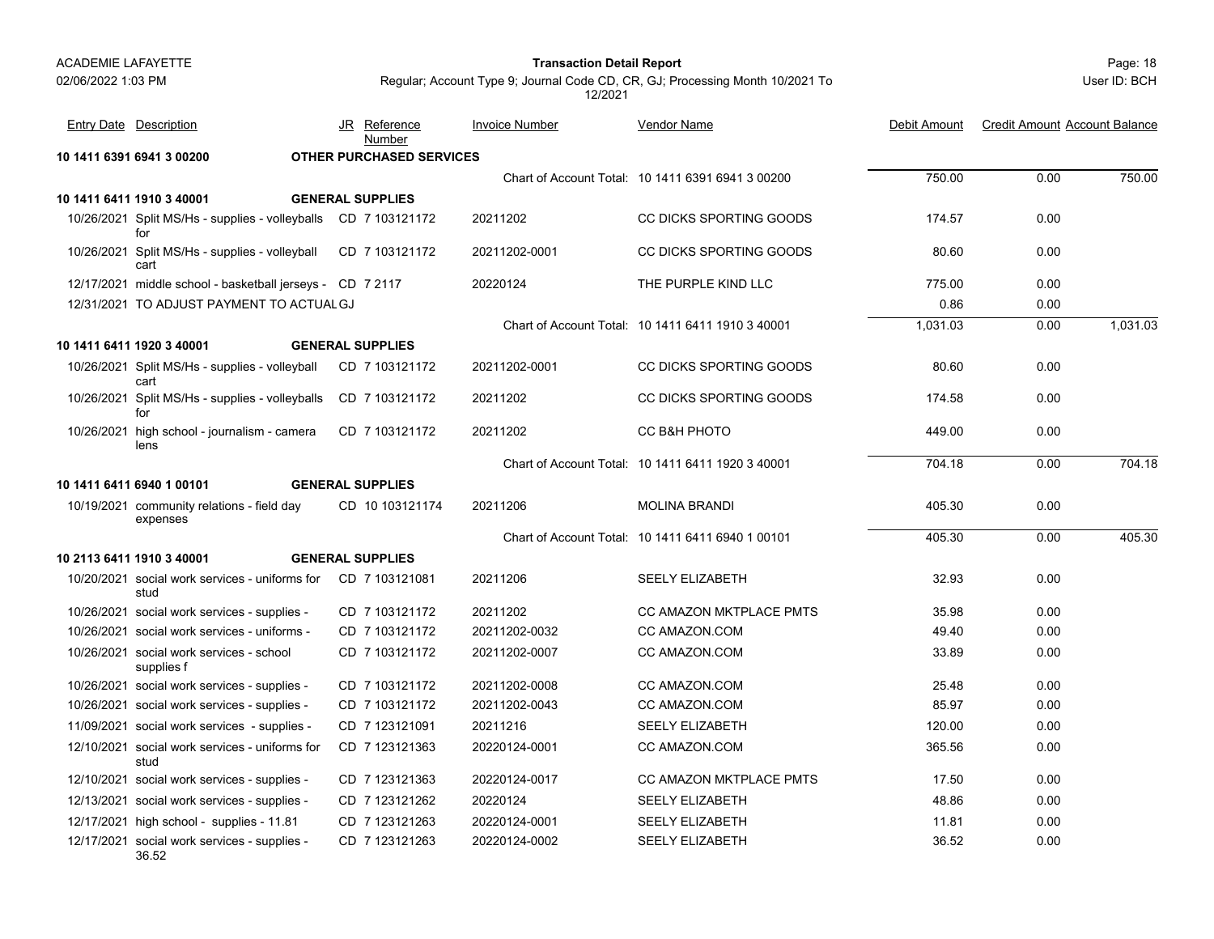| Entry Date | Description | JR | Reference Number | Invoice Number | Vendor Name | Debit Amount | Credit Amount | Account Balance |
|---|---|---|---|---|---|---|---|---|
| **10 1411 6391 6941 3 00200** | **OTHER PURCHASED SERVICES** | | | | | | | |
| | | | | Chart of Account Total: | 10 1411 6391 6941 3 00200 | 750.00 | 0.00 | 750.00 |
| **10 1411 6411 1910 3 40001** | **GENERAL SUPPLIES** | | | | | | | |
| 10/26/2021 | Split MS/Hs - supplies - volleyballs for | CD | 7 103121172 | 20211202 | CC DICKS SPORTING GOODS | 174.57 | 0.00 | |
| 10/26/2021 | Split MS/Hs - supplies - volleyball cart | CD | 7 103121172 | 20211202-0001 | CC DICKS SPORTING GOODS | 80.60 | 0.00 | |
| 12/17/2021 | middle school - basketball jerseys - | CD | 7 2117 | 20220124 | THE PURPLE KIND LLC | 775.00 | 0.00 | |
| 12/31/2021 | TO ADJUST PAYMENT TO ACTUAL | GJ | | | | 0.86 | 0.00 | |
| | | | | Chart of Account Total: | 10 1411 6411 1910 3 40001 | 1,031.03 | 0.00 | 1,031.03 |
| **10 1411 6411 1920 3 40001** | **GENERAL SUPPLIES** | | | | | | | |
| 10/26/2021 | Split MS/Hs - supplies - volleyball cart | CD | 7 103121172 | 20211202-0001 | CC DICKS SPORTING GOODS | 80.60 | 0.00 | |
| 10/26/2021 | Split MS/Hs - supplies - volleyballs for | CD | 7 103121172 | 20211202 | CC DICKS SPORTING GOODS | 174.58 | 0.00 | |
| 10/26/2021 | high school - journalism - camera lens | CD | 7 103121172 | 20211202 | CC B&H PHOTO | 449.00 | 0.00 | |
| | | | | Chart of Account Total: | 10 1411 6411 1920 3 40001 | 704.18 | 0.00 | 704.18 |
| **10 1411 6411 6940 1 00101** | **GENERAL SUPPLIES** | | | | | | | |
| 10/19/2021 | community relations - field day expenses | CD | 10 103121174 | 20211206 | MOLINA BRANDI | 405.30 | 0.00 | |
| | | | | Chart of Account Total: | 10 1411 6411 6940 1 00101 | 405.30 | 0.00 | 405.30 |
| **10 2113 6411 1910 3 40001** | **GENERAL SUPPLIES** | | | | | | | |
| 10/20/2021 | social work services - uniforms for stud | CD | 7 103121081 | 20211206 | SEELY ELIZABETH | 32.93 | 0.00 | |
| 10/26/2021 | social work services - supplies - | CD | 7 103121172 | 20211202 | CC AMAZON MKTPLACE PMTS | 35.98 | 0.00 | |
| 10/26/2021 | social work services - uniforms - | CD | 7 103121172 | 20211202-0032 | CC AMAZON.COM | 49.40 | 0.00 | |
| 10/26/2021 | social work services - school supplies f | CD | 7 103121172 | 20211202-0007 | CC AMAZON.COM | 33.89 | 0.00 | |
| 10/26/2021 | social work services - supplies - | CD | 7 103121172 | 20211202-0008 | CC AMAZON.COM | 25.48 | 0.00 | |
| 10/26/2021 | social work services - supplies - | CD | 7 103121172 | 20211202-0043 | CC AMAZON.COM | 85.97 | 0.00 | |
| 11/09/2021 | social work services - supplies - | CD | 7 123121091 | 20211216 | SEELY ELIZABETH | 120.00 | 0.00 | |
| 12/10/2021 | social work services - uniforms for stud | CD | 7 123121363 | 20220124-0001 | CC AMAZON.COM | 365.56 | 0.00 | |
| 12/10/2021 | social work services - supplies - | CD | 7 123121363 | 20220124-0017 | CC AMAZON MKTPLACE PMTS | 17.50 | 0.00 | |
| 12/13/2021 | social work services - supplies - | CD | 7 123121262 | 20220124 | SEELY ELIZABETH | 48.86 | 0.00 | |
| 12/17/2021 | high school - supplies - 11.81 | CD | 7 123121263 | 20220124-0001 | SEELY ELIZABETH | 11.81 | 0.00 | |
| 12/17/2021 | social work services - supplies - 36.52 | CD | 7 123121263 | 20220124-0002 | SEELY ELIZABETH | 36.52 | 0.00 | |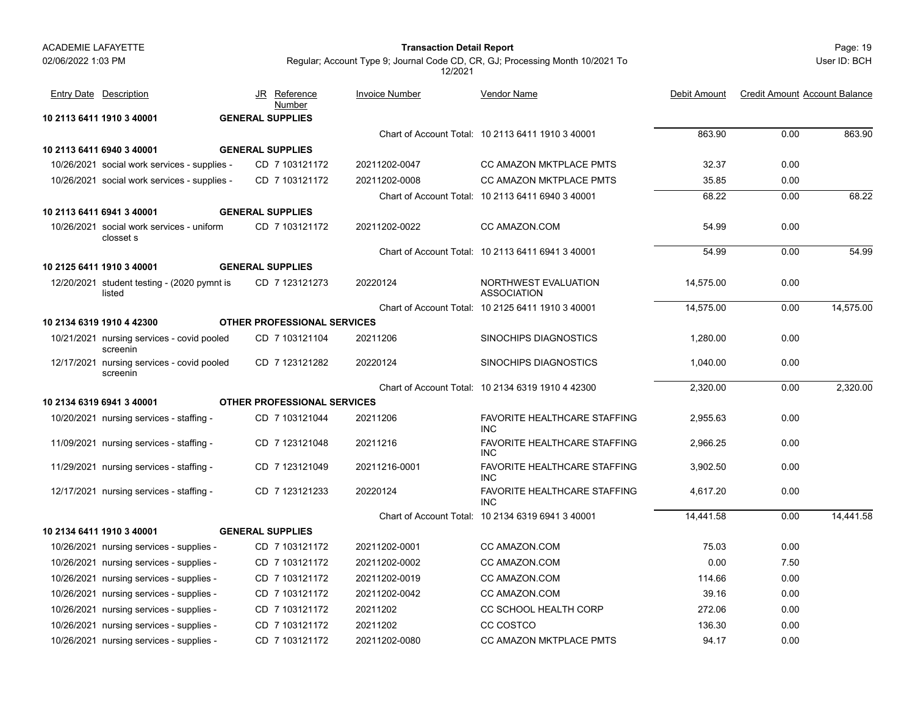| Entry Date | Description | JR | Reference Number | Invoice Number | Vendor Name | Debit Amount | Credit Amount | Account Balance |
|---|---|---|---|---|---|---|---|---|
| **10 2113 6411 1910 3 40001** | | **GENERAL SUPPLIES** | | | | | | |
| | | | | Chart of Account Total: | 10 2113 6411 1910 3 40001 | 863.90 | 0.00 | 863.90 |
| **10 2113 6411 6940 3 40001** | | **GENERAL SUPPLIES** | | | | | | |
| 10/26/2021 | social work services - supplies - | CD | 7 103121172 | 20211202-0047 | CC AMAZON MKTPLACE PMTS | 32.37 | 0.00 | |
| 10/26/2021 | social work services - supplies - | CD | 7 103121172 | 20211202-0008 | CC AMAZON MKTPLACE PMTS | 35.85 | 0.00 | |
| | | | | Chart of Account Total: | 10 2113 6411 6940 3 40001 | 68.22 | 0.00 | 68.22 |
| **10 2113 6411 6941 3 40001** | | **GENERAL SUPPLIES** | | | | | | |
| 10/26/2021 | social work services - uniform closset s | CD | 7 103121172 | 20211202-0022 | CC AMAZON.COM | 54.99 | 0.00 | |
| | | | | Chart of Account Total: | 10 2113 6411 6941 3 40001 | 54.99 | 0.00 | 54.99 |
| **10 2125 6411 1910 3 40001** | | **GENERAL SUPPLIES** | | | | | | |
| 12/20/2021 | student testing - (2020 pymnt is listed | CD | 7 123121273 | 20220124 | NORTHWEST EVALUATION ASSOCIATION | 14,575.00 | 0.00 | |
| | | | | Chart of Account Total: | 10 2125 6411 1910 3 40001 | 14,575.00 | 0.00 | 14,575.00 |
| **10 2134 6319 1910 4 42300** | | **OTHER PROFESSIONAL SERVICES** | | | | | | |
| 10/21/2021 | nursing services - covid pooled screenin | CD | 7 103121104 | 20211206 | SINOCHIPS DIAGNOSTICS | 1,280.00 | 0.00 | |
| 12/17/2021 | nursing services - covid pooled screenin | CD | 7 123121282 | 20220124 | SINOCHIPS DIAGNOSTICS | 1,040.00 | 0.00 | |
| | | | | Chart of Account Total: | 10 2134 6319 1910 4 42300 | 2,320.00 | 0.00 | 2,320.00 |
| **10 2134 6319 6941 3 40001** | | **OTHER PROFESSIONAL SERVICES** | | | | | | |
| 10/20/2021 | nursing services - staffing - | CD | 7 103121044 | 20211206 | FAVORITE HEALTHCARE STAFFING INC | 2,955.63 | 0.00 | |
| 11/09/2021 | nursing services - staffing - | CD | 7 123121048 | 20211216 | FAVORITE HEALTHCARE STAFFING INC | 2,966.25 | 0.00 | |
| 11/29/2021 | nursing services - staffing - | CD | 7 123121049 | 20211216-0001 | FAVORITE HEALTHCARE STAFFING INC | 3,902.50 | 0.00 | |
| 12/17/2021 | nursing services - staffing - | CD | 7 123121233 | 20220124 | FAVORITE HEALTHCARE STAFFING INC | 4,617.20 | 0.00 | |
| | | | | Chart of Account Total: | 10 2134 6319 6941 3 40001 | 14,441.58 | 0.00 | 14,441.58 |
| **10 2134 6411 1910 3 40001** | | **GENERAL SUPPLIES** | | | | | | |
| 10/26/2021 | nursing services - supplies - | CD | 7 103121172 | 20211202-0001 | CC AMAZON.COM | 75.03 | 0.00 | |
| 10/26/2021 | nursing services - supplies - | CD | 7 103121172 | 20211202-0002 | CC AMAZON.COM | 0.00 | 7.50 | |
| 10/26/2021 | nursing services - supplies - | CD | 7 103121172 | 20211202-0019 | CC AMAZON.COM | 114.66 | 0.00 | |
| 10/26/2021 | nursing services - supplies - | CD | 7 103121172 | 20211202-0042 | CC AMAZON.COM | 39.16 | 0.00 | |
| 10/26/2021 | nursing services - supplies - | CD | 7 103121172 | 20211202 | CC SCHOOL HEALTH CORP | 272.06 | 0.00 | |
| 10/26/2021 | nursing services - supplies - | CD | 7 103121172 | 20211202 | CC COSTCO | 136.30 | 0.00 | |
| 10/26/2021 | nursing services - supplies - | CD | 7 103121172 | 20211202-0080 | CC AMAZON MKTPLACE PMTS | 94.17 | 0.00 | |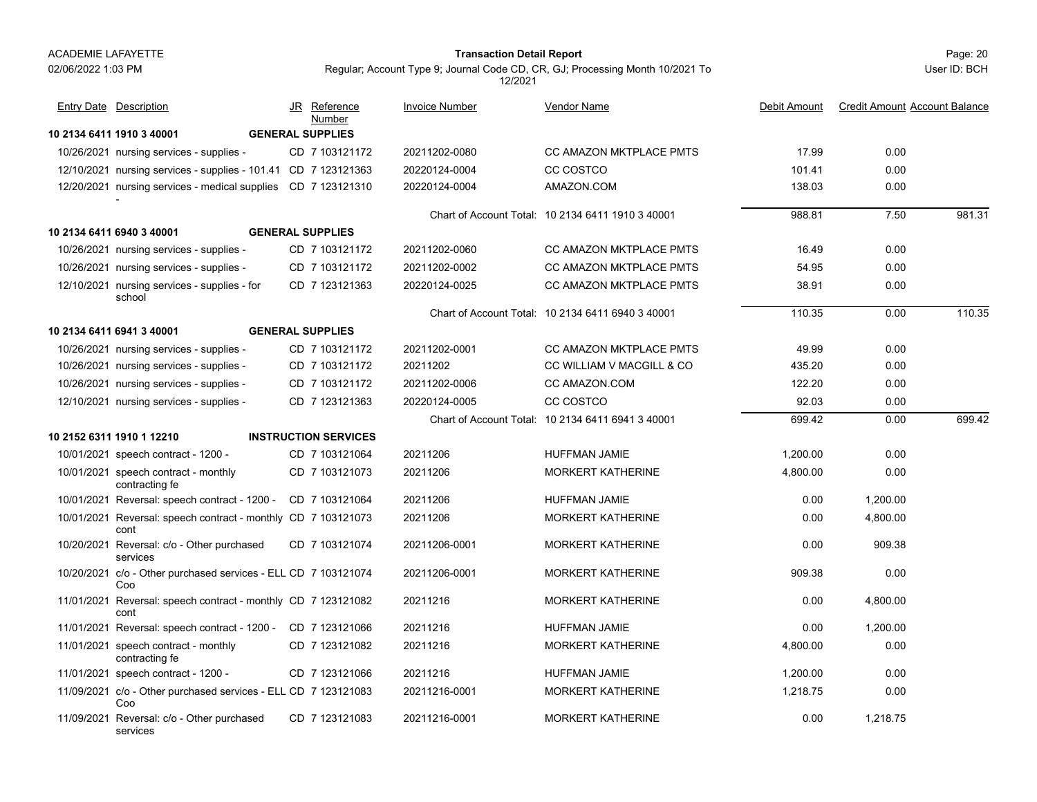ACADEMIE LAFAYETTE

02/06/2022 1:03 PM

**Transaction Detail Report**

Regular; Account Type 9; Journal Code CD, CR, GJ; Processing Month 10/2021 To 12/2021

User ID: BCH

| Entry Date | Description | JR | Reference Number | Invoice Number | Vendor Name | Debit Amount | Credit Amount | Account Balance |
|---|---|---|---|---|---|---|---|---|
| **10 2134 6411 1910 3 40001** | **GENERAL SUPPLIES** | | | | | | | |
| 10/26/2021 | nursing services - supplies - | CD | 7 103121172 | 20211202-0080 | CC AMAZON MKTPLACE PMTS | 17.99 | 0.00 | |
| 12/10/2021 | nursing services - supplies - 101.41 | CD | 7 123121363 | 20220124-0004 | CC COSTCO | 101.41 | 0.00 | |
| 12/20/2021 | nursing services - medical supplies - | CD | 7 123121310 | 20220124-0004 | AMAZON.COM | 138.03 | 0.00 | |
| | | | | Chart of Account Total: | 10 2134 6411 1910 3 40001 | 988.81 | 7.50 | 981.31 |
| **10 2134 6411 6940 3 40001** | **GENERAL SUPPLIES** | | | | | | | |
| 10/26/2021 | nursing services - supplies - | CD | 7 103121172 | 20211202-0060 | CC AMAZON MKTPLACE PMTS | 16.49 | 0.00 | |
| 10/26/2021 | nursing services - supplies - | CD | 7 103121172 | 20211202-0002 | CC AMAZON MKTPLACE PMTS | 54.95 | 0.00 | |
| 12/10/2021 | nursing services - supplies - for school | CD | 7 123121363 | 20220124-0025 | CC AMAZON MKTPLACE PMTS | 38.91 | 0.00 | |
| | | | | Chart of Account Total: | 10 2134 6411 6940 3 40001 | 110.35 | 0.00 | 110.35 |
| **10 2134 6411 6941 3 40001** | **GENERAL SUPPLIES** | | | | | | | |
| 10/26/2021 | nursing services - supplies - | CD | 7 103121172 | 20211202-0001 | CC AMAZON MKTPLACE PMTS | 49.99 | 0.00 | |
| 10/26/2021 | nursing services - supplies - | CD | 7 103121172 | 20211202 | CC WILLIAM V MACGILL & CO | 435.20 | 0.00 | |
| 10/26/2021 | nursing services - supplies - | CD | 7 103121172 | 20211202-0006 | CC AMAZON.COM | 122.20 | 0.00 | |
| 12/10/2021 | nursing services - supplies - | CD | 7 123121363 | 20220124-0005 | CC COSTCO | 92.03 | 0.00 | |
| | | | | Chart of Account Total: | 10 2134 6411 6941 3 40001 | 699.42 | 0.00 | 699.42 |
| **10 2152 6311 1910 1 12210** | **INSTRUCTION SERVICES** | | | | | | | |
| 10/01/2021 | speech contract - 1200 - | CD | 7 103121064 | 20211206 | HUFFMAN JAMIE | 1,200.00 | 0.00 | |
| 10/01/2021 | speech contract - monthly contracting fe | CD | 7 103121073 | 20211206 | MORKERT KATHERINE | 4,800.00 | 0.00 | |
| 10/01/2021 | Reversal: speech contract - 1200 - | CD | 7 103121064 | 20211206 | HUFFMAN JAMIE | 0.00 | 1,200.00 | |
| 10/01/2021 | Reversal: speech contract - monthly cont | CD | 7 103121073 | 20211206 | MORKERT KATHERINE | 0.00 | 4,800.00 | |
| 10/20/2021 | Reversal: c/o - Other purchased services | CD | 7 103121074 | 20211206-0001 | MORKERT KATHERINE | 0.00 | 909.38 | |
| 10/20/2021 | c/o - Other purchased services - ELL Coo | CD | 7 103121074 | 20211206-0001 | MORKERT KATHERINE | 909.38 | 0.00 | |
| 11/01/2021 | Reversal: speech contract - monthly cont | CD | 7 123121082 | 20211216 | MORKERT KATHERINE | 0.00 | 4,800.00 | |
| 11/01/2021 | Reversal: speech contract - 1200 - | CD | 7 123121066 | 20211216 | HUFFMAN JAMIE | 0.00 | 1,200.00 | |
| 11/01/2021 | speech contract - monthly contracting fe | CD | 7 123121082 | 20211216 | MORKERT KATHERINE | 4,800.00 | 0.00 | |
| 11/01/2021 | speech contract - 1200 - | CD | 7 123121066 | 20211216 | HUFFMAN JAMIE | 1,200.00 | 0.00 | |
| 11/09/2021 | c/o - Other purchased services - ELL Coo | CD | 7 123121083 | 20211216-0001 | MORKERT KATHERINE | 1,218.75 | 0.00 | |
| 11/09/2021 | Reversal: c/o - Other purchased services | CD | 7 123121083 | 20211216-0001 | MORKERT KATHERINE | 0.00 | 1,218.75 | |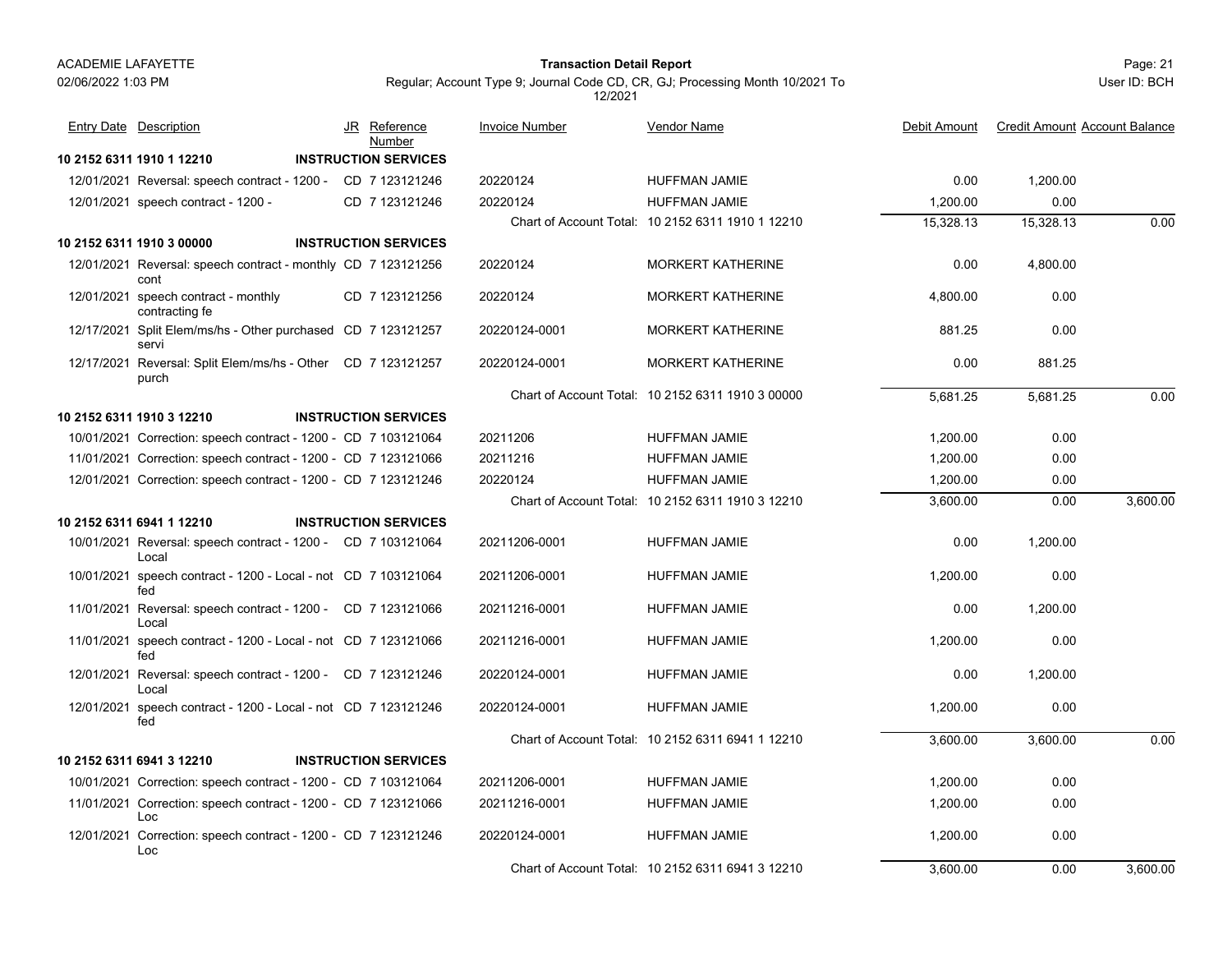| Entry Date | Description | JR | Reference Number | Invoice Number | Vendor Name | Debit Amount | Credit Amount | Account Balance |
|---|---|---|---|---|---|---|---|---|
| **10 2152 6311 1910 1 12210** | **INSTRUCTION SERVICES** | | | | | | | |
| 12/01/2021 | Reversal: speech contract - 1200 - | CD | 7 123121246 | 20220124 | HUFFMAN JAMIE | 0.00 | 1,200.00 | |
| 12/01/2021 | speech contract - 1200 - | CD | 7 123121246 | 20220124 | HUFFMAN JAMIE | 1,200.00 | 0.00 | |
| | | | | Chart of Account Total: | 10 2152 6311 1910 1 12210 | 15,328.13 | 15,328.13 | 0.00 |
| **10 2152 6311 1910 3 00000** | **INSTRUCTION SERVICES** | | | | | | | |
| 12/01/2021 | Reversal: speech contract - monthly cont | CD | 7 123121256 | 20220124 | MORKERT KATHERINE | 0.00 | 4,800.00 | |
| 12/01/2021 | speech contract - monthly contracting fe | CD | 7 123121256 | 20220124 | MORKERT KATHERINE | 4,800.00 | 0.00 | |
| 12/17/2021 | Split Elem/ms/hs - Other purchased servi | CD | 7 123121257 | 20220124-0001 | MORKERT KATHERINE | 881.25 | 0.00 | |
| 12/17/2021 | Reversal: Split Elem/ms/hs - Other purch | CD | 7 123121257 | 20220124-0001 | MORKERT KATHERINE | 0.00 | 881.25 | |
| | | | | Chart of Account Total: | 10 2152 6311 1910 3 00000 | 5,681.25 | 5,681.25 | 0.00 |
| **10 2152 6311 1910 3 12210** | **INSTRUCTION SERVICES** | | | | | | | |
| 10/01/2021 | Correction: speech contract - 1200 - | CD | 7 103121064 | 20211206 | HUFFMAN JAMIE | 1,200.00 | 0.00 | |
| 11/01/2021 | Correction: speech contract - 1200 - | CD | 7 123121066 | 20211216 | HUFFMAN JAMIE | 1,200.00 | 0.00 | |
| 12/01/2021 | Correction: speech contract - 1200 - | CD | 7 123121246 | 20220124 | HUFFMAN JAMIE | 1,200.00 | 0.00 | |
| | | | | Chart of Account Total: | 10 2152 6311 1910 3 12210 | 3,600.00 | 0.00 | 3,600.00 |
| **10 2152 6311 6941 1 12210** | **INSTRUCTION SERVICES** | | | | | | | |
| 10/01/2021 | Reversal: speech contract - 1200 - Local | CD | 7 103121064 | 20211206-0001 | HUFFMAN JAMIE | 0.00 | 1,200.00 | |
| 10/01/2021 | speech contract - 1200 - Local - not fed | CD | 7 103121064 | 20211206-0001 | HUFFMAN JAMIE | 1,200.00 | 0.00 | |
| 11/01/2021 | Reversal: speech contract - 1200 - Local | CD | 7 123121066 | 20211216-0001 | HUFFMAN JAMIE | 0.00 | 1,200.00 | |
| 11/01/2021 | speech contract - 1200 - Local - not fed | CD | 7 123121066 | 20211216-0001 | HUFFMAN JAMIE | 1,200.00 | 0.00 | |
| 12/01/2021 | Reversal: speech contract - 1200 - Local | CD | 7 123121246 | 20220124-0001 | HUFFMAN JAMIE | 0.00 | 1,200.00 | |
| 12/01/2021 | speech contract - 1200 - Local - not fed | CD | 7 123121246 | 20220124-0001 | HUFFMAN JAMIE | 1,200.00 | 0.00 | |
| | | | | Chart of Account Total: | 10 2152 6311 6941 1 12210 | 3,600.00 | 3,600.00 | 0.00 |
| **10 2152 6311 6941 3 12210** | **INSTRUCTION SERVICES** | | | | | | | |
| 10/01/2021 | Correction: speech contract - 1200 - | CD | 7 103121064 | 20211206-0001 | HUFFMAN JAMIE | 1,200.00 | 0.00 | |
| 11/01/2021 | Correction: speech contract - 1200 - Loc | CD | 7 123121066 | 20211216-0001 | HUFFMAN JAMIE | 1,200.00 | 0.00 | |
| 12/01/2021 | Correction: speech contract - 1200 - Loc | CD | 7 123121246 | 20220124-0001 | HUFFMAN JAMIE | 1,200.00 | 0.00 | |
| | | | | Chart of Account Total: | 10 2152 6311 6941 3 12210 | 3,600.00 | 0.00 | 3,600.00 |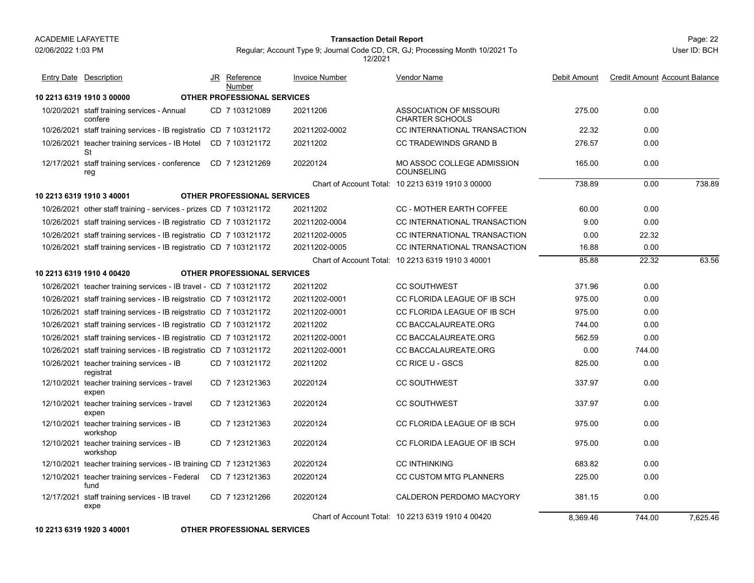**Transaction Detail Report**

Regular; Account Type 9; Journal Code CD, CR, GJ; Processing Month 10/2021 To 12/2021

| Entry Date | Description | JR | Reference Number | Invoice Number | Vendor Name | Debit Amount | Credit Amount | Account Balance |
|---|---|---|---|---|---|---|---|---|
| **10 2213 6319 1910 3 00000** | **OTHER PROFESSIONAL SERVICES** | | | | | | | |
| 10/20/2021 | staff training services - Annual confere | CD | 7 103121089 | 20211206 | ASSOCIATION OF MISSOURI CHARTER SCHOOLS | 275.00 | 0.00 | |
| 10/26/2021 | staff training services - IB registratio | CD | 7 103121172 | 20211202-0002 | CC INTERNATIONAL TRANSACTION | 22.32 | 0.00 | |
| 10/26/2021 | teacher training services - IB Hotel St | CD | 7 103121172 | 20211202 | CC TRADEWINDS GRAND B | 276.57 | 0.00 | |
| 12/17/2021 | staff training services - conference reg | CD | 7 123121269 | 20220124 | MO ASSOC COLLEGE ADMISSION COUNSELING | 165.00 | 0.00 | |
| | | | | Chart of Account Total: | 10 2213 6319 1910 3 00000 | 738.89 | 0.00 | 738.89 |
| **10 2213 6319 1910 3 40001** | **OTHER PROFESSIONAL SERVICES** | | | | | | | |
| 10/26/2021 | other staff training - services - prizes | CD | 7 103121172 | 20211202 | CC - MOTHER EARTH COFFEE | 60.00 | 0.00 | |
| 10/26/2021 | staff training services - IB registratio | CD | 7 103121172 | 20211202-0004 | CC INTERNATIONAL TRANSACTION | 9.00 | 0.00 | |
| 10/26/2021 | staff training services - IB registratio | CD | 7 103121172 | 20211202-0005 | CC INTERNATIONAL TRANSACTION | 0.00 | 22.32 | |
| 10/26/2021 | staff training services - IB registratio | CD | 7 103121172 | 20211202-0005 | CC INTERNATIONAL TRANSACTION | 16.88 | 0.00 | |
| | | | | Chart of Account Total: | 10 2213 6319 1910 3 40001 | 85.88 | 22.32 | 63.56 |
| **10 2213 6319 1910 4 00420** | **OTHER PROFESSIONAL SERVICES** | | | | | | | |
| 10/26/2021 | teacher training services - IB travel - | CD | 7 103121172 | 20211202 | CC SOUTHWEST | 371.96 | 0.00 | |
| 10/26/2021 | staff training services - IB reigstratio | CD | 7 103121172 | 20211202-0001 | CC FLORIDA LEAGUE OF IB SCH | 975.00 | 0.00 | |
| 10/26/2021 | staff training services - IB reigstratio | CD | 7 103121172 | 20211202-0001 | CC FLORIDA LEAGUE OF IB SCH | 975.00 | 0.00 | |
| 10/26/2021 | staff training services - IB registratio | CD | 7 103121172 | 20211202 | CC BACCALAUREATE.ORG | 744.00 | 0.00 | |
| 10/26/2021 | staff training services - IB registratio | CD | 7 103121172 | 20211202-0001 | CC BACCALAUREATE.ORG | 562.59 | 0.00 | |
| 10/26/2021 | staff training services - IB registratio | CD | 7 103121172 | 20211202-0001 | CC BACCALAUREATE.ORG | 0.00 | 744.00 | |
| 10/26/2021 | teacher training services - IB registrat | CD | 7 103121172 | 20211202 | CC RICE U - GSCS | 825.00 | 0.00 | |
| 12/10/2021 | teacher training services - travel expen | CD | 7 123121363 | 20220124 | CC SOUTHWEST | 337.97 | 0.00 | |
| 12/10/2021 | teacher training services - travel expen | CD | 7 123121363 | 20220124 | CC SOUTHWEST | 337.97 | 0.00 | |
| 12/10/2021 | teacher training services - IB workshop | CD | 7 123121363 | 20220124 | CC FLORIDA LEAGUE OF IB SCH | 975.00 | 0.00 | |
| 12/10/2021 | teacher training services - IB workshop | CD | 7 123121363 | 20220124 | CC FLORIDA LEAGUE OF IB SCH | 975.00 | 0.00 | |
| 12/10/2021 | teacher training services - IB training | CD | 7 123121363 | 20220124 | CC INTHINKING | 683.82 | 0.00 | |
| 12/10/2021 | teacher training services - Federal fund | CD | 7 123121363 | 20220124 | CC CUSTOM MTG PLANNERS | 225.00 | 0.00 | |
| 12/17/2021 | staff training services - IB travel expe | CD | 7 123121266 | 20220124 | CALDERON PERDOMO MACYORY | 381.15 | 0.00 | |
| | | | | Chart of Account Total: | 10 2213 6319 1910 4 00420 | 8,369.46 | 744.00 | 7,625.46 |
| **10 2213 6319 1920 3 40001** | **OTHER PROFESSIONAL SERVICES** | | | | | | | |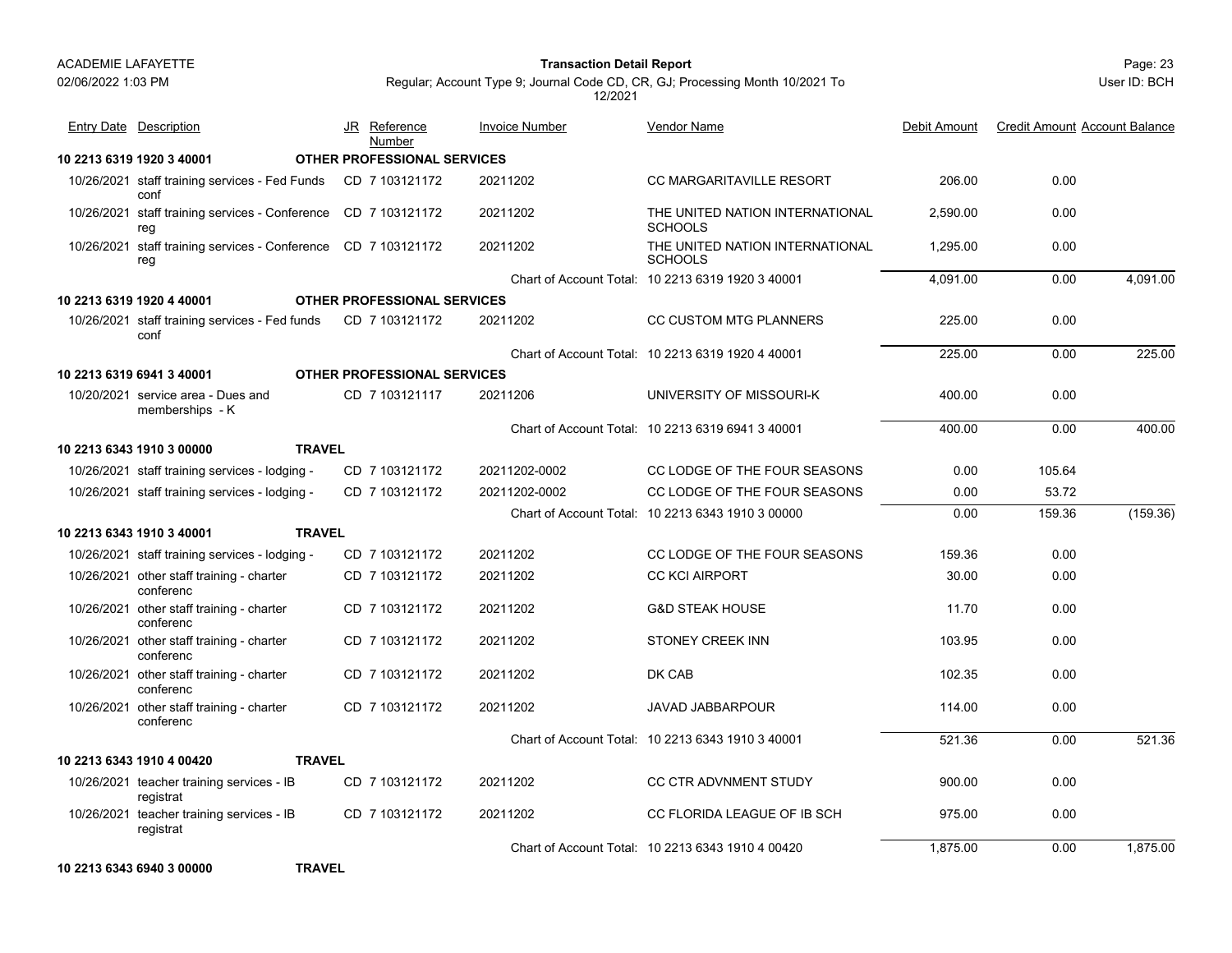**ACADEMIE LAFAYETTE**
02/06/2022 1:03 PM

## Transaction Detail Report

Regular; Account Type 9; Journal Code CD, CR, GJ; Processing Month 10/2021 To 12/2021

Page: 23
User ID: BCH

| Entry Date | Description | JR | Reference Number | Invoice Number | Vendor Name | Debit Amount | Credit Amount | Account Balance |
|---|---|---|---|---|---|---|---|---|
| **10 2213 6319 1920 3 40001** | **OTHER PROFESSIONAL SERVICES** | | | | | | | |
| 10/26/2021 | staff training services - Fed Funds conf | CD | 7 103121172 | 20211202 | CC MARGARITAVILLE RESORT | 206.00 | 0.00 | |
| 10/26/2021 | staff training services - Conference reg | CD | 7 103121172 | 20211202 | THE UNITED NATION INTERNATIONAL SCHOOLS | 2,590.00 | 0.00 | |
| 10/26/2021 | staff training services - Conference reg | CD | 7 103121172 | 20211202 | THE UNITED NATION INTERNATIONAL SCHOOLS | 1,295.00 | 0.00 | |
| | | | | Chart of Account Total: | 10 2213 6319 1920 3 40001 | 4,091.00 | 0.00 | 4,091.00 |
| **10 2213 6319 1920 4 40001** | **OTHER PROFESSIONAL SERVICES** | | | | | | | |
| 10/26/2021 | staff training services - Fed funds conf | CD | 7 103121172 | 20211202 | CC CUSTOM MTG PLANNERS | 225.00 | 0.00 | |
| | | | | Chart of Account Total: | 10 2213 6319 1920 4 40001 | 225.00 | 0.00 | 225.00 |
| **10 2213 6319 6941 3 40001** | **OTHER PROFESSIONAL SERVICES** | | | | | | | |
| 10/20/2021 | service area - Dues and memberships - K | CD | 7 103121117 | 20211206 | UNIVERSITY OF MISSOURI-K | 400.00 | 0.00 | |
| | | | | Chart of Account Total: | 10 2213 6319 6941 3 40001 | 400.00 | 0.00 | 400.00 |
| **10 2213 6343 1910 3 00000** | **TRAVEL** | | | | | | | |
| 10/26/2021 | staff training services - lodging - | CD | 7 103121172 | 20211202-0002 | CC LODGE OF THE FOUR SEASONS | 0.00 | 105.64 | |
| 10/26/2021 | staff training services - lodging - | CD | 7 103121172 | 20211202-0002 | CC LODGE OF THE FOUR SEASONS | 0.00 | 53.72 | |
| | | | | Chart of Account Total: | 10 2213 6343 1910 3 00000 | 0.00 | 159.36 | (159.36) |
| **10 2213 6343 1910 3 40001** | **TRAVEL** | | | | | | | |
| 10/26/2021 | staff training services - lodging - | CD | 7 103121172 | 20211202 | CC LODGE OF THE FOUR SEASONS | 159.36 | 0.00 | |
| 10/26/2021 | other staff training - charter conferenc | CD | 7 103121172 | 20211202 | CC KCI AIRPORT | 30.00 | 0.00 | |
| 10/26/2021 | other staff training - charter conferenc | CD | 7 103121172 | 20211202 | G&D STEAK HOUSE | 11.70 | 0.00 | |
| 10/26/2021 | other staff training - charter conferenc | CD | 7 103121172 | 20211202 | STONEY CREEK INN | 103.95 | 0.00 | |
| 10/26/2021 | other staff training - charter conferenc | CD | 7 103121172 | 20211202 | DK CAB | 102.35 | 0.00 | |
| 10/26/2021 | other staff training - charter conferenc | CD | 7 103121172 | 20211202 | JAVAD JABBARPOUR | 114.00 | 0.00 | |
| | | | | Chart of Account Total: | 10 2213 6343 1910 3 40001 | 521.36 | 0.00 | 521.36 |
| **10 2213 6343 1910 4 00420** | **TRAVEL** | | | | | | | |
| 10/26/2021 | teacher training services - IB registrat | CD | 7 103121172 | 20211202 | CC CTR ADVNMENT STUDY | 900.00 | 0.00 | |
| 10/26/2021 | teacher training services - IB registrat | CD | 7 103121172 | 20211202 | CC FLORIDA LEAGUE OF IB SCH | 975.00 | 0.00 | |
| | | | | Chart of Account Total: | 10 2213 6343 1910 4 00420 | 1,875.00 | 0.00 | 1,875.00 |
| **10 2213 6343 6940 3 00000** | **TRAVEL** | | | | | | | |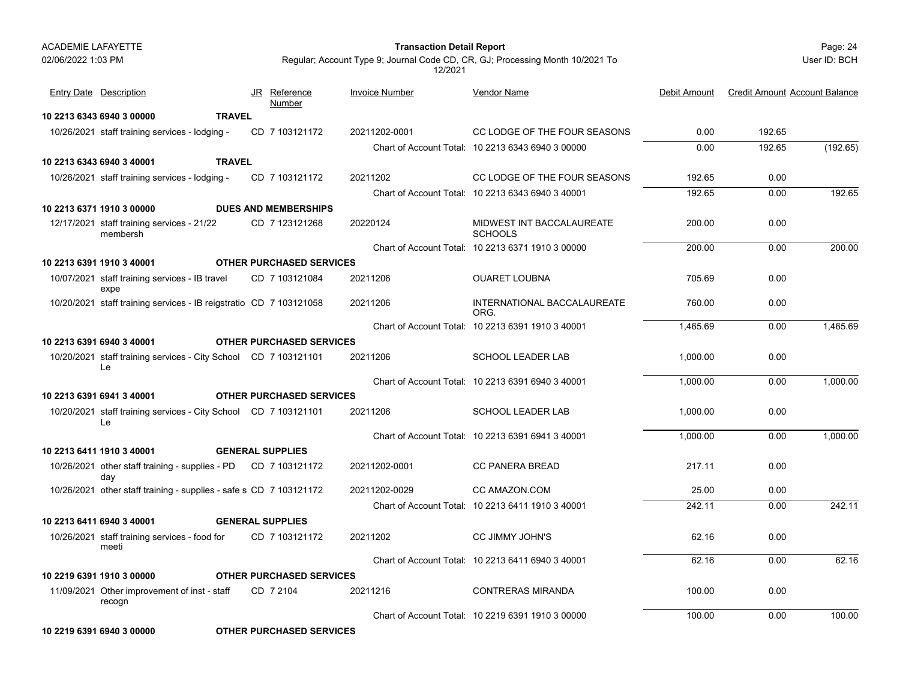ACADEMIE LAFAYETTE
02/06/2022 1:03 PM

**Transaction Detail Report**

Regular; Account Type 9; Journal Code CD, CR, GJ; Processing Month 10/2021 To 12/2021

User ID: BCH

| Entry Date | Description | JR | Reference Number | Invoice Number | Vendor Name | Debit Amount | Credit Amount | Account Balance |
|---|---|---|---|---|---|---|---|---|
| **10 2213 6343 6940 3 00000** | **TRAVEL** | | | | | | | |
| 10/26/2021 | staff training services - lodging - | CD | 7 103121172 | 20211202-0001 | CC LODGE OF THE FOUR SEASONS | 0.00 | 192.65 | |
| | | | | Chart of Account Total: | 10 2213 6343 6940 3 00000 | 0.00 | 192.65 | (192.65) |
| **10 2213 6343 6940 3 40001** | **TRAVEL** | | | | | | | |
| 10/26/2021 | staff training services - lodging - | CD | 7 103121172 | 20211202 | CC LODGE OF THE FOUR SEASONS | 192.65 | 0.00 | |
| | | | | Chart of Account Total: | 10 2213 6343 6940 3 40001 | 192.65 | 0.00 | 192.65 |
| **10 2213 6371 1910 3 00000** | **DUES AND MEMBERSHIPS** | | | | | | | |
| 12/17/2021 | staff training services - 21/22 membersh | CD | 7 123121268 | 20220124 | MIDWEST INT BACCALAUREATE SCHOOLS | 200.00 | 0.00 | |
| | | | | Chart of Account Total: | 10 2213 6371 1910 3 00000 | 200.00 | 0.00 | 200.00 |
| **10 2213 6391 1910 3 40001** | **OTHER PURCHASED SERVICES** | | | | | | | |
| 10/07/2021 | staff training services - IB travel expe | CD | 7 103121084 | 20211206 | OUARET LOUBNA | 705.69 | 0.00 | |
| 10/20/2021 | staff training services - IB reigstratio | CD | 7 103121058 | 20211206 | INTERNATIONAL BACCALAUREATE ORG. | 760.00 | 0.00 | |
| | | | | Chart of Account Total: | 10 2213 6391 1910 3 40001 | 1,465.69 | 0.00 | 1,465.69 |
| **10 2213 6391 6940 3 40001** | **OTHER PURCHASED SERVICES** | | | | | | | |
| 10/20/2021 | staff training services - City School Le | CD | 7 103121101 | 20211206 | SCHOOL LEADER LAB | 1,000.00 | 0.00 | |
| | | | | Chart of Account Total: | 10 2213 6391 6940 3 40001 | 1,000.00 | 0.00 | 1,000.00 |
| **10 2213 6391 6941 3 40001** | **OTHER PURCHASED SERVICES** | | | | | | | |
| 10/20/2021 | staff training services - City School Le | CD | 7 103121101 | 20211206 | SCHOOL LEADER LAB | 1,000.00 | 0.00 | |
| | | | | Chart of Account Total: | 10 2213 6391 6941 3 40001 | 1,000.00 | 0.00 | 1,000.00 |
| **10 2213 6411 1910 3 40001** | **GENERAL SUPPLIES** | | | | | | | |
| 10/26/2021 | other staff training - supplies - PD day | CD | 7 103121172 | 20211202-0001 | CC PANERA BREAD | 217.11 | 0.00 | |
| 10/26/2021 | other staff training - supplies - safe s | CD | 7 103121172 | 20211202-0029 | CC AMAZON.COM | 25.00 | 0.00 | |
| | | | | Chart of Account Total: | 10 2213 6411 1910 3 40001 | 242.11 | 0.00 | 242.11 |
| **10 2213 6411 6940 3 40001** | **GENERAL SUPPLIES** | | | | | | | |
| 10/26/2021 | staff training services - food for meeti | CD | 7 103121172 | 20211202 | CC JIMMY JOHN'S | 62.16 | 0.00 | |
| | | | | Chart of Account Total: | 10 2213 6411 6940 3 40001 | 62.16 | 0.00 | 62.16 |
| **10 2219 6391 1910 3 00000** | **OTHER PURCHASED SERVICES** | | | | | | | |
| 11/09/2021 | Other improvement of inst - staff recogn | CD | 7 2104 | 20211216 | CONTRERAS MIRANDA | 100.00 | 0.00 | |
| | | | | Chart of Account Total: | 10 2219 6391 1910 3 00000 | 100.00 | 0.00 | 100.00 |
| **10 2219 6391 6940 3 00000** | **OTHER PURCHASED SERVICES** | | | | | | | |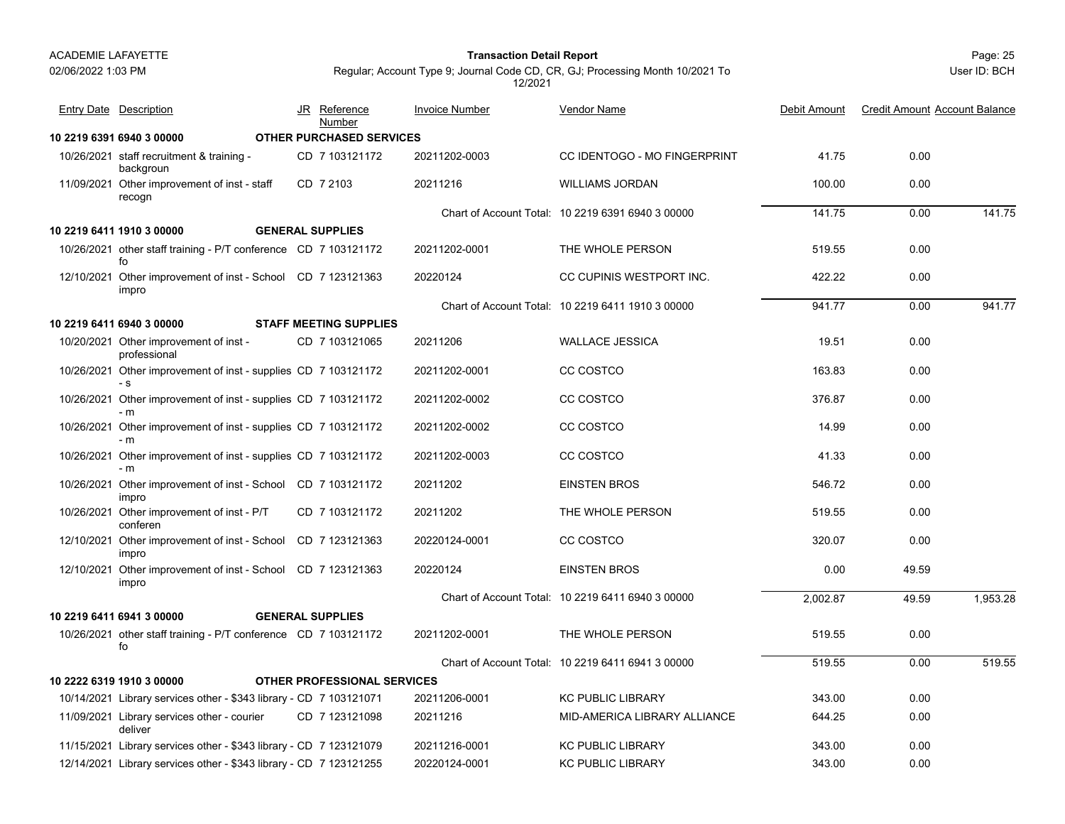| Entry Date | Description | JR | Reference Number | Invoice Number | Vendor Name | Debit Amount | Credit Amount | Account Balance |
|---|---|---|---|---|---|---|---|---|
| **10 2219 6391 6940 3 00000** | **OTHER PURCHASED SERVICES** | | | | | | | |
| 10/26/2021 | staff recruitment & training - backgroun | CD | 7 103121172 | 20211202-0003 | CC IDENTOGO - MO FINGERPRINT | 41.75 | 0.00 | |
| 11/09/2021 | Other improvement of inst - staff recogn | CD | 7 2103 | 20211216 | WILLIAMS JORDAN | 100.00 | 0.00 | |
| | | | | Chart of Account Total: | 10 2219 6391 6940 3 00000 | 141.75 | 0.00 | 141.75 |
| **10 2219 6411 1910 3 00000** | **GENERAL SUPPLIES** | | | | | | | |
| 10/26/2021 | other staff training - P/T conference fo | CD | 7 103121172 | 20211202-0001 | THE WHOLE PERSON | 519.55 | 0.00 | |
| 12/10/2021 | Other improvement of inst - School impro | CD | 7 123121363 | 20220124 | CC CUPINIS WESTPORT INC. | 422.22 | 0.00 | |
| | | | | Chart of Account Total: | 10 2219 6411 1910 3 00000 | 941.77 | 0.00 | 941.77 |
| **10 2219 6411 6940 3 00000** | **STAFF MEETING SUPPLIES** | | | | | | | |
| 10/20/2021 | Other improvement of inst - professional | CD | 7 103121065 | 20211206 | WALLACE JESSICA | 19.51 | 0.00 | |
| 10/26/2021 | Other improvement of inst - supplies - s | CD | 7 103121172 | 20211202-0001 | CC COSTCO | 163.83 | 0.00 | |
| 10/26/2021 | Other improvement of inst - supplies - m | CD | 7 103121172 | 20211202-0002 | CC COSTCO | 376.87 | 0.00 | |
| 10/26/2021 | Other improvement of inst - supplies - m | CD | 7 103121172 | 20211202-0002 | CC COSTCO | 14.99 | 0.00 | |
| 10/26/2021 | Other improvement of inst - supplies - m | CD | 7 103121172 | 20211202-0003 | CC COSTCO | 41.33 | 0.00 | |
| 10/26/2021 | Other improvement of inst - School impro | CD | 7 103121172 | 20211202 | EINSTEN BROS | 546.72 | 0.00 | |
| 10/26/2021 | Other improvement of inst - P/T conferen | CD | 7 103121172 | 20211202 | THE WHOLE PERSON | 519.55 | 0.00 | |
| 12/10/2021 | Other improvement of inst - School impro | CD | 7 123121363 | 20220124-0001 | CC COSTCO | 320.07 | 0.00 | |
| 12/10/2021 | Other improvement of inst - School impro | CD | 7 123121363 | 20220124 | EINSTEN BROS | 0.00 | 49.59 | |
| | | | | Chart of Account Total: | 10 2219 6411 6940 3 00000 | 2,002.87 | 49.59 | 1,953.28 |
| **10 2219 6411 6941 3 00000** | **GENERAL SUPPLIES** | | | | | | | |
| 10/26/2021 | other staff training - P/T conference fo | CD | 7 103121172 | 20211202-0001 | THE WHOLE PERSON | 519.55 | 0.00 | |
| | | | | Chart of Account Total: | 10 2219 6411 6941 3 00000 | 519.55 | 0.00 | 519.55 |
| **10 2222 6319 1910 3 00000** | **OTHER PROFESSIONAL SERVICES** | | | | | | | |
| 10/14/2021 | Library services other - $343 library - | CD | 7 103121071 | 20211206-0001 | KC PUBLIC LIBRARY | 343.00 | 0.00 | |
| 11/09/2021 | Library services other - courier deliver | CD | 7 123121098 | 20211216 | MID-AMERICA LIBRARY ALLIANCE | 644.25 | 0.00 | |
| 11/15/2021 | Library services other - $343 library - | CD | 7 123121079 | 20211216-0001 | KC PUBLIC LIBRARY | 343.00 | 0.00 | |
| 12/14/2021 | Library services other - $343 library - | CD | 7 123121255 | 20220124-0001 | KC PUBLIC LIBRARY | 343.00 | 0.00 | |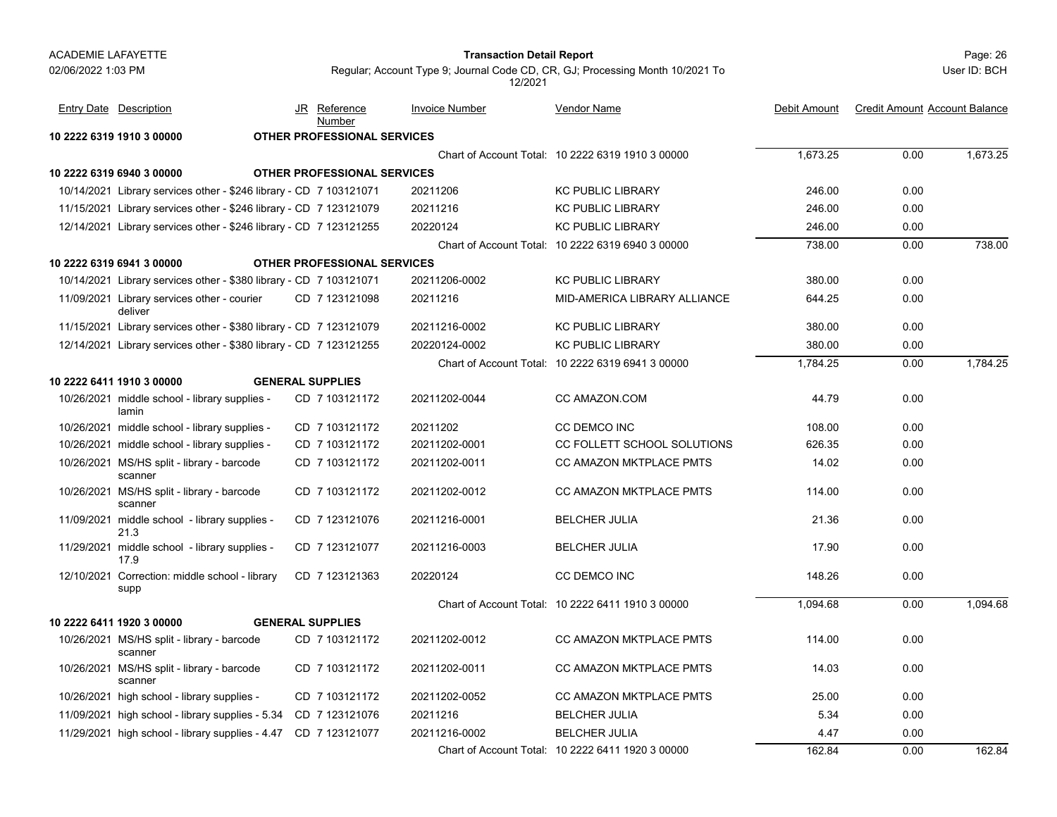| Entry Date | Description | JR | Reference Number | Invoice Number | Vendor Name | Debit Amount | Credit Amount | Account Balance |
|---|---|---|---|---|---|---|---|---|
| **10 2222 6319 1910 3 00000** | **OTHER PROFESSIONAL SERVICES** | | | | | | | |
| | | | | Chart of Account Total: | 10 2222 6319 1910 3 00000 | 1,673.25 | 0.00 | 1,673.25 |
| **10 2222 6319 6940 3 00000** | **OTHER PROFESSIONAL SERVICES** | | | | | | | |
| 10/14/2021 | Library services other - $246 library - | CD | 7 103121071 | 20211206 | KC PUBLIC LIBRARY | 246.00 | 0.00 | |
| 11/15/2021 | Library services other - $246 library - | CD | 7 123121079 | 20211216 | KC PUBLIC LIBRARY | 246.00 | 0.00 | |
| 12/14/2021 | Library services other - $246 library - | CD | 7 123121255 | 20220124 | KC PUBLIC LIBRARY | 246.00 | 0.00 | |
| | | | | Chart of Account Total: | 10 2222 6319 6940 3 00000 | 738.00 | 0.00 | 738.00 |
| **10 2222 6319 6941 3 00000** | **OTHER PROFESSIONAL SERVICES** | | | | | | | |
| 10/14/2021 | Library services other - $380 library - | CD | 7 103121071 | 20211206-0002 | KC PUBLIC LIBRARY | 380.00 | 0.00 | |
| 11/09/2021 | Library services other - courier deliver | CD | 7 123121098 | 20211216 | MID-AMERICA LIBRARY ALLIANCE | 644.25 | 0.00 | |
| 11/15/2021 | Library services other - $380 library - | CD | 7 123121079 | 20211216-0002 | KC PUBLIC LIBRARY | 380.00 | 0.00 | |
| 12/14/2021 | Library services other - $380 library - | CD | 7 123121255 | 20220124-0002 | KC PUBLIC LIBRARY | 380.00 | 0.00 | |
| | | | | Chart of Account Total: | 10 2222 6319 6941 3 00000 | 1,784.25 | 0.00 | 1,784.25 |
| **10 2222 6411 1910 3 00000** | **GENERAL SUPPLIES** | | | | | | | |
| 10/26/2021 | middle school - library supplies - lamin | CD | 7 103121172 | 20211202-0044 | CC AMAZON.COM | 44.79 | 0.00 | |
| 10/26/2021 | middle school - library supplies - | CD | 7 103121172 | 20211202 | CC DEMCO INC | 108.00 | 0.00 | |
| 10/26/2021 | middle school - library supplies - | CD | 7 103121172 | 20211202-0001 | CC FOLLETT SCHOOL SOLUTIONS | 626.35 | 0.00 | |
| 10/26/2021 | MS/HS split - library - barcode scanner | CD | 7 103121172 | 20211202-0011 | CC AMAZON MKTPLACE PMTS | 14.02 | 0.00 | |
| 10/26/2021 | MS/HS split - library - barcode scanner | CD | 7 103121172 | 20211202-0012 | CC AMAZON MKTPLACE PMTS | 114.00 | 0.00 | |
| 11/09/2021 | middle school - library supplies - 21.3 | CD | 7 123121076 | 20211216-0001 | BELCHER JULIA | 21.36 | 0.00 | |
| 11/29/2021 | middle school - library supplies - 17.9 | CD | 7 123121077 | 20211216-0003 | BELCHER JULIA | 17.90 | 0.00 | |
| 12/10/2021 | Correction: middle school - library supp | CD | 7 123121363 | 20220124 | CC DEMCO INC | 148.26 | 0.00 | |
| | | | | Chart of Account Total: | 10 2222 6411 1910 3 00000 | 1,094.68 | 0.00 | 1,094.68 |
| **10 2222 6411 1920 3 00000** | **GENERAL SUPPLIES** | | | | | | | |
| 10/26/2021 | MS/HS split - library - barcode scanner | CD | 7 103121172 | 20211202-0012 | CC AMAZON MKTPLACE PMTS | 114.00 | 0.00 | |
| 10/26/2021 | MS/HS split - library - barcode scanner | CD | 7 103121172 | 20211202-0011 | CC AMAZON MKTPLACE PMTS | 14.03 | 0.00 | |
| 10/26/2021 | high school - library supplies - | CD | 7 103121172 | 20211202-0052 | CC AMAZON MKTPLACE PMTS | 25.00 | 0.00 | |
| 11/09/2021 | high school - library supplies - 5.34 | CD | 7 123121076 | 20211216 | BELCHER JULIA | 5.34 | 0.00 | |
| 11/29/2021 | high school - library supplies - 4.47 | CD | 7 123121077 | 20211216-0002 | BELCHER JULIA | 4.47 | 0.00 | |
| | | | | Chart of Account Total: | 10 2222 6411 1920 3 00000 | 162.84 | 0.00 | 162.84 |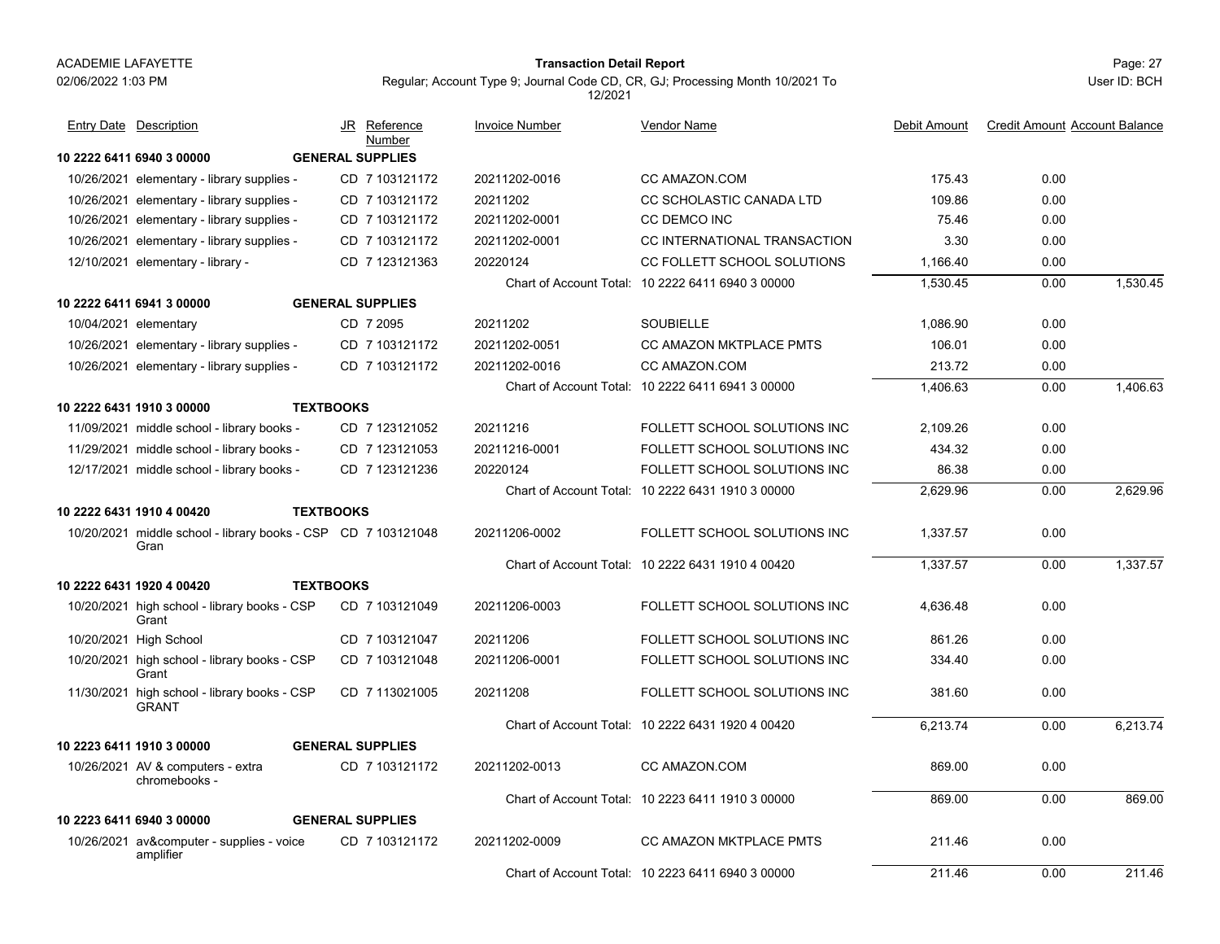| Entry Date | Description | JR | Reference Number | Invoice Number | Vendor Name | Debit Amount | Credit Amount | Account Balance |
|---|---|---|---|---|---|---|---|---|
| **10 2222 6411 6940 3 00000** | **GENERAL SUPPLIES** | | | | | | | |
| 10/26/2021 | elementary - library supplies - | CD | 7 103121172 | 20211202-0016 | CC AMAZON.COM | 175.43 | 0.00 | |
| 10/26/2021 | elementary - library supplies - | CD | 7 103121172 | 20211202 | CC SCHOLASTIC CANADA LTD | 109.86 | 0.00 | |
| 10/26/2021 | elementary - library supplies - | CD | 7 103121172 | 20211202-0001 | CC DEMCO INC | 75.46 | 0.00 | |
| 10/26/2021 | elementary - library supplies - | CD | 7 103121172 | 20211202-0001 | CC INTERNATIONAL TRANSACTION | 3.30 | 0.00 | |
| 12/10/2021 | elementary - library - | CD | 7 123121363 | 20220124 | CC FOLLETT SCHOOL SOLUTIONS | 1,166.40 | 0.00 | |
| | | | | Chart of Account Total: | 10 2222 6411 6940 3 00000 | 1,530.45 | 0.00 | 1,530.45 |
| **10 2222 6411 6941 3 00000** | **GENERAL SUPPLIES** | | | | | | | |
| 10/04/2021 | elementary | CD | 7 2095 | 20211202 | SOUBIELLE | 1,086.90 | 0.00 | |
| 10/26/2021 | elementary - library supplies - | CD | 7 103121172 | 20211202-0051 | CC AMAZON MKTPLACE PMTS | 106.01 | 0.00 | |
| 10/26/2021 | elementary - library supplies - | CD | 7 103121172 | 20211202-0016 | CC AMAZON.COM | 213.72 | 0.00 | |
| | | | | Chart of Account Total: | 10 2222 6411 6941 3 00000 | 1,406.63 | 0.00 | 1,406.63 |
| **10 2222 6431 1910 3 00000** | **TEXTBOOKS** | | | | | | | |
| 11/09/2021 | middle school - library books - | CD | 7 123121052 | 20211216 | FOLLETT SCHOOL SOLUTIONS INC | 2,109.26 | 0.00 | |
| 11/29/2021 | middle school - library books - | CD | 7 123121053 | 20211216-0001 | FOLLETT SCHOOL SOLUTIONS INC | 434.32 | 0.00 | |
| 12/17/2021 | middle school - library books - | CD | 7 123121236 | 20220124 | FOLLETT SCHOOL SOLUTIONS INC | 86.38 | 0.00 | |
| | | | | Chart of Account Total: | 10 2222 6431 1910 3 00000 | 2,629.96 | 0.00 | 2,629.96 |
| **10 2222 6431 1910 4 00420** | **TEXTBOOKS** | | | | | | | |
| 10/20/2021 | middle school - library books - CSP Gran | CD | 7 103121048 | 20211206-0002 | FOLLETT SCHOOL SOLUTIONS INC | 1,337.57 | 0.00 | |
| | | | | Chart of Account Total: | 10 2222 6431 1910 4 00420 | 1,337.57 | 0.00 | 1,337.57 |
| **10 2222 6431 1920 4 00420** | **TEXTBOOKS** | | | | | | | |
| 10/20/2021 | high school - library books - CSP Grant | CD | 7 103121049 | 20211206-0003 | FOLLETT SCHOOL SOLUTIONS INC | 4,636.48 | 0.00 | |
| 10/20/2021 | High School | CD | 7 103121047 | 20211206 | FOLLETT SCHOOL SOLUTIONS INC | 861.26 | 0.00 | |
| 10/20/2021 | high school - library books - CSP Grant | CD | 7 103121048 | 20211206-0001 | FOLLETT SCHOOL SOLUTIONS INC | 334.40 | 0.00 | |
| 11/30/2021 | high school - library books - CSP GRANT | CD | 7 113021005 | 20211208 | FOLLETT SCHOOL SOLUTIONS INC | 381.60 | 0.00 | |
| | | | | Chart of Account Total: | 10 2222 6431 1920 4 00420 | 6,213.74 | 0.00 | 6,213.74 |
| **10 2223 6411 1910 3 00000** | **GENERAL SUPPLIES** | | | | | | | |
| 10/26/2021 | AV & computers - extra chromebooks - | CD | 7 103121172 | 20211202-0013 | CC AMAZON.COM | 869.00 | 0.00 | |
| | | | | Chart of Account Total: | 10 2223 6411 1910 3 00000 | 869.00 | 0.00 | 869.00 |
| **10 2223 6411 6940 3 00000** | **GENERAL SUPPLIES** | | | | | | | |
| 10/26/2021 | av&computer - supplies - voice amplifier | CD | 7 103121172 | 20211202-0009 | CC AMAZON MKTPLACE PMTS | 211.46 | 0.00 | |
| | | | | Chart of Account Total: | 10 2223 6411 6940 3 00000 | 211.46 | 0.00 | 211.46 |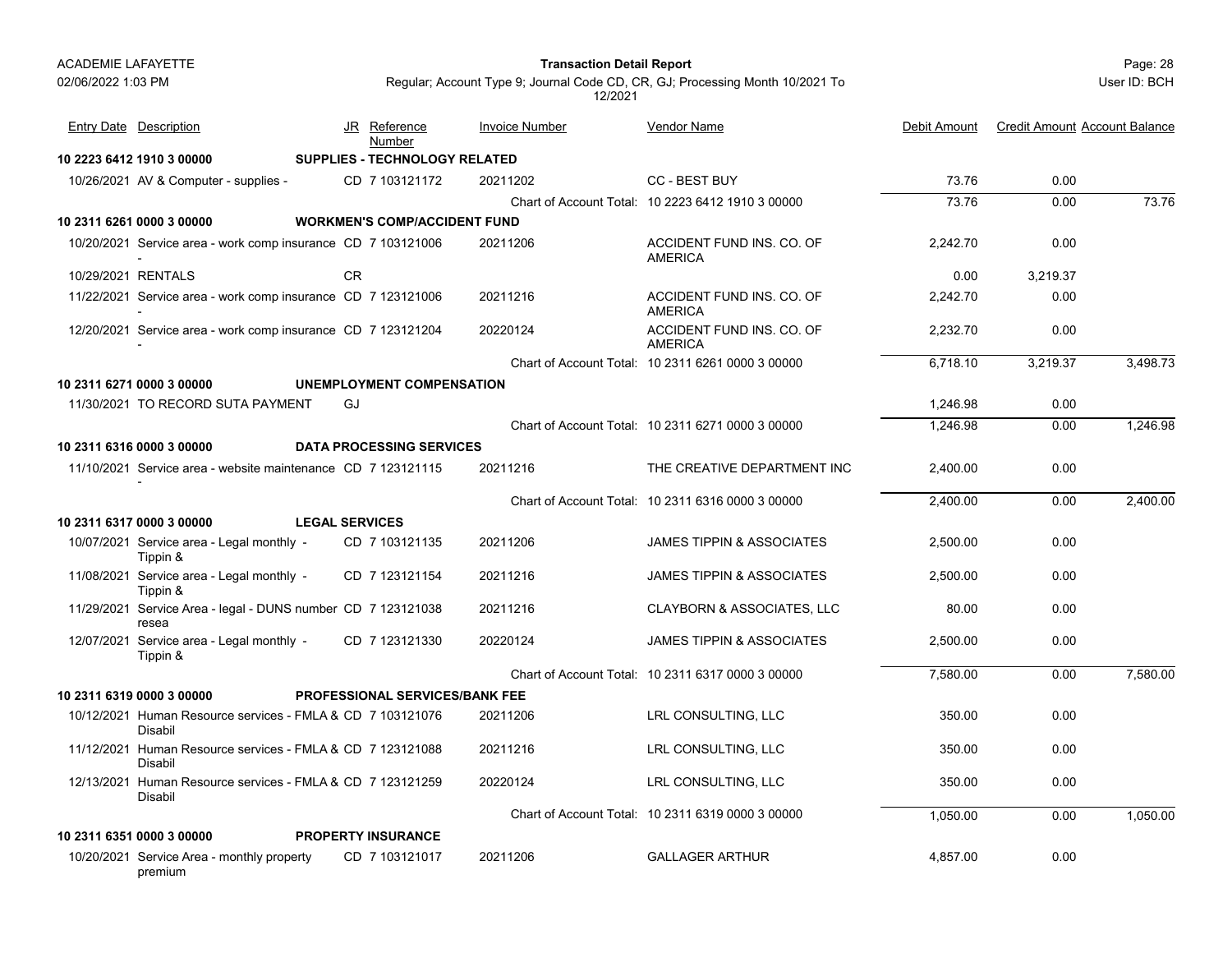| Entry Date | Description | JR | Reference Number | Invoice Number | Vendor Name | Debit Amount | Credit Amount | Account Balance |
|---|---|---|---|---|---|---|---|---|
| **10 2223 6412 1910 3 00000** | **SUPPLIES - TECHNOLOGY RELATED** | | | | | | | |
| 10/26/2021 | AV & Computer - supplies - | CD | 7 103121172 | 20211202 | CC - BEST BUY | 73.76 | 0.00 | |
| | | | | | Chart of Account Total: 10 2223 6412 1910 3 00000 | 73.76 | 0.00 | 73.76 |
| **10 2311 6261 0000 3 00000** | **WORKMEN'S COMP/ACCIDENT FUND** | | | | | | | |
| 10/20/2021 | Service area - work comp insurance - | CD | 7 103121006 | 20211206 | ACCIDENT FUND INS. CO. OF AMERICA | 2,242.70 | 0.00 | |
| 10/29/2021 | RENTALS | CR | | | | 0.00 | 3,219.37 | |
| 11/22/2021 | Service area - work comp insurance - | CD | 7 123121006 | 20211216 | ACCIDENT FUND INS. CO. OF AMERICA | 2,242.70 | 0.00 | |
| 12/20/2021 | Service area - work comp insurance - | CD | 7 123121204 | 20220124 | ACCIDENT FUND INS. CO. OF AMERICA | 2,232.70 | 0.00 | |
| | | | | | Chart of Account Total: 10 2311 6261 0000 3 00000 | 6,718.10 | 3,219.37 | 3,498.73 |
| **10 2311 6271 0000 3 00000** | **UNEMPLOYMENT COMPENSATION** | | | | | | | |
| 11/30/2021 | TO RECORD SUTA PAYMENT | GJ | | | | 1,246.98 | 0.00 | |
| | | | | | Chart of Account Total: 10 2311 6271 0000 3 00000 | 1,246.98 | 0.00 | 1,246.98 |
| **10 2311 6316 0000 3 00000** | **DATA PROCESSING SERVICES** | | | | | | | |
| 11/10/2021 | Service area - website maintenance - | CD | 7 123121115 | 20211216 | THE CREATIVE DEPARTMENT INC | 2,400.00 | 0.00 | |
| | | | | | Chart of Account Total: 10 2311 6316 0000 3 00000 | 2,400.00 | 0.00 | 2,400.00 |
| **10 2311 6317 0000 3 00000** | **LEGAL SERVICES** | | | | | | | |
| 10/07/2021 | Service area - Legal monthly - Tippin & | CD | 7 103121135 | 20211206 | JAMES TIPPIN & ASSOCIATES | 2,500.00 | 0.00 | |
| 11/08/2021 | Service area - Legal monthly - Tippin & | CD | 7 123121154 | 20211216 | JAMES TIPPIN & ASSOCIATES | 2,500.00 | 0.00 | |
| 11/29/2021 | Service Area - legal - DUNS number resea | CD | 7 123121038 | 20211216 | CLAYBORN & ASSOCIATES, LLC | 80.00 | 0.00 | |
| 12/07/2021 | Service area - Legal monthly - Tippin & | CD | 7 123121330 | 20220124 | JAMES TIPPIN & ASSOCIATES | 2,500.00 | 0.00 | |
| | | | | | Chart of Account Total: 10 2311 6317 0000 3 00000 | 7,580.00 | 0.00 | 7,580.00 |
| **10 2311 6319 0000 3 00000** | **PROFESSIONAL SERVICES/BANK FEE** | | | | | | | |
| 10/12/2021 | Human Resource services - FMLA & Disabil | CD | 7 103121076 | 20211206 | LRL CONSULTING, LLC | 350.00 | 0.00 | |
| 11/12/2021 | Human Resource services - FMLA & Disabil | CD | 7 123121088 | 20211216 | LRL CONSULTING, LLC | 350.00 | 0.00 | |
| 12/13/2021 | Human Resource services - FMLA & Disabil | CD | 7 123121259 | 20220124 | LRL CONSULTING, LLC | 350.00 | 0.00 | |
| | | | | | Chart of Account Total: 10 2311 6319 0000 3 00000 | 1,050.00 | 0.00 | 1,050.00 |
| **10 2311 6351 0000 3 00000** | **PROPERTY INSURANCE** | | | | | | | |
| 10/20/2021 | Service Area - monthly property premium | CD | 7 103121017 | 20211206 | GALLAGER ARTHUR | 4,857.00 | 0.00 | |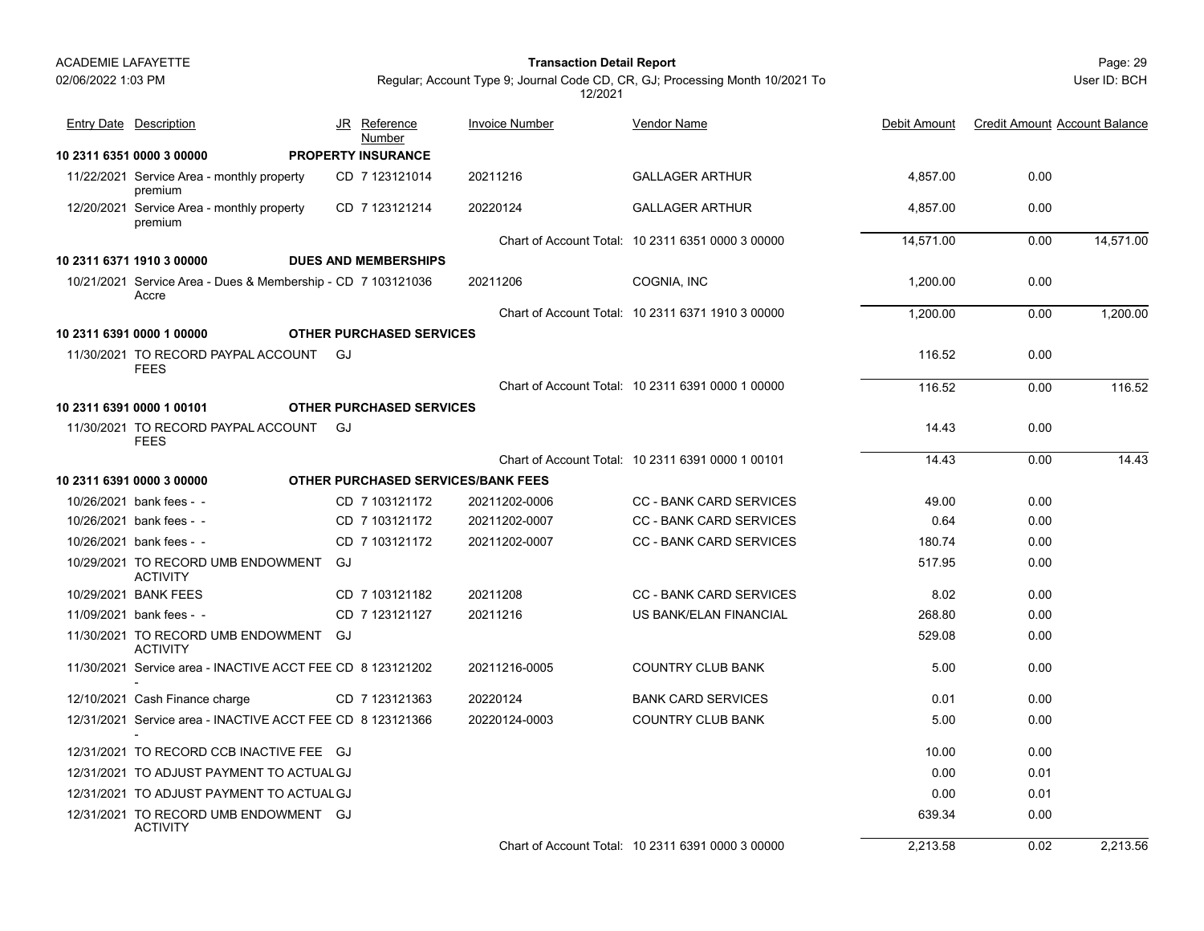ACADEMIE LAFAYETTE

02/06/2022 1:03 PM

**Transaction Detail Report**

Regular; Account Type 9; Journal Code CD, CR, GJ; Processing Month 10/2021 To 12/2021

User ID: BCH

| Entry Date | Description | JR | Reference Number | Invoice Number | Vendor Name | Debit Amount | Credit Amount | Account Balance |
|---|---|---|---|---|---|---|---|---|
| **10 2311 6351 0000 3 00000** | **PROPERTY INSURANCE** | | | | | | | |
| 11/22/2021 | Service Area - monthly property premium | CD | 7 123121014 | 20211216 | GALLAGER ARTHUR | 4,857.00 | 0.00 | |
| 12/20/2021 | Service Area - monthly property premium | CD | 7 123121214 | 20220124 | GALLAGER ARTHUR | 4,857.00 | 0.00 | |
| | | | | Chart of Account Total: | 10 2311 6351 0000 3 00000 | 14,571.00 | 0.00 | 14,571.00 |
| **10 2311 6371 1910 3 00000** | **DUES AND MEMBERSHIPS** | | | | | | | |
| 10/21/2021 | Service Area - Dues & Membership - Accre | CD | 7 103121036 | 20211206 | COGNIA, INC | 1,200.00 | 0.00 | |
| | | | | Chart of Account Total: | 10 2311 6371 1910 3 00000 | 1,200.00 | 0.00 | 1,200.00 |
| **10 2311 6391 0000 1 00000** | **OTHER PURCHASED SERVICES** | | | | | | | |
| 11/30/2021 | TO RECORD PAYPAL ACCOUNT FEES | GJ | | | | 116.52 | 0.00 | |
| | | | | Chart of Account Total: | 10 2311 6391 0000 1 00000 | 116.52 | 0.00 | 116.52 |
| **10 2311 6391 0000 1 00101** | **OTHER PURCHASED SERVICES** | | | | | | | |
| 11/30/2021 | TO RECORD PAYPAL ACCOUNT FEES | GJ | | | | 14.43 | 0.00 | |
| | | | | Chart of Account Total: | 10 2311 6391 0000 1 00101 | 14.43 | 0.00 | 14.43 |
| **10 2311 6391 0000 3 00000** | **OTHER PURCHASED SERVICES/BANK FEES** | | | | | | | |
| 10/26/2021 | bank fees - - | CD | 7 103121172 | 20211202-0006 | CC - BANK CARD SERVICES | 49.00 | 0.00 | |
| 10/26/2021 | bank fees - - | CD | 7 103121172 | 20211202-0007 | CC - BANK CARD SERVICES | 0.64 | 0.00 | |
| 10/26/2021 | bank fees - - | CD | 7 103121172 | 20211202-0007 | CC - BANK CARD SERVICES | 180.74 | 0.00 | |
| 10/29/2021 | TO RECORD UMB ENDOWMENT ACTIVITY | GJ | | | | 517.95 | 0.00 | |
| 10/29/2021 | BANK FEES | CD | 7 103121182 | 20211208 | CC - BANK CARD SERVICES | 8.02 | 0.00 | |
| 11/09/2021 | bank fees - - | CD | 7 123121127 | 20211216 | US BANK/ELAN FINANCIAL | 268.80 | 0.00 | |
| 11/30/2021 | TO RECORD UMB ENDOWMENT ACTIVITY | GJ | | | | 529.08 | 0.00 | |
| 11/30/2021 | Service area - INACTIVE ACCT FEE - | CD | 8 123121202 | 20211216-0005 | COUNTRY CLUB BANK | 5.00 | 0.00 | |
| 12/10/2021 | Cash Finance charge | CD | 7 123121363 | 20220124 | BANK CARD SERVICES | 0.01 | 0.00 | |
| 12/31/2021 | Service area - INACTIVE ACCT FEE - | CD | 8 123121366 | 20220124-0003 | COUNTRY CLUB BANK | 5.00 | 0.00 | |
| 12/31/2021 | TO RECORD CCB INACTIVE FEE | GJ | | | | 10.00 | 0.00 | |
| 12/31/2021 | TO ADJUST PAYMENT TO ACTUAL | GJ | | | | 0.00 | 0.01 | |
| 12/31/2021 | TO ADJUST PAYMENT TO ACTUAL | GJ | | | | 0.00 | 0.01 | |
| 12/31/2021 | TO RECORD UMB ENDOWMENT ACTIVITY | GJ | | | | 639.34 | 0.00 | |
| | | | | Chart of Account Total: | 10 2311 6391 0000 3 00000 | 2,213.58 | 0.02 | 2,213.56 |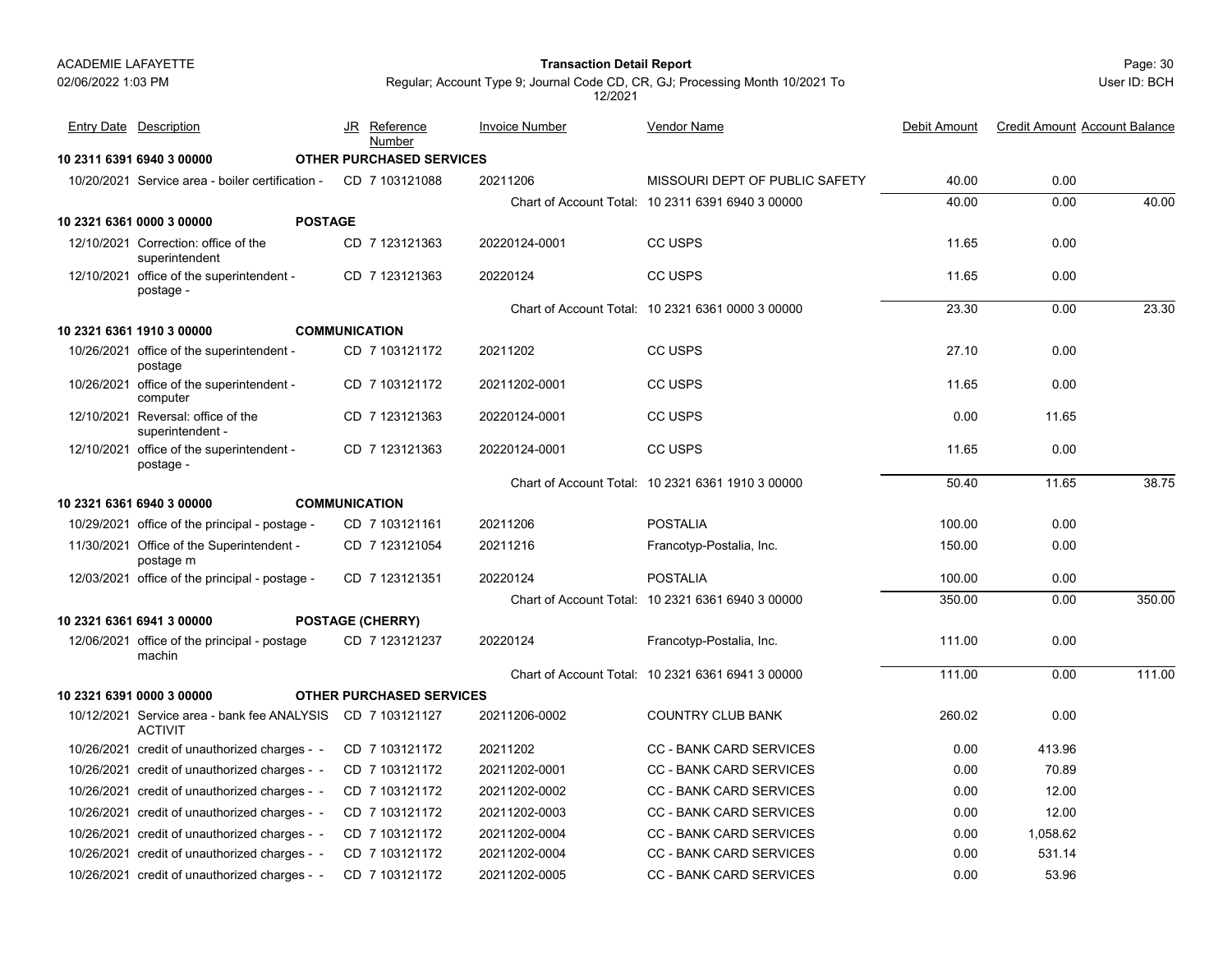ACADEMIE LAFAYETTE
02/06/2022 1:03 PM

**Transaction Detail Report**

Regular; Account Type 9; Journal Code CD, CR, GJ; Processing Month 10/2021 To 12/2021

User ID: BCH

| Entry Date | Description | JR | Reference Number | Invoice Number | Vendor Name | Debit Amount | Credit Amount | Account Balance |
|---|---|---|---|---|---|---|---|---|
| **10 2311 6391 6940 3 00000** | **OTHER PURCHASED SERVICES** | | | | | | | |
| 10/20/2021 | Service area - boiler certification - | CD | 7 103121088 | 20211206 | MISSOURI DEPT OF PUBLIC SAFETY | 40.00 | 0.00 | |
| | | | | Chart of Account Total: | 10 2311 6391 6940 3 00000 | 40.00 | 0.00 | 40.00 |
| **10 2321 6361 0000 3 00000** | **POSTAGE** | | | | | | | |
| 12/10/2021 | Correction: office of the superintendent | CD | 7 123121363 | 20220124-0001 | CC USPS | 11.65 | 0.00 | |
| 12/10/2021 | office of the superintendent - postage - | CD | 7 123121363 | 20220124 | CC USPS | 11.65 | 0.00 | |
| | | | | Chart of Account Total: | 10 2321 6361 0000 3 00000 | 23.30 | 0.00 | 23.30 |
| **10 2321 6361 1910 3 00000** | **COMMUNICATION** | | | | | | | |
| 10/26/2021 | office of the superintendent - postage | CD | 7 103121172 | 20211202 | CC USPS | 27.10 | 0.00 | |
| 10/26/2021 | office of the superintendent - computer | CD | 7 103121172 | 20211202-0001 | CC USPS | 11.65 | 0.00 | |
| 12/10/2021 | Reversal: office of the superintendent - | CD | 7 123121363 | 20220124-0001 | CC USPS | 0.00 | 11.65 | |
| 12/10/2021 | office of the superintendent - postage - | CD | 7 123121363 | 20220124-0001 | CC USPS | 11.65 | 0.00 | |
| | | | | Chart of Account Total: | 10 2321 6361 1910 3 00000 | 50.40 | 11.65 | 38.75 |
| **10 2321 6361 6940 3 00000** | **COMMUNICATION** | | | | | | | |
| 10/29/2021 | office of the principal - postage - | CD | 7 103121161 | 20211206 | POSTALIA | 100.00 | 0.00 | |
| 11/30/2021 | Office of the Superintendent - postage m | CD | 7 123121054 | 20211216 | Francotyp-Postalia, Inc. | 150.00 | 0.00 | |
| 12/03/2021 | office of the principal - postage - | CD | 7 123121351 | 20220124 | POSTALIA | 100.00 | 0.00 | |
| | | | | Chart of Account Total: | 10 2321 6361 6940 3 00000 | 350.00 | 0.00 | 350.00 |
| **10 2321 6361 6941 3 00000** | **POSTAGE (CHERRY)** | | | | | | | |
| 12/06/2021 | office of the principal - postage machin | CD | 7 123121237 | 20220124 | Francotyp-Postalia, Inc. | 111.00 | 0.00 | |
| | | | | Chart of Account Total: | 10 2321 6361 6941 3 00000 | 111.00 | 0.00 | 111.00 |
| **10 2321 6391 0000 3 00000** | **OTHER PURCHASED SERVICES** | | | | | | | |
| 10/12/2021 | Service area - bank fee ANALYSIS ACTIVIT | CD | 7 103121127 | 20211206-0002 | COUNTRY CLUB BANK | 260.02 | 0.00 | |
| 10/26/2021 | credit of unauthorized charges - - | CD | 7 103121172 | 20211202 | CC - BANK CARD SERVICES | 0.00 | 413.96 | |
| 10/26/2021 | credit of unauthorized charges - - | CD | 7 103121172 | 20211202-0001 | CC - BANK CARD SERVICES | 0.00 | 70.89 | |
| 10/26/2021 | credit of unauthorized charges - - | CD | 7 103121172 | 20211202-0002 | CC - BANK CARD SERVICES | 0.00 | 12.00 | |
| 10/26/2021 | credit of unauthorized charges - - | CD | 7 103121172 | 20211202-0003 | CC - BANK CARD SERVICES | 0.00 | 12.00 | |
| 10/26/2021 | credit of unauthorized charges - - | CD | 7 103121172 | 20211202-0004 | CC - BANK CARD SERVICES | 0.00 | 1,058.62 | |
| 10/26/2021 | credit of unauthorized charges - - | CD | 7 103121172 | 20211202-0004 | CC - BANK CARD SERVICES | 0.00 | 531.14 | |
| 10/26/2021 | credit of unauthorized charges - - | CD | 7 103121172 | 20211202-0005 | CC - BANK CARD SERVICES | 0.00 | 53.96 | |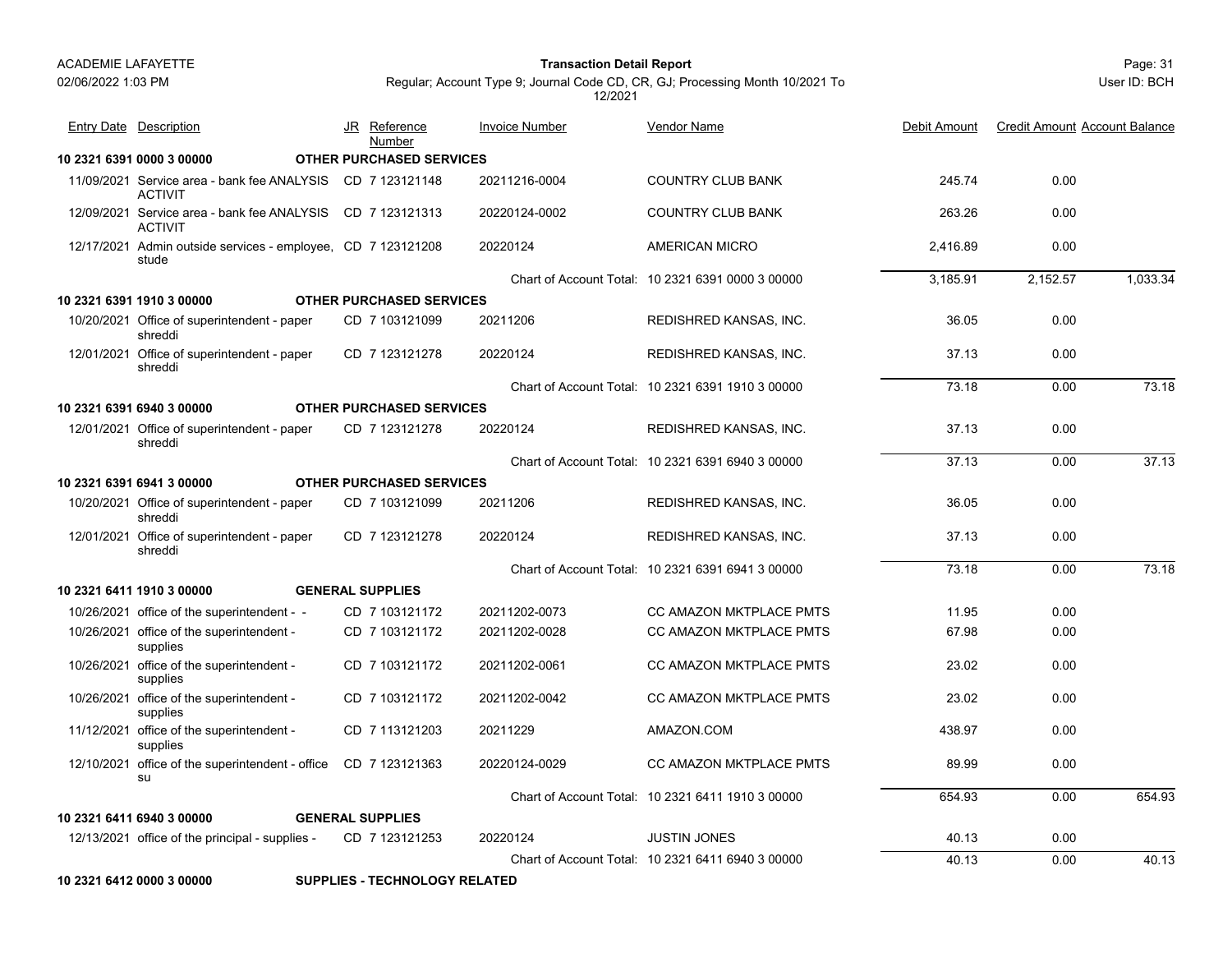| Entry Date | Description | JR | Reference Number | Invoice Number | Vendor Name | Debit Amount | Credit Amount | Account Balance |
|---|---|---|---|---|---|---|---|---|
| **10 2321 6391 0000 3 00000** | **OTHER PURCHASED SERVICES** | | | | | | | |
| 11/09/2021 | Service area - bank fee ANALYSIS ACTIVIT | CD | 7 123121148 | 20211216-0004 | COUNTRY CLUB BANK | 245.74 | 0.00 | |
| 12/09/2021 | Service area - bank fee ANALYSIS ACTIVIT | CD | 7 123121313 | 20220124-0002 | COUNTRY CLUB BANK | 263.26 | 0.00 | |
| 12/17/2021 | Admin outside services - employee, stude | CD | 7 123121208 | 20220124 | AMERICAN MICRO | 2,416.89 | 0.00 | |
| | | | | Chart of Account Total: | 10 2321 6391 0000 3 00000 | 3,185.91 | 2,152.57 | 1,033.34 |
| **10 2321 6391 1910 3 00000** | **OTHER PURCHASED SERVICES** | | | | | | | |
| 10/20/2021 | Office of superintendent - paper shreddi | CD | 7 103121099 | 20211206 | REDISHRED KANSAS, INC. | 36.05 | 0.00 | |
| 12/01/2021 | Office of superintendent - paper shreddi | CD | 7 123121278 | 20220124 | REDISHRED KANSAS, INC. | 37.13 | 0.00 | |
| | | | | Chart of Account Total: | 10 2321 6391 1910 3 00000 | 73.18 | 0.00 | 73.18 |
| **10 2321 6391 6940 3 00000** | **OTHER PURCHASED SERVICES** | | | | | | | |
| 12/01/2021 | Office of superintendent - paper shreddi | CD | 7 123121278 | 20220124 | REDISHRED KANSAS, INC. | 37.13 | 0.00 | |
| | | | | Chart of Account Total: | 10 2321 6391 6940 3 00000 | 37.13 | 0.00 | 37.13 |
| **10 2321 6391 6941 3 00000** | **OTHER PURCHASED SERVICES** | | | | | | | |
| 10/20/2021 | Office of superintendent - paper shreddi | CD | 7 103121099 | 20211206 | REDISHRED KANSAS, INC. | 36.05 | 0.00 | |
| 12/01/2021 | Office of superintendent - paper shreddi | CD | 7 123121278 | 20220124 | REDISHRED KANSAS, INC. | 37.13 | 0.00 | |
| | | | | Chart of Account Total: | 10 2321 6391 6941 3 00000 | 73.18 | 0.00 | 73.18 |
| **10 2321 6411 1910 3 00000** | **GENERAL SUPPLIES** | | | | | | | |
| 10/26/2021 | office of the superintendent - - | CD | 7 103121172 | 20211202-0073 | CC AMAZON MKTPLACE PMTS | 11.95 | 0.00 | |
| 10/26/2021 | office of the superintendent - supplies | CD | 7 103121172 | 20211202-0028 | CC AMAZON MKTPLACE PMTS | 67.98 | 0.00 | |
| 10/26/2021 | office of the superintendent - supplies | CD | 7 103121172 | 20211202-0061 | CC AMAZON MKTPLACE PMTS | 23.02 | 0.00 | |
| 10/26/2021 | office of the superintendent - supplies | CD | 7 103121172 | 20211202-0042 | CC AMAZON MKTPLACE PMTS | 23.02 | 0.00 | |
| 11/12/2021 | office of the superintendent - supplies | CD | 7 113121203 | 20211229 | AMAZON.COM | 438.97 | 0.00 | |
| 12/10/2021 | office of the superintendent - office su | CD | 7 123121363 | 20220124-0029 | CC AMAZON MKTPLACE PMTS | 89.99 | 0.00 | |
| | | | | Chart of Account Total: | 10 2321 6411 1910 3 00000 | 654.93 | 0.00 | 654.93 |
| **10 2321 6411 6940 3 00000** | **GENERAL SUPPLIES** | | | | | | | |
| 12/13/2021 | office of the principal - supplies - | CD | 7 123121253 | 20220124 | JUSTIN JONES | 40.13 | 0.00 | |
| | | | | Chart of Account Total: | 10 2321 6411 6940 3 00000 | 40.13 | 0.00 | 40.13 |
| **10 2321 6412 0000 3 00000** | **SUPPLIES - TECHNOLOGY RELATED** | | | | | | | |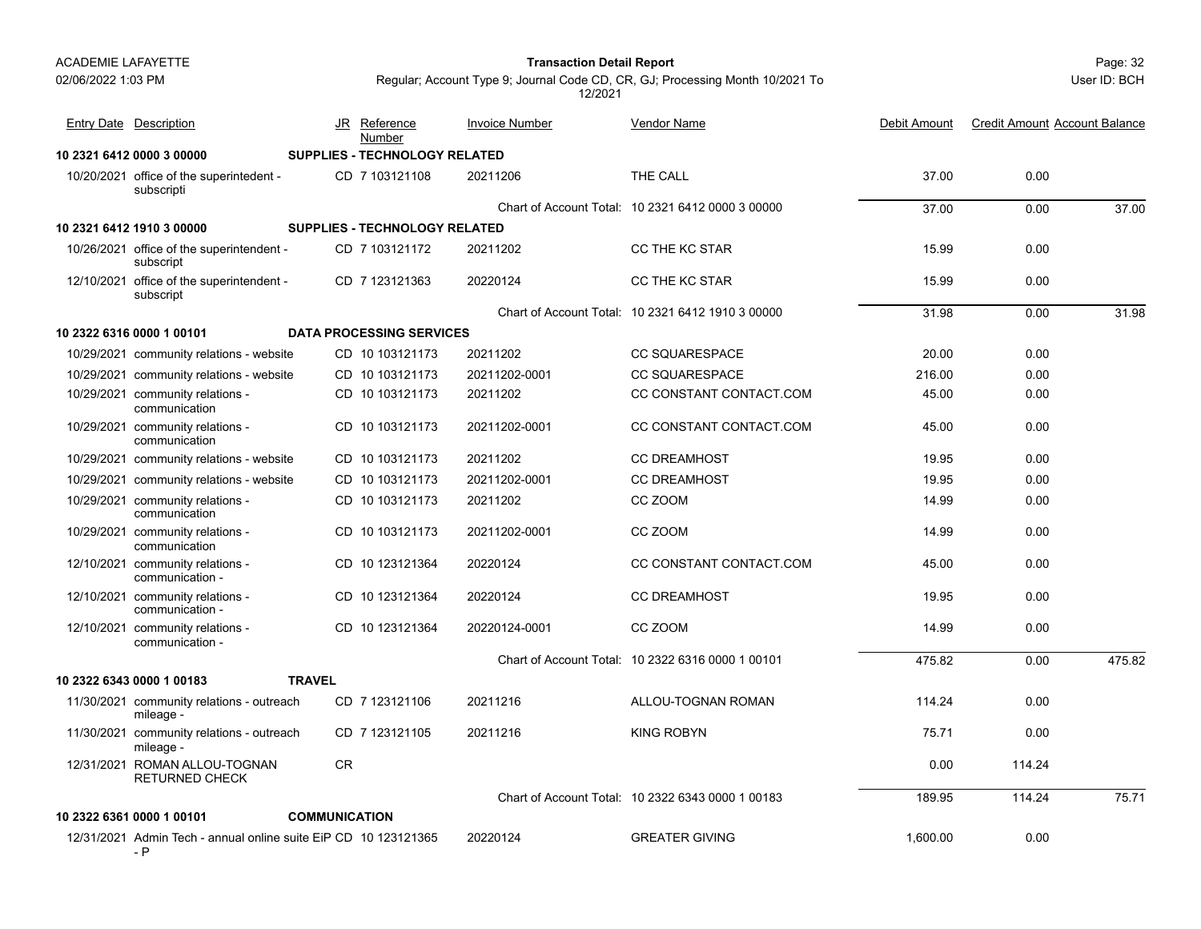| Entry Date | Description | JR | Reference Number | Invoice Number | Vendor Name | Debit Amount | Credit Amount | Account Balance |
|---|---|---|---|---|---|---|---|---|
| **10 2321 6412 0000 3 00000** | | **SUPPLIES - TECHNOLOGY RELATED** | | | | | | |
| 10/20/2021 | office of the superintedent - subscripti | CD | 7 103121108 | 20211206 | THE CALL | 37.00 | 0.00 | |
| | | | | Chart of Account Total: | 10 2321 6412 0000 3 00000 | 37.00 | 0.00 | 37.00 |
| **10 2321 6412 1910 3 00000** | | **SUPPLIES - TECHNOLOGY RELATED** | | | | | | |
| 10/26/2021 | office of the superintendent - subscript | CD | 7 103121172 | 20211202 | CC THE KC STAR | 15.99 | 0.00 | |
| 12/10/2021 | office of the superintendent - subscript | CD | 7 123121363 | 20220124 | CC THE KC STAR | 15.99 | 0.00 | |
| | | | | Chart of Account Total: | 10 2321 6412 1910 3 00000 | 31.98 | 0.00 | 31.98 |
| **10 2322 6316 0000 1 00101** | | **DATA PROCESSING SERVICES** | | | | | | |
| 10/29/2021 | community relations - website | CD | 10 103121173 | 20211202 | CC SQUARESPACE | 20.00 | 0.00 | |
| 10/29/2021 | community relations - website | CD | 10 103121173 | 20211202-0001 | CC SQUARESPACE | 216.00 | 0.00 | |
| 10/29/2021 | community relations - communication | CD | 10 103121173 | 20211202 | CC CONSTANT CONTACT.COM | 45.00 | 0.00 | |
| 10/29/2021 | community relations - communication | CD | 10 103121173 | 20211202-0001 | CC CONSTANT CONTACT.COM | 45.00 | 0.00 | |
| 10/29/2021 | community relations - website | CD | 10 103121173 | 20211202 | CC DREAMHOST | 19.95 | 0.00 | |
| 10/29/2021 | community relations - website | CD | 10 103121173 | 20211202-0001 | CC DREAMHOST | 19.95 | 0.00 | |
| 10/29/2021 | community relations - communication | CD | 10 103121173 | 20211202 | CC ZOOM | 14.99 | 0.00 | |
| 10/29/2021 | community relations - communication | CD | 10 103121173 | 20211202-0001 | CC ZOOM | 14.99 | 0.00 | |
| 12/10/2021 | community relations - communication - | CD | 10 123121364 | 20220124 | CC CONSTANT CONTACT.COM | 45.00 | 0.00 | |
| 12/10/2021 | community relations - communication - | CD | 10 123121364 | 20220124 | CC DREAMHOST | 19.95 | 0.00 | |
| 12/10/2021 | community relations - communication - | CD | 10 123121364 | 20220124-0001 | CC ZOOM | 14.99 | 0.00 | |
| | | | | Chart of Account Total: | 10 2322 6316 0000 1 00101 | 475.82 | 0.00 | 475.82 |
| **10 2322 6343 0000 1 00183** | | **TRAVEL** | | | | | | |
| 11/30/2021 | community relations - outreach mileage - | CD | 7 123121106 | 20211216 | ALLOU-TOGNAN ROMAN | 114.24 | 0.00 | |
| 11/30/2021 | community relations - outreach mileage - | CD | 7 123121105 | 20211216 | KING ROBYN | 75.71 | 0.00 | |
| 12/31/2021 | ROMAN ALLOU-TOGNAN RETURNED CHECK | CR | | | | 0.00 | 114.24 | |
| | | | | Chart of Account Total: | 10 2322 6343 0000 1 00183 | 189.95 | 114.24 | 75.71 |
| **10 2322 6361 0000 1 00101** | | **COMMUNICATION** | | | | | | |
| 12/31/2021 | Admin Tech - annual online suite EiP - P | CD | 10 123121365 | 20220124 | GREATER GIVING | 1,600.00 | 0.00 | |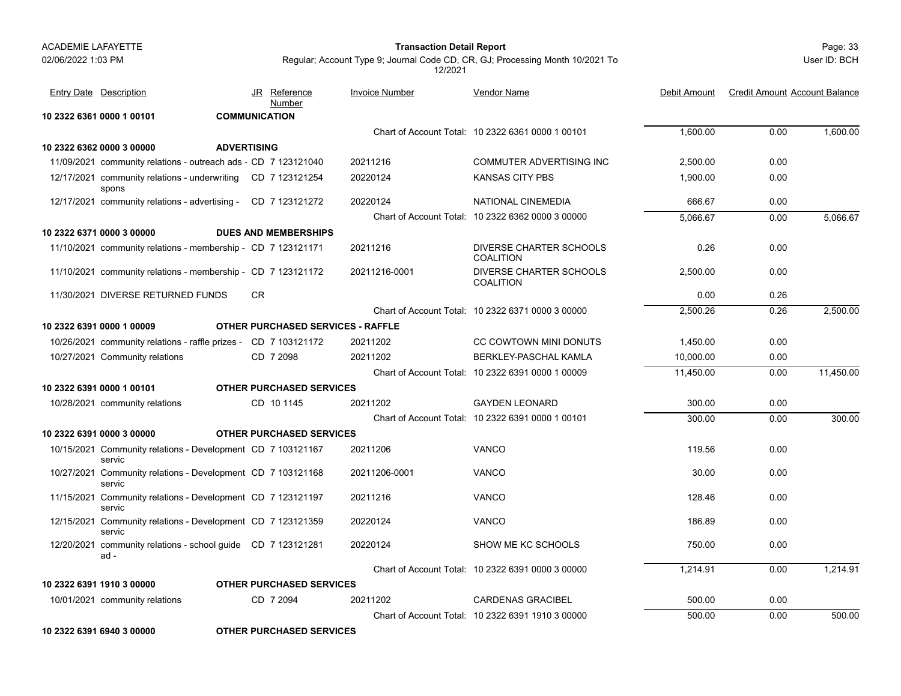ACADEMIE LAFAYETTE

02/06/2022 1:03 PM

**Transaction Detail Report**

Regular; Account Type 9; Journal Code CD, CR, GJ; Processing Month 10/2021 To 12/2021

User ID: BCH

| Entry Date | Description | JR | Reference Number | Invoice Number | Vendor Name | Debit Amount | Credit Amount | Account Balance |
|---|---|---|---|---|---|---|---|---|
| **10 2322 6361 0000 1 00101** | **COMMUNICATION** | | | | | | | |
| | | | | Chart of Account Total: | 10 2322 6361 0000 1 00101 | 1,600.00 | 0.00 | 1,600.00 |
| **10 2322 6362 0000 3 00000** | **ADVERTISING** | | | | | | | |
| 11/09/2021 | community relations - outreach ads - | CD | 7 123121040 | 20211216 | COMMUTER ADVERTISING INC | 2,500.00 | 0.00 | |
| 12/17/2021 | community relations - underwriting spons | CD | 7 123121254 | 20220124 | KANSAS CITY PBS | 1,900.00 | 0.00 | |
| 12/17/2021 | community relations - advertising - | CD | 7 123121272 | 20220124 | NATIONAL CINEMEDIA | 666.67 | 0.00 | |
| | | | | Chart of Account Total: | 10 2322 6362 0000 3 00000 | 5,066.67 | 0.00 | 5,066.67 |
| **10 2322 6371 0000 3 00000** | **DUES AND MEMBERSHIPS** | | | | | | | |
| 11/10/2021 | community relations - membership - | CD | 7 123121171 | 20211216 | DIVERSE CHARTER SCHOOLS COALITION | 0.26 | 0.00 | |
| 11/10/2021 | community relations - membership - | CD | 7 123121172 | 20211216-0001 | DIVERSE CHARTER SCHOOLS COALITION | 2,500.00 | 0.00 | |
| 11/30/2021 | DIVERSE RETURNED FUNDS | CR | | | | 0.00 | 0.26 | |
| | | | | Chart of Account Total: | 10 2322 6371 0000 3 00000 | 2,500.26 | 0.26 | 2,500.00 |
| **10 2322 6391 0000 1 00009** | **OTHER PURCHASED SERVICES - RAFFLE** | | | | | | | |
| 10/26/2021 | community relations - raffle prizes - | CD | 7 103121172 | 20211202 | CC COWTOWN MINI DONUTS | 1,450.00 | 0.00 | |
| 10/27/2021 | Community relations | CD | 7 2098 | 20211202 | BERKLEY-PASCHAL KAMLA | 10,000.00 | 0.00 | |
| | | | | Chart of Account Total: | 10 2322 6391 0000 1 00009 | 11,450.00 | 0.00 | 11,450.00 |
| **10 2322 6391 0000 1 00101** | **OTHER PURCHASED SERVICES** | | | | | | | |
| 10/28/2021 | community relations | CD | 10 1145 | 20211202 | GAYDEN LEONARD | 300.00 | 0.00 | |
| | | | | Chart of Account Total: | 10 2322 6391 0000 1 00101 | 300.00 | 0.00 | 300.00 |
| **10 2322 6391 0000 3 00000** | **OTHER PURCHASED SERVICES** | | | | | | | |
| 10/15/2021 | Community relations - Development servic | CD | 7 103121167 | 20211206 | VANCO | 119.56 | 0.00 | |
| 10/27/2021 | Community relations - Development servic | CD | 7 103121168 | 20211206-0001 | VANCO | 30.00 | 0.00 | |
| 11/15/2021 | Community relations - Development servic | CD | 7 123121197 | 20211216 | VANCO | 128.46 | 0.00 | |
| 12/15/2021 | Community relations - Development servic | CD | 7 123121359 | 20220124 | VANCO | 186.89 | 0.00 | |
| 12/20/2021 | community relations - school guide ad - | CD | 7 123121281 | 20220124 | SHOW ME KC SCHOOLS | 750.00 | 0.00 | |
| | | | | Chart of Account Total: | 10 2322 6391 0000 3 00000 | 1,214.91 | 0.00 | 1,214.91 |
| **10 2322 6391 1910 3 00000** | **OTHER PURCHASED SERVICES** | | | | | | | |
| 10/01/2021 | community relations | CD | 7 2094 | 20211202 | CARDENAS GRACIBEL | 500.00 | 0.00 | |
| | | | | Chart of Account Total: | 10 2322 6391 1910 3 00000 | 500.00 | 0.00 | 500.00 |
| **10 2322 6391 6940 3 00000** | **OTHER PURCHASED SERVICES** | | | | | | | |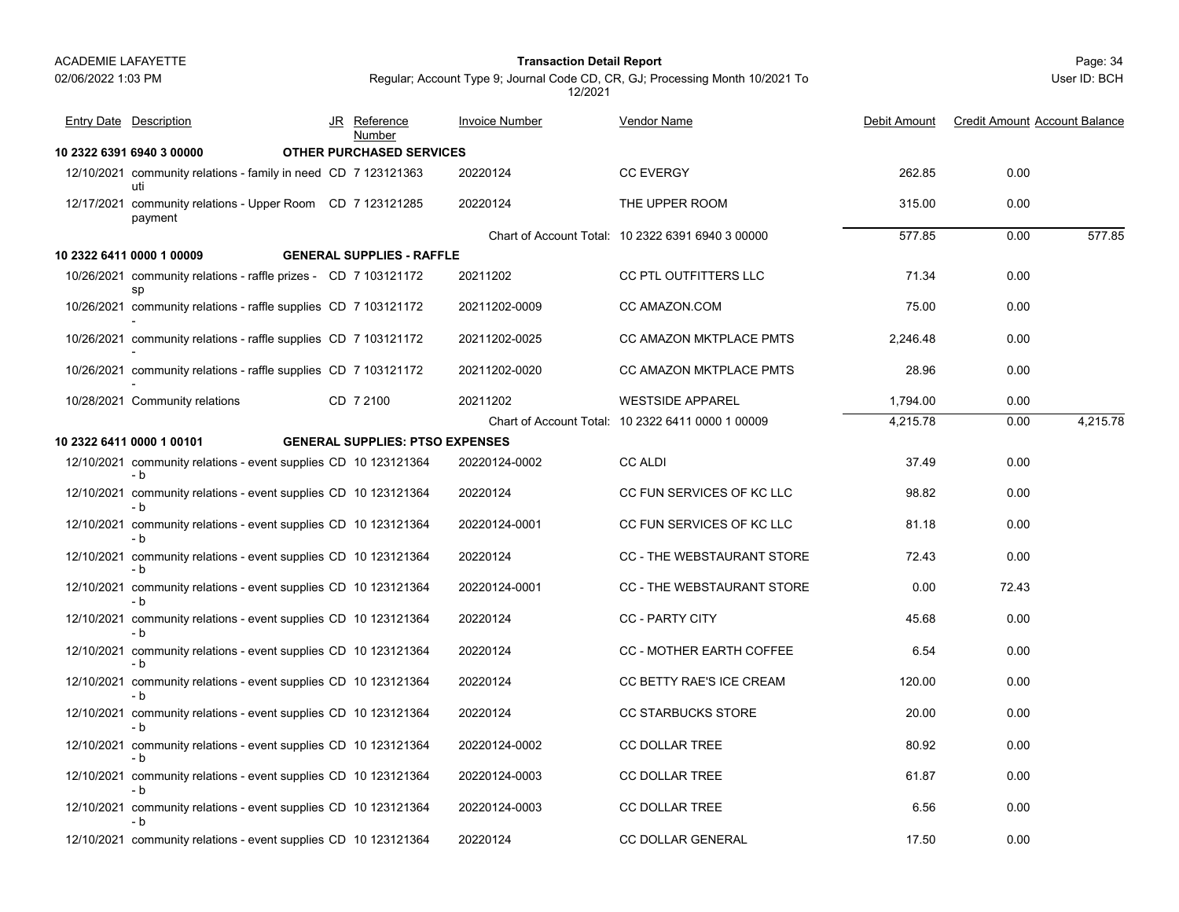ACADEMIE LAFAYETTE

**Transaction Detail Report**

Regular; Account Type 9; Journal Code CD, CR, GJ; Processing Month 10/2021 To 12/2021

| Entry Date | Description | JR | Reference Number | Invoice Number | Vendor Name | Debit Amount | Credit Amount | Account Balance |
|---|---|---|---|---|---|---|---|---|
| **10 2322 6391 6940 3 00000** | **OTHER PURCHASED SERVICES** | | | | | | | |
| 12/10/2021 | community relations - family in need uti | CD | 7 123121363 | 20220124 | CC EVERGY | 262.85 | 0.00 | |
| 12/17/2021 | community relations - Upper Room payment | CD | 7 123121285 | 20220124 | THE UPPER ROOM | 315.00 | 0.00 | |
| | | | | Chart of Account Total: | 10 2322 6391 6940 3 00000 | 577.85 | 0.00 | 577.85 |
| **10 2322 6411 0000 1 00009** | **GENERAL SUPPLIES - RAFFLE** | | | | | | | |
| 10/26/2021 | community relations - raffle prizes - sp | CD | 7 103121172 | 20211202 | CC PTL OUTFITTERS LLC | 71.34 | 0.00 | |
| 10/26/2021 | community relations - raffle supplies - | CD | 7 103121172 | 20211202-0009 | CC AMAZON.COM | 75.00 | 0.00 | |
| 10/26/2021 | community relations - raffle supplies - | CD | 7 103121172 | 20211202-0025 | CC AMAZON MKTPLACE PMTS | 2,246.48 | 0.00 | |
| 10/26/2021 | community relations - raffle supplies - | CD | 7 103121172 | 20211202-0020 | CC AMAZON MKTPLACE PMTS | 28.96 | 0.00 | |
| 10/28/2021 | Community relations | CD | 7 2100 | 20211202 | WESTSIDE APPAREL | 1,794.00 | 0.00 | |
| | | | | Chart of Account Total: | 10 2322 6411 0000 1 00009 | 4,215.78 | 0.00 | 4,215.78 |
| **10 2322 6411 0000 1 00101** | **GENERAL SUPPLIES: PTSO EXPENSES** | | | | | | | |
| 12/10/2021 | community relations - event supplies - b | CD | 10 123121364 | 20220124-0002 | CC ALDI | 37.49 | 0.00 | |
| 12/10/2021 | community relations - event supplies - b | CD | 10 123121364 | 20220124 | CC FUN SERVICES OF KC LLC | 98.82 | 0.00 | |
| 12/10/2021 | community relations - event supplies - b | CD | 10 123121364 | 20220124-0001 | CC FUN SERVICES OF KC LLC | 81.18 | 0.00 | |
| 12/10/2021 | community relations - event supplies - b | CD | 10 123121364 | 20220124 | CC - THE WEBSTAURANT STORE | 72.43 | 0.00 | |
| 12/10/2021 | community relations - event supplies - b | CD | 10 123121364 | 20220124-0001 | CC - THE WEBSTAURANT STORE | 0.00 | 72.43 | |
| 12/10/2021 | community relations - event supplies - b | CD | 10 123121364 | 20220124 | CC - PARTY CITY | 45.68 | 0.00 | |
| 12/10/2021 | community relations - event supplies - b | CD | 10 123121364 | 20220124 | CC - MOTHER EARTH COFFEE | 6.54 | 0.00 | |
| 12/10/2021 | community relations - event supplies - b | CD | 10 123121364 | 20220124 | CC BETTY RAE'S ICE CREAM | 120.00 | 0.00 | |
| 12/10/2021 | community relations - event supplies - b | CD | 10 123121364 | 20220124 | CC STARBUCKS STORE | 20.00 | 0.00 | |
| 12/10/2021 | community relations - event supplies - b | CD | 10 123121364 | 20220124-0002 | CC DOLLAR TREE | 80.92 | 0.00 | |
| 12/10/2021 | community relations - event supplies - b | CD | 10 123121364 | 20220124-0003 | CC DOLLAR TREE | 61.87 | 0.00 | |
| 12/10/2021 | community relations - event supplies - b | CD | 10 123121364 | 20220124-0003 | CC DOLLAR TREE | 6.56 | 0.00 | |
| 12/10/2021 | community relations - event supplies | CD | 10 123121364 | 20220124 | CC DOLLAR GENERAL | 17.50 | 0.00 | |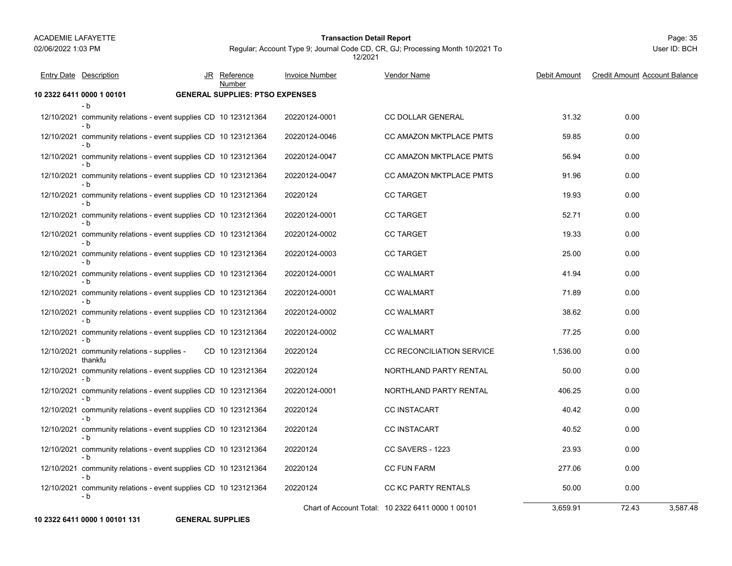**Transaction Detail Report**

Regular; Account Type 9; Journal Code CD, CR, GJ; Processing Month 10/2021 To 12/2021

| Entry Date | Description | JR | Reference Number | Invoice Number | Vendor Name | Debit Amount | Credit Amount | Account Balance |
|---|---|---|---|---|---|---|---|---|
| **10 2322 6411 0000 1 00101** | **GENERAL SUPPLIES: PTSO EXPENSES** | | | | | | | |
| | - b | | | | | | | |
| 12/10/2021 | community relations - event supplies - b | CD | 10 123121364 | 20220124-0001 | CC DOLLAR GENERAL | 31.32 | 0.00 | |
| 12/10/2021 | community relations - event supplies - b | CD | 10 123121364 | 20220124-0046 | CC AMAZON MKTPLACE PMTS | 59.85 | 0.00 | |
| 12/10/2021 | community relations - event supplies - b | CD | 10 123121364 | 20220124-0047 | CC AMAZON MKTPLACE PMTS | 56.94 | 0.00 | |
| 12/10/2021 | community relations - event supplies - b | CD | 10 123121364 | 20220124-0047 | CC AMAZON MKTPLACE PMTS | 91.96 | 0.00 | |
| 12/10/2021 | community relations - event supplies - b | CD | 10 123121364 | 20220124 | CC TARGET | 19.93 | 0.00 | |
| 12/10/2021 | community relations - event supplies - b | CD | 10 123121364 | 20220124-0001 | CC TARGET | 52.71 | 0.00 | |
| 12/10/2021 | community relations - event supplies - b | CD | 10 123121364 | 20220124-0002 | CC TARGET | 19.33 | 0.00 | |
| 12/10/2021 | community relations - event supplies - b | CD | 10 123121364 | 20220124-0003 | CC TARGET | 25.00 | 0.00 | |
| 12/10/2021 | community relations - event supplies - b | CD | 10 123121364 | 20220124-0001 | CC WALMART | 41.94 | 0.00 | |
| 12/10/2021 | community relations - event supplies - b | CD | 10 123121364 | 20220124-0001 | CC WALMART | 71.89 | 0.00 | |
| 12/10/2021 | community relations - event supplies - b | CD | 10 123121364 | 20220124-0002 | CC WALMART | 38.62 | 0.00 | |
| 12/10/2021 | community relations - event supplies - b | CD | 10 123121364 | 20220124-0002 | CC WALMART | 77.25 | 0.00 | |
| 12/10/2021 | community relations - supplies - thankfu | CD | 10 123121364 | 20220124 | CC RECONCILIATION SERVICE | 1,536.00 | 0.00 | |
| 12/10/2021 | community relations - event supplies - b | CD | 10 123121364 | 20220124 | NORTHLAND PARTY RENTAL | 50.00 | 0.00 | |
| 12/10/2021 | community relations - event supplies - b | CD | 10 123121364 | 20220124-0001 | NORTHLAND PARTY RENTAL | 406.25 | 0.00 | |
| 12/10/2021 | community relations - event supplies - b | CD | 10 123121364 | 20220124 | CC INSTACART | 40.42 | 0.00 | |
| 12/10/2021 | community relations - event supplies - b | CD | 10 123121364 | 20220124 | CC INSTACART | 40.52 | 0.00 | |
| 12/10/2021 | community relations - event supplies - b | CD | 10 123121364 | 20220124 | CC SAVERS - 1223 | 23.93 | 0.00 | |
| 12/10/2021 | community relations - event supplies - b | CD | 10 123121364 | 20220124 | CC FUN FARM | 277.06 | 0.00 | |
| 12/10/2021 | community relations - event supplies - b | CD | 10 123121364 | 20220124 | CC KC PARTY RENTALS | 50.00 | 0.00 | |
| | | | | Chart of Account Total: | 10 2322 6411 0000 1 00101 | 3,659.91 | 72.43 | 3,587.48 |
| **10 2322 6411 0000 1 00101 131** | **GENERAL SUPPLIES** | | | | | | | |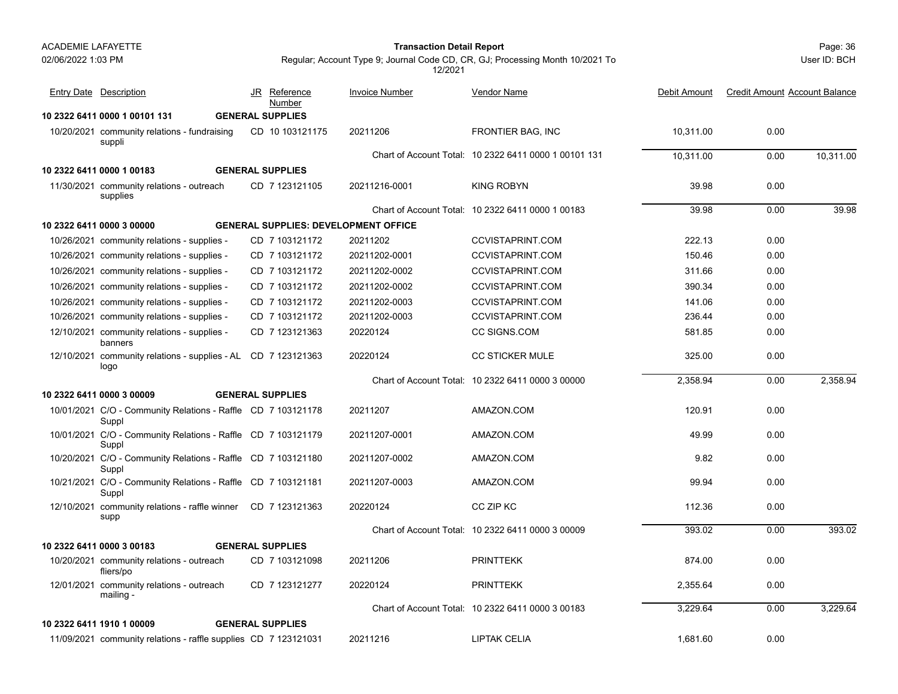ACADEMIE LAFAYETTE
02/06/2022 1:03 PM

**Transaction Detail Report**

Regular; Account Type 9; Journal Code CD, CR, GJ; Processing Month 10/2021 To 12/2021

User ID: BCH

| Entry Date | Description | JR | Reference Number | Invoice Number | Vendor Name | Debit Amount | Credit Amount | Account Balance |
|---|---|---|---|---|---|---|---|---|
| **10 2322 6411 0000 1 00101 131** | **GENERAL SUPPLIES** | | | | | | | |
| 10/20/2021 | community relations - fundraising suppli | CD | 10 103121175 | 20211206 | FRONTIER BAG, INC | 10,311.00 | 0.00 | |
| | | | | | Chart of Account Total: 10 2322 6411 0000 1 00101 131 | 10,311.00 | 0.00 | 10,311.00 |
| **10 2322 6411 0000 1 00183** | **GENERAL SUPPLIES** | | | | | | | |
| 11/30/2021 | community relations - outreach supplies | CD | 7 123121105 | 20211216-0001 | KING ROBYN | 39.98 | 0.00 | |
| | | | | | Chart of Account Total: 10 2322 6411 0000 1 00183 | 39.98 | 0.00 | 39.98 |
| **10 2322 6411 0000 3 00000** | **GENERAL SUPPLIES: DEVELOPMENT OFFICE** | | | | | | | |
| 10/26/2021 | community relations - supplies - | CD | 7 103121172 | 20211202 | CCVISTAPRINT.COM | 222.13 | 0.00 | |
| 10/26/2021 | community relations - supplies - | CD | 7 103121172 | 20211202-0001 | CCVISTAPRINT.COM | 150.46 | 0.00 | |
| 10/26/2021 | community relations - supplies - | CD | 7 103121172 | 20211202-0002 | CCVISTAPRINT.COM | 311.66 | 0.00 | |
| 10/26/2021 | community relations - supplies - | CD | 7 103121172 | 20211202-0002 | CCVISTAPRINT.COM | 390.34 | 0.00 | |
| 10/26/2021 | community relations - supplies - | CD | 7 103121172 | 20211202-0003 | CCVISTAPRINT.COM | 141.06 | 0.00 | |
| 10/26/2021 | community relations - supplies - | CD | 7 103121172 | 20211202-0003 | CCVISTAPRINT.COM | 236.44 | 0.00 | |
| 12/10/2021 | community relations - supplies - banners | CD | 7 123121363 | 20220124 | CC SIGNS.COM | 581.85 | 0.00 | |
| 12/10/2021 | community relations - supplies - AL logo | CD | 7 123121363 | 20220124 | CC STICKER MULE | 325.00 | 0.00 | |
| | | | | | Chart of Account Total: 10 2322 6411 0000 3 00000 | 2,358.94 | 0.00 | 2,358.94 |
| **10 2322 6411 0000 3 00009** | **GENERAL SUPPLIES** | | | | | | | |
| 10/01/2021 | C/O - Community Relations - Raffle Suppl | CD | 7 103121178 | 20211207 | AMAZON.COM | 120.91 | 0.00 | |
| 10/01/2021 | C/O - Community Relations - Raffle Suppl | CD | 7 103121179 | 20211207-0001 | AMAZON.COM | 49.99 | 0.00 | |
| 10/20/2021 | C/O - Community Relations - Raffle Suppl | CD | 7 103121180 | 20211207-0002 | AMAZON.COM | 9.82 | 0.00 | |
| 10/21/2021 | C/O - Community Relations - Raffle Suppl | CD | 7 103121181 | 20211207-0003 | AMAZON.COM | 99.94 | 0.00 | |
| 12/10/2021 | community relations - raffle winner supp | CD | 7 123121363 | 20220124 | CC ZIP KC | 112.36 | 0.00 | |
| | | | | | Chart of Account Total: 10 2322 6411 0000 3 00009 | 393.02 | 0.00 | 393.02 |
| **10 2322 6411 0000 3 00183** | **GENERAL SUPPLIES** | | | | | | | |
| 10/20/2021 | community relations - outreach fliers/po | CD | 7 103121098 | 20211206 | PRINTTEKK | 874.00 | 0.00 | |
| 12/01/2021 | community relations - outreach mailing - | CD | 7 123121277 | 20220124 | PRINTTEKK | 2,355.64 | 0.00 | |
| | | | | | Chart of Account Total: 10 2322 6411 0000 3 00183 | 3,229.64 | 0.00 | 3,229.64 |
| **10 2322 6411 1910 1 00009** | **GENERAL SUPPLIES** | | | | | | | |
| 11/09/2021 | community relations - raffle supplies | CD | 7 123121031 | 20211216 | LIPTAK CELIA | 1,681.60 | 0.00 | |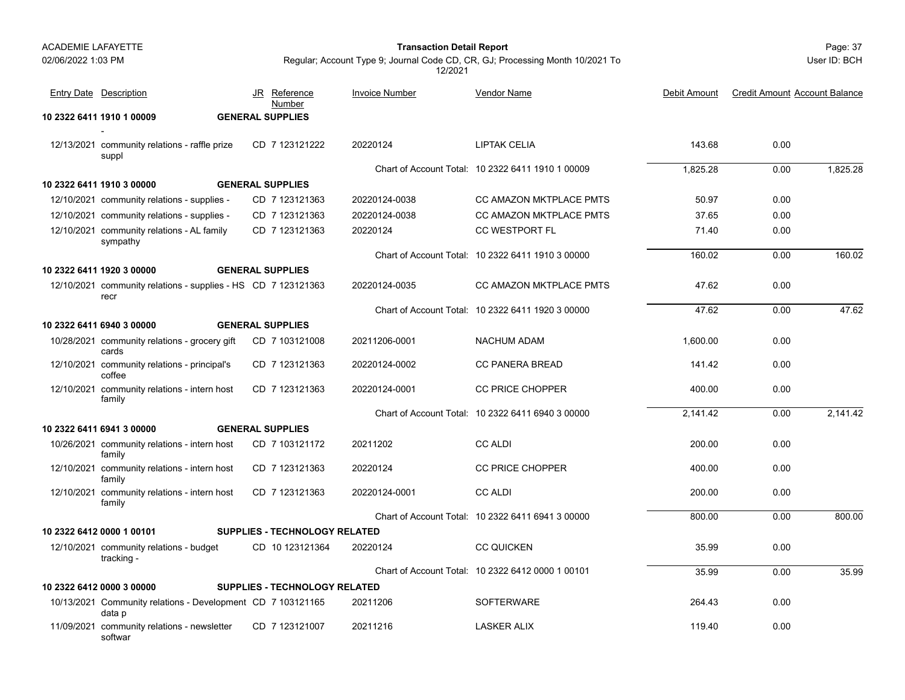| Entry Date | Description | JR | Reference Number | Invoice Number | Vendor Name | Debit Amount | Credit Amount | Account Balance |
|---|---|---|---|---|---|---|---|---|
| **10 2322 6411 1910 1 00009** | | **GENERAL SUPPLIES** | | | | | | |
| | - | | | | | | | |
| 12/13/2021 | community relations - raffle prize suppl | CD | 7 123121222 | 20220124 | LIPTAK CELIA | 143.68 | 0.00 | |
| | | | | Chart of Account Total: | 10 2322 6411 1910 1 00009 | 1,825.28 | 0.00 | 1,825.28 |
| **10 2322 6411 1910 3 00000** | | **GENERAL SUPPLIES** | | | | | | |
| 12/10/2021 | community relations - supplies - | CD | 7 123121363 | 20220124-0038 | CC AMAZON MKTPLACE PMTS | 50.97 | 0.00 | |
| 12/10/2021 | community relations - supplies - | CD | 7 123121363 | 20220124-0038 | CC AMAZON MKTPLACE PMTS | 37.65 | 0.00 | |
| 12/10/2021 | community relations - AL family sympathy | CD | 7 123121363 | 20220124 | CC WESTPORT FL | 71.40 | 0.00 | |
| | | | | Chart of Account Total: | 10 2322 6411 1910 3 00000 | 160.02 | 0.00 | 160.02 |
| **10 2322 6411 1920 3 00000** | | **GENERAL SUPPLIES** | | | | | | |
| 12/10/2021 | community relations - supplies - HS recr | CD | 7 123121363 | 20220124-0035 | CC AMAZON MKTPLACE PMTS | 47.62 | 0.00 | |
| | | | | Chart of Account Total: | 10 2322 6411 1920 3 00000 | 47.62 | 0.00 | 47.62 |
| **10 2322 6411 6940 3 00000** | | **GENERAL SUPPLIES** | | | | | | |
| 10/28/2021 | community relations - grocery gift cards | CD | 7 103121008 | 20211206-0001 | NACHUM ADAM | 1,600.00 | 0.00 | |
| 12/10/2021 | community relations - principal's coffee | CD | 7 123121363 | 20220124-0002 | CC PANERA BREAD | 141.42 | 0.00 | |
| 12/10/2021 | community relations - intern host family | CD | 7 123121363 | 20220124-0001 | CC PRICE CHOPPER | 400.00 | 0.00 | |
| | | | | Chart of Account Total: | 10 2322 6411 6940 3 00000 | 2,141.42 | 0.00 | 2,141.42 |
| **10 2322 6411 6941 3 00000** | | **GENERAL SUPPLIES** | | | | | | |
| 10/26/2021 | community relations - intern host family | CD | 7 103121172 | 20211202 | CC ALDI | 200.00 | 0.00 | |
| 12/10/2021 | community relations - intern host family | CD | 7 123121363 | 20220124 | CC PRICE CHOPPER | 400.00 | 0.00 | |
| 12/10/2021 | community relations - intern host family | CD | 7 123121363 | 20220124-0001 | CC ALDI | 200.00 | 0.00 | |
| | | | | Chart of Account Total: | 10 2322 6411 6941 3 00000 | 800.00 | 0.00 | 800.00 |
| **10 2322 6412 0000 1 00101** | | **SUPPLIES - TECHNOLOGY RELATED** | | | | | | |
| 12/10/2021 | community relations - budget tracking - | CD | 10 123121364 | 20220124 | CC QUICKEN | 35.99 | 0.00 | |
| | | | | Chart of Account Total: | 10 2322 6412 0000 1 00101 | 35.99 | 0.00 | 35.99 |
| **10 2322 6412 0000 3 00000** | | **SUPPLIES - TECHNOLOGY RELATED** | | | | | | |
| 10/13/2021 | Community relations - Development data p | CD | 7 103121165 | 20211206 | SOFTERWARE | 264.43 | 0.00 | |
| 11/09/2021 | community relations - newsletter softwar | CD | 7 123121007 | 20211216 | LASKER ALIX | 119.40 | 0.00 | |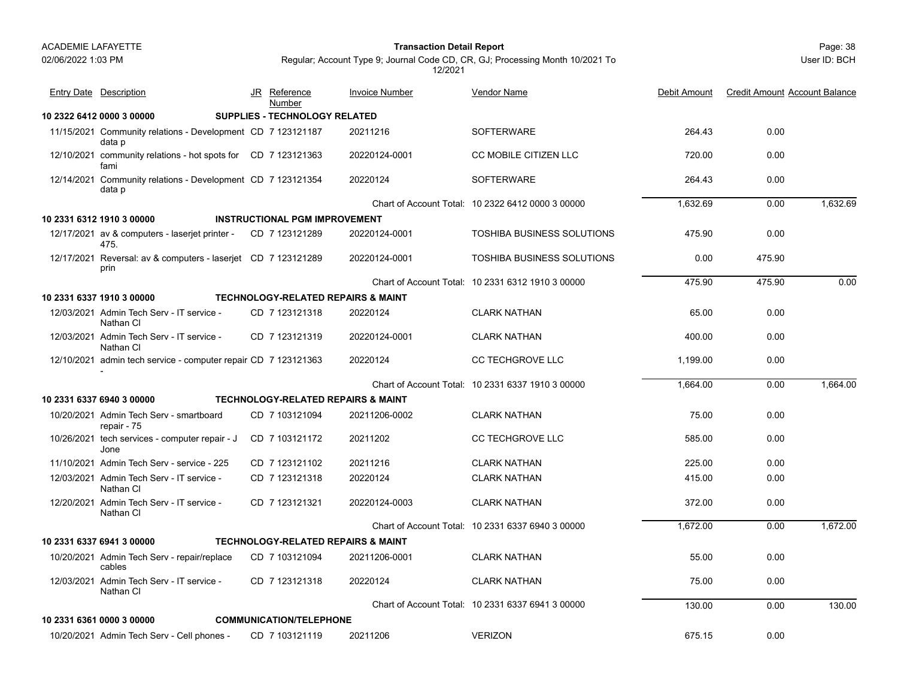| Entry Date | Description | JR | Reference Number | Invoice Number | Vendor Name | Debit Amount | Credit Amount | Account Balance |
|---|---|---|---|---|---|---|---|---|
| **10 2322 6412 0000 3 00000** | **SUPPLIES - TECHNOLOGY RELATED** | | | | | | | |
| 11/15/2021 | Community relations - Development data p | CD | 7 123121187 | 20211216 | SOFTERWARE | 264.43 | 0.00 | |
| 12/10/2021 | community relations - hot spots for fami | CD | 7 123121363 | 20220124-0001 | CC MOBILE CITIZEN LLC | 720.00 | 0.00 | |
| 12/14/2021 | Community relations - Development data p | CD | 7 123121354 | 20220124 | SOFTERWARE | 264.43 | 0.00 | |
| | | | | Chart of Account Total: | 10 2322 6412 0000 3 00000 | 1,632.69 | 0.00 | 1,632.69 |
| **10 2331 6312 1910 3 00000** | **INSTRUCTIONAL PGM IMPROVEMENT** | | | | | | | |
| 12/17/2021 | av & computers - laserjet printer - 475. | CD | 7 123121289 | 20220124-0001 | TOSHIBA BUSINESS SOLUTIONS | 475.90 | 0.00 | |
| 12/17/2021 | Reversal: av & computers - laserjet prin | CD | 7 123121289 | 20220124-0001 | TOSHIBA BUSINESS SOLUTIONS | 0.00 | 475.90 | |
| | | | | Chart of Account Total: | 10 2331 6312 1910 3 00000 | 475.90 | 475.90 | 0.00 |
| **10 2331 6337 1910 3 00000** | **TECHNOLOGY-RELATED REPAIRS & MAINT** | | | | | | | |
| 12/03/2021 | Admin Tech Serv - IT service - Nathan Cl | CD | 7 123121318 | 20220124 | CLARK NATHAN | 65.00 | 0.00 | |
| 12/03/2021 | Admin Tech Serv - IT service - Nathan Cl | CD | 7 123121319 | 20220124-0001 | CLARK NATHAN | 400.00 | 0.00 | |
| 12/10/2021 | admin tech service - computer repair - | CD | 7 123121363 | 20220124 | CC TECHGROVE LLC | 1,199.00 | 0.00 | |
| | | | | Chart of Account Total: | 10 2331 6337 1910 3 00000 | 1,664.00 | 0.00 | 1,664.00 |
| **10 2331 6337 6940 3 00000** | **TECHNOLOGY-RELATED REPAIRS & MAINT** | | | | | | | |
| 10/20/2021 | Admin Tech Serv - smartboard repair - 75 | CD | 7 103121094 | 20211206-0002 | CLARK NATHAN | 75.00 | 0.00 | |
| 10/26/2021 | tech services - computer repair - J Jone | CD | 7 103121172 | 20211202 | CC TECHGROVE LLC | 585.00 | 0.00 | |
| 11/10/2021 | Admin Tech Serv - service - 225 | CD | 7 123121102 | 20211216 | CLARK NATHAN | 225.00 | 0.00 | |
| 12/03/2021 | Admin Tech Serv - IT service - Nathan Cl | CD | 7 123121318 | 20220124 | CLARK NATHAN | 415.00 | 0.00 | |
| 12/20/2021 | Admin Tech Serv - IT service - Nathan Cl | CD | 7 123121321 | 20220124-0003 | CLARK NATHAN | 372.00 | 0.00 | |
| | | | | Chart of Account Total: | 10 2331 6337 6940 3 00000 | 1,672.00 | 0.00 | 1,672.00 |
| **10 2331 6337 6941 3 00000** | **TECHNOLOGY-RELATED REPAIRS & MAINT** | | | | | | | |
| 10/20/2021 | Admin Tech Serv - repair/replace cables | CD | 7 103121094 | 20211206-0001 | CLARK NATHAN | 55.00 | 0.00 | |
| 12/03/2021 | Admin Tech Serv - IT service - Nathan Cl | CD | 7 123121318 | 20220124 | CLARK NATHAN | 75.00 | 0.00 | |
| | | | | Chart of Account Total: | 10 2331 6337 6941 3 00000 | 130.00 | 0.00 | 130.00 |
| **10 2331 6361 0000 3 00000** | **COMMUNICATION/TELEPHONE** | | | | | | | |
| 10/20/2021 | Admin Tech Serv - Cell phones - | CD | 7 103121119 | 20211206 | VERIZON | 675.15 | 0.00 | |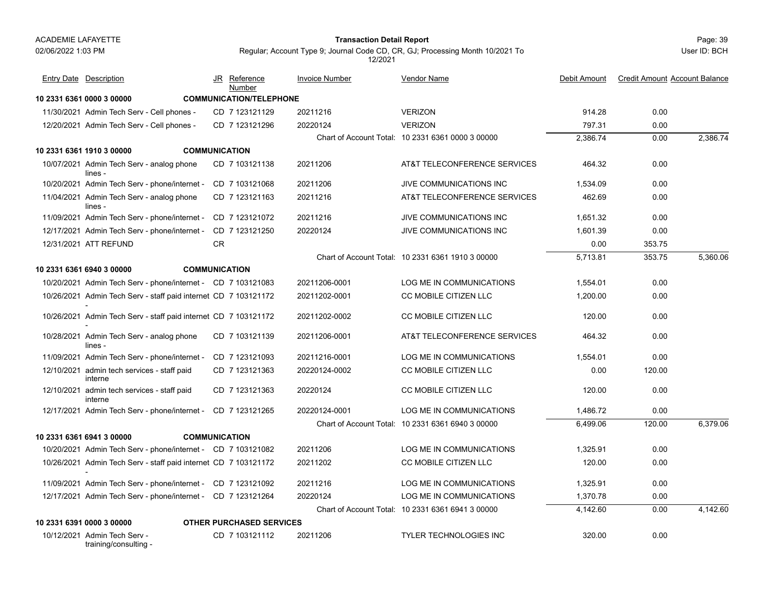ACADEMIE LAFAYETTE

**Transaction Detail Report**

Regular; Account Type 9; Journal Code CD, CR, GJ; Processing Month 10/2021 To 12/2021

02/06/2022 1:03 PM

User ID: BCH

| Entry Date | Description | JR | Reference Number | Invoice Number | Vendor Name | Debit Amount | Credit Amount | Account Balance |
|---|---|---|---|---|---|---|---|---|
| **10 2331 6361 0000 3 00000** | **COMMUNICATION/TELEPHONE** | | | | | | | |
| 11/30/2021 | Admin Tech Serv - Cell phones - | CD | 7 123121129 | 20211216 | VERIZON | 914.28 | 0.00 | |
| 12/20/2021 | Admin Tech Serv - Cell phones - | CD | 7 123121296 | 20220124 | VERIZON | 797.31 | 0.00 | |
| | | | | Chart of Account Total: | 10 2331 6361 0000 3 00000 | 2,386.74 | 0.00 | 2,386.74 |
| **10 2331 6361 1910 3 00000** | **COMMUNICATION** | | | | | | | |
| 10/07/2021 | Admin Tech Serv - analog phone lines - | CD | 7 103121138 | 20211206 | AT&T TELECONFERENCE SERVICES | 464.32 | 0.00 | |
| 10/20/2021 | Admin Tech Serv - phone/internet - | CD | 7 103121068 | 20211206 | JIVE COMMUNICATIONS INC | 1,534.09 | 0.00 | |
| 11/04/2021 | Admin Tech Serv - analog phone lines - | CD | 7 123121163 | 20211216 | AT&T TELECONFERENCE SERVICES | 462.69 | 0.00 | |
| 11/09/2021 | Admin Tech Serv - phone/internet - | CD | 7 123121072 | 20211216 | JIVE COMMUNICATIONS INC | 1,651.32 | 0.00 | |
| 12/17/2021 | Admin Tech Serv - phone/internet - | CD | 7 123121250 | 20220124 | JIVE COMMUNICATIONS INC | 1,601.39 | 0.00 | |
| 12/31/2021 | ATT REFUND | CR | | | | 0.00 | 353.75 | |
| | | | | Chart of Account Total: | 10 2331 6361 1910 3 00000 | 5,713.81 | 353.75 | 5,360.06 |
| **10 2331 6361 6940 3 00000** | **COMMUNICATION** | | | | | | | |
| 10/20/2021 | Admin Tech Serv - phone/internet - | CD | 7 103121083 | 20211206-0001 | LOG ME IN COMMUNICATIONS | 1,554.01 | 0.00 | |
| 10/26/2021 | Admin Tech Serv - staff paid internet - | CD | 7 103121172 | 20211202-0001 | CC MOBILE CITIZEN LLC | 1,200.00 | 0.00 | |
| 10/26/2021 | Admin Tech Serv - staff paid internet - | CD | 7 103121172 | 20211202-0002 | CC MOBILE CITIZEN LLC | 120.00 | 0.00 | |
| 10/28/2021 | Admin Tech Serv - analog phone lines - | CD | 7 103121139 | 20211206-0001 | AT&T TELECONFERENCE SERVICES | 464.32 | 0.00 | |
| 11/09/2021 | Admin Tech Serv - phone/internet - | CD | 7 123121093 | 20211216-0001 | LOG ME IN COMMUNICATIONS | 1,554.01 | 0.00 | |
| 12/10/2021 | admin tech services - staff paid interne | CD | 7 123121363 | 20220124-0002 | CC MOBILE CITIZEN LLC | 0.00 | 120.00 | |
| 12/10/2021 | admin tech services - staff paid interne | CD | 7 123121363 | 20220124 | CC MOBILE CITIZEN LLC | 120.00 | 0.00 | |
| 12/17/2021 | Admin Tech Serv - phone/internet - | CD | 7 123121265 | 20220124-0001 | LOG ME IN COMMUNICATIONS | 1,486.72 | 0.00 | |
| | | | | Chart of Account Total: | 10 2331 6361 6940 3 00000 | 6,499.06 | 120.00 | 6,379.06 |
| **10 2331 6361 6941 3 00000** | **COMMUNICATION** | | | | | | | |
| 10/20/2021 | Admin Tech Serv - phone/internet - | CD | 7 103121082 | 20211206 | LOG ME IN COMMUNICATIONS | 1,325.91 | 0.00 | |
| 10/26/2021 | Admin Tech Serv - staff paid internet - | CD | 7 103121172 | 20211202 | CC MOBILE CITIZEN LLC | 120.00 | 0.00 | |
| 11/09/2021 | Admin Tech Serv - phone/internet - | CD | 7 123121092 | 20211216 | LOG ME IN COMMUNICATIONS | 1,325.91 | 0.00 | |
| 12/17/2021 | Admin Tech Serv - phone/internet - | CD | 7 123121264 | 20220124 | LOG ME IN COMMUNICATIONS | 1,370.78 | 0.00 | |
| | | | | Chart of Account Total: | 10 2331 6361 6941 3 00000 | 4,142.60 | 0.00 | 4,142.60 |
| **10 2331 6391 0000 3 00000** | **OTHER PURCHASED SERVICES** | | | | | | | |
| 10/12/2021 | Admin Tech Serv - training/consulting - | CD | 7 103121112 | 20211206 | TYLER TECHNOLOGIES INC | 320.00 | 0.00 | |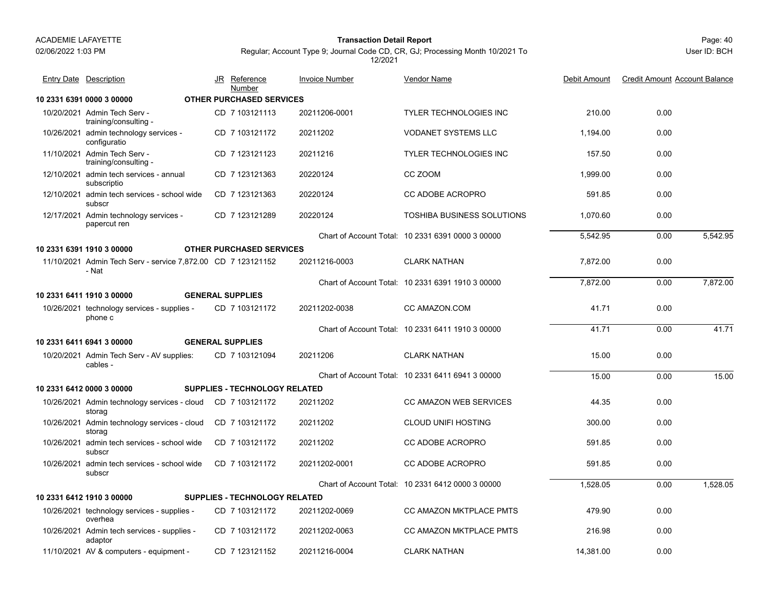ACADEMIE LAFAYETTE

**Transaction Detail Report**

Regular; Account Type 9; Journal Code CD, CR, GJ; Processing Month 10/2021 To 12/2021

| Entry Date | Description | JR | Reference Number | Invoice Number | Vendor Name | Debit Amount | Credit Amount | Account Balance |
|---|---|---|---|---|---|---|---|---|
| **10 2331 6391 0000 3 00000** | **OTHER PURCHASED SERVICES** | | | | | | | |
| 10/20/2021 | Admin Tech Serv - training/consulting - | CD | 7 103121113 | 20211206-0001 | TYLER TECHNOLOGIES INC | 210.00 | 0.00 | |
| 10/26/2021 | admin technology services - configuratio | CD | 7 103121172 | 20211202 | VODANET SYSTEMS LLC | 1,194.00 | 0.00 | |
| 11/10/2021 | Admin Tech Serv - training/consulting - | CD | 7 123121123 | 20211216 | TYLER TECHNOLOGIES INC | 157.50 | 0.00 | |
| 12/10/2021 | admin tech services - annual subscriptio | CD | 7 123121363 | 20220124 | CC ZOOM | 1,999.00 | 0.00 | |
| 12/10/2021 | admin tech services - school wide subscr | CD | 7 123121363 | 20220124 | CC ADOBE ACROPRO | 591.85 | 0.00 | |
| 12/17/2021 | Admin technology services - papercut ren | CD | 7 123121289 | 20220124 | TOSHIBA BUSINESS SOLUTIONS | 1,070.60 | 0.00 | |
| | | | | Chart of Account Total: | 10 2331 6391 0000 3 00000 | 5,542.95 | 0.00 | 5,542.95 |
| **10 2331 6391 1910 3 00000** | **OTHER PURCHASED SERVICES** | | | | | | | |
| 11/10/2021 | Admin Tech Serv - service 7,872.00 - Nat | CD | 7 123121152 | 20211216-0003 | CLARK NATHAN | 7,872.00 | 0.00 | |
| | | | | Chart of Account Total: | 10 2331 6391 1910 3 00000 | 7,872.00 | 0.00 | 7,872.00 |
| **10 2331 6411 1910 3 00000** | **GENERAL SUPPLIES** | | | | | | | |
| 10/26/2021 | technology services - supplies - phone c | CD | 7 103121172 | 20211202-0038 | CC AMAZON.COM | 41.71 | 0.00 | |
| | | | | Chart of Account Total: | 10 2331 6411 1910 3 00000 | 41.71 | 0.00 | 41.71 |
| **10 2331 6411 6941 3 00000** | **GENERAL SUPPLIES** | | | | | | | |
| 10/20/2021 | Admin Tech Serv - AV supplies: cables - | CD | 7 103121094 | 20211206 | CLARK NATHAN | 15.00 | 0.00 | |
| | | | | Chart of Account Total: | 10 2331 6411 6941 3 00000 | 15.00 | 0.00 | 15.00 |
| **10 2331 6412 0000 3 00000** | **SUPPLIES - TECHNOLOGY RELATED** | | | | | | | |
| 10/26/2021 | Admin technology services - cloud storag | CD | 7 103121172 | 20211202 | CC AMAZON WEB SERVICES | 44.35 | 0.00 | |
| 10/26/2021 | Admin technology services - cloud storag | CD | 7 103121172 | 20211202 | CLOUD UNIFI HOSTING | 300.00 | 0.00 | |
| 10/26/2021 | admin tech services - school wide subscr | CD | 7 103121172 | 20211202 | CC ADOBE ACROPRO | 591.85 | 0.00 | |
| 10/26/2021 | admin tech services - school wide subscr | CD | 7 103121172 | 20211202-0001 | CC ADOBE ACROPRO | 591.85 | 0.00 | |
| | | | | Chart of Account Total: | 10 2331 6412 0000 3 00000 | 1,528.05 | 0.00 | 1,528.05 |
| **10 2331 6412 1910 3 00000** | **SUPPLIES - TECHNOLOGY RELATED** | | | | | | | |
| 10/26/2021 | technology services - supplies - overhea | CD | 7 103121172 | 20211202-0069 | CC AMAZON MKTPLACE PMTS | 479.90 | 0.00 | |
| 10/26/2021 | Admin tech services - supplies - adaptor | CD | 7 103121172 | 20211202-0063 | CC AMAZON MKTPLACE PMTS | 216.98 | 0.00 | |
| 11/10/2021 | AV & computers - equipment - | CD | 7 123121152 | 20211216-0004 | CLARK NATHAN | 14,381.00 | 0.00 | |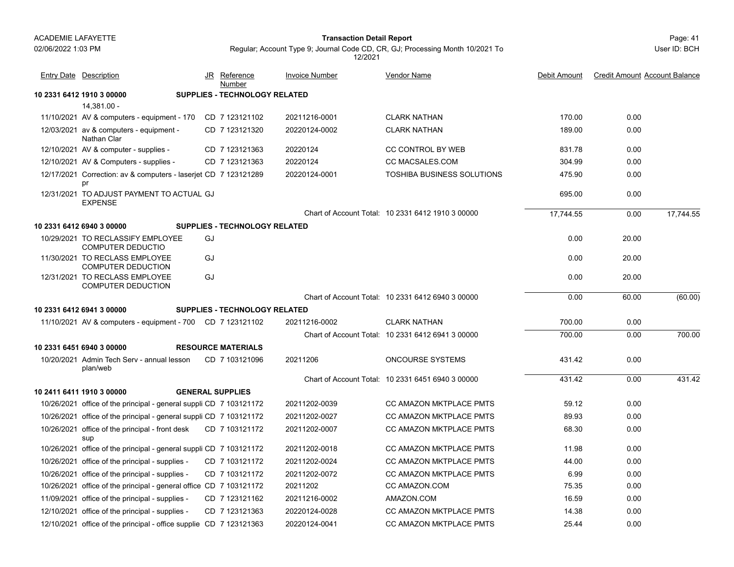**ACADEMIE LAFAYETTE**
02/06/2022 1:03 PM

**Transaction Detail Report**

Regular; Account Type 9; Journal Code CD, CR, GJ; Processing Month 10/2021 To 12/2021

User ID: BCH

| Entry Date | Description | JR | Reference Number | Invoice Number | Vendor Name | Debit Amount | Credit Amount | Account Balance |
|---|---|---|---|---|---|---|---|---|
| **10 2331 6412 1910 3 00000** | **SUPPLIES - TECHNOLOGY RELATED** | | | | | | | |
| | 14,381.00 - | | | | | | | |
| 11/10/2021 | AV & computers - equipment - 170 | CD | 7 123121102 | 20211216-0001 | CLARK NATHAN | 170.00 | 0.00 | |
| 12/03/2021 | av & computers - equipment - Nathan Clar | CD | 7 123121320 | 20220124-0002 | CLARK NATHAN | 189.00 | 0.00 | |
| 12/10/2021 | AV & computer - supplies - | CD | 7 123121363 | 20220124 | CC CONTROL BY WEB | 831.78 | 0.00 | |
| 12/10/2021 | AV & Computers - supplies - | CD | 7 123121363 | 20220124 | CC MACSALES.COM | 304.99 | 0.00 | |
| 12/17/2021 | Correction: av & computers - laserjet pr | CD | 7 123121289 | 20220124-0001 | TOSHIBA BUSINESS SOLUTIONS | 475.90 | 0.00 | |
| 12/31/2021 | TO ADJUST PAYMENT TO ACTUAL EXPENSE | GJ | | | | 695.00 | 0.00 | |
| | | | | | Chart of Account Total: 10 2331 6412 1910 3 00000 | 17,744.55 | 0.00 | 17,744.55 |
| **10 2331 6412 6940 3 00000** | **SUPPLIES - TECHNOLOGY RELATED** | | | | | | | |
| 10/29/2021 | TO RECLASSIFY EMPLOYEE COMPUTER DEDUCTIO | GJ | | | | 0.00 | 20.00 | |
| 11/30/2021 | TO RECLASS EMPLOYEE COMPUTER DEDUCTION | GJ | | | | 0.00 | 20.00 | |
| 12/31/2021 | TO RECLASS EMPLOYEE COMPUTER DEDUCTION | GJ | | | | 0.00 | 20.00 | |
| | | | | | Chart of Account Total: 10 2331 6412 6940 3 00000 | 0.00 | 60.00 | (60.00) |
| **10 2331 6412 6941 3 00000** | **SUPPLIES - TECHNOLOGY RELATED** | | | | | | | |
| 11/10/2021 | AV & computers - equipment - 700 | CD | 7 123121102 | 20211216-0002 | CLARK NATHAN | 700.00 | 0.00 | |
| | | | | | Chart of Account Total: 10 2331 6412 6941 3 00000 | 700.00 | 0.00 | 700.00 |
| **10 2331 6451 6940 3 00000** | **RESOURCE MATERIALS** | | | | | | | |
| 10/20/2021 | Admin Tech Serv - annual lesson plan/web | CD | 7 103121096 | 20211206 | ONCOURSE SYSTEMS | 431.42 | 0.00 | |
| | | | | | Chart of Account Total: 10 2331 6451 6940 3 00000 | 431.42 | 0.00 | 431.42 |
| **10 2411 6411 1910 3 00000** | **GENERAL SUPPLIES** | | | | | | | |
| 10/26/2021 | office of the principal - general suppli | CD | 7 103121172 | 20211202-0039 | CC AMAZON MKTPLACE PMTS | 59.12 | 0.00 | |
| 10/26/2021 | office of the principal - general suppli | CD | 7 103121172 | 20211202-0027 | CC AMAZON MKTPLACE PMTS | 89.93 | 0.00 | |
| 10/26/2021 | office of the principal - front desk sup | CD | 7 103121172 | 20211202-0007 | CC AMAZON MKTPLACE PMTS | 68.30 | 0.00 | |
| 10/26/2021 | office of the principal - general suppli | CD | 7 103121172 | 20211202-0018 | CC AMAZON MKTPLACE PMTS | 11.98 | 0.00 | |
| 10/26/2021 | office of the principal - supplies - | CD | 7 103121172 | 20211202-0024 | CC AMAZON MKTPLACE PMTS | 44.00 | 0.00 | |
| 10/26/2021 | office of the principal - supplies - | CD | 7 103121172 | 20211202-0072 | CC AMAZON MKTPLACE PMTS | 6.99 | 0.00 | |
| 10/26/2021 | office of the principal - general office | CD | 7 103121172 | 20211202 | CC AMAZON.COM | 75.35 | 0.00 | |
| 11/09/2021 | office of the principal - supplies - | CD | 7 123121162 | 20211216-0002 | AMAZON.COM | 16.59 | 0.00 | |
| 12/10/2021 | office of the principal - supplies - | CD | 7 123121363 | 20220124-0028 | CC AMAZON MKTPLACE PMTS | 14.38 | 0.00 | |
| 12/10/2021 | office of the principal - office supplie | CD | 7 123121363 | 20220124-0041 | CC AMAZON MKTPLACE PMTS | 25.44 | 0.00 | |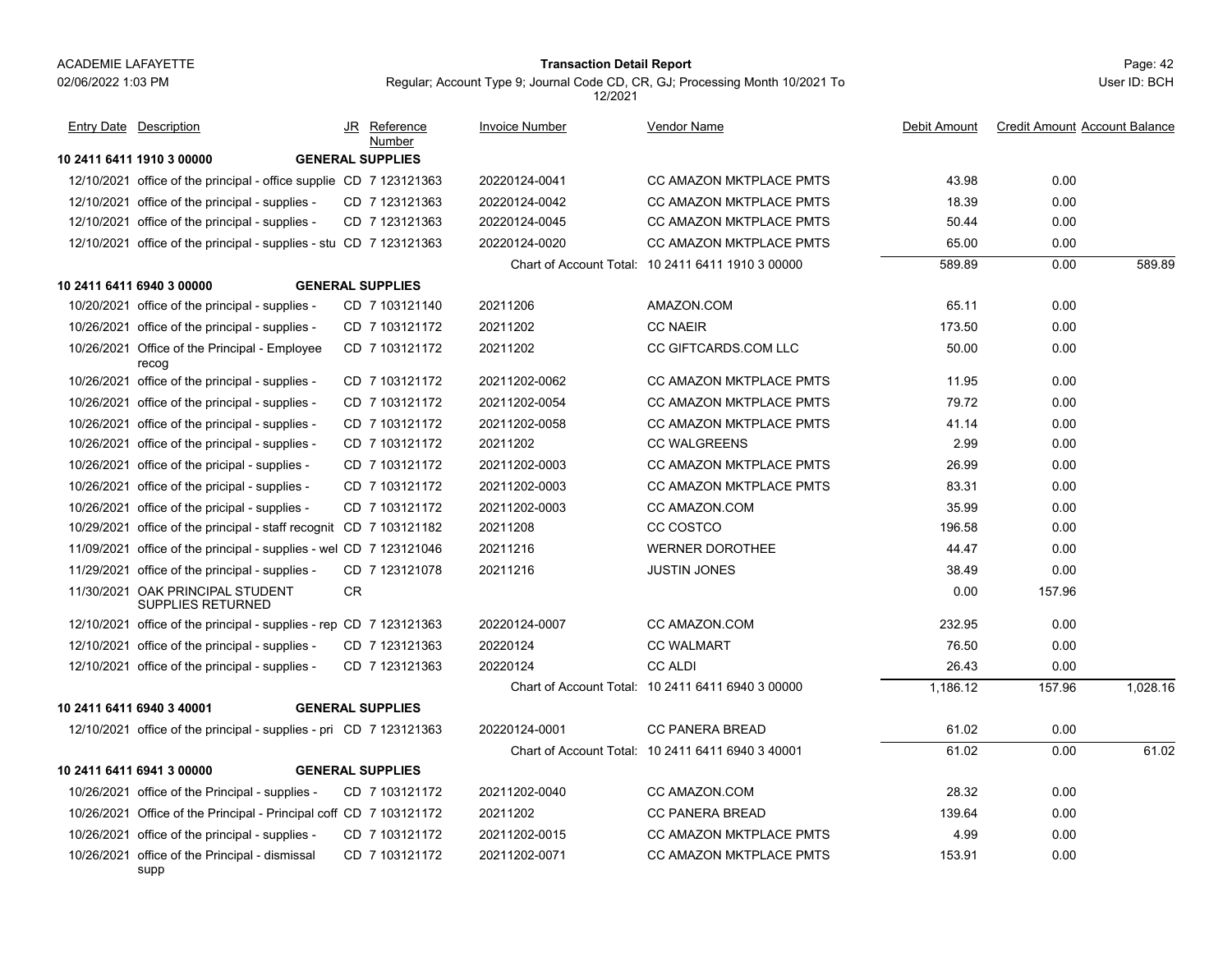| Entry Date | Description | JR | Reference Number | Invoice Number | Vendor Name | Debit Amount | Credit Amount | Account Balance |
|---|---|---|---|---|---|---|---|---|
| **10 2411 6411 1910 3 00000** | **GENERAL SUPPLIES** | | | | | | | |
| 12/10/2021 | office of the principal - office supplie | CD | 7 123121363 | 20220124-0041 | CC AMAZON MKTPLACE PMTS | 43.98 | 0.00 | |
| 12/10/2021 | office of the principal - supplies - | CD | 7 123121363 | 20220124-0042 | CC AMAZON MKTPLACE PMTS | 18.39 | 0.00 | |
| 12/10/2021 | office of the principal - supplies - | CD | 7 123121363 | 20220124-0045 | CC AMAZON MKTPLACE PMTS | 50.44 | 0.00 | |
| 12/10/2021 | office of the principal - supplies - stu | CD | 7 123121363 | 20220124-0020 | CC AMAZON MKTPLACE PMTS | 65.00 | 0.00 | |
| | | | | Chart of Account Total: | 10 2411 6411 1910 3 00000 | 589.89 | 0.00 | 589.89 |
| **10 2411 6411 6940 3 00000** | **GENERAL SUPPLIES** | | | | | | | |
| 10/20/2021 | office of the principal - supplies - | CD | 7 103121140 | 20211206 | AMAZON.COM | 65.11 | 0.00 | |
| 10/26/2021 | office of the principal - supplies - | CD | 7 103121172 | 20211202 | CC NAEIR | 173.50 | 0.00 | |
| 10/26/2021 | Office of the Principal - Employee recog | CD | 7 103121172 | 20211202 | CC GIFTCARDS.COM LLC | 50.00 | 0.00 | |
| 10/26/2021 | office of the principal - supplies - | CD | 7 103121172 | 20211202-0062 | CC AMAZON MKTPLACE PMTS | 11.95 | 0.00 | |
| 10/26/2021 | office of the principal - supplies - | CD | 7 103121172 | 20211202-0054 | CC AMAZON MKTPLACE PMTS | 79.72 | 0.00 | |
| 10/26/2021 | office of the principal - supplies - | CD | 7 103121172 | 20211202-0058 | CC AMAZON MKTPLACE PMTS | 41.14 | 0.00 | |
| 10/26/2021 | office of the principal - supplies - | CD | 7 103121172 | 20211202 | CC WALGREENS | 2.99 | 0.00 | |
| 10/26/2021 | office of the pricipal - supplies - | CD | 7 103121172 | 20211202-0003 | CC AMAZON MKTPLACE PMTS | 26.99 | 0.00 | |
| 10/26/2021 | office of the pricipal - supplies - | CD | 7 103121172 | 20211202-0003 | CC AMAZON MKTPLACE PMTS | 83.31 | 0.00 | |
| 10/26/2021 | office of the pricipal - supplies - | CD | 7 103121172 | 20211202-0003 | CC AMAZON.COM | 35.99 | 0.00 | |
| 10/29/2021 | office of the principal - staff recognit | CD | 7 103121182 | 20211208 | CC COSTCO | 196.58 | 0.00 | |
| 11/09/2021 | office of the principal - supplies - wel | CD | 7 123121046 | 20211216 | WERNER DOROTHEE | 44.47 | 0.00 | |
| 11/29/2021 | office of the principal - supplies - | CD | 7 123121078 | 20211216 | JUSTIN JONES | 38.49 | 0.00 | |
| 11/30/2021 | OAK PRINCIPAL STUDENT SUPPLIES RETURNED | CR | | | | 0.00 | 157.96 | |
| 12/10/2021 | office of the principal - supplies - rep | CD | 7 123121363 | 20220124-0007 | CC AMAZON.COM | 232.95 | 0.00 | |
| 12/10/2021 | office of the principal - supplies - | CD | 7 123121363 | 20220124 | CC WALMART | 76.50 | 0.00 | |
| 12/10/2021 | office of the principal - supplies - | CD | 7 123121363 | 20220124 | CC ALDI | 26.43 | 0.00 | |
| | | | | Chart of Account Total: | 10 2411 6411 6940 3 00000 | 1,186.12 | 157.96 | 1,028.16 |
| **10 2411 6411 6940 3 40001** | **GENERAL SUPPLIES** | | | | | | | |
| 12/10/2021 | office of the principal - supplies - pri | CD | 7 123121363 | 20220124-0001 | CC PANERA BREAD | 61.02 | 0.00 | |
| | | | | Chart of Account Total: | 10 2411 6411 6940 3 40001 | 61.02 | 0.00 | 61.02 |
| **10 2411 6411 6941 3 00000** | **GENERAL SUPPLIES** | | | | | | | |
| 10/26/2021 | office of the Principal - supplies - | CD | 7 103121172 | 20211202-0040 | CC AMAZON.COM | 28.32 | 0.00 | |
| 10/26/2021 | Office of the Principal - Principal coff | CD | 7 103121172 | 20211202 | CC PANERA BREAD | 139.64 | 0.00 | |
| 10/26/2021 | office of the principal - supplies - | CD | 7 103121172 | 20211202-0015 | CC AMAZON MKTPLACE PMTS | 4.99 | 0.00 | |
| 10/26/2021 | office of the Principal - dismissal supp | CD | 7 103121172 | 20211202-0071 | CC AMAZON MKTPLACE PMTS | 153.91 | 0.00 | |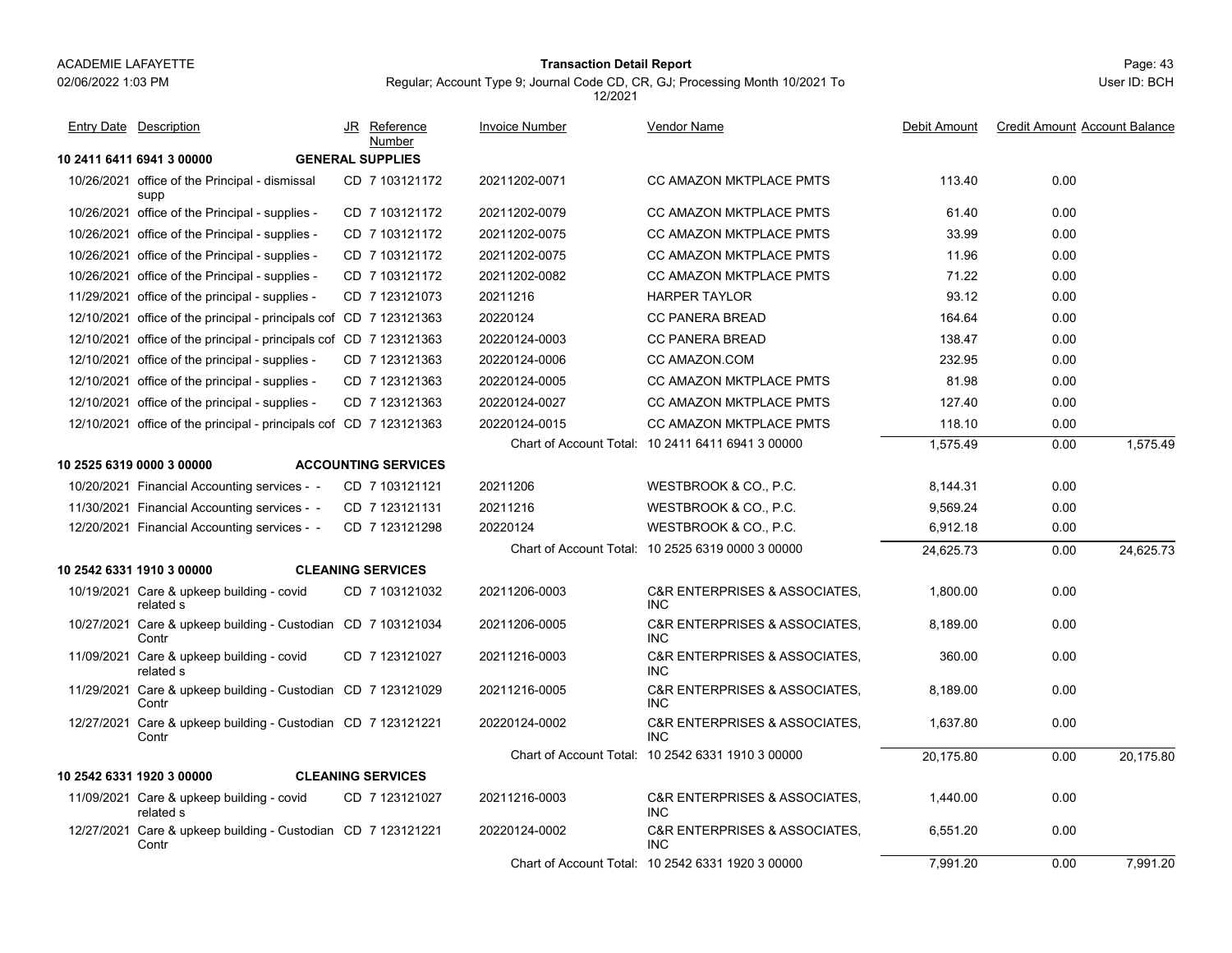| Entry Date | Description | JR | Reference Number | Invoice Number | Vendor Name | Debit Amount | Credit Amount | Account Balance |
|---|---|---|---|---|---|---|---|---|
| **10 2411 6411 6941 3 00000** | **GENERAL SUPPLIES** | | | | | | | |
| 10/26/2021 | office of the Principal - dismissal supp | CD | 7 103121172 | 20211202-0071 | CC AMAZON MKTPLACE PMTS | 113.40 | 0.00 | |
| 10/26/2021 | office of the Principal - supplies - | CD | 7 103121172 | 20211202-0079 | CC AMAZON MKTPLACE PMTS | 61.40 | 0.00 | |
| 10/26/2021 | office of the Principal - supplies - | CD | 7 103121172 | 20211202-0075 | CC AMAZON MKTPLACE PMTS | 33.99 | 0.00 | |
| 10/26/2021 | office of the Principal - supplies - | CD | 7 103121172 | 20211202-0075 | CC AMAZON MKTPLACE PMTS | 11.96 | 0.00 | |
| 10/26/2021 | office of the Principal - supplies - | CD | 7 103121172 | 20211202-0082 | CC AMAZON MKTPLACE PMTS | 71.22 | 0.00 | |
| 11/29/2021 | office of the principal - supplies - | CD | 7 123121073 | 20211216 | HARPER TAYLOR | 93.12 | 0.00 | |
| 12/10/2021 | office of the principal - principals cof | CD | 7 123121363 | 20220124 | CC PANERA BREAD | 164.64 | 0.00 | |
| 12/10/2021 | office of the principal - principals cof | CD | 7 123121363 | 20220124-0003 | CC PANERA BREAD | 138.47 | 0.00 | |
| 12/10/2021 | office of the principal - supplies - | CD | 7 123121363 | 20220124-0006 | CC AMAZON.COM | 232.95 | 0.00 | |
| 12/10/2021 | office of the principal - supplies - | CD | 7 123121363 | 20220124-0005 | CC AMAZON MKTPLACE PMTS | 81.98 | 0.00 | |
| 12/10/2021 | office of the principal - supplies - | CD | 7 123121363 | 20220124-0027 | CC AMAZON MKTPLACE PMTS | 127.40 | 0.00 | |
| 12/10/2021 | office of the principal - principals cof | CD | 7 123121363 | 20220124-0015 | CC AMAZON MKTPLACE PMTS | 118.10 | 0.00 | |
| | | | | Chart of Account Total: | 10 2411 6411 6941 3 00000 | 1,575.49 | 0.00 | 1,575.49 |
| **10 2525 6319 0000 3 00000** | **ACCOUNTING SERVICES** | | | | | | | |
| 10/20/2021 | Financial Accounting services - - | CD | 7 103121121 | 20211206 | WESTBROOK & CO., P.C. | 8,144.31 | 0.00 | |
| 11/30/2021 | Financial Accounting services - - | CD | 7 123121131 | 20211216 | WESTBROOK & CO., P.C. | 9,569.24 | 0.00 | |
| 12/20/2021 | Financial Accounting services - - | CD | 7 123121298 | 20220124 | WESTBROOK & CO., P.C. | 6,912.18 | 0.00 | |
| | | | | Chart of Account Total: | 10 2525 6319 0000 3 00000 | 24,625.73 | 0.00 | 24,625.73 |
| **10 2542 6331 1910 3 00000** | **CLEANING SERVICES** | | | | | | | |
| 10/19/2021 | Care & upkeep building - covid related s | CD | 7 103121032 | 20211206-0003 | C&R ENTERPRISES & ASSOCIATES, INC | 1,800.00 | 0.00 | |
| 10/27/2021 | Care & upkeep building - Custodian Contr | CD | 7 103121034 | 20211206-0005 | C&R ENTERPRISES & ASSOCIATES, INC | 8,189.00 | 0.00 | |
| 11/09/2021 | Care & upkeep building - covid related s | CD | 7 123121027 | 20211216-0003 | C&R ENTERPRISES & ASSOCIATES, INC | 360.00 | 0.00 | |
| 11/29/2021 | Care & upkeep building - Custodian Contr | CD | 7 123121029 | 20211216-0005 | C&R ENTERPRISES & ASSOCIATES, INC | 8,189.00 | 0.00 | |
| 12/27/2021 | Care & upkeep building - Custodian Contr | CD | 7 123121221 | 20220124-0002 | C&R ENTERPRISES & ASSOCIATES, INC | 1,637.80 | 0.00 | |
| | | | | Chart of Account Total: | 10 2542 6331 1910 3 00000 | 20,175.80 | 0.00 | 20,175.80 |
| **10 2542 6331 1920 3 00000** | **CLEANING SERVICES** | | | | | | | |
| 11/09/2021 | Care & upkeep building - covid related s | CD | 7 123121027 | 20211216-0003 | C&R ENTERPRISES & ASSOCIATES, INC | 1,440.00 | 0.00 | |
| 12/27/2021 | Care & upkeep building - Custodian Contr | CD | 7 123121221 | 20220124-0002 | C&R ENTERPRISES & ASSOCIATES, INC | 6,551.20 | 0.00 | |
| | | | | Chart of Account Total: | 10 2542 6331 1920 3 00000 | 7,991.20 | 0.00 | 7,991.20 |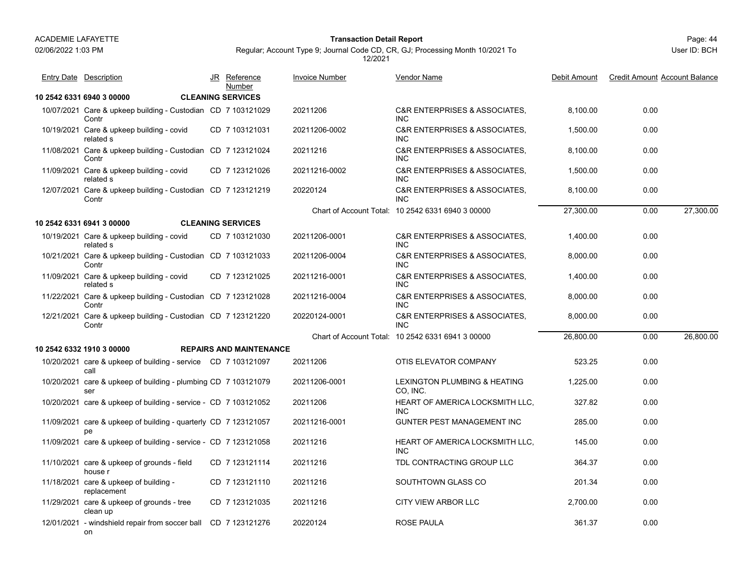ACADEMIE LAFAYETTE

**Transaction Detail Report**

Regular; Account Type 9; Journal Code CD, CR, GJ; Processing Month 10/2021 To 12/2021

02/06/2022 1:03 PM

User ID: BCH

| Entry Date | Description | JR | Reference Number | Invoice Number | Vendor Name | Debit Amount | Credit Amount | Account Balance |
|---|---|---|---|---|---|---|---|---|
| **10 2542 6331 6940 3 00000** | **CLEANING SERVICES** | | | | | | | |
| 10/07/2021 | Care & upkeep building - Custodian Contr | CD | 7 103121029 | 20211206 | C&R ENTERPRISES & ASSOCIATES, INC | 8,100.00 | 0.00 | |
| 10/19/2021 | Care & upkeep building - covid related s | CD | 7 103121031 | 20211206-0002 | C&R ENTERPRISES & ASSOCIATES, INC | 1,500.00 | 0.00 | |
| 11/08/2021 | Care & upkeep building - Custodian Contr | CD | 7 123121024 | 20211216 | C&R ENTERPRISES & ASSOCIATES, INC | 8,100.00 | 0.00 | |
| 11/09/2021 | Care & upkeep building - covid related s | CD | 7 123121026 | 20211216-0002 | C&R ENTERPRISES & ASSOCIATES, INC | 1,500.00 | 0.00 | |
| 12/07/2021 | Care & upkeep building - Custodian Contr | CD | 7 123121219 | 20220124 | C&R ENTERPRISES & ASSOCIATES, INC | 8,100.00 | 0.00 | |
| | | | | Chart of Account Total: | 10 2542 6331 6940 3 00000 | 27,300.00 | 0.00 | 27,300.00 |
| **10 2542 6331 6941 3 00000** | **CLEANING SERVICES** | | | | | | | |
| 10/19/2021 | Care & upkeep building - covid related s | CD | 7 103121030 | 20211206-0001 | C&R ENTERPRISES & ASSOCIATES, INC | 1,400.00 | 0.00 | |
| 10/21/2021 | Care & upkeep building - Custodian Contr | CD | 7 103121033 | 20211206-0004 | C&R ENTERPRISES & ASSOCIATES, INC | 8,000.00 | 0.00 | |
| 11/09/2021 | Care & upkeep building - covid related s | CD | 7 123121025 | 20211216-0001 | C&R ENTERPRISES & ASSOCIATES, INC | 1,400.00 | 0.00 | |
| 11/22/2021 | Care & upkeep building - Custodian Contr | CD | 7 123121028 | 20211216-0004 | C&R ENTERPRISES & ASSOCIATES, INC | 8,000.00 | 0.00 | |
| 12/21/2021 | Care & upkeep building - Custodian Contr | CD | 7 123121220 | 20220124-0001 | C&R ENTERPRISES & ASSOCIATES, INC | 8,000.00 | 0.00 | |
| | | | | Chart of Account Total: | 10 2542 6331 6941 3 00000 | 26,800.00 | 0.00 | 26,800.00 |
| **10 2542 6332 1910 3 00000** | **REPAIRS AND MAINTENANCE** | | | | | | | |
| 10/20/2021 | care & upkeep of building - service call | CD | 7 103121097 | 20211206 | OTIS ELEVATOR COMPANY | 523.25 | 0.00 | |
| 10/20/2021 | care & upkeep of building - plumbing ser | CD | 7 103121079 | 20211206-0001 | LEXINGTON PLUMBING & HEATING CO, INC. | 1,225.00 | 0.00 | |
| 10/20/2021 | care & upkeep of building - service - | CD | 7 103121052 | 20211206 | HEART OF AMERICA LOCKSMITH LLC, INC | 327.82 | 0.00 | |
| 11/09/2021 | care & upkeep of building - quarterly pe | CD | 7 123121057 | 20211216-0001 | GUNTER PEST MANAGEMENT INC | 285.00 | 0.00 | |
| 11/09/2021 | care & upkeep of building - service - | CD | 7 123121058 | 20211216 | HEART OF AMERICA LOCKSMITH LLC, INC | 145.00 | 0.00 | |
| 11/10/2021 | care & upkeep of grounds - field house r | CD | 7 123121114 | 20211216 | TDL CONTRACTING GROUP LLC | 364.37 | 0.00 | |
| 11/18/2021 | care & upkeep of building - replacement | CD | 7 123121110 | 20211216 | SOUTHTOWN GLASS CO | 201.34 | 0.00 | |
| 11/29/2021 | care & upkeep of grounds - tree clean up | CD | 7 123121035 | 20211216 | CITY VIEW ARBOR LLC | 2,700.00 | 0.00 | |
| 12/01/2021 | - windshield repair from soccer ball on | CD | 7 123121276 | 20220124 | ROSE PAULA | 361.37 | 0.00 | |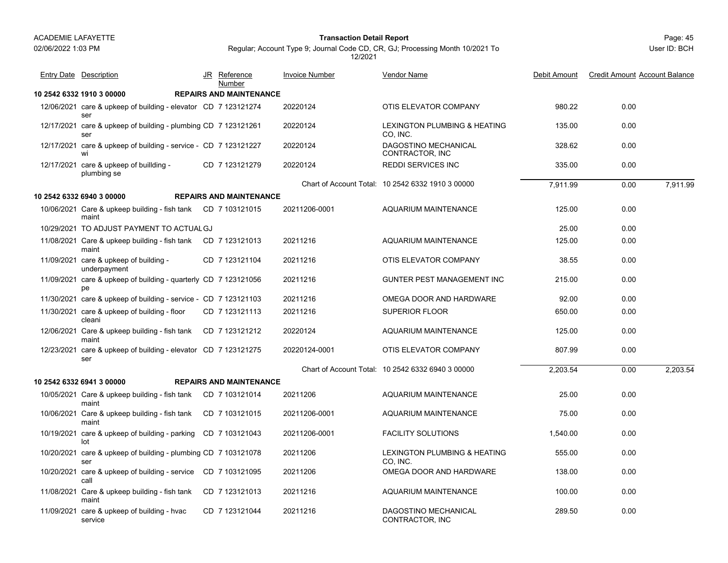ACADEMIE LAFAYETTE

02/06/2022 1:03 PM

**Transaction Detail Report**

Regular; Account Type 9; Journal Code CD, CR, GJ; Processing Month 10/2021 To 12/2021

User ID: BCH

| Entry Date | Description | JR | Reference Number | Invoice Number | Vendor Name | Debit Amount | Credit Amount | Account Balance |
|---|---|---|---|---|---|---|---|---|
| **10 2542 6332 1910 3 00000** | **REPAIRS AND MAINTENANCE** | | | | | | | |
| 12/06/2021 | care & upkeep of building - elevator ser | CD | 7 123121274 | 20220124 | OTIS ELEVATOR COMPANY | 980.22 | 0.00 | |
| 12/17/2021 | care & upkeep of building - plumbing ser | CD | 7 123121261 | 20220124 | LEXINGTON PLUMBING & HEATING CO, INC. | 135.00 | 0.00 | |
| 12/17/2021 | care & upkeep of building - service - wi | CD | 7 123121227 | 20220124 | DAGOSTINO MECHANICAL CONTRACTOR, INC | 328.62 | 0.00 | |
| 12/17/2021 | care & upkeep of buillding - plumbing se | CD | 7 123121279 | 20220124 | REDDI SERVICES INC | 335.00 | 0.00 | |
| | | | | Chart of Account Total: | 10 2542 6332 1910 3 00000 | 7,911.99 | 0.00 | 7,911.99 |
| **10 2542 6332 6940 3 00000** | **REPAIRS AND MAINTENANCE** | | | | | | | |
| 10/06/2021 | Care & upkeep building - fish tank maint | CD | 7 103121015 | 20211206-0001 | AQUARIUM MAINTENANCE | 125.00 | 0.00 | |
| 10/29/2021 | TO ADJUST PAYMENT TO ACTUAL | GJ | | | | 25.00 | 0.00 | |
| 11/08/2021 | Care & upkeep building - fish tank maint | CD | 7 123121013 | 20211216 | AQUARIUM MAINTENANCE | 125.00 | 0.00 | |
| 11/09/2021 | care & upkeep of building - underpayment | CD | 7 123121104 | 20211216 | OTIS ELEVATOR COMPANY | 38.55 | 0.00 | |
| 11/09/2021 | care & upkeep of building - quarterly pe | CD | 7 123121056 | 20211216 | GUNTER PEST MANAGEMENT INC | 215.00 | 0.00 | |
| 11/30/2021 | care & upkeep of building - service - | CD | 7 123121103 | 20211216 | OMEGA DOOR AND HARDWARE | 92.00 | 0.00 | |
| 11/30/2021 | care & upkeep of building - floor cleani | CD | 7 123121113 | 20211216 | SUPERIOR FLOOR | 650.00 | 0.00 | |
| 12/06/2021 | Care & upkeep building - fish tank maint | CD | 7 123121212 | 20220124 | AQUARIUM MAINTENANCE | 125.00 | 0.00 | |
| 12/23/2021 | care & upkeep of building - elevator ser | CD | 7 123121275 | 20220124-0001 | OTIS ELEVATOR COMPANY | 807.99 | 0.00 | |
| | | | | Chart of Account Total: | 10 2542 6332 6940 3 00000 | 2,203.54 | 0.00 | 2,203.54 |
| **10 2542 6332 6941 3 00000** | **REPAIRS AND MAINTENANCE** | | | | | | | |
| 10/05/2021 | Care & upkeep building - fish tank maint | CD | 7 103121014 | 20211206 | AQUARIUM MAINTENANCE | 25.00 | 0.00 | |
| 10/06/2021 | Care & upkeep building - fish tank maint | CD | 7 103121015 | 20211206-0001 | AQUARIUM MAINTENANCE | 75.00 | 0.00 | |
| 10/19/2021 | care & upkeep of building - parking lot | CD | 7 103121043 | 20211206-0001 | FACILITY SOLUTIONS | 1,540.00 | 0.00 | |
| 10/20/2021 | care & upkeep of building - plumbing ser | CD | 7 103121078 | 20211206 | LEXINGTON PLUMBING & HEATING CO, INC. | 555.00 | 0.00 | |
| 10/20/2021 | care & upkeep of building - service call | CD | 7 103121095 | 20211206 | OMEGA DOOR AND HARDWARE | 138.00 | 0.00 | |
| 11/08/2021 | Care & upkeep building - fish tank maint | CD | 7 123121013 | 20211216 | AQUARIUM MAINTENANCE | 100.00 | 0.00 | |
| 11/09/2021 | care & upkeep of building - hvac service | CD | 7 123121044 | 20211216 | DAGOSTINO MECHANICAL CONTRACTOR, INC | 289.50 | 0.00 | |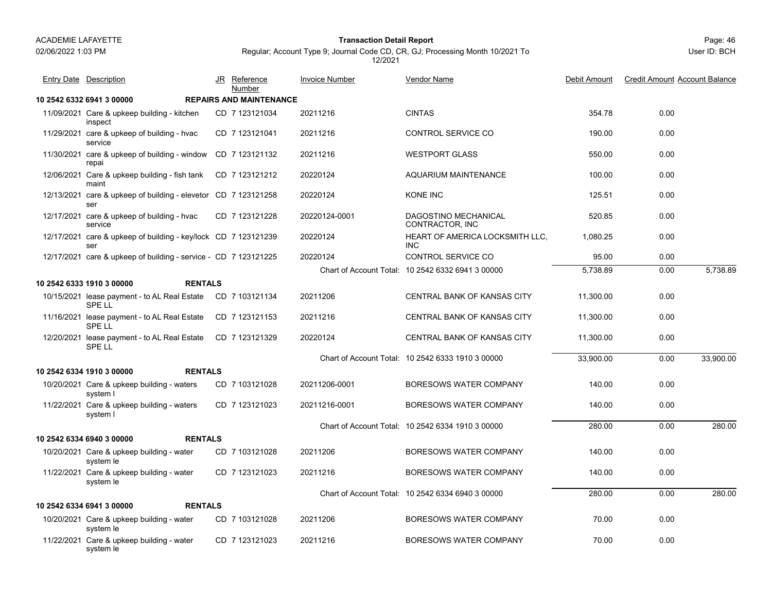**ACADEMIE LAFAYETTE**
02/06/2022 1:03 PM

**Transaction Detail Report**
Regular; Account Type 9; Journal Code CD, CR, GJ; Processing Month 10/2021 To 12/2021

User ID: BCH

| Entry Date | Description | JR | Reference Number | Invoice Number | Vendor Name | Debit Amount | Credit Amount | Account Balance |
|---|---|---|---|---|---|---|---|---|
| **10 2542 6332 6941 3 00000** | **REPAIRS AND MAINTENANCE** | | | | | | | |
| 11/09/2021 | Care & upkeep building - kitchen inspect | CD | 7 123121034 | 20211216 | CINTAS | 354.78 | 0.00 | |
| 11/29/2021 | care & upkeep of building - hvac service | CD | 7 123121041 | 20211216 | CONTROL SERVICE CO | 190.00 | 0.00 | |
| 11/30/2021 | care & upkeep of building - window repai | CD | 7 123121132 | 20211216 | WESTPORT GLASS | 550.00 | 0.00 | |
| 12/06/2021 | Care & upkeep building - fish tank maint | CD | 7 123121212 | 20220124 | AQUARIUM MAINTENANCE | 100.00 | 0.00 | |
| 12/13/2021 | care & upkeep of building - elevetor ser | CD | 7 123121258 | 20220124 | KONE INC | 125.51 | 0.00 | |
| 12/17/2021 | care & upkeep of building - hvac service | CD | 7 123121228 | 20220124-0001 | DAGOSTINO MECHANICAL CONTRACTOR, INC | 520.85 | 0.00 | |
| 12/17/2021 | care & upkeep of building - key/lock ser | CD | 7 123121239 | 20220124 | HEART OF AMERICA LOCKSMITH LLC, INC | 1,080.25 | 0.00 | |
| 12/17/2021 | care & upkeep of building - service - | CD | 7 123121225 | 20220124 | CONTROL SERVICE CO | 95.00 | 0.00 | |
| | | | | Chart of Account Total: | 10 2542 6332 6941 3 00000 | 5,738.89 | 0.00 | 5,738.89 |
| **10 2542 6333 1910 3 00000** | **RENTALS** | | | | | | | |
| 10/15/2021 | lease payment - to AL Real Estate SPE LL | CD | 7 103121134 | 20211206 | CENTRAL BANK OF KANSAS CITY | 11,300.00 | 0.00 | |
| 11/16/2021 | lease payment - to AL Real Estate SPE LL | CD | 7 123121153 | 20211216 | CENTRAL BANK OF KANSAS CITY | 11,300.00 | 0.00 | |
| 12/20/2021 | lease payment - to AL Real Estate SPE LL | CD | 7 123121329 | 20220124 | CENTRAL BANK OF KANSAS CITY | 11,300.00 | 0.00 | |
| | | | | Chart of Account Total: | 10 2542 6333 1910 3 00000 | 33,900.00 | 0.00 | 33,900.00 |
| **10 2542 6334 1910 3 00000** | **RENTALS** | | | | | | | |
| 10/20/2021 | Care & upkeep building - waters system l | CD | 7 103121028 | 20211206-0001 | BORESOWS WATER COMPANY | 140.00 | 0.00 | |
| 11/22/2021 | Care & upkeep building - waters system l | CD | 7 123121023 | 20211216-0001 | BORESOWS WATER COMPANY | 140.00 | 0.00 | |
| | | | | Chart of Account Total: | 10 2542 6334 1910 3 00000 | 280.00 | 0.00 | 280.00 |
| **10 2542 6334 6940 3 00000** | **RENTALS** | | | | | | | |
| 10/20/2021 | Care & upkeep building - water system le | CD | 7 103121028 | 20211206 | BORESOWS WATER COMPANY | 140.00 | 0.00 | |
| 11/22/2021 | Care & upkeep building - water system le | CD | 7 123121023 | 20211216 | BORESOWS WATER COMPANY | 140.00 | 0.00 | |
| | | | | Chart of Account Total: | 10 2542 6334 6940 3 00000 | 280.00 | 0.00 | 280.00 |
| **10 2542 6334 6941 3 00000** | **RENTALS** | | | | | | | |
| 10/20/2021 | Care & upkeep building - water system le | CD | 7 103121028 | 20211206 | BORESOWS WATER COMPANY | 70.00 | 0.00 | |
| 11/22/2021 | Care & upkeep building - water system le | CD | 7 123121023 | 20211216 | BORESOWS WATER COMPANY | 70.00 | 0.00 | |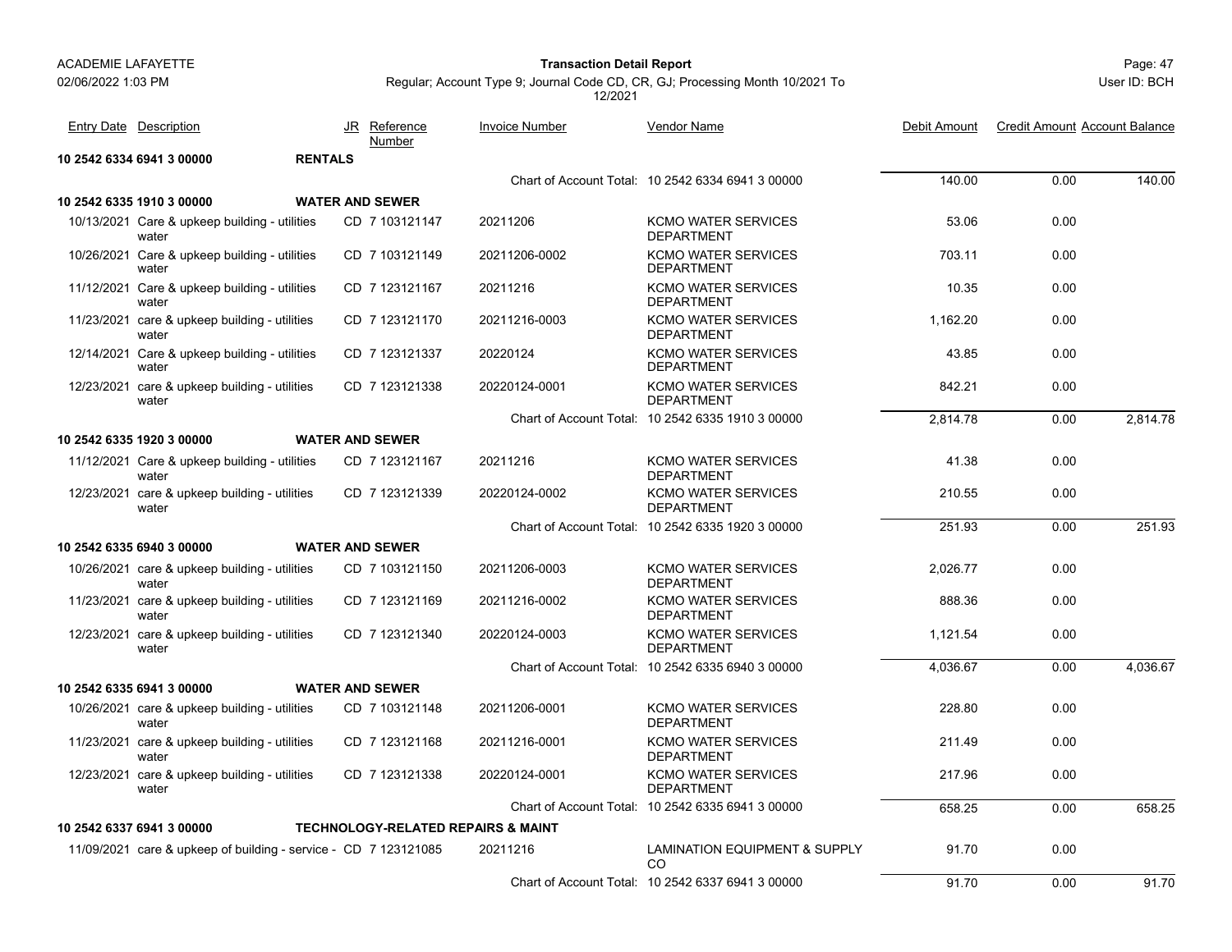| Entry Date | Description | JR | Reference Number | Invoice Number | Vendor Name | Debit Amount | Credit Amount | Account Balance |
|---|---|---|---|---|---|---|---|---|
| **10 2542 6334 6941 3 00000** | **RENTALS** | | | | | | | |
| | | | | | Chart of Account Total: 10 2542 6334 6941 3 00000 | 140.00 | 0.00 | 140.00 |
| **10 2542 6335 1910 3 00000** | **WATER AND SEWER** | | | | | | | |
| 10/13/2021 | Care & upkeep building - utilities water | CD | 7 103121147 | 20211206 | KCMO WATER SERVICES DEPARTMENT | 53.06 | 0.00 | |
| 10/26/2021 | Care & upkeep building - utilities water | CD | 7 103121149 | 20211206-0002 | KCMO WATER SERVICES DEPARTMENT | 703.11 | 0.00 | |
| 11/12/2021 | Care & upkeep building - utilities water | CD | 7 123121167 | 20211216 | KCMO WATER SERVICES DEPARTMENT | 10.35 | 0.00 | |
| 11/23/2021 | care & upkeep building - utilities water | CD | 7 123121170 | 20211216-0003 | KCMO WATER SERVICES DEPARTMENT | 1,162.20 | 0.00 | |
| 12/14/2021 | Care & upkeep building - utilities water | CD | 7 123121337 | 20220124 | KCMO WATER SERVICES DEPARTMENT | 43.85 | 0.00 | |
| 12/23/2021 | care & upkeep building - utilities water | CD | 7 123121338 | 20220124-0001 | KCMO WATER SERVICES DEPARTMENT | 842.21 | 0.00 | |
| | | | | | Chart of Account Total: 10 2542 6335 1910 3 00000 | 2,814.78 | 0.00 | 2,814.78 |
| **10 2542 6335 1920 3 00000** | **WATER AND SEWER** | | | | | | | |
| 11/12/2021 | Care & upkeep building - utilities water | CD | 7 123121167 | 20211216 | KCMO WATER SERVICES DEPARTMENT | 41.38 | 0.00 | |
| 12/23/2021 | care & upkeep building - utilities water | CD | 7 123121339 | 20220124-0002 | KCMO WATER SERVICES DEPARTMENT | 210.55 | 0.00 | |
| | | | | | Chart of Account Total: 10 2542 6335 1920 3 00000 | 251.93 | 0.00 | 251.93 |
| **10 2542 6335 6940 3 00000** | **WATER AND SEWER** | | | | | | | |
| 10/26/2021 | care & upkeep building - utilities water | CD | 7 103121150 | 20211206-0003 | KCMO WATER SERVICES DEPARTMENT | 2,026.77 | 0.00 | |
| 11/23/2021 | care & upkeep building - utilities water | CD | 7 123121169 | 20211216-0002 | KCMO WATER SERVICES DEPARTMENT | 888.36 | 0.00 | |
| 12/23/2021 | care & upkeep building - utilities water | CD | 7 123121340 | 20220124-0003 | KCMO WATER SERVICES DEPARTMENT | 1,121.54 | 0.00 | |
| | | | | | Chart of Account Total: 10 2542 6335 6940 3 00000 | 4,036.67 | 0.00 | 4,036.67 |
| **10 2542 6335 6941 3 00000** | **WATER AND SEWER** | | | | | | | |
| 10/26/2021 | care & upkeep building - utilities water | CD | 7 103121148 | 20211206-0001 | KCMO WATER SERVICES DEPARTMENT | 228.80 | 0.00 | |
| 11/23/2021 | care & upkeep building - utilities water | CD | 7 123121168 | 20211216-0001 | KCMO WATER SERVICES DEPARTMENT | 211.49 | 0.00 | |
| 12/23/2021 | care & upkeep building - utilities water | CD | 7 123121338 | 20220124-0001 | KCMO WATER SERVICES DEPARTMENT | 217.96 | 0.00 | |
| | | | | | Chart of Account Total: 10 2542 6335 6941 3 00000 | 658.25 | 0.00 | 658.25 |
| **10 2542 6337 6941 3 00000** | **TECHNOLOGY-RELATED REPAIRS & MAINT** | | | | | | | |
| 11/09/2021 | care & upkeep of building - service - | CD | 7 123121085 | 20211216 | LAMINATION EQUIPMENT & SUPPLY CO | 91.70 | 0.00 | |
| | | | | | Chart of Account Total: 10 2542 6337 6941 3 00000 | 91.70 | 0.00 | 91.70 |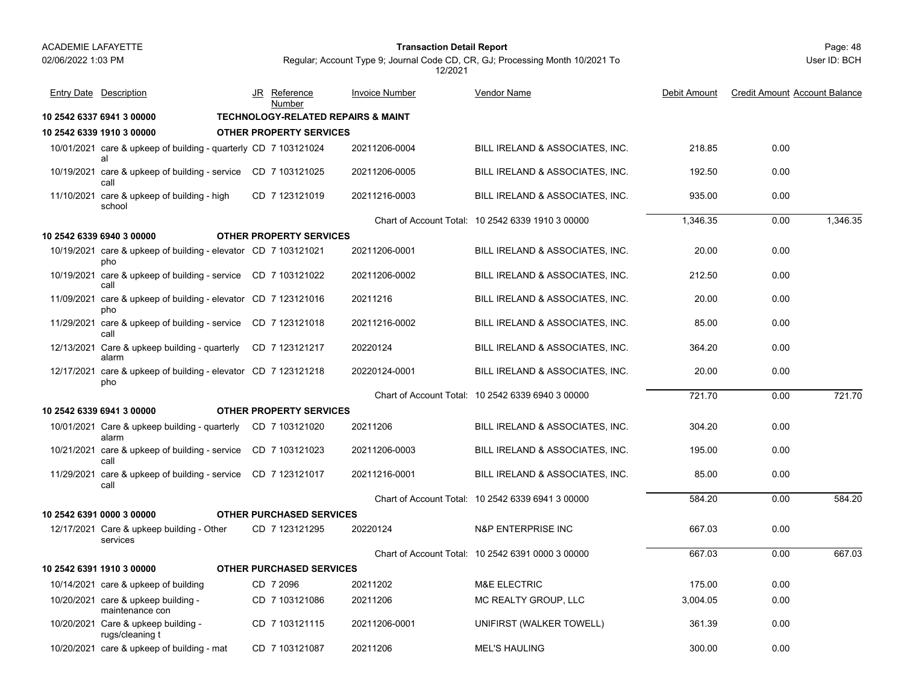**ACADEMIE LAFAYETTE**
02/06/2022 1:03 PM

**Transaction Detail Report**
Regular; Account Type 9; Journal Code CD, CR, GJ; Processing Month 10/2021 To 12/2021

User ID: BCH

| Entry Date | Description | JR | Reference Number | Invoice Number | Vendor Name | Debit Amount | Credit Amount | Account Balance |
|---|---|---|---|---|---|---|---|---|
| **10 2542 6337 6941 3 00000** | **TECHNOLOGY-RELATED REPAIRS & MAINT** | | | | | | | |
| **10 2542 6339 1910 3 00000** | **OTHER PROPERTY SERVICES** | | | | | | | |
| 10/01/2021 | care & upkeep of building - quarterly al | CD | 7 103121024 | 20211206-0004 | BILL IRELAND & ASSOCIATES, INC. | 218.85 | 0.00 | |
| 10/19/2021 | care & upkeep of building - service call | CD | 7 103121025 | 20211206-0005 | BILL IRELAND & ASSOCIATES, INC. | 192.50 | 0.00 | |
| 11/10/2021 | care & upkeep of building - high school | CD | 7 123121019 | 20211216-0003 | BILL IRELAND & ASSOCIATES, INC. | 935.00 | 0.00 | |
| | | | | Chart of Account Total: | 10 2542 6339 1910 3 00000 | 1,346.35 | 0.00 | 1,346.35 |
| **10 2542 6339 6940 3 00000** | **OTHER PROPERTY SERVICES** | | | | | | | |
| 10/19/2021 | care & upkeep of building - elevator pho | CD | 7 103121021 | 20211206-0001 | BILL IRELAND & ASSOCIATES, INC. | 20.00 | 0.00 | |
| 10/19/2021 | care & upkeep of building - service call | CD | 7 103121022 | 20211206-0002 | BILL IRELAND & ASSOCIATES, INC. | 212.50 | 0.00 | |
| 11/09/2021 | care & upkeep of building - elevator pho | CD | 7 123121016 | 20211216 | BILL IRELAND & ASSOCIATES, INC. | 20.00 | 0.00 | |
| 11/29/2021 | care & upkeep of building - service call | CD | 7 123121018 | 20211216-0002 | BILL IRELAND & ASSOCIATES, INC. | 85.00 | 0.00 | |
| 12/13/2021 | Care & upkeep building - quarterly alarm | CD | 7 123121217 | 20220124 | BILL IRELAND & ASSOCIATES, INC. | 364.20 | 0.00 | |
| 12/17/2021 | care & upkeep of building - elevator pho | CD | 7 123121218 | 20220124-0001 | BILL IRELAND & ASSOCIATES, INC. | 20.00 | 0.00 | |
| | | | | Chart of Account Total: | 10 2542 6339 6940 3 00000 | 721.70 | 0.00 | 721.70 |
| **10 2542 6339 6941 3 00000** | **OTHER PROPERTY SERVICES** | | | | | | | |
| 10/01/2021 | Care & upkeep building - quarterly alarm | CD | 7 103121020 | 20211206 | BILL IRELAND & ASSOCIATES, INC. | 304.20 | 0.00 | |
| 10/21/2021 | care & upkeep of building - service call | CD | 7 103121023 | 20211206-0003 | BILL IRELAND & ASSOCIATES, INC. | 195.00 | 0.00 | |
| 11/29/2021 | care & upkeep of building - service call | CD | 7 123121017 | 20211216-0001 | BILL IRELAND & ASSOCIATES, INC. | 85.00 | 0.00 | |
| | | | | Chart of Account Total: | 10 2542 6339 6941 3 00000 | 584.20 | 0.00 | 584.20 |
| **10 2542 6391 0000 3 00000** | **OTHER PURCHASED SERVICES** | | | | | | | |
| 12/17/2021 | Care & upkeep building - Other services | CD | 7 123121295 | 20220124 | N&P ENTERPRISE INC | 667.03 | 0.00 | |
| | | | | Chart of Account Total: | 10 2542 6391 0000 3 00000 | 667.03 | 0.00 | 667.03 |
| **10 2542 6391 1910 3 00000** | **OTHER PURCHASED SERVICES** | | | | | | | |
| 10/14/2021 | care & upkeep of building | CD | 7 2096 | 20211202 | M&E ELECTRIC | 175.00 | 0.00 | |
| 10/20/2021 | care & upkeep building - maintenance con | CD | 7 103121086 | 20211206 | MC REALTY GROUP, LLC | 3,004.05 | 0.00 | |
| 10/20/2021 | Care & upkeep building - rugs/cleaning t | CD | 7 103121115 | 20211206-0001 | UNIFIRST (WALKER TOWELL) | 361.39 | 0.00 | |
| 10/20/2021 | care & upkeep of building - mat | CD | 7 103121087 | 20211206 | MEL'S HAULING | 300.00 | 0.00 | |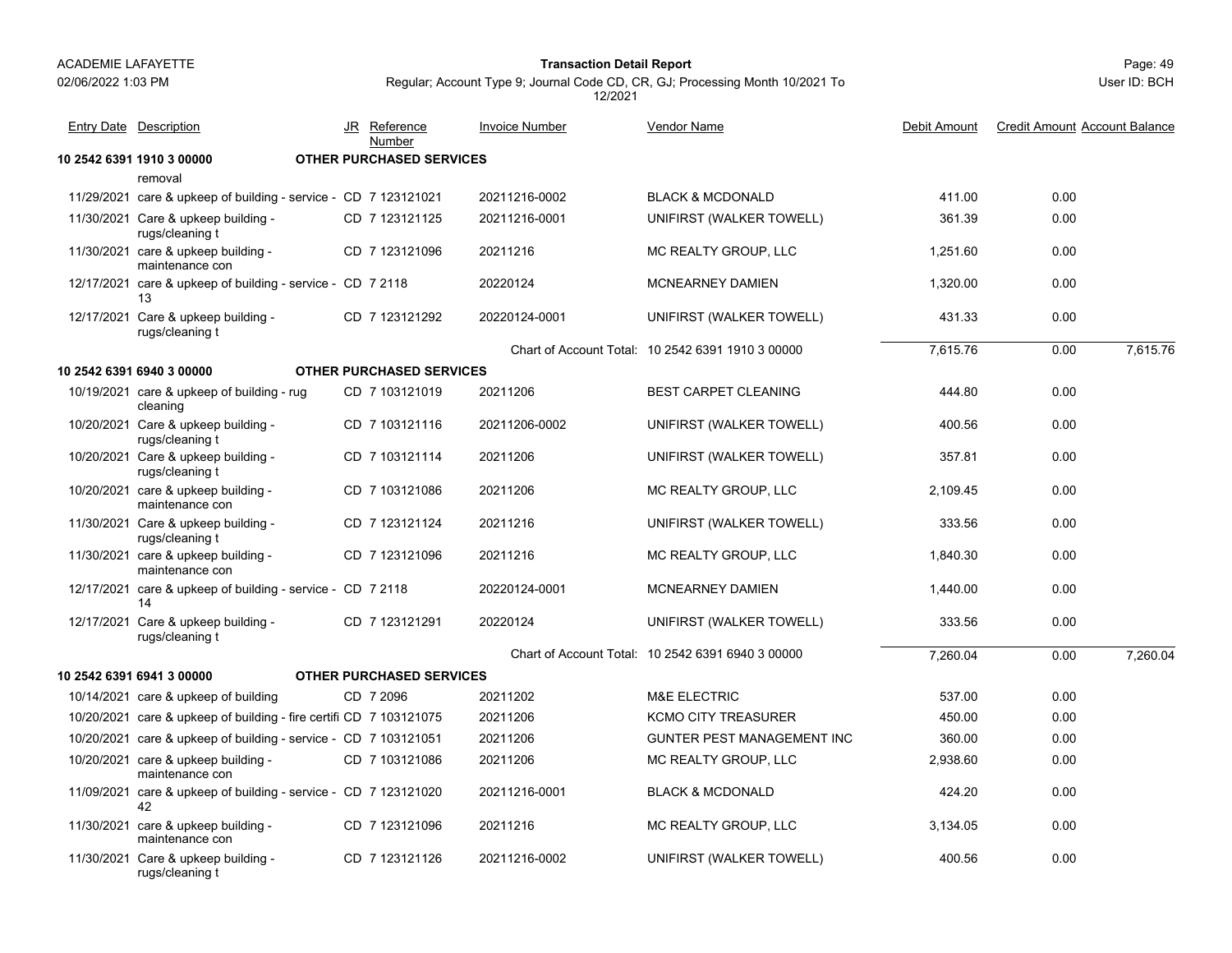**ACADEMIE LAFAYETTE**
02/06/2022 1:03 PM

**Transaction Detail Report**

Regular; Account Type 9; Journal Code CD, CR, GJ; Processing Month 10/2021 To 12/2021

User ID: BCH

| Entry Date | Description | JR | Reference Number | Invoice Number | Vendor Name | Debit Amount | Credit Amount | Account Balance |
|---|---|---|---|---|---|---|---|---|
| **10 2542 6391 1910 3 00000** | **OTHER PURCHASED SERVICES** | | | | | | | |
| | removal | | | | | | | |
| 11/29/2021 | care & upkeep of building - service - | CD | 7 123121021 | 20211216-0002 | BLACK & MCDONALD | 411.00 | 0.00 | |
| 11/30/2021 | Care & upkeep building - rugs/cleaning t | CD | 7 123121125 | 20211216-0001 | UNIFIRST (WALKER TOWELL) | 361.39 | 0.00 | |
| 11/30/2021 | care & upkeep building - maintenance con | CD | 7 123121096 | 20211216 | MC REALTY GROUP, LLC | 1,251.60 | 0.00 | |
| 12/17/2021 | care & upkeep of building - service - 13 | CD | 7 2118 | 20220124 | MCNEARNEY DAMIEN | 1,320.00 | 0.00 | |
| 12/17/2021 | Care & upkeep building - rugs/cleaning t | CD | 7 123121292 | 20220124-0001 | UNIFIRST (WALKER TOWELL) | 431.33 | 0.00 | |
| | | | | | Chart of Account Total: 10 2542 6391 1910 3 00000 | 7,615.76 | 0.00 | 7,615.76 |
| **10 2542 6391 6940 3 00000** | **OTHER PURCHASED SERVICES** | | | | | | | |
| 10/19/2021 | care & upkeep of building - rug cleaning | CD | 7 103121019 | 20211206 | BEST CARPET CLEANING | 444.80 | 0.00 | |
| 10/20/2021 | Care & upkeep building - rugs/cleaning t | CD | 7 103121116 | 20211206-0002 | UNIFIRST (WALKER TOWELL) | 400.56 | 0.00 | |
| 10/20/2021 | Care & upkeep building - rugs/cleaning t | CD | 7 103121114 | 20211206 | UNIFIRST (WALKER TOWELL) | 357.81 | 0.00 | |
| 10/20/2021 | care & upkeep building - maintenance con | CD | 7 103121086 | 20211206 | MC REALTY GROUP, LLC | 2,109.45 | 0.00 | |
| 11/30/2021 | Care & upkeep building - rugs/cleaning t | CD | 7 123121124 | 20211216 | UNIFIRST (WALKER TOWELL) | 333.56 | 0.00 | |
| 11/30/2021 | care & upkeep building - maintenance con | CD | 7 123121096 | 20211216 | MC REALTY GROUP, LLC | 1,840.30 | 0.00 | |
| 12/17/2021 | care & upkeep of building - service - 14 | CD | 7 2118 | 20220124-0001 | MCNEARNEY DAMIEN | 1,440.00 | 0.00 | |
| 12/17/2021 | Care & upkeep building - rugs/cleaning t | CD | 7 123121291 | 20220124 | UNIFIRST (WALKER TOWELL) | 333.56 | 0.00 | |
| | | | | | Chart of Account Total: 10 2542 6391 6940 3 00000 | 7,260.04 | 0.00 | 7,260.04 |
| **10 2542 6391 6941 3 00000** | **OTHER PURCHASED SERVICES** | | | | | | | |
| 10/14/2021 | care & upkeep of building | CD | 7 2096 | 20211202 | M&E ELECTRIC | 537.00 | 0.00 | |
| 10/20/2021 | care & upkeep of building - fire certifi | CD | 7 103121075 | 20211206 | KCMO CITY TREASURER | 450.00 | 0.00 | |
| 10/20/2021 | care & upkeep of building - service - | CD | 7 103121051 | 20211206 | GUNTER PEST MANAGEMENT INC | 360.00 | 0.00 | |
| 10/20/2021 | care & upkeep building - maintenance con | CD | 7 103121086 | 20211206 | MC REALTY GROUP, LLC | 2,938.60 | 0.00 | |
| 11/09/2021 | care & upkeep of building - service - 42 | CD | 7 123121020 | 20211216-0001 | BLACK & MCDONALD | 424.20 | 0.00 | |
| 11/30/2021 | care & upkeep building - maintenance con | CD | 7 123121096 | 20211216 | MC REALTY GROUP, LLC | 3,134.05 | 0.00 | |
| 11/30/2021 | Care & upkeep building - rugs/cleaning t | CD | 7 123121126 | 20211216-0002 | UNIFIRST (WALKER TOWELL) | 400.56 | 0.00 | |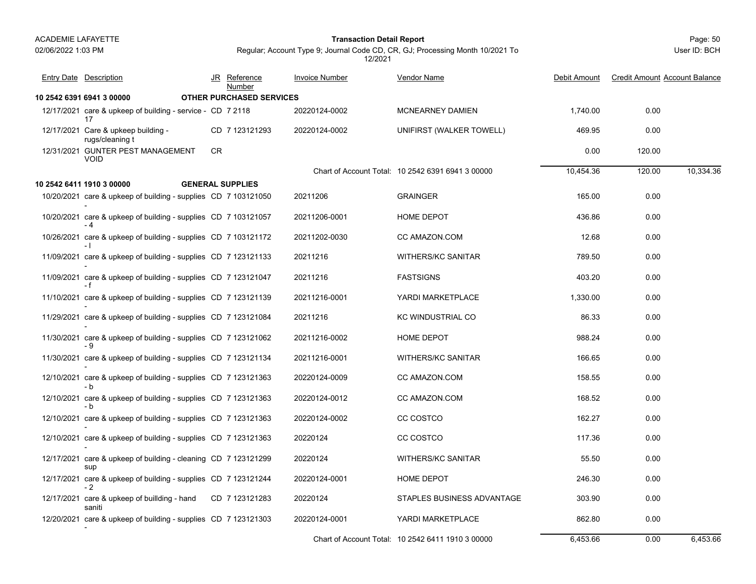**ACADEMIE LAFAYETTE** — 02/06/2022 1:03 PM

**Transaction Detail Report**

Regular; Account Type 9; Journal Code CD, CR, GJ; Processing Month 10/2021 To 12/2021

User ID: BCH

| Entry Date | Description | JR | Reference Number | Invoice Number | Vendor Name | Debit Amount | Credit Amount | Account Balance |
|---|---|---|---|---|---|---|---|---|
| **10 2542 6391 6941 3 00000** | | **OTHER PURCHASED SERVICES** | | | | | | |
| 12/17/2021 | care & upkeep of building - service - 17 | CD | 7 2118 | 20220124-0002 | MCNEARNEY DAMIEN | 1,740.00 | 0.00 | |
| 12/17/2021 | Care & upkeep building - rugs/cleaning t | CD | 7 123121293 | 20220124-0002 | UNIFIRST (WALKER TOWELL) | 469.95 | 0.00 | |
| 12/31/2021 | GUNTER PEST MANAGEMENT VOID | CR | | | | 0.00 | 120.00 | |
| | | | | Chart of Account Total: | 10 2542 6391 6941 3 00000 | 10,454.36 | 120.00 | 10,334.36 |
| **10 2542 6411 1910 3 00000** | | **GENERAL SUPPLIES** | | | | | | |
| 10/20/2021 | care & upkeep of building - supplies - | CD | 7 103121050 | 20211206 | GRAINGER | 165.00 | 0.00 | |
| 10/20/2021 | care & upkeep of building - supplies - 4 | CD | 7 103121057 | 20211206-0001 | HOME DEPOT | 436.86 | 0.00 | |
| 10/26/2021 | care & upkeep of building - supplies - l | CD | 7 103121172 | 20211202-0030 | CC AMAZON.COM | 12.68 | 0.00 | |
| 11/09/2021 | care & upkeep of building - supplies - | CD | 7 123121133 | 20211216 | WITHERS/KC SANITAR | 789.50 | 0.00 | |
| 11/09/2021 | care & upkeep of building - supplies - f | CD | 7 123121047 | 20211216 | FASTSIGNS | 403.20 | 0.00 | |
| 11/10/2021 | care & upkeep of building - supplies - | CD | 7 123121139 | 20211216-0001 | YARDI MARKETPLACE | 1,330.00 | 0.00 | |
| 11/29/2021 | care & upkeep of building - supplies - | CD | 7 123121084 | 20211216 | KC WINDUSTRIAL CO | 86.33 | 0.00 | |
| 11/30/2021 | care & upkeep of building - supplies - 9 | CD | 7 123121062 | 20211216-0002 | HOME DEPOT | 988.24 | 0.00 | |
| 11/30/2021 | care & upkeep of building - supplies - | CD | 7 123121134 | 20211216-0001 | WITHERS/KC SANITAR | 166.65 | 0.00 | |
| 12/10/2021 | care & upkeep of building - supplies - b | CD | 7 123121363 | 20220124-0009 | CC AMAZON.COM | 158.55 | 0.00 | |
| 12/10/2021 | care & upkeep of building - supplies - b | CD | 7 123121363 | 20220124-0012 | CC AMAZON.COM | 168.52 | 0.00 | |
| 12/10/2021 | care & upkeep of building - supplies - | CD | 7 123121363 | 20220124-0002 | CC COSTCO | 162.27 | 0.00 | |
| 12/10/2021 | care & upkeep of building - supplies - | CD | 7 123121363 | 20220124 | CC COSTCO | 117.36 | 0.00 | |
| 12/17/2021 | care & upkeep of building - cleaning sup | CD | 7 123121299 | 20220124 | WITHERS/KC SANITAR | 55.50 | 0.00 | |
| 12/17/2021 | care & upkeep of building - supplies - 2 | CD | 7 123121244 | 20220124-0001 | HOME DEPOT | 246.30 | 0.00 | |
| 12/17/2021 | care & upkeep of buillding - hand saniti | CD | 7 123121283 | 20220124 | STAPLES BUSINESS ADVANTAGE | 303.90 | 0.00 | |
| 12/20/2021 | care & upkeep of building - supplies - | CD | 7 123121303 | 20220124-0001 | YARDI MARKETPLACE | 862.80 | 0.00 | |
| | | | | Chart of Account Total: | 10 2542 6411 1910 3 00000 | 6,453.66 | 0.00 | 6,453.66 |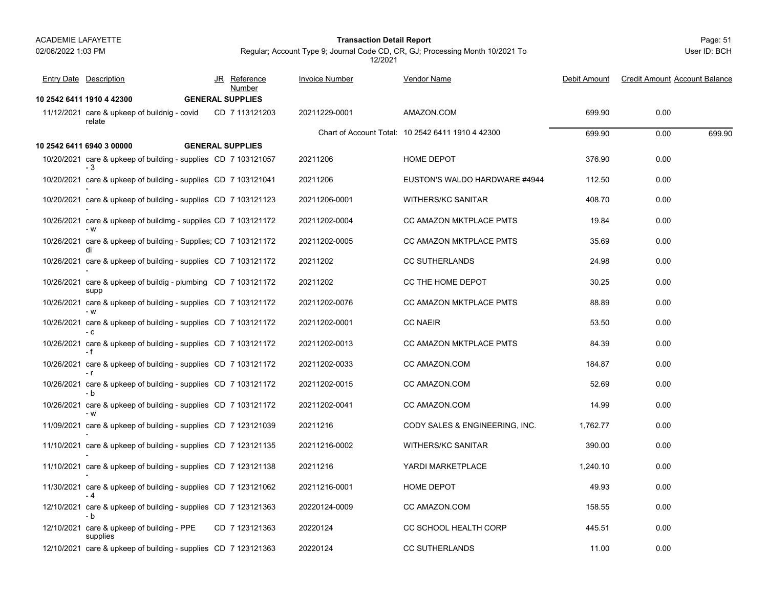**Transaction Detail Report**

Regular; Account Type 9; Journal Code CD, CR, GJ; Processing Month 10/2021 To 12/2021

| Entry Date | Description | JR | Reference Number | Invoice Number | Vendor Name | Debit Amount | Credit Amount | Account Balance |
|---|---|---|---|---|---|---|---|---|
| **10 2542 6411 1910 4 42300** | **GENERAL SUPPLIES** | | | | | | | |
| 11/12/2021 | care & upkeep of buildnig - covid relate | CD | 7 113121203 | 20211229-0001 | AMAZON.COM | 699.90 | 0.00 | |
| | | | | | Chart of Account Total: 10 2542 6411 1910 4 42300 | 699.90 | 0.00 | 699.90 |
| **10 2542 6411 6940 3 00000** | **GENERAL SUPPLIES** | | | | | | | |
| 10/20/2021 | care & upkeep of building - supplies - 3 | CD | 7 103121057 | 20211206 | HOME DEPOT | 376.90 | 0.00 | |
| 10/20/2021 | care & upkeep of building - supplies - | CD | 7 103121041 | 20211206 | EUSTON'S WALDO HARDWARE #4944 | 112.50 | 0.00 | |
| 10/20/2021 | care & upkeep of building - supplies - | CD | 7 103121123 | 20211206-0001 | WITHERS/KC SANITAR | 408.70 | 0.00 | |
| 10/26/2021 | care & upkeep of buildimg - supplies - w | CD | 7 103121172 | 20211202-0004 | CC AMAZON MKTPLACE PMTS | 19.84 | 0.00 | |
| 10/26/2021 | care & upkeep of building - Supplies; di | CD | 7 103121172 | 20211202-0005 | CC AMAZON MKTPLACE PMTS | 35.69 | 0.00 | |
| 10/26/2021 | care & upkeep of building - supplies - | CD | 7 103121172 | 20211202 | CC SUTHERLANDS | 24.98 | 0.00 | |
| 10/26/2021 | care & upkeep of buildig - plumbing supp | CD | 7 103121172 | 20211202 | CC THE HOME DEPOT | 30.25 | 0.00 | |
| 10/26/2021 | care & upkeep of building - supplies - w | CD | 7 103121172 | 20211202-0076 | CC AMAZON MKTPLACE PMTS | 88.89 | 0.00 | |
| 10/26/2021 | care & upkeep of building - supplies - c | CD | 7 103121172 | 20211202-0001 | CC NAEIR | 53.50 | 0.00 | |
| 10/26/2021 | care & upkeep of building - supplies - f | CD | 7 103121172 | 20211202-0013 | CC AMAZON MKTPLACE PMTS | 84.39 | 0.00 | |
| 10/26/2021 | care & upkeep of building - supplies - r | CD | 7 103121172 | 20211202-0033 | CC AMAZON.COM | 184.87 | 0.00 | |
| 10/26/2021 | care & upkeep of building - supplies - b | CD | 7 103121172 | 20211202-0015 | CC AMAZON.COM | 52.69 | 0.00 | |
| 10/26/2021 | care & upkeep of building - supplies - w | CD | 7 103121172 | 20211202-0041 | CC AMAZON.COM | 14.99 | 0.00 | |
| 11/09/2021 | care & upkeep of building - supplies - | CD | 7 123121039 | 20211216 | CODY SALES & ENGINEERING, INC. | 1,762.77 | 0.00 | |
| 11/10/2021 | care & upkeep of building - supplies - | CD | 7 123121135 | 20211216-0002 | WITHERS/KC SANITAR | 390.00 | 0.00 | |
| 11/10/2021 | care & upkeep of building - supplies - | CD | 7 123121138 | 20211216 | YARDI MARKETPLACE | 1,240.10 | 0.00 | |
| 11/30/2021 | care & upkeep of building - supplies - 4 | CD | 7 123121062 | 20211216-0001 | HOME DEPOT | 49.93 | 0.00 | |
| 12/10/2021 | care & upkeep of building - supplies - b | CD | 7 123121363 | 20220124-0009 | CC AMAZON.COM | 158.55 | 0.00 | |
| 12/10/2021 | care & upkeep of building - PPE supplies | CD | 7 123121363 | 20220124 | CC SCHOOL HEALTH CORP | 445.51 | 0.00 | |
| 12/10/2021 | care & upkeep of building - supplies | CD | 7 123121363 | 20220124 | CC SUTHERLANDS | 11.00 | 0.00 | |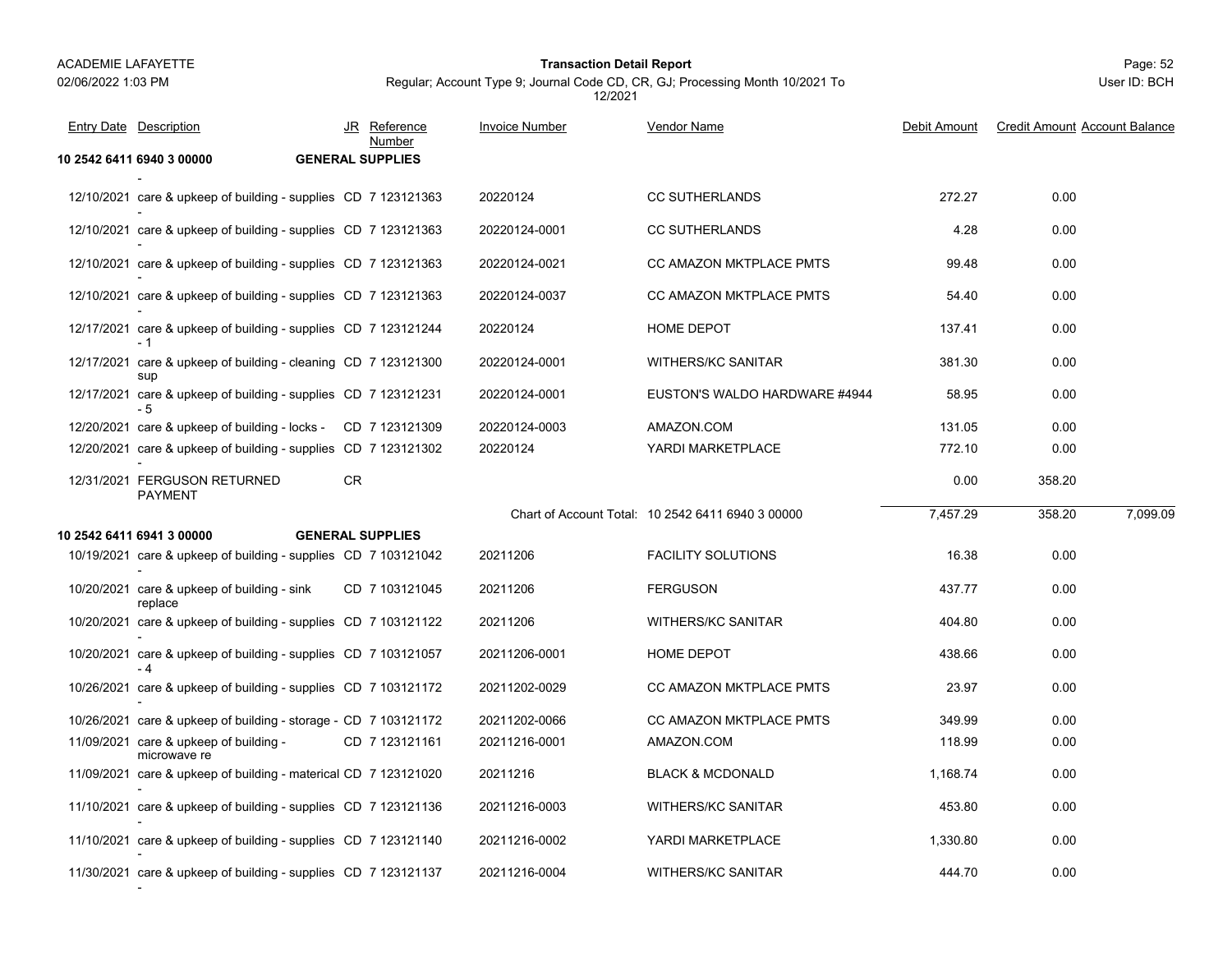ACADEMIE LAFAYETTE

**Transaction Detail Report**

Regular; Account Type 9; Journal Code CD, CR, GJ; Processing Month 10/2021 To 12/2021

02/06/2022 1:03 PM

User ID: BCH

| Entry Date | Description | JR | Reference Number | Invoice Number | Vendor Name | Debit Amount | Credit Amount | Account Balance |
|---|---|---|---|---|---|---|---|---|
| **10 2542 6411 6940 3 00000** | **GENERAL SUPPLIES** | | | | | | | |
| 12/10/2021 | care & upkeep of building - supplies - | CD | 7 123121363 | 20220124 | CC SUTHERLANDS | 272.27 | 0.00 | |
| 12/10/2021 | care & upkeep of building - supplies - | CD | 7 123121363 | 20220124-0001 | CC SUTHERLANDS | 4.28 | 0.00 | |
| 12/10/2021 | care & upkeep of building - supplies - | CD | 7 123121363 | 20220124-0021 | CC AMAZON MKTPLACE PMTS | 99.48 | 0.00 | |
| 12/10/2021 | care & upkeep of building - supplies - | CD | 7 123121363 | 20220124-0037 | CC AMAZON MKTPLACE PMTS | 54.40 | 0.00 | |
| 12/17/2021 | care & upkeep of building - supplies - 1 | CD | 7 123121244 | 20220124 | HOME DEPOT | 137.41 | 0.00 | |
| 12/17/2021 | care & upkeep of building - cleaning sup | CD | 7 123121300 | 20220124-0001 | WITHERS/KC SANITAR | 381.30 | 0.00 | |
| 12/17/2021 | care & upkeep of building - supplies - 5 | CD | 7 123121231 | 20220124-0001 | EUSTON'S WALDO HARDWARE #4944 | 58.95 | 0.00 | |
| 12/20/2021 | care & upkeep of building - locks - | CD | 7 123121309 | 20220124-0003 | AMAZON.COM | 131.05 | 0.00 | |
| 12/20/2021 | care & upkeep of building - supplies - | CD | 7 123121302 | 20220124 | YARDI MARKETPLACE | 772.10 | 0.00 | |
| 12/31/2021 | FERGUSON RETURNED PAYMENT | CR | | | | 0.00 | 358.20 | |
| | | | | Chart of Account Total: | 10 2542 6411 6940 3 00000 | 7,457.29 | 358.20 | 7,099.09 |
| **10 2542 6411 6941 3 00000** | **GENERAL SUPPLIES** | | | | | | | |
| 10/19/2021 | care & upkeep of building - supplies - | CD | 7 103121042 | 20211206 | FACILITY SOLUTIONS | 16.38 | 0.00 | |
| 10/20/2021 | care & upkeep of building - sink replace | CD | 7 103121045 | 20211206 | FERGUSON | 437.77 | 0.00 | |
| 10/20/2021 | care & upkeep of building - supplies - | CD | 7 103121122 | 20211206 | WITHERS/KC SANITAR | 404.80 | 0.00 | |
| 10/20/2021 | care & upkeep of building - supplies - 4 | CD | 7 103121057 | 20211206-0001 | HOME DEPOT | 438.66 | 0.00 | |
| 10/26/2021 | care & upkeep of building - supplies - | CD | 7 103121172 | 20211202-0029 | CC AMAZON MKTPLACE PMTS | 23.97 | 0.00 | |
| 10/26/2021 | care & upkeep of building - storage - | CD | 7 103121172 | 20211202-0066 | CC AMAZON MKTPLACE PMTS | 349.99 | 0.00 | |
| 11/09/2021 | care & upkeep of building - microwave re | CD | 7 123121161 | 20211216-0001 | AMAZON.COM | 118.99 | 0.00 | |
| 11/09/2021 | care & upkeep of building - materical - | CD | 7 123121020 | 20211216 | BLACK & MCDONALD | 1,168.74 | 0.00 | |
| 11/10/2021 | care & upkeep of building - supplies - | CD | 7 123121136 | 20211216-0003 | WITHERS/KC SANITAR | 453.80 | 0.00 | |
| 11/10/2021 | care & upkeep of building - supplies - | CD | 7 123121140 | 20211216-0002 | YARDI MARKETPLACE | 1,330.80 | 0.00 | |
| 11/30/2021 | care & upkeep of building - supplies - | CD | 7 123121137 | 20211216-0004 | WITHERS/KC SANITAR | 444.70 | 0.00 | |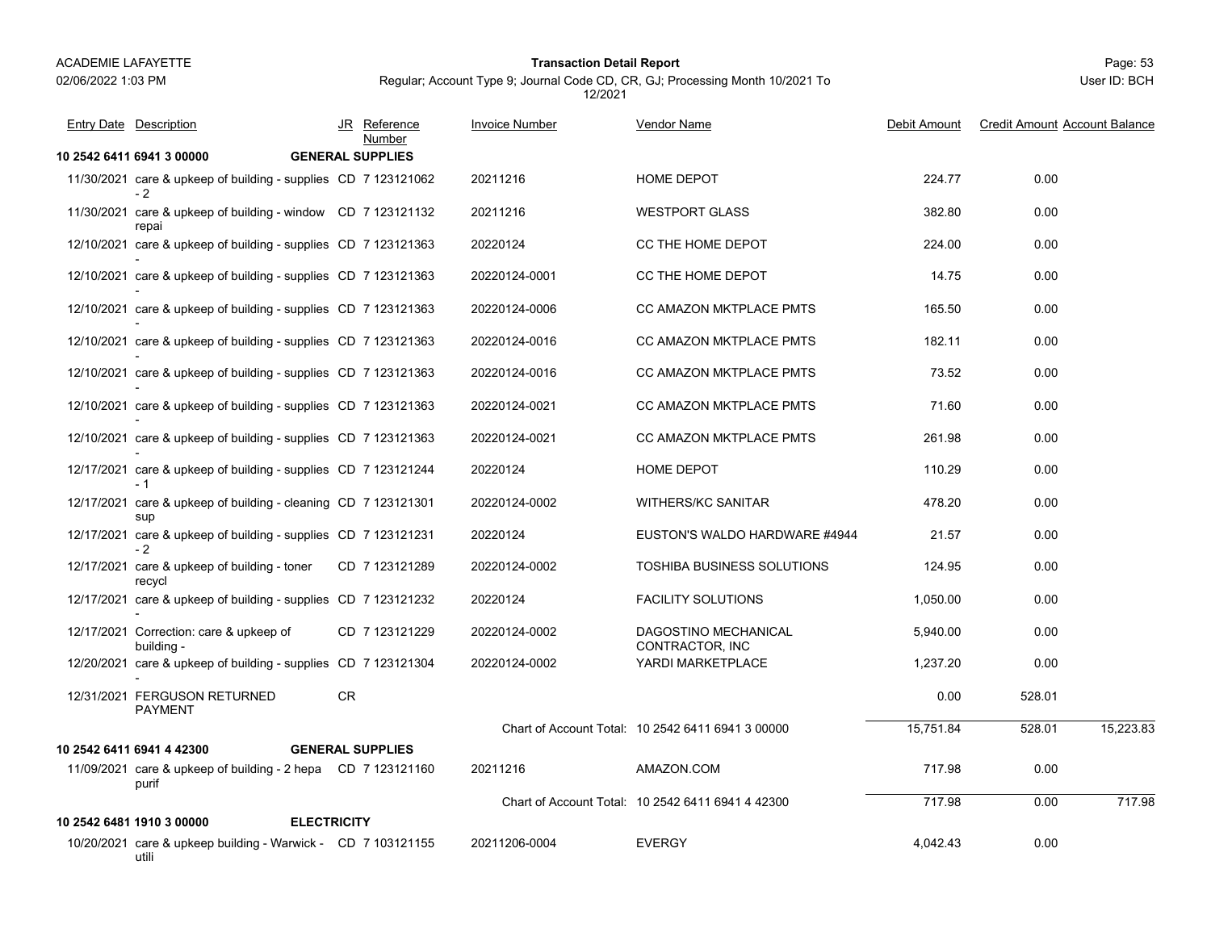| Entry Date | Description | JR | Reference Number | Invoice Number | Vendor Name | Debit Amount | Credit Amount | Account Balance |
|---|---|---|---|---|---|---|---|---|
| **10 2542 6411 6941 3 00000** | **GENERAL SUPPLIES** | | | | | | | |
| 11/30/2021 | care & upkeep of building - supplies - 2 | CD | 7 123121062 | 20211216 | HOME DEPOT | 224.77 | 0.00 | |
| 11/30/2021 | care & upkeep of building - window repai | CD | 7 123121132 | 20211216 | WESTPORT GLASS | 382.80 | 0.00 | |
| 12/10/2021 | care & upkeep of building - supplies - | CD | 7 123121363 | 20220124 | CC THE HOME DEPOT | 224.00 | 0.00 | |
| 12/10/2021 | care & upkeep of building - supplies - | CD | 7 123121363 | 20220124-0001 | CC THE HOME DEPOT | 14.75 | 0.00 | |
| 12/10/2021 | care & upkeep of building - supplies - | CD | 7 123121363 | 20220124-0006 | CC AMAZON MKTPLACE PMTS | 165.50 | 0.00 | |
| 12/10/2021 | care & upkeep of building - supplies - | CD | 7 123121363 | 20220124-0016 | CC AMAZON MKTPLACE PMTS | 182.11 | 0.00 | |
| 12/10/2021 | care & upkeep of building - supplies - | CD | 7 123121363 | 20220124-0016 | CC AMAZON MKTPLACE PMTS | 73.52 | 0.00 | |
| 12/10/2021 | care & upkeep of building - supplies - | CD | 7 123121363 | 20220124-0021 | CC AMAZON MKTPLACE PMTS | 71.60 | 0.00 | |
| 12/10/2021 | care & upkeep of building - supplies - | CD | 7 123121363 | 20220124-0021 | CC AMAZON MKTPLACE PMTS | 261.98 | 0.00 | |
| 12/17/2021 | care & upkeep of building - supplies - 1 | CD | 7 123121244 | 20220124 | HOME DEPOT | 110.29 | 0.00 | |
| 12/17/2021 | care & upkeep of building - cleaning sup | CD | 7 123121301 | 20220124-0002 | WITHERS/KC SANITAR | 478.20 | 0.00 | |
| 12/17/2021 | care & upkeep of building - supplies - 2 | CD | 7 123121231 | 20220124 | EUSTON'S WALDO HARDWARE #4944 | 21.57 | 0.00 | |
| 12/17/2021 | care & upkeep of building - toner recycl | CD | 7 123121289 | 20220124-0002 | TOSHIBA BUSINESS SOLUTIONS | 124.95 | 0.00 | |
| 12/17/2021 | care & upkeep of building - supplies - | CD | 7 123121232 | 20220124 | FACILITY SOLUTIONS | 1,050.00 | 0.00 | |
| 12/17/2021 | Correction: care & upkeep of building - | CD | 7 123121229 | 20220124-0002 | DAGOSTINO MECHANICAL CONTRACTOR, INC | 5,940.00 | 0.00 | |
| 12/20/2021 | care & upkeep of building - supplies - | CD | 7 123121304 | 20220124-0002 | YARDI MARKETPLACE | 1,237.20 | 0.00 | |
| 12/31/2021 | FERGUSON RETURNED PAYMENT | CR | | | | 0.00 | 528.01 | |
| | | | | Chart of Account Total: | 10 2542 6411 6941 3 00000 | 15,751.84 | 528.01 | 15,223.83 |
| **10 2542 6411 6941 4 42300** | **GENERAL SUPPLIES** | | | | | | | |
| 11/09/2021 | care & upkeep of building - 2 hepa purif | CD | 7 123121160 | 20211216 | AMAZON.COM | 717.98 | 0.00 | |
| | | | | Chart of Account Total: | 10 2542 6411 6941 4 42300 | 717.98 | 0.00 | 717.98 |
| **10 2542 6481 1910 3 00000** | **ELECTRICITY** | | | | | | | |
| 10/20/2021 | care & upkeep building - Warwick - utili | CD | 7 103121155 | 20211206-0004 | EVERGY | 4,042.43 | 0.00 | |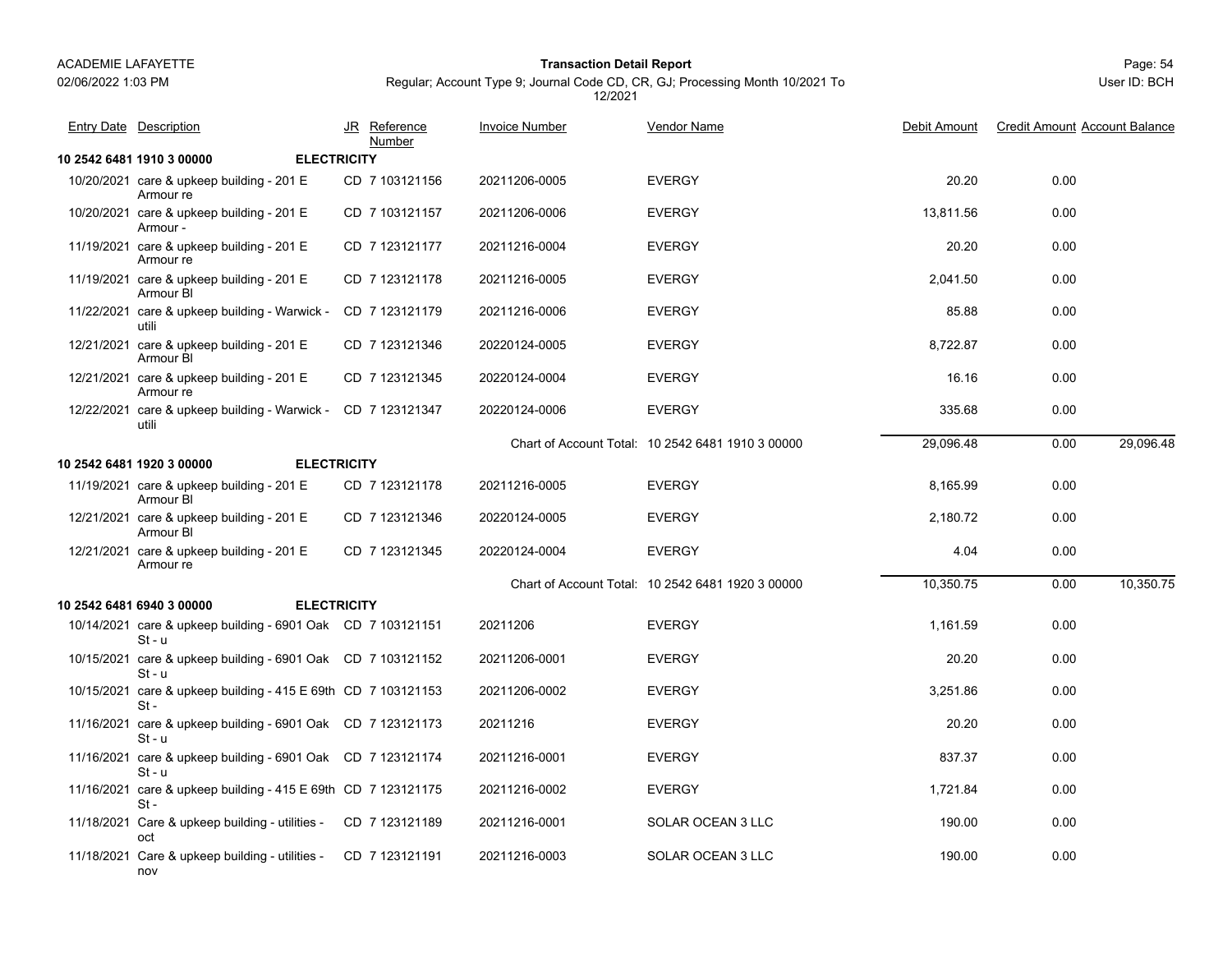## 10 2542 6481 1910 3 00000 — ELECTRICITY

| Entry Date | Description | JR | Reference Number | Invoice Number | Vendor Name | Debit Amount | Credit Amount | Account Balance |
|---|---|---|---|---|---|---|---|---|
| 10/20/2021 | care & upkeep building - 201 E Armour re | CD | 7 103121156 | 20211206-0005 | EVERGY | 20.20 | 0.00 | |
| 10/20/2021 | care & upkeep building - 201 E Armour - | CD | 7 103121157 | 20211206-0006 | EVERGY | 13,811.56 | 0.00 | |
| 11/19/2021 | care & upkeep building - 201 E Armour re | CD | 7 123121177 | 20211216-0004 | EVERGY | 20.20 | 0.00 | |
| 11/19/2021 | care & upkeep building - 201 E Armour Bl | CD | 7 123121178 | 20211216-0005 | EVERGY | 2,041.50 | 0.00 | |
| 11/22/2021 | care & upkeep building - Warwick - utili | CD | 7 123121179 | 20211216-0006 | EVERGY | 85.88 | 0.00 | |
| 12/21/2021 | care & upkeep building - 201 E Armour Bl | CD | 7 123121346 | 20220124-0005 | EVERGY | 8,722.87 | 0.00 | |
| 12/21/2021 | care & upkeep building - 201 E Armour re | CD | 7 123121345 | 20220124-0004 | EVERGY | 16.16 | 0.00 | |
| 12/22/2021 | care & upkeep building - Warwick - utili | CD | 7 123121347 | 20220124-0006 | EVERGY | 335.68 | 0.00 | |
| | | | | Chart of Account Total: | 10 2542 6481 1910 3 00000 | 29,096.48 | 0.00 | 29,096.48 |

## 10 2542 6481 1920 3 00000 — ELECTRICITY

| Entry Date | Description | JR | Reference Number | Invoice Number | Vendor Name | Debit Amount | Credit Amount | Account Balance |
|---|---|---|---|---|---|---|---|---|
| 11/19/2021 | care & upkeep building - 201 E Armour Bl | CD | 7 123121178 | 20211216-0005 | EVERGY | 8,165.99 | 0.00 | |
| 12/21/2021 | care & upkeep building - 201 E Armour Bl | CD | 7 123121346 | 20220124-0005 | EVERGY | 2,180.72 | 0.00 | |
| 12/21/2021 | care & upkeep building - 201 E Armour re | CD | 7 123121345 | 20220124-0004 | EVERGY | 4.04 | 0.00 | |
| | | | | Chart of Account Total: | 10 2542 6481 1920 3 00000 | 10,350.75 | 0.00 | 10,350.75 |

## 10 2542 6481 6940 3 00000 — ELECTRICITY

| Entry Date | Description | JR | Reference Number | Invoice Number | Vendor Name | Debit Amount | Credit Amount | Account Balance |
|---|---|---|---|---|---|---|---|---|
| 10/14/2021 | care & upkeep building - 6901 Oak St - u | CD | 7 103121151 | 20211206 | EVERGY | 1,161.59 | 0.00 | |
| 10/15/2021 | care & upkeep building - 6901 Oak St - u | CD | 7 103121152 | 20211206-0001 | EVERGY | 20.20 | 0.00 | |
| 10/15/2021 | care & upkeep building - 415 E 69th St - | CD | 7 103121153 | 20211206-0002 | EVERGY | 3,251.86 | 0.00 | |
| 11/16/2021 | care & upkeep building - 6901 Oak St - u | CD | 7 123121173 | 20211216 | EVERGY | 20.20 | 0.00 | |
| 11/16/2021 | care & upkeep building - 6901 Oak St - u | CD | 7 123121174 | 20211216-0001 | EVERGY | 837.37 | 0.00 | |
| 11/16/2021 | care & upkeep building - 415 E 69th St - | CD | 7 123121175 | 20211216-0002 | EVERGY | 1,721.84 | 0.00 | |
| 11/18/2021 | Care & upkeep building - utilities - oct | CD | 7 123121189 | 20211216-0001 | SOLAR OCEAN 3 LLC | 190.00 | 0.00 | |
| 11/18/2021 | Care & upkeep building - utilities - nov | CD | 7 123121191 | 20211216-0003 | SOLAR OCEAN 3 LLC | 190.00 | 0.00 | |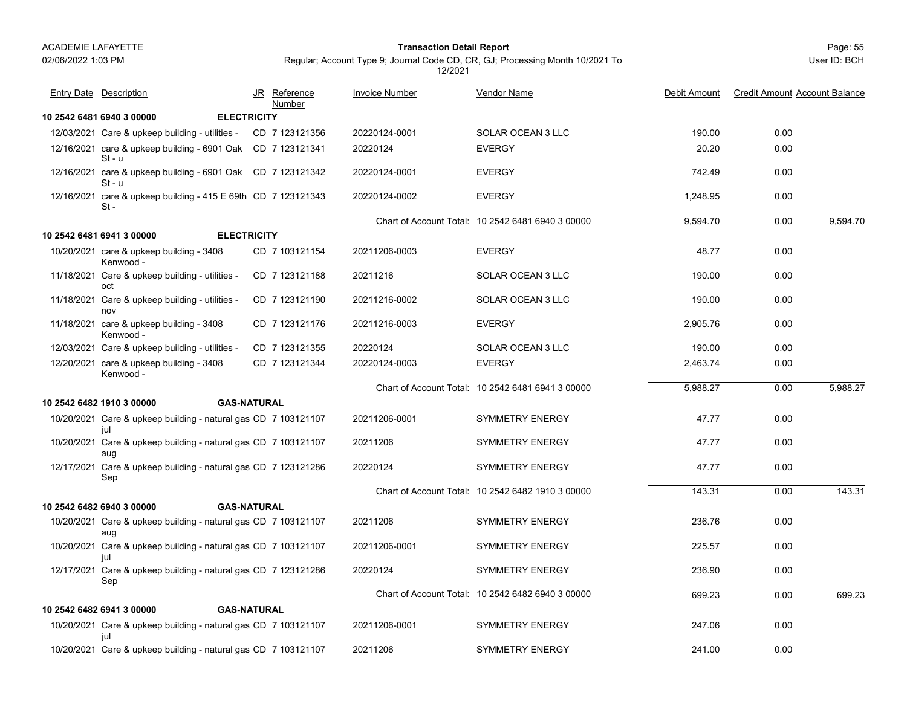| Entry Date | Description | JR | Reference Number | Invoice Number | Vendor Name | Debit Amount | Credit Amount | Account Balance |
|---|---|---|---|---|---|---|---|---|
| **10 2542 6481 6940 3 00000** | **ELECTRICITY** | | | | | | | |
| 12/03/2021 | Care & upkeep building - utilities - | CD | 7 123121356 | 20220124-0001 | SOLAR OCEAN 3 LLC | 190.00 | 0.00 | |
| 12/16/2021 | care & upkeep building - 6901 Oak St - u | CD | 7 123121341 | 20220124 | EVERGY | 20.20 | 0.00 | |
| 12/16/2021 | care & upkeep building - 6901 Oak St - u | CD | 7 123121342 | 20220124-0001 | EVERGY | 742.49 | 0.00 | |
| 12/16/2021 | care & upkeep building - 415 E 69th St - | CD | 7 123121343 | 20220124-0002 | EVERGY | 1,248.95 | 0.00 | |
| | | | | Chart of Account Total: | 10 2542 6481 6940 3 00000 | 9,594.70 | 0.00 | 9,594.70 |
| **10 2542 6481 6941 3 00000** | **ELECTRICITY** | | | | | | | |
| 10/20/2021 | care & upkeep building - 3408 Kenwood - | CD | 7 103121154 | 20211206-0003 | EVERGY | 48.77 | 0.00 | |
| 11/18/2021 | Care & upkeep building - utilities - oct | CD | 7 123121188 | 20211216 | SOLAR OCEAN 3 LLC | 190.00 | 0.00 | |
| 11/18/2021 | Care & upkeep building - utilities - nov | CD | 7 123121190 | 20211216-0002 | SOLAR OCEAN 3 LLC | 190.00 | 0.00 | |
| 11/18/2021 | care & upkeep building - 3408 Kenwood - | CD | 7 123121176 | 20211216-0003 | EVERGY | 2,905.76 | 0.00 | |
| 12/03/2021 | Care & upkeep building - utilities - | CD | 7 123121355 | 20220124 | SOLAR OCEAN 3 LLC | 190.00 | 0.00 | |
| 12/20/2021 | care & upkeep building - 3408 Kenwood - | CD | 7 123121344 | 20220124-0003 | EVERGY | 2,463.74 | 0.00 | |
| | | | | Chart of Account Total: | 10 2542 6481 6941 3 00000 | 5,988.27 | 0.00 | 5,988.27 |
| **10 2542 6482 1910 3 00000** | **GAS-NATURAL** | | | | | | | |
| 10/20/2021 | Care & upkeep building - natural gas jul | CD | 7 103121107 | 20211206-0001 | SYMMETRY ENERGY | 47.77 | 0.00 | |
| 10/20/2021 | Care & upkeep building - natural gas aug | CD | 7 103121107 | 20211206 | SYMMETRY ENERGY | 47.77 | 0.00 | |
| 12/17/2021 | Care & upkeep building - natural gas Sep | CD | 7 123121286 | 20220124 | SYMMETRY ENERGY | 47.77 | 0.00 | |
| | | | | Chart of Account Total: | 10 2542 6482 1910 3 00000 | 143.31 | 0.00 | 143.31 |
| **10 2542 6482 6940 3 00000** | **GAS-NATURAL** | | | | | | | |
| 10/20/2021 | Care & upkeep building - natural gas aug | CD | 7 103121107 | 20211206 | SYMMETRY ENERGY | 236.76 | 0.00 | |
| 10/20/2021 | Care & upkeep building - natural gas jul | CD | 7 103121107 | 20211206-0001 | SYMMETRY ENERGY | 225.57 | 0.00 | |
| 12/17/2021 | Care & upkeep building - natural gas Sep | CD | 7 123121286 | 20220124 | SYMMETRY ENERGY | 236.90 | 0.00 | |
| | | | | Chart of Account Total: | 10 2542 6482 6940 3 00000 | 699.23 | 0.00 | 699.23 |
| **10 2542 6482 6941 3 00000** | **GAS-NATURAL** | | | | | | | |
| 10/20/2021 | Care & upkeep building - natural gas jul | CD | 7 103121107 | 20211206-0001 | SYMMETRY ENERGY | 247.06 | 0.00 | |
| 10/20/2021 | Care & upkeep building - natural gas | CD | 7 103121107 | 20211206 | SYMMETRY ENERGY | 241.00 | 0.00 | |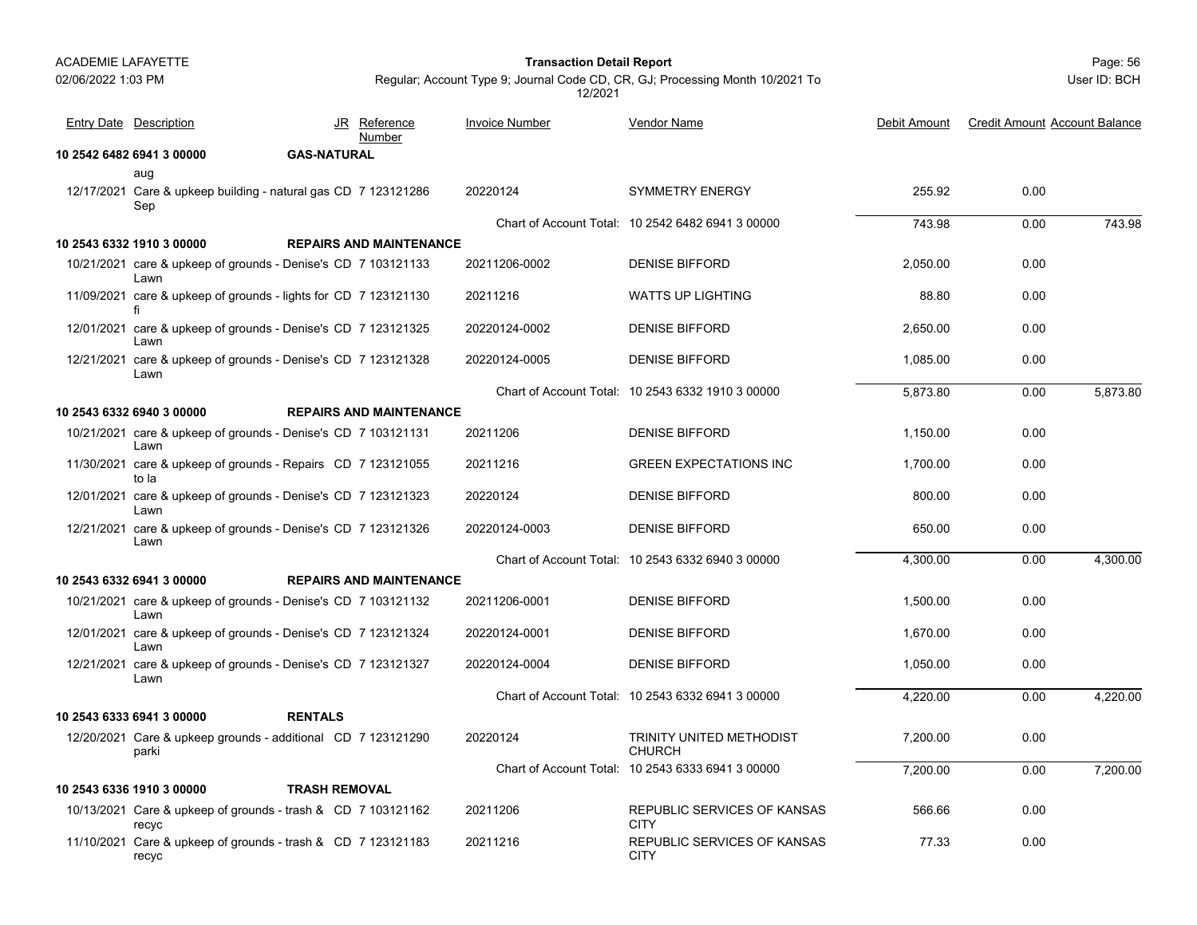| Entry Date | Description | JR | Reference Number | Invoice Number | Vendor Name | Debit Amount | Credit Amount | Account Balance |
|---|---|---|---|---|---|---|---|---|
| **10 2542 6482 6941 3 00000** | **GAS-NATURAL** | | | | | | | |
| | aug | | | | | | | |
| 12/17/2021 | Care & upkeep building - natural gas Sep | CD | 7 123121286 | 20220124 | SYMMETRY ENERGY | 255.92 | 0.00 | |
| | | | | | Chart of Account Total: 10 2542 6482 6941 3 00000 | 743.98 | 0.00 | 743.98 |
| **10 2543 6332 1910 3 00000** | **REPAIRS AND MAINTENANCE** | | | | | | | |
| 10/21/2021 | care & upkeep of grounds - Denise's Lawn | CD | 7 103121133 | 20211206-0002 | DENISE BIFFORD | 2,050.00 | 0.00 | |
| 11/09/2021 | care & upkeep of grounds - lights for fi | CD | 7 123121130 | 20211216 | WATTS UP LIGHTING | 88.80 | 0.00 | |
| 12/01/2021 | care & upkeep of grounds - Denise's Lawn | CD | 7 123121325 | 20220124-0002 | DENISE BIFFORD | 2,650.00 | 0.00 | |
| 12/21/2021 | care & upkeep of grounds - Denise's Lawn | CD | 7 123121328 | 20220124-0005 | DENISE BIFFORD | 1,085.00 | 0.00 | |
| | | | | | Chart of Account Total: 10 2543 6332 1910 3 00000 | 5,873.80 | 0.00 | 5,873.80 |
| **10 2543 6332 6940 3 00000** | **REPAIRS AND MAINTENANCE** | | | | | | | |
| 10/21/2021 | care & upkeep of grounds - Denise's Lawn | CD | 7 103121131 | 20211206 | DENISE BIFFORD | 1,150.00 | 0.00 | |
| 11/30/2021 | care & upkeep of grounds - Repairs to la | CD | 7 123121055 | 20211216 | GREEN EXPECTATIONS INC | 1,700.00 | 0.00 | |
| 12/01/2021 | care & upkeep of grounds - Denise's Lawn | CD | 7 123121323 | 20220124 | DENISE BIFFORD | 800.00 | 0.00 | |
| 12/21/2021 | care & upkeep of grounds - Denise's Lawn | CD | 7 123121326 | 20220124-0003 | DENISE BIFFORD | 650.00 | 0.00 | |
| | | | | | Chart of Account Total: 10 2543 6332 6940 3 00000 | 4,300.00 | 0.00 | 4,300.00 |
| **10 2543 6332 6941 3 00000** | **REPAIRS AND MAINTENANCE** | | | | | | | |
| 10/21/2021 | care & upkeep of grounds - Denise's Lawn | CD | 7 103121132 | 20211206-0001 | DENISE BIFFORD | 1,500.00 | 0.00 | |
| 12/01/2021 | care & upkeep of grounds - Denise's Lawn | CD | 7 123121324 | 20220124-0001 | DENISE BIFFORD | 1,670.00 | 0.00 | |
| 12/21/2021 | care & upkeep of grounds - Denise's Lawn | CD | 7 123121327 | 20220124-0004 | DENISE BIFFORD | 1,050.00 | 0.00 | |
| | | | | | Chart of Account Total: 10 2543 6332 6941 3 00000 | 4,220.00 | 0.00 | 4,220.00 |
| **10 2543 6333 6941 3 00000** | **RENTALS** | | | | | | | |
| 12/20/2021 | Care & upkeep grounds - additional parki | CD | 7 123121290 | 20220124 | TRINITY UNITED METHODIST CHURCH | 7,200.00 | 0.00 | |
| | | | | | Chart of Account Total: 10 2543 6333 6941 3 00000 | 7,200.00 | 0.00 | 7,200.00 |
| **10 2543 6336 1910 3 00000** | **TRASH REMOVAL** | | | | | | | |
| 10/13/2021 | Care & upkeep of grounds - trash & recyc | CD | 7 103121162 | 20211206 | REPUBLIC SERVICES OF KANSAS CITY | 566.66 | 0.00 | |
| 11/10/2021 | Care & upkeep of grounds - trash & recyc | CD | 7 123121183 | 20211216 | REPUBLIC SERVICES OF KANSAS CITY | 77.33 | 0.00 | |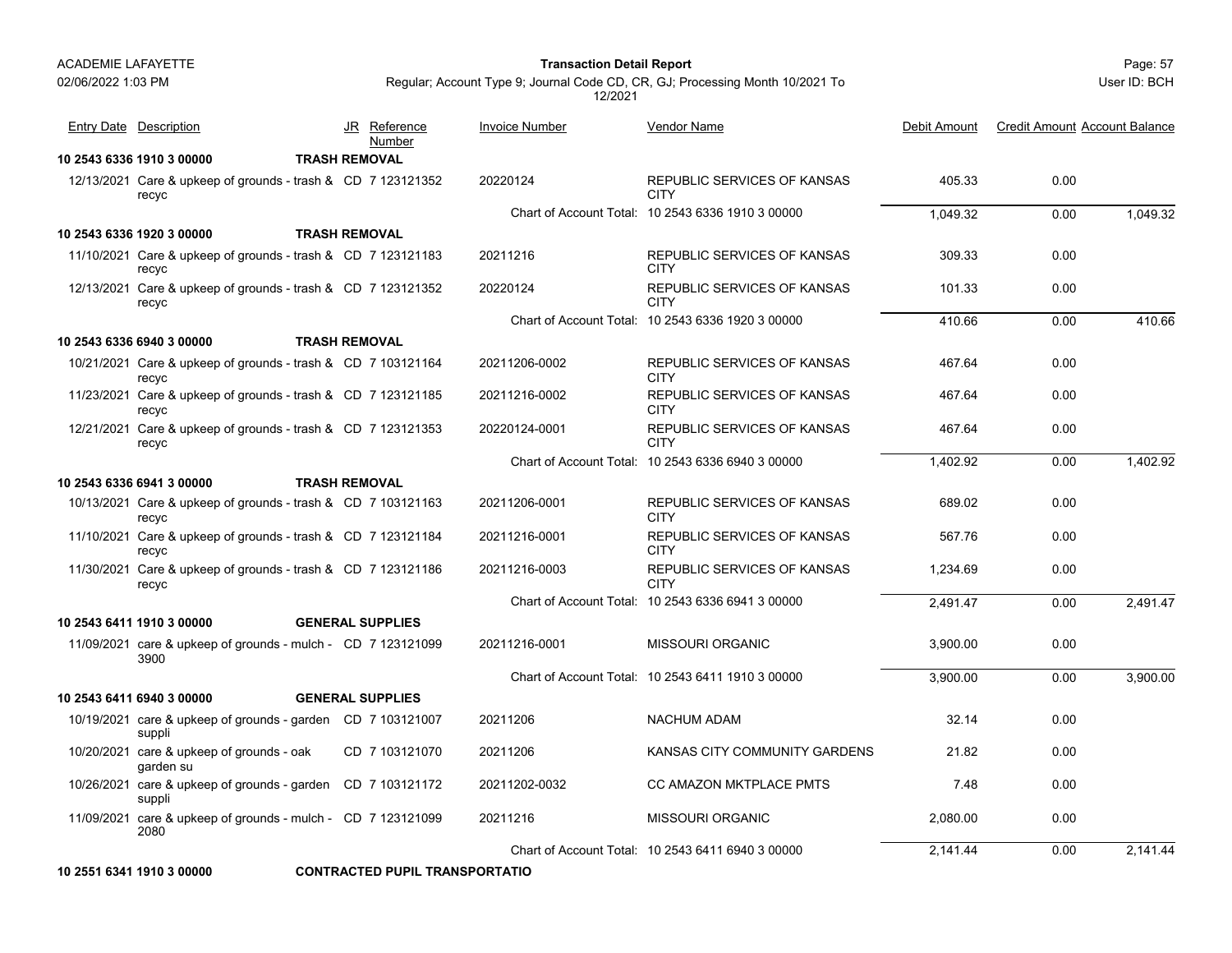| Entry Date | Description | JR | Reference Number | Invoice Number | Vendor Name | Debit Amount | Credit Amount | Account Balance |
|---|---|---|---|---|---|---|---|---|
| **10 2543 6336 1910 3 00000** | **TRASH REMOVAL** | | | | | | | |
| 12/13/2021 | Care & upkeep of grounds - trash & recyc | CD | 7 123121352 | 20220124 | REPUBLIC SERVICES OF KANSAS CITY | 405.33 | 0.00 | |
| | | | | Chart of Account Total: | 10 2543 6336 1910 3 00000 | 1,049.32 | 0.00 | 1,049.32 |
| **10 2543 6336 1920 3 00000** | **TRASH REMOVAL** | | | | | | | |
| 11/10/2021 | Care & upkeep of grounds - trash & recyc | CD | 7 123121183 | 20211216 | REPUBLIC SERVICES OF KANSAS CITY | 309.33 | 0.00 | |
| 12/13/2021 | Care & upkeep of grounds - trash & recyc | CD | 7 123121352 | 20220124 | REPUBLIC SERVICES OF KANSAS CITY | 101.33 | 0.00 | |
| | | | | Chart of Account Total: | 10 2543 6336 1920 3 00000 | 410.66 | 0.00 | 410.66 |
| **10 2543 6336 6940 3 00000** | **TRASH REMOVAL** | | | | | | | |
| 10/21/2021 | Care & upkeep of grounds - trash & recyc | CD | 7 103121164 | 20211206-0002 | REPUBLIC SERVICES OF KANSAS CITY | 467.64 | 0.00 | |
| 11/23/2021 | Care & upkeep of grounds - trash & recyc | CD | 7 123121185 | 20211216-0002 | REPUBLIC SERVICES OF KANSAS CITY | 467.64 | 0.00 | |
| 12/21/2021 | Care & upkeep of grounds - trash & recyc | CD | 7 123121353 | 20220124-0001 | REPUBLIC SERVICES OF KANSAS CITY | 467.64 | 0.00 | |
| | | | | Chart of Account Total: | 10 2543 6336 6940 3 00000 | 1,402.92 | 0.00 | 1,402.92 |
| **10 2543 6336 6941 3 00000** | **TRASH REMOVAL** | | | | | | | |
| 10/13/2021 | Care & upkeep of grounds - trash & recyc | CD | 7 103121163 | 20211206-0001 | REPUBLIC SERVICES OF KANSAS CITY | 689.02 | 0.00 | |
| 11/10/2021 | Care & upkeep of grounds - trash & recyc | CD | 7 123121184 | 20211216-0001 | REPUBLIC SERVICES OF KANSAS CITY | 567.76 | 0.00 | |
| 11/30/2021 | Care & upkeep of grounds - trash & recyc | CD | 7 123121186 | 20211216-0003 | REPUBLIC SERVICES OF KANSAS CITY | 1,234.69 | 0.00 | |
| | | | | Chart of Account Total: | 10 2543 6336 6941 3 00000 | 2,491.47 | 0.00 | 2,491.47 |
| **10 2543 6411 1910 3 00000** | **GENERAL SUPPLIES** | | | | | | | |
| 11/09/2021 | care & upkeep of grounds - mulch - 3900 | CD | 7 123121099 | 20211216-0001 | MISSOURI ORGANIC | 3,900.00 | 0.00 | |
| | | | | Chart of Account Total: | 10 2543 6411 1910 3 00000 | 3,900.00 | 0.00 | 3,900.00 |
| **10 2543 6411 6940 3 00000** | **GENERAL SUPPLIES** | | | | | | | |
| 10/19/2021 | care & upkeep of grounds - garden suppli | CD | 7 103121007 | 20211206 | NACHUM ADAM | 32.14 | 0.00 | |
| 10/20/2021 | care & upkeep of grounds - oak garden su | CD | 7 103121070 | 20211206 | KANSAS CITY COMMUNITY GARDENS | 21.82 | 0.00 | |
| 10/26/2021 | care & upkeep of grounds - garden suppli | CD | 7 103121172 | 20211202-0032 | CC AMAZON MKTPLACE PMTS | 7.48 | 0.00 | |
| 11/09/2021 | care & upkeep of grounds - mulch - 2080 | CD | 7 123121099 | 20211216 | MISSOURI ORGANIC | 2,080.00 | 0.00 | |
| | | | | Chart of Account Total: | 10 2543 6411 6940 3 00000 | 2,141.44 | 0.00 | 2,141.44 |
| **10 2551 6341 1910 3 00000** | **CONTRACTED PUPIL TRANSPORTATIO** | | | | | | | |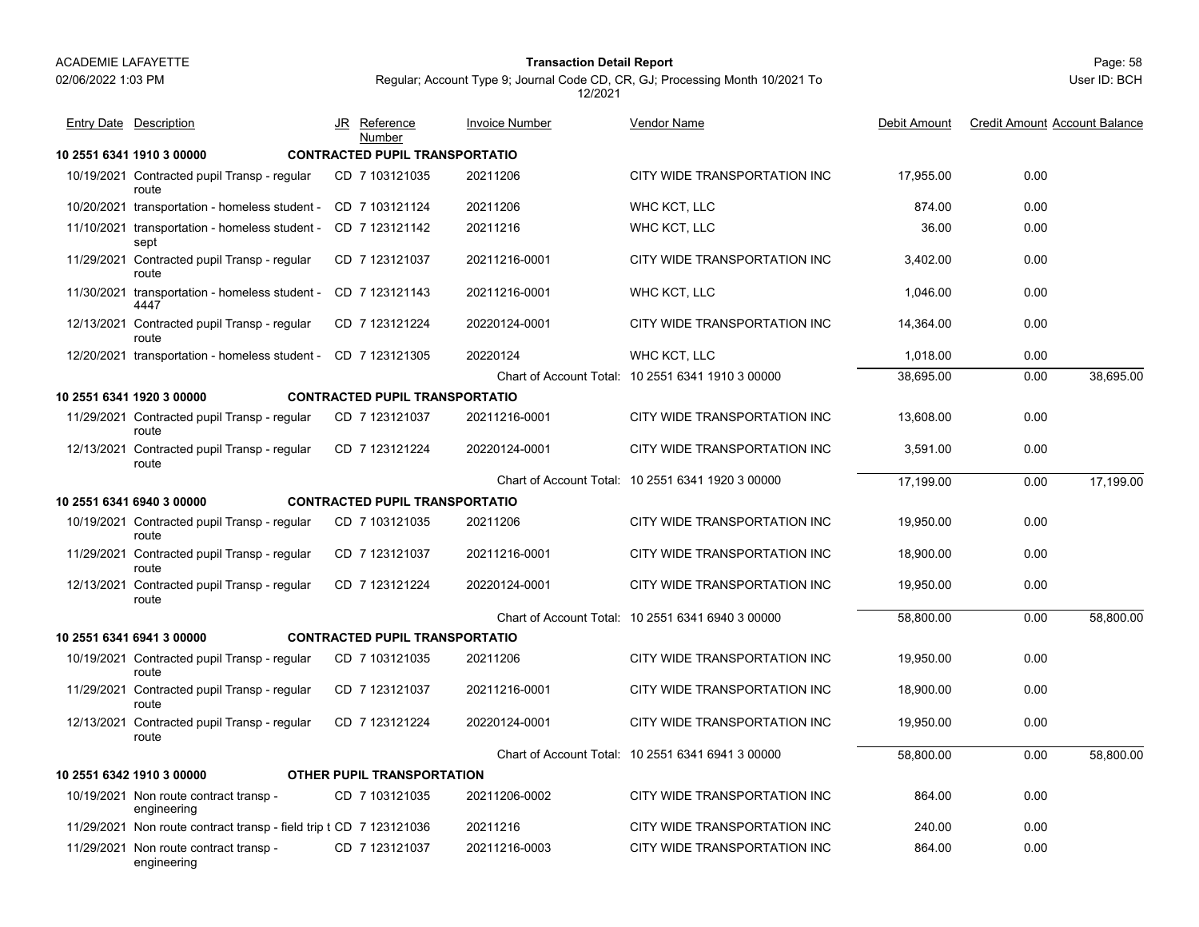ACADEMIE LAFAYETTE

02/06/2022 1:03 PM

**Transaction Detail Report**

Regular; Account Type 9; Journal Code CD, CR, GJ; Processing Month 10/2021 To 12/2021

Page: 58

User ID: BCH

| Entry Date | Description | JR | Reference Number | Invoice Number | Vendor Name | Debit Amount | Credit Amount | Account Balance |
|---|---|---|---|---|---|---|---|---|
| **10 2551 6341 1910 3 00000** | **CONTRACTED PUPIL TRANSPORTATIO** | | | | | | | |
| 10/19/2021 | Contracted pupil Transp - regular route | CD | 7 103121035 | 20211206 | CITY WIDE TRANSPORTATION INC | 17,955.00 | 0.00 | |
| 10/20/2021 | transportation - homeless student - | CD | 7 103121124 | 20211206 | WHC KCT, LLC | 874.00 | 0.00 | |
| 11/10/2021 | transportation - homeless student - sept | CD | 7 123121142 | 20211216 | WHC KCT, LLC | 36.00 | 0.00 | |
| 11/29/2021 | Contracted pupil Transp - regular route | CD | 7 123121037 | 20211216-0001 | CITY WIDE TRANSPORTATION INC | 3,402.00 | 0.00 | |
| 11/30/2021 | transportation - homeless student - 4447 | CD | 7 123121143 | 20211216-0001 | WHC KCT, LLC | 1,046.00 | 0.00 | |
| 12/13/2021 | Contracted pupil Transp - regular route | CD | 7 123121224 | 20220124-0001 | CITY WIDE TRANSPORTATION INC | 14,364.00 | 0.00 | |
| 12/20/2021 | transportation - homeless student - | CD | 7 123121305 | 20220124 | WHC KCT, LLC | 1,018.00 | 0.00 | |
| | | | | Chart of Account Total: | 10 2551 6341 1910 3 00000 | 38,695.00 | 0.00 | 38,695.00 |
| **10 2551 6341 1920 3 00000** | **CONTRACTED PUPIL TRANSPORTATIO** | | | | | | | |
| 11/29/2021 | Contracted pupil Transp - regular route | CD | 7 123121037 | 20211216-0001 | CITY WIDE TRANSPORTATION INC | 13,608.00 | 0.00 | |
| 12/13/2021 | Contracted pupil Transp - regular route | CD | 7 123121224 | 20220124-0001 | CITY WIDE TRANSPORTATION INC | 3,591.00 | 0.00 | |
| | | | | Chart of Account Total: | 10 2551 6341 1920 3 00000 | 17,199.00 | 0.00 | 17,199.00 |
| **10 2551 6341 6940 3 00000** | **CONTRACTED PUPIL TRANSPORTATIO** | | | | | | | |
| 10/19/2021 | Contracted pupil Transp - regular route | CD | 7 103121035 | 20211206 | CITY WIDE TRANSPORTATION INC | 19,950.00 | 0.00 | |
| 11/29/2021 | Contracted pupil Transp - regular route | CD | 7 123121037 | 20211216-0001 | CITY WIDE TRANSPORTATION INC | 18,900.00 | 0.00 | |
| 12/13/2021 | Contracted pupil Transp - regular route | CD | 7 123121224 | 20220124-0001 | CITY WIDE TRANSPORTATION INC | 19,950.00 | 0.00 | |
| | | | | Chart of Account Total: | 10 2551 6341 6940 3 00000 | 58,800.00 | 0.00 | 58,800.00 |
| **10 2551 6341 6941 3 00000** | **CONTRACTED PUPIL TRANSPORTATIO** | | | | | | | |
| 10/19/2021 | Contracted pupil Transp - regular route | CD | 7 103121035 | 20211206 | CITY WIDE TRANSPORTATION INC | 19,950.00 | 0.00 | |
| 11/29/2021 | Contracted pupil Transp - regular route | CD | 7 123121037 | 20211216-0001 | CITY WIDE TRANSPORTATION INC | 18,900.00 | 0.00 | |
| 12/13/2021 | Contracted pupil Transp - regular route | CD | 7 123121224 | 20220124-0001 | CITY WIDE TRANSPORTATION INC | 19,950.00 | 0.00 | |
| | | | | Chart of Account Total: | 10 2551 6341 6941 3 00000 | 58,800.00 | 0.00 | 58,800.00 |
| **10 2551 6342 1910 3 00000** | **OTHER PUPIL TRANSPORTATION** | | | | | | | |
| 10/19/2021 | Non route contract transp - engineering | CD | 7 103121035 | 20211206-0002 | CITY WIDE TRANSPORTATION INC | 864.00 | 0.00 | |
| 11/29/2021 | Non route contract transp - field trip t | CD | 7 123121036 | 20211216 | CITY WIDE TRANSPORTATION INC | 240.00 | 0.00 | |
| 11/29/2021 | Non route contract transp - engineering | CD | 7 123121037 | 20211216-0003 | CITY WIDE TRANSPORTATION INC | 864.00 | 0.00 | |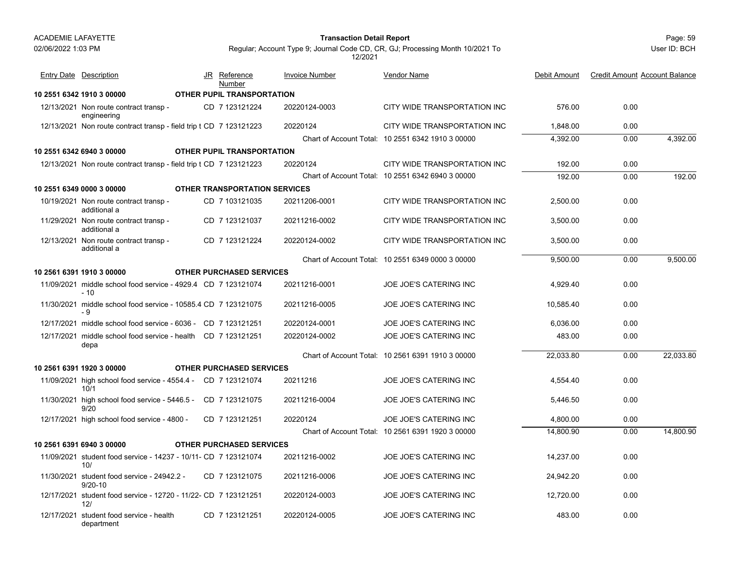ACADEMIE LAFAYETTE

02/06/2022 1:03 PM

**Transaction Detail Report**

Regular; Account Type 9; Journal Code CD, CR, GJ; Processing Month 10/2021 To 12/2021

User ID: BCH

| Entry Date | Description | JR | Reference Number | Invoice Number | Vendor Name | Debit Amount | Credit Amount | Account Balance |
|---|---|---|---|---|---|---|---|---|
| **10 2551 6342 1910 3 00000** | **OTHER PUPIL TRANSPORTATION** | | | | | | | |
| 12/13/2021 | Non route contract transp - engineering | CD | 7 123121224 | 20220124-0003 | CITY WIDE TRANSPORTATION INC | 576.00 | 0.00 | |
| 12/13/2021 | Non route contract transp - field trip t | CD | 7 123121223 | 20220124 | CITY WIDE TRANSPORTATION INC | 1,848.00 | 0.00 | |
| | | | | Chart of Account Total: | 10 2551 6342 1910 3 00000 | 4,392.00 | 0.00 | 4,392.00 |
| **10 2551 6342 6940 3 00000** | **OTHER PUPIL TRANSPORTATION** | | | | | | | |
| 12/13/2021 | Non route contract transp - field trip t | CD | 7 123121223 | 20220124 | CITY WIDE TRANSPORTATION INC | 192.00 | 0.00 | |
| | | | | Chart of Account Total: | 10 2551 6342 6940 3 00000 | 192.00 | 0.00 | 192.00 |
| **10 2551 6349 0000 3 00000** | **OTHER TRANSPORTATION SERVICES** | | | | | | | |
| 10/19/2021 | Non route contract transp - additional a | CD | 7 103121035 | 20211206-0001 | CITY WIDE TRANSPORTATION INC | 2,500.00 | 0.00 | |
| 11/29/2021 | Non route contract transp - additional a | CD | 7 123121037 | 20211216-0002 | CITY WIDE TRANSPORTATION INC | 3,500.00 | 0.00 | |
| 12/13/2021 | Non route contract transp - additional a | CD | 7 123121224 | 20220124-0002 | CITY WIDE TRANSPORTATION INC | 3,500.00 | 0.00 | |
| | | | | Chart of Account Total: | 10 2551 6349 0000 3 00000 | 9,500.00 | 0.00 | 9,500.00 |
| **10 2561 6391 1910 3 00000** | **OTHER PURCHASED SERVICES** | | | | | | | |
| 11/09/2021 | middle school food service - 4929.4 - 10 | CD | 7 123121074 | 20211216-0001 | JOE JOE'S CATERING INC | 4,929.40 | 0.00 | |
| 11/30/2021 | middle school food service - 10585.4 - 9 | CD | 7 123121075 | 20211216-0005 | JOE JOE'S CATERING INC | 10,585.40 | 0.00 | |
| 12/17/2021 | middle school food service - 6036 - | CD | 7 123121251 | 20220124-0001 | JOE JOE'S CATERING INC | 6,036.00 | 0.00 | |
| 12/17/2021 | middle school food service - health depa | CD | 7 123121251 | 20220124-0002 | JOE JOE'S CATERING INC | 483.00 | 0.00 | |
| | | | | Chart of Account Total: | 10 2561 6391 1910 3 00000 | 22,033.80 | 0.00 | 22,033.80 |
| **10 2561 6391 1920 3 00000** | **OTHER PURCHASED SERVICES** | | | | | | | |
| 11/09/2021 | high school food service - 4554.4 - 10/1 | CD | 7 123121074 | 20211216 | JOE JOE'S CATERING INC | 4,554.40 | 0.00 | |
| 11/30/2021 | high school food service - 5446.5 - 9/20 | CD | 7 123121075 | 20211216-0004 | JOE JOE'S CATERING INC | 5,446.50 | 0.00 | |
| 12/17/2021 | high school food service - 4800 - | CD | 7 123121251 | 20220124 | JOE JOE'S CATERING INC | 4,800.00 | 0.00 | |
| | | | | Chart of Account Total: | 10 2561 6391 1920 3 00000 | 14,800.90 | 0.00 | 14,800.90 |
| **10 2561 6391 6940 3 00000** | **OTHER PURCHASED SERVICES** | | | | | | | |
| 11/09/2021 | student food service - 14237 - 10/11-10/ | CD | 7 123121074 | 20211216-0002 | JOE JOE'S CATERING INC | 14,237.00 | 0.00 | |
| 11/30/2021 | student food service - 24942.2 - 9/20-10 | CD | 7 123121075 | 20211216-0006 | JOE JOE'S CATERING INC | 24,942.20 | 0.00 | |
| 12/17/2021 | student food service - 12720 - 11/22-12/ | CD | 7 123121251 | 20220124-0003 | JOE JOE'S CATERING INC | 12,720.00 | 0.00 | |
| 12/17/2021 | student food service - health department | CD | 7 123121251 | 20220124-0005 | JOE JOE'S CATERING INC | 483.00 | 0.00 | |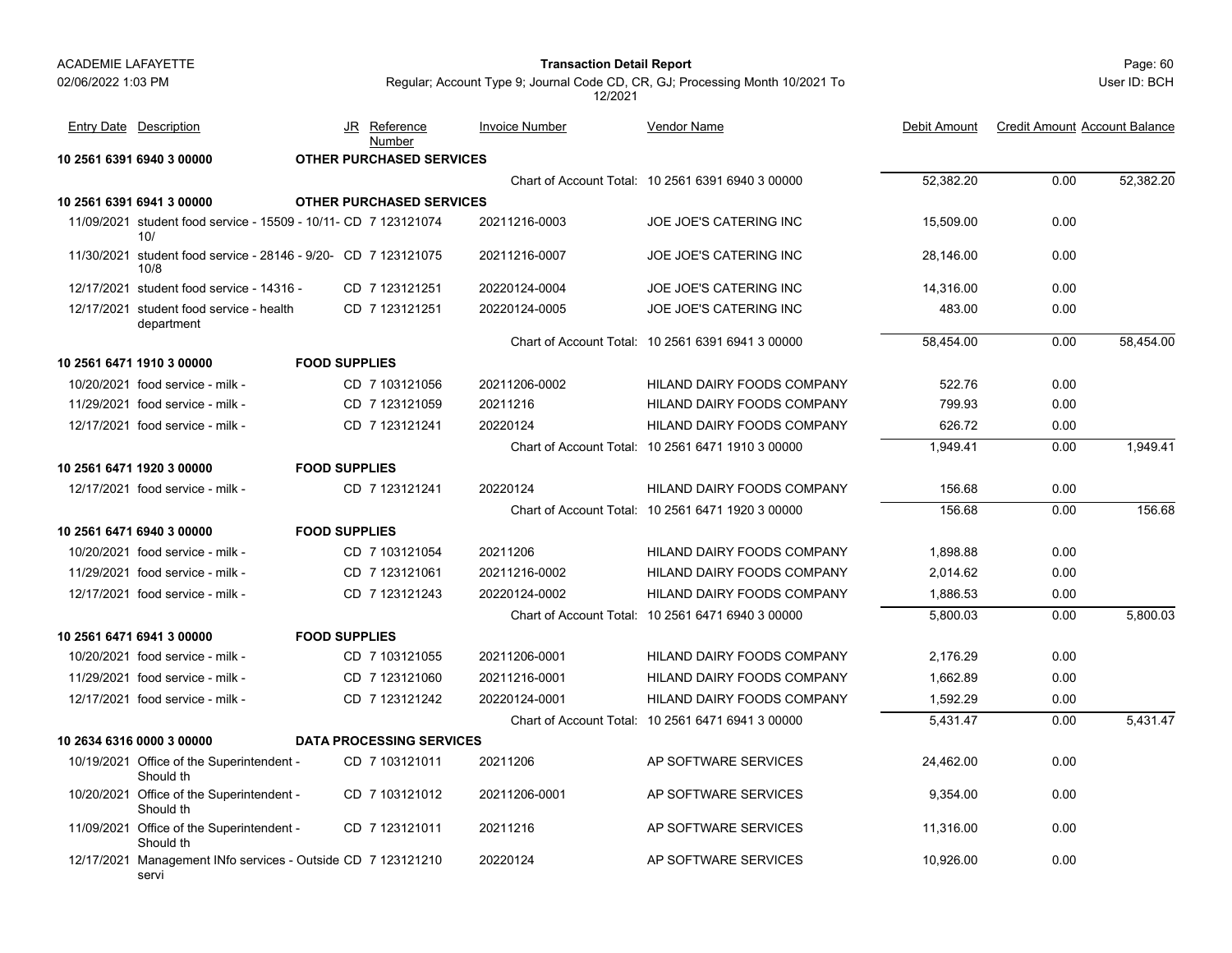| Entry Date | Description | JR | Reference Number | Invoice Number | Vendor Name | Debit Amount | Credit Amount | Account Balance |
|---|---|---|---|---|---|---|---|---|
| **10 2561 6391 6940 3 00000** | | **OTHER PURCHASED SERVICES** | | | | | | |
| | | | | | Chart of Account Total: 10 2561 6391 6940 3 00000 | 52,382.20 | 0.00 | 52,382.20 |
| **10 2561 6391 6941 3 00000** | | **OTHER PURCHASED SERVICES** | | | | | | |
| 11/09/2021 | student food service - 15509 - 10/11- 10/ | CD | 7 123121074 | 20211216-0003 | JOE JOE'S CATERING INC | 15,509.00 | 0.00 | |
| 11/30/2021 | student food service - 28146 - 9/20- 10/8 | CD | 7 123121075 | 20211216-0007 | JOE JOE'S CATERING INC | 28,146.00 | 0.00 | |
| 12/17/2021 | student food service - 14316 - | CD | 7 123121251 | 20220124-0004 | JOE JOE'S CATERING INC | 14,316.00 | 0.00 | |
| 12/17/2021 | student food service - health department | CD | 7 123121251 | 20220124-0005 | JOE JOE'S CATERING INC | 483.00 | 0.00 | |
| | | | | | Chart of Account Total: 10 2561 6391 6941 3 00000 | 58,454.00 | 0.00 | 58,454.00 |
| **10 2561 6471 1910 3 00000** | | **FOOD SUPPLIES** | | | | | | |
| 10/20/2021 | food service - milk - | CD | 7 103121056 | 20211206-0002 | HILAND DAIRY FOODS COMPANY | 522.76 | 0.00 | |
| 11/29/2021 | food service - milk - | CD | 7 123121059 | 20211216 | HILAND DAIRY FOODS COMPANY | 799.93 | 0.00 | |
| 12/17/2021 | food service - milk - | CD | 7 123121241 | 20220124 | HILAND DAIRY FOODS COMPANY | 626.72 | 0.00 | |
| | | | | | Chart of Account Total: 10 2561 6471 1910 3 00000 | 1,949.41 | 0.00 | 1,949.41 |
| **10 2561 6471 1920 3 00000** | | **FOOD SUPPLIES** | | | | | | |
| 12/17/2021 | food service - milk - | CD | 7 123121241 | 20220124 | HILAND DAIRY FOODS COMPANY | 156.68 | 0.00 | |
| | | | | | Chart of Account Total: 10 2561 6471 1920 3 00000 | 156.68 | 0.00 | 156.68 |
| **10 2561 6471 6940 3 00000** | | **FOOD SUPPLIES** | | | | | | |
| 10/20/2021 | food service - milk - | CD | 7 103121054 | 20211206 | HILAND DAIRY FOODS COMPANY | 1,898.88 | 0.00 | |
| 11/29/2021 | food service - milk - | CD | 7 123121061 | 20211216-0002 | HILAND DAIRY FOODS COMPANY | 2,014.62 | 0.00 | |
| 12/17/2021 | food service - milk - | CD | 7 123121243 | 20220124-0002 | HILAND DAIRY FOODS COMPANY | 1,886.53 | 0.00 | |
| | | | | | Chart of Account Total: 10 2561 6471 6940 3 00000 | 5,800.03 | 0.00 | 5,800.03 |
| **10 2561 6471 6941 3 00000** | | **FOOD SUPPLIES** | | | | | | |
| 10/20/2021 | food service - milk - | CD | 7 103121055 | 20211206-0001 | HILAND DAIRY FOODS COMPANY | 2,176.29 | 0.00 | |
| 11/29/2021 | food service - milk - | CD | 7 123121060 | 20211216-0001 | HILAND DAIRY FOODS COMPANY | 1,662.89 | 0.00 | |
| 12/17/2021 | food service - milk - | CD | 7 123121242 | 20220124-0001 | HILAND DAIRY FOODS COMPANY | 1,592.29 | 0.00 | |
| | | | | | Chart of Account Total: 10 2561 6471 6941 3 00000 | 5,431.47 | 0.00 | 5,431.47 |
| **10 2634 6316 0000 3 00000** | | **DATA PROCESSING SERVICES** | | | | | | |
| 10/19/2021 | Office of the Superintendent - Should th | CD | 7 103121011 | 20211206 | AP SOFTWARE SERVICES | 24,462.00 | 0.00 | |
| 10/20/2021 | Office of the Superintendent - Should th | CD | 7 103121012 | 20211206-0001 | AP SOFTWARE SERVICES | 9,354.00 | 0.00 | |
| 11/09/2021 | Office of the Superintendent - Should th | CD | 7 123121011 | 20211216 | AP SOFTWARE SERVICES | 11,316.00 | 0.00 | |
| 12/17/2021 | Management INfo services - Outside servi | CD | 7 123121210 | 20220124 | AP SOFTWARE SERVICES | 10,926.00 | 0.00 | |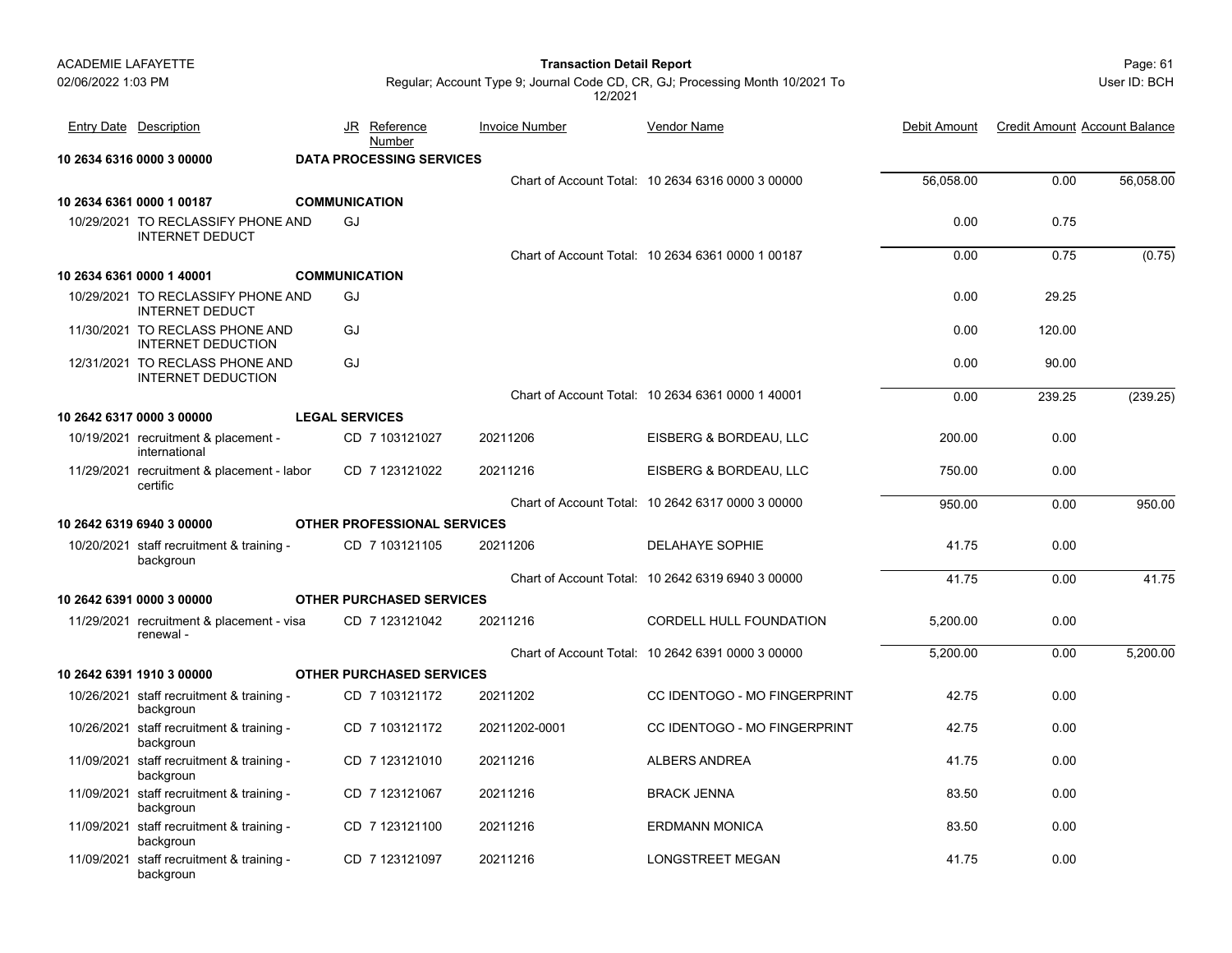**ACADEMIE LAFAYETTE**
02/06/2022 1:03 PM

**Transaction Detail Report**

Regular; Account Type 9; Journal Code CD, CR, GJ; Processing Month 10/2021 To 12/2021

User ID: BCH

| Entry Date | Description | JR | Reference Number | Invoice Number | Vendor Name | Debit Amount | Credit Amount | Account Balance |
|---|---|---|---|---|---|---|---|---|
| **10 2634 6316 0000 3 00000** | **DATA PROCESSING SERVICES** | | | | | | | |
| | | | | Chart of Account Total: | 10 2634 6316 0000 3 00000 | 56,058.00 | 0.00 | 56,058.00 |
| **10 2634 6361 0000 1 00187** | **COMMUNICATION** | | | | | | | |
| 10/29/2021 | TO RECLASSIFY PHONE AND INTERNET DEDUCT | GJ | | | | 0.00 | 0.75 | |
| | | | | Chart of Account Total: | 10 2634 6361 0000 1 00187 | 0.00 | 0.75 | (0.75) |
| **10 2634 6361 0000 1 40001** | **COMMUNICATION** | | | | | | | |
| 10/29/2021 | TO RECLASSIFY PHONE AND INTERNET DEDUCT | GJ | | | | 0.00 | 29.25 | |
| 11/30/2021 | TO RECLASS PHONE AND INTERNET DEDUCTION | GJ | | | | 0.00 | 120.00 | |
| 12/31/2021 | TO RECLASS PHONE AND INTERNET DEDUCTION | GJ | | | | 0.00 | 90.00 | |
| | | | | Chart of Account Total: | 10 2634 6361 0000 1 40001 | 0.00 | 239.25 | (239.25) |
| **10 2642 6317 0000 3 00000** | **LEGAL SERVICES** | | | | | | | |
| 10/19/2021 | recruitment & placement - international | CD | 7 103121027 | 20211206 | EISBERG & BORDEAU, LLC | 200.00 | 0.00 | |
| 11/29/2021 | recruitment & placement - labor certific | CD | 7 123121022 | 20211216 | EISBERG & BORDEAU, LLC | 750.00 | 0.00 | |
| | | | | Chart of Account Total: | 10 2642 6317 0000 3 00000 | 950.00 | 0.00 | 950.00 |
| **10 2642 6319 6940 3 00000** | **OTHER PROFESSIONAL SERVICES** | | | | | | | |
| 10/20/2021 | staff recruitment & training - backgroun | CD | 7 103121105 | 20211206 | DELAHAYE SOPHIE | 41.75 | 0.00 | |
| | | | | Chart of Account Total: | 10 2642 6319 6940 3 00000 | 41.75 | 0.00 | 41.75 |
| **10 2642 6391 0000 3 00000** | **OTHER PURCHASED SERVICES** | | | | | | | |
| 11/29/2021 | recruitment & placement - visa renewal - | CD | 7 123121042 | 20211216 | CORDELL HULL FOUNDATION | 5,200.00 | 0.00 | |
| | | | | Chart of Account Total: | 10 2642 6391 0000 3 00000 | 5,200.00 | 0.00 | 5,200.00 |
| **10 2642 6391 1910 3 00000** | **OTHER PURCHASED SERVICES** | | | | | | | |
| 10/26/2021 | staff recruitment & training - backgroun | CD | 7 103121172 | 20211202 | CC IDENTOGO - MO FINGERPRINT | 42.75 | 0.00 | |
| 10/26/2021 | staff recruitment & training - backgroun | CD | 7 103121172 | 20211202-0001 | CC IDENTOGO - MO FINGERPRINT | 42.75 | 0.00 | |
| 11/09/2021 | staff recruitment & training - backgroun | CD | 7 123121010 | 20211216 | ALBERS ANDREA | 41.75 | 0.00 | |
| 11/09/2021 | staff recruitment & training - backgroun | CD | 7 123121067 | 20211216 | BRACK JENNA | 83.50 | 0.00 | |
| 11/09/2021 | staff recruitment & training - backgroun | CD | 7 123121100 | 20211216 | ERDMANN MONICA | 83.50 | 0.00 | |
| 11/09/2021 | staff recruitment & training - backgroun | CD | 7 123121097 | 20211216 | LONGSTREET MEGAN | 41.75 | 0.00 | |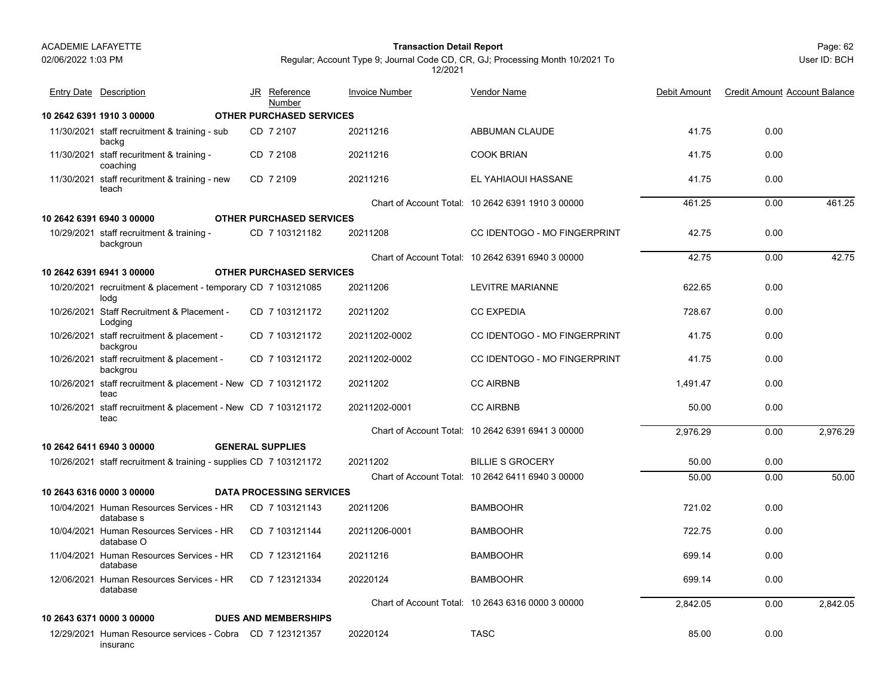| Entry Date | Description | JR | Reference Number | Invoice Number | Vendor Name | Debit Amount | Credit Amount | Account Balance |
|---|---|---|---|---|---|---|---|---|
| **10 2642 6391 1910 3 00000** | **OTHER PURCHASED SERVICES** | | | | | | | |
| 11/30/2021 | staff recuritment & training - sub backg | CD | 7 2107 | 20211216 | ABBUMAN CLAUDE | 41.75 | 0.00 | |
| 11/30/2021 | staff recuritment & training - coaching | CD | 7 2108 | 20211216 | COOK BRIAN | 41.75 | 0.00 | |
| 11/30/2021 | staff recuritment & training - new teach | CD | 7 2109 | 20211216 | EL YAHIAOUI HASSANE | 41.75 | 0.00 | |
| | | | | Chart of Account Total: | 10 2642 6391 1910 3 00000 | 461.25 | 0.00 | 461.25 |
| **10 2642 6391 6940 3 00000** | **OTHER PURCHASED SERVICES** | | | | | | | |
| 10/29/2021 | staff recruitment & training - backgroun | CD | 7 103121182 | 20211208 | CC IDENTOGO - MO FINGERPRINT | 42.75 | 0.00 | |
| | | | | Chart of Account Total: | 10 2642 6391 6940 3 00000 | 42.75 | 0.00 | 42.75 |
| **10 2642 6391 6941 3 00000** | **OTHER PURCHASED SERVICES** | | | | | | | |
| 10/20/2021 | recruitment & placement - temporary lodg | CD | 7 103121085 | 20211206 | LEVITRE MARIANNE | 622.65 | 0.00 | |
| 10/26/2021 | Staff Recruitment & Placement - Lodging | CD | 7 103121172 | 20211202 | CC EXPEDIA | 728.67 | 0.00 | |
| 10/26/2021 | staff recruitment & placement - backgrou | CD | 7 103121172 | 20211202-0002 | CC IDENTOGO - MO FINGERPRINT | 41.75 | 0.00 | |
| 10/26/2021 | staff recruitment & placement - backgrou | CD | 7 103121172 | 20211202-0002 | CC IDENTOGO - MO FINGERPRINT | 41.75 | 0.00 | |
| 10/26/2021 | staff recruitment & placement - New teac | CD | 7 103121172 | 20211202 | CC AIRBNB | 1,491.47 | 0.00 | |
| 10/26/2021 | staff recruitment & placement - New teac | CD | 7 103121172 | 20211202-0001 | CC AIRBNB | 50.00 | 0.00 | |
| | | | | Chart of Account Total: | 10 2642 6391 6941 3 00000 | 2,976.29 | 0.00 | 2,976.29 |
| **10 2642 6411 6940 3 00000** | **GENERAL SUPPLIES** | | | | | | | |
| 10/26/2021 | staff recruitment & training - supplies | CD | 7 103121172 | 20211202 | BILLIE S GROCERY | 50.00 | 0.00 | |
| | | | | Chart of Account Total: | 10 2642 6411 6940 3 00000 | 50.00 | 0.00 | 50.00 |
| **10 2643 6316 0000 3 00000** | **DATA PROCESSING SERVICES** | | | | | | | |
| 10/04/2021 | Human Resources Services - HR database s | CD | 7 103121143 | 20211206 | BAMBOOHR | 721.02 | 0.00 | |
| 10/04/2021 | Human Resources Services - HR database O | CD | 7 103121144 | 20211206-0001 | BAMBOOHR | 722.75 | 0.00 | |
| 11/04/2021 | Human Resources Services - HR database | CD | 7 123121164 | 20211216 | BAMBOOHR | 699.14 | 0.00 | |
| 12/06/2021 | Human Resources Services - HR database | CD | 7 123121334 | 20220124 | BAMBOOHR | 699.14 | 0.00 | |
| | | | | Chart of Account Total: | 10 2643 6316 0000 3 00000 | 2,842.05 | 0.00 | 2,842.05 |
| **10 2643 6371 0000 3 00000** | **DUES AND MEMBERSHIPS** | | | | | | | |
| 12/29/2021 | Human Resource services - Cobra insuranc | CD | 7 123121357 | 20220124 | TASC | 85.00 | 0.00 | |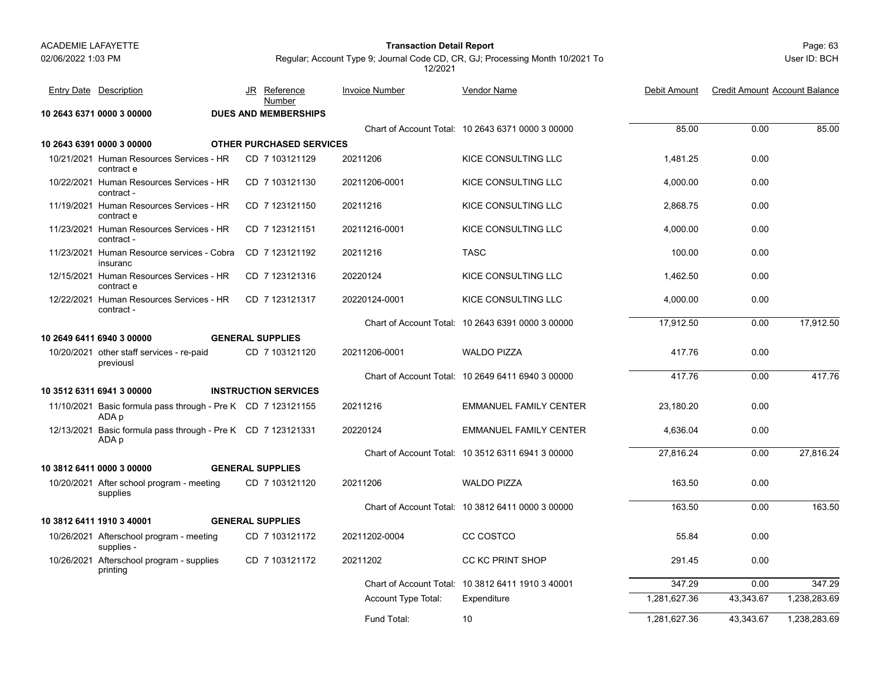| Entry Date | Description | JR | Reference Number | Invoice Number | Vendor Name | Debit Amount | Credit Amount | Account Balance |
|---|---|---|---|---|---|---|---|---|
| **10 2643 6371 0000 3 00000** | | **DUES AND MEMBERSHIPS** | | | | | | |
| | | | | Chart of Account Total: | 10 2643 6371 0000 3 00000 | 85.00 | 0.00 | 85.00 |
| **10 2643 6391 0000 3 00000** | | **OTHER PURCHASED SERVICES** | | | | | | |
| 10/21/2021 | Human Resources Services - HR contract e | CD | 7 103121129 | 20211206 | KICE CONSULTING LLC | 1,481.25 | 0.00 | |
| 10/22/2021 | Human Resources Services - HR contract - | CD | 7 103121130 | 20211206-0001 | KICE CONSULTING LLC | 4,000.00 | 0.00 | |
| 11/19/2021 | Human Resources Services - HR contract e | CD | 7 123121150 | 20211216 | KICE CONSULTING LLC | 2,868.75 | 0.00 | |
| 11/23/2021 | Human Resources Services - HR contract - | CD | 7 123121151 | 20211216-0001 | KICE CONSULTING LLC | 4,000.00 | 0.00 | |
| 11/23/2021 | Human Resource services - Cobra insuranc | CD | 7 123121192 | 20211216 | TASC | 100.00 | 0.00 | |
| 12/15/2021 | Human Resources Services - HR contract e | CD | 7 123121316 | 20220124 | KICE CONSULTING LLC | 1,462.50 | 0.00 | |
| 12/22/2021 | Human Resources Services - HR contract - | CD | 7 123121317 | 20220124-0001 | KICE CONSULTING LLC | 4,000.00 | 0.00 | |
| | | | | Chart of Account Total: | 10 2643 6391 0000 3 00000 | 17,912.50 | 0.00 | 17,912.50 |
| **10 2649 6411 6940 3 00000** | | **GENERAL SUPPLIES** | | | | | | |
| 10/20/2021 | other staff services - re-paid previousl | CD | 7 103121120 | 20211206-0001 | WALDO PIZZA | 417.76 | 0.00 | |
| | | | | Chart of Account Total: | 10 2649 6411 6940 3 00000 | 417.76 | 0.00 | 417.76 |
| **10 3512 6311 6941 3 00000** | | **INSTRUCTION SERVICES** | | | | | | |
| 11/10/2021 | Basic formula pass through - Pre K ADA p | CD | 7 123121155 | 20211216 | EMMANUEL FAMILY CENTER | 23,180.20 | 0.00 | |
| 12/13/2021 | Basic formula pass through - Pre K ADA p | CD | 7 123121331 | 20220124 | EMMANUEL FAMILY CENTER | 4,636.04 | 0.00 | |
| | | | | Chart of Account Total: | 10 3512 6311 6941 3 00000 | 27,816.24 | 0.00 | 27,816.24 |
| **10 3812 6411 0000 3 00000** | | **GENERAL SUPPLIES** | | | | | | |
| 10/20/2021 | After school program - meeting supplies | CD | 7 103121120 | 20211206 | WALDO PIZZA | 163.50 | 0.00 | |
| | | | | Chart of Account Total: | 10 3812 6411 0000 3 00000 | 163.50 | 0.00 | 163.50 |
| **10 3812 6411 1910 3 40001** | | **GENERAL SUPPLIES** | | | | | | |
| 10/26/2021 | Afterschool program - meeting supplies - | CD | 7 103121172 | 20211202-0004 | CC COSTCO | 55.84 | 0.00 | |
| 10/26/2021 | Afterschool program - supplies printing | CD | 7 103121172 | 20211202 | CC KC PRINT SHOP | 291.45 | 0.00 | |
| | | | | Chart of Account Total: | 10 3812 6411 1910 3 40001 | 347.29 | 0.00 | 347.29 |
| | | | | Account Type Total: | Expenditure | 1,281,627.36 | 43,343.67 | 1,238,283.69 |
| | | | | Fund Total: | 10 | 1,281,627.36 | 43,343.67 | 1,238,283.69 |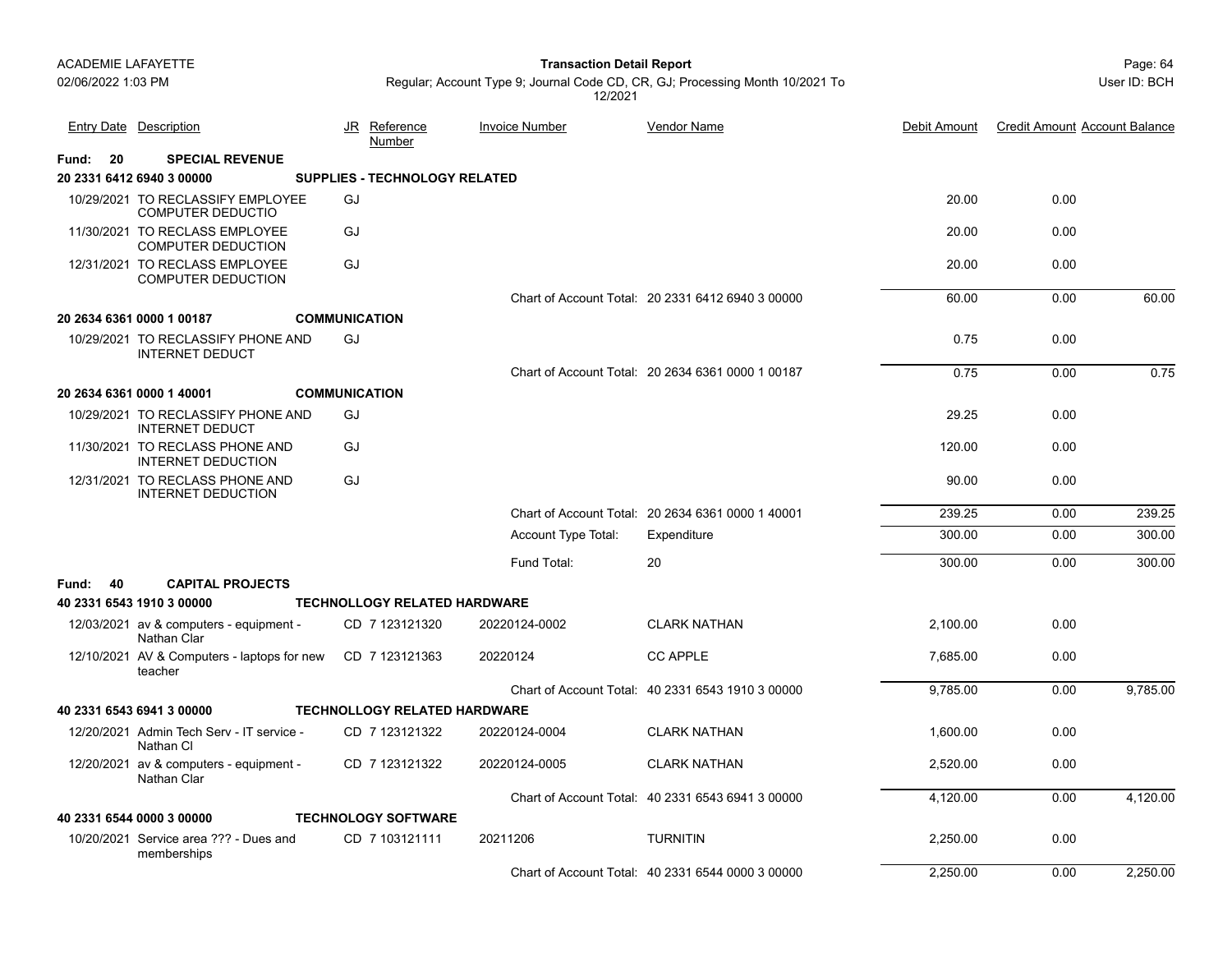ACADEMIE LAFAYETTE
02/06/2022 1:03 PM

**Transaction Detail Report**

Regular; Account Type 9; Journal Code CD, CR, GJ; Processing Month 10/2021 To 12/2021

User ID: BCH

| Entry Date | Description | JR | Reference Number | Invoice Number | Vendor Name | Debit Amount | Credit Amount | Account Balance |
|---|---|---|---|---|---|---|---|---|
| **Fund: 20** | **SPECIAL REVENUE** | | | | | | | |
| **20 2331 6412 6940 3 00000** | **SUPPLIES - TECHNOLOGY RELATED** | | | | | | | |
| 10/29/2021 | TO RECLASSIFY EMPLOYEE COMPUTER DEDUCTIO | GJ | | | | 20.00 | 0.00 | |
| 11/30/2021 | TO RECLASS EMPLOYEE COMPUTER DEDUCTION | GJ | | | | 20.00 | 0.00 | |
| 12/31/2021 | TO RECLASS EMPLOYEE COMPUTER DEDUCTION | GJ | | | | 20.00 | 0.00 | |
| | | | | Chart of Account Total: | 20 2331 6412 6940 3 00000 | 60.00 | 0.00 | 60.00 |
| **20 2634 6361 0000 1 00187** | **COMMUNICATION** | | | | | | | |
| 10/29/2021 | TO RECLASSIFY PHONE AND INTERNET DEDUCT | GJ | | | | 0.75 | 0.00 | |
| | | | | Chart of Account Total: | 20 2634 6361 0000 1 00187 | 0.75 | 0.00 | 0.75 |
| **20 2634 6361 0000 1 40001** | **COMMUNICATION** | | | | | | | |
| 10/29/2021 | TO RECLASSIFY PHONE AND INTERNET DEDUCT | GJ | | | | 29.25 | 0.00 | |
| 11/30/2021 | TO RECLASS PHONE AND INTERNET DEDUCTION | GJ | | | | 120.00 | 0.00 | |
| 12/31/2021 | TO RECLASS PHONE AND INTERNET DEDUCTION | GJ | | | | 90.00 | 0.00 | |
| | | | | Chart of Account Total: | 20 2634 6361 0000 1 40001 | 239.25 | 0.00 | 239.25 |
| | | | | Account Type Total: | Expenditure | 300.00 | 0.00 | 300.00 |
| | | | | Fund Total: | 20 | 300.00 | 0.00 | 300.00 |
| **Fund: 40** | **CAPITAL PROJECTS** | | | | | | | |
| **40 2331 6543 1910 3 00000** | **TECHNOLLOGY RELATED HARDWARE** | | | | | | | |
| 12/03/2021 | av & computers - equipment - Nathan Clar | CD | 7 123121320 | 20220124-0002 | CLARK NATHAN | 2,100.00 | 0.00 | |
| 12/10/2021 | AV & Computers - laptops for new teacher | CD | 7 123121363 | 20220124 | CC APPLE | 7,685.00 | 0.00 | |
| | | | | Chart of Account Total: | 40 2331 6543 1910 3 00000 | 9,785.00 | 0.00 | 9,785.00 |
| **40 2331 6543 6941 3 00000** | **TECHNOLLOGY RELATED HARDWARE** | | | | | | | |
| 12/20/2021 | Admin Tech Serv - IT service - Nathan Cl | CD | 7 123121322 | 20220124-0004 | CLARK NATHAN | 1,600.00 | 0.00 | |
| 12/20/2021 | av & computers - equipment - Nathan Clar | CD | 7 123121322 | 20220124-0005 | CLARK NATHAN | 2,520.00 | 0.00 | |
| | | | | Chart of Account Total: | 40 2331 6543 6941 3 00000 | 4,120.00 | 0.00 | 4,120.00 |
| **40 2331 6544 0000 3 00000** | **TECHNOLOGY SOFTWARE** | | | | | | | |
| 10/20/2021 | Service area ??? - Dues and memberships | CD | 7 103121111 | 20211206 | TURNITIN | 2,250.00 | 0.00 | |
| | | | | Chart of Account Total: | 40 2331 6544 0000 3 00000 | 2,250.00 | 0.00 | 2,250.00 |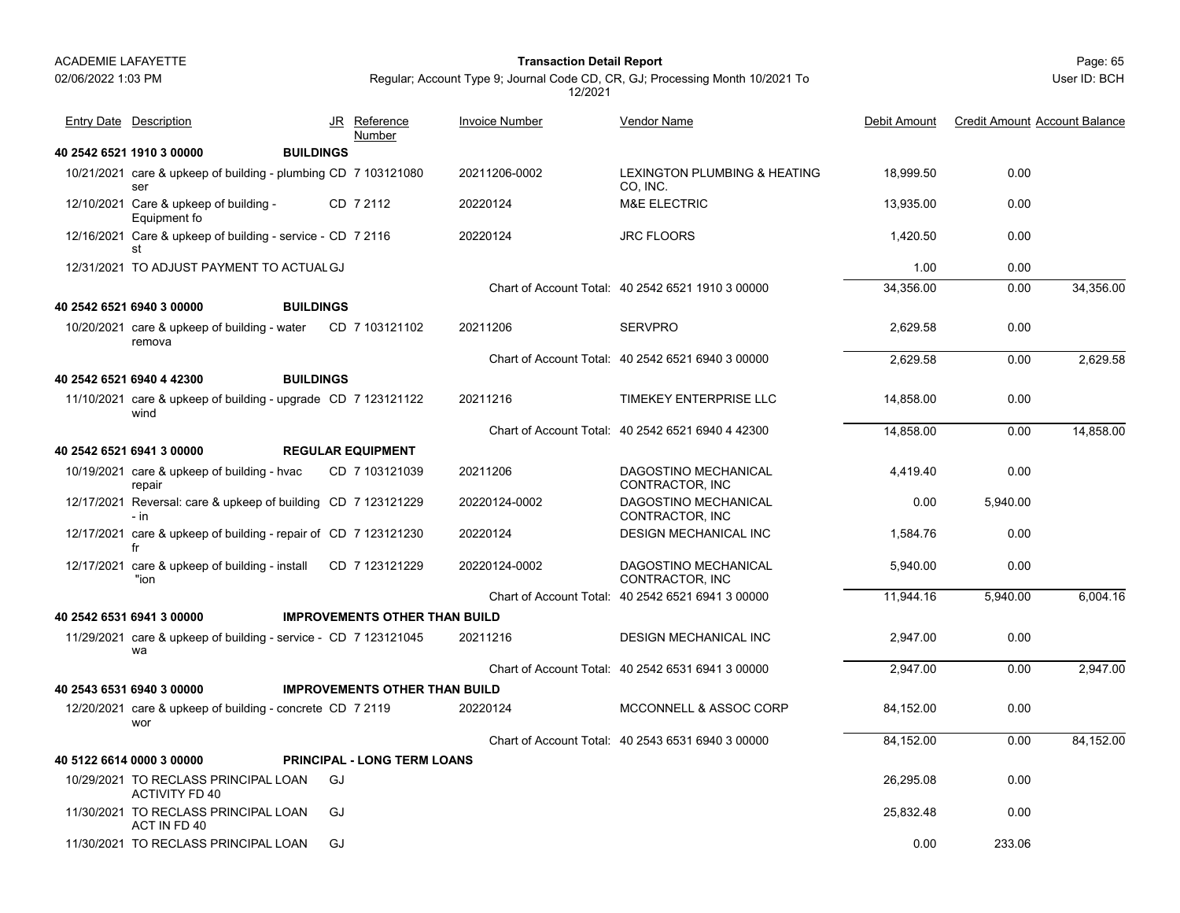ACADEMIE LAFAYETTE

02/06/2022 1:03 PM

**Transaction Detail Report**

Regular; Account Type 9; Journal Code CD, CR, GJ; Processing Month 10/2021 To 12/2021

User ID: BCH

| Entry Date | Description | JR | Reference Number | Invoice Number | Vendor Name | Debit Amount | Credit Amount | Account Balance |
|---|---|---|---|---|---|---|---|---|
| **40 2542 6521 1910 3 00000** | **BUILDINGS** | | | | | | | |
| 10/21/2021 | care & upkeep of building - plumbing ser | CD | 7 103121080 | 20211206-0002 | LEXINGTON PLUMBING & HEATING CO, INC. | 18,999.50 | 0.00 | |
| 12/10/2021 | Care & upkeep of building - Equipment fo | CD | 7 2112 | 20220124 | M&E ELECTRIC | 13,935.00 | 0.00 | |
| 12/16/2021 | Care & upkeep of building - service - st | CD | 7 2116 | 20220124 | JRC FLOORS | 1,420.50 | 0.00 | |
| 12/31/2021 | TO ADJUST PAYMENT TO ACTUAL | GJ | | | | 1.00 | 0.00 | |
| | | | | | Chart of Account Total: 40 2542 6521 1910 3 00000 | 34,356.00 | 0.00 | 34,356.00 |
| **40 2542 6521 6940 3 00000** | **BUILDINGS** | | | | | | | |
| 10/20/2021 | care & upkeep of building - water remova | CD | 7 103121102 | 20211206 | SERVPRO | 2,629.58 | 0.00 | |
| | | | | | Chart of Account Total: 40 2542 6521 6940 3 00000 | 2,629.58 | 0.00 | 2,629.58 |
| **40 2542 6521 6940 4 42300** | **BUILDINGS** | | | | | | | |
| 11/10/2021 | care & upkeep of building - upgrade wind | CD | 7 123121122 | 20211216 | TIMEKEY ENTERPRISE LLC | 14,858.00 | 0.00 | |
| | | | | | Chart of Account Total: 40 2542 6521 6940 4 42300 | 14,858.00 | 0.00 | 14,858.00 |
| **40 2542 6521 6941 3 00000** | **REGULAR EQUIPMENT** | | | | | | | |
| 10/19/2021 | care & upkeep of building - hvac repair | CD | 7 103121039 | 20211206 | DAGOSTINO MECHANICAL CONTRACTOR, INC | 4,419.40 | 0.00 | |
| 12/17/2021 | Reversal: care & upkeep of building - in | CD | 7 123121229 | 20220124-0002 | DAGOSTINO MECHANICAL CONTRACTOR, INC | 0.00 | 5,940.00 | |
| 12/17/2021 | care & upkeep of building - repair of fr | CD | 7 123121230 | 20220124 | DESIGN MECHANICAL INC | 1,584.76 | 0.00 | |
| 12/17/2021 | care & upkeep of building - install "ion | CD | 7 123121229 | 20220124-0002 | DAGOSTINO MECHANICAL CONTRACTOR, INC | 5,940.00 | 0.00 | |
| | | | | | Chart of Account Total: 40 2542 6521 6941 3 00000 | 11,944.16 | 5,940.00 | 6,004.16 |
| **40 2542 6531 6941 3 00000** | **IMPROVEMENTS OTHER THAN BUILD** | | | | | | | |
| 11/29/2021 | care & upkeep of building - service - wa | CD | 7 123121045 | 20211216 | DESIGN MECHANICAL INC | 2,947.00 | 0.00 | |
| | | | | | Chart of Account Total: 40 2542 6531 6941 3 00000 | 2,947.00 | 0.00 | 2,947.00 |
| **40 2543 6531 6940 3 00000** | **IMPROVEMENTS OTHER THAN BUILD** | | | | | | | |
| 12/20/2021 | care & upkeep of building - concrete wor | CD | 7 2119 | 20220124 | MCCONNELL & ASSOC CORP | 84,152.00 | 0.00 | |
| | | | | | Chart of Account Total: 40 2543 6531 6940 3 00000 | 84,152.00 | 0.00 | 84,152.00 |
| **40 5122 6614 0000 3 00000** | **PRINCIPAL - LONG TERM LOANS** | | | | | | | |
| 10/29/2021 | TO RECLASS PRINCIPAL LOAN ACTIVITY FD 40 | GJ | | | | 26,295.08 | 0.00 | |
| 11/30/2021 | TO RECLASS PRINCIPAL LOAN ACT IN FD 40 | GJ | | | | 25,832.48 | 0.00 | |
| 11/30/2021 | TO RECLASS PRINCIPAL LOAN | GJ | | | | 0.00 | 233.06 | |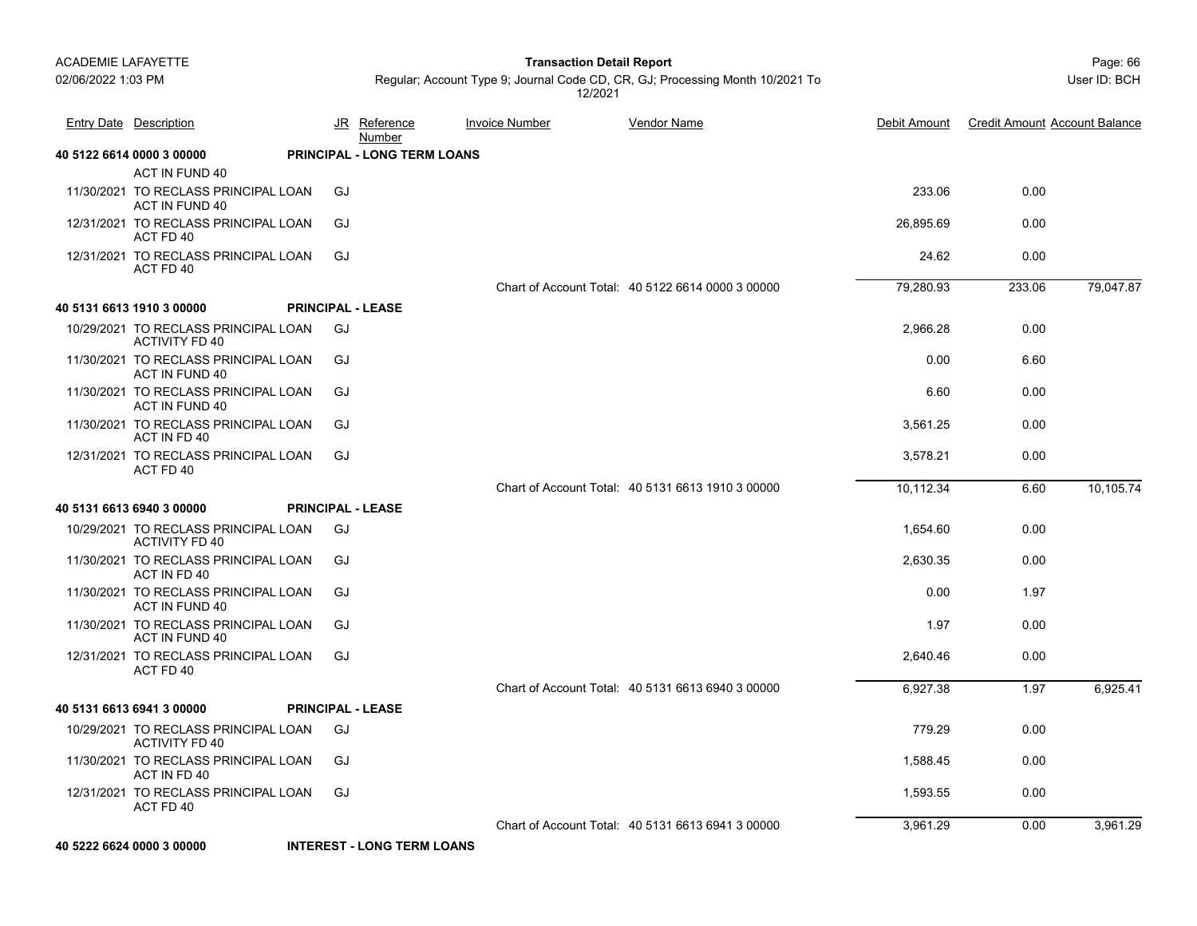| Entry Date | Description | JR | Reference Number | Invoice Number | Vendor Name | Debit Amount | Credit Amount | Account Balance |
|---|---|---|---|---|---|---|---|---|
| **40 5122 6614 0000 3 00000** | **PRINCIPAL - LONG TERM LOANS** | | | | | | | |
| | ACT IN FUND 40 | | | | | | | |
| 11/30/2021 | TO RECLASS PRINCIPAL LOAN ACT IN FUND 40 | GJ | | | | 233.06 | 0.00 | |
| 12/31/2021 | TO RECLASS PRINCIPAL LOAN ACT FD 40 | GJ | | | | 26,895.69 | 0.00 | |
| 12/31/2021 | TO RECLASS PRINCIPAL LOAN ACT FD 40 | GJ | | | | 24.62 | 0.00 | |
| | | | | | Chart of Account Total: 40 5122 6614 0000 3 00000 | 79,280.93 | 233.06 | 79,047.87 |
| **40 5131 6613 1910 3 00000** | **PRINCIPAL - LEASE** | | | | | | | |
| 10/29/2021 | TO RECLASS PRINCIPAL LOAN ACTIVITY FD 40 | GJ | | | | 2,966.28 | 0.00 | |
| 11/30/2021 | TO RECLASS PRINCIPAL LOAN ACT IN FUND 40 | GJ | | | | 0.00 | 6.60 | |
| 11/30/2021 | TO RECLASS PRINCIPAL LOAN ACT IN FUND 40 | GJ | | | | 6.60 | 0.00 | |
| 11/30/2021 | TO RECLASS PRINCIPAL LOAN ACT IN FD 40 | GJ | | | | 3,561.25 | 0.00 | |
| 12/31/2021 | TO RECLASS PRINCIPAL LOAN ACT FD 40 | GJ | | | | 3,578.21 | 0.00 | |
| | | | | | Chart of Account Total: 40 5131 6613 1910 3 00000 | 10,112.34 | 6.60 | 10,105.74 |
| **40 5131 6613 6940 3 00000** | **PRINCIPAL - LEASE** | | | | | | | |
| 10/29/2021 | TO RECLASS PRINCIPAL LOAN ACTIVITY FD 40 | GJ | | | | 1,654.60 | 0.00 | |
| 11/30/2021 | TO RECLASS PRINCIPAL LOAN ACT IN FD 40 | GJ | | | | 2,630.35 | 0.00 | |
| 11/30/2021 | TO RECLASS PRINCIPAL LOAN ACT IN FUND 40 | GJ | | | | 0.00 | 1.97 | |
| 11/30/2021 | TO RECLASS PRINCIPAL LOAN ACT IN FUND 40 | GJ | | | | 1.97 | 0.00 | |
| 12/31/2021 | TO RECLASS PRINCIPAL LOAN ACT FD 40 | GJ | | | | 2,640.46 | 0.00 | |
| | | | | | Chart of Account Total: 40 5131 6613 6940 3 00000 | 6,927.38 | 1.97 | 6,925.41 |
| **40 5131 6613 6941 3 00000** | **PRINCIPAL - LEASE** | | | | | | | |
| 10/29/2021 | TO RECLASS PRINCIPAL LOAN ACTIVITY FD 40 | GJ | | | | 779.29 | 0.00 | |
| 11/30/2021 | TO RECLASS PRINCIPAL LOAN ACT IN FD 40 | GJ | | | | 1,588.45 | 0.00 | |
| 12/31/2021 | TO RECLASS PRINCIPAL LOAN ACT FD 40 | GJ | | | | 1,593.55 | 0.00 | |
| | | | | | Chart of Account Total: 40 5131 6613 6941 3 00000 | 3,961.29 | 0.00 | 3,961.29 |
| **40 5222 6624 0000 3 00000** | **INTEREST - LONG TERM LOANS** | | | | | | | |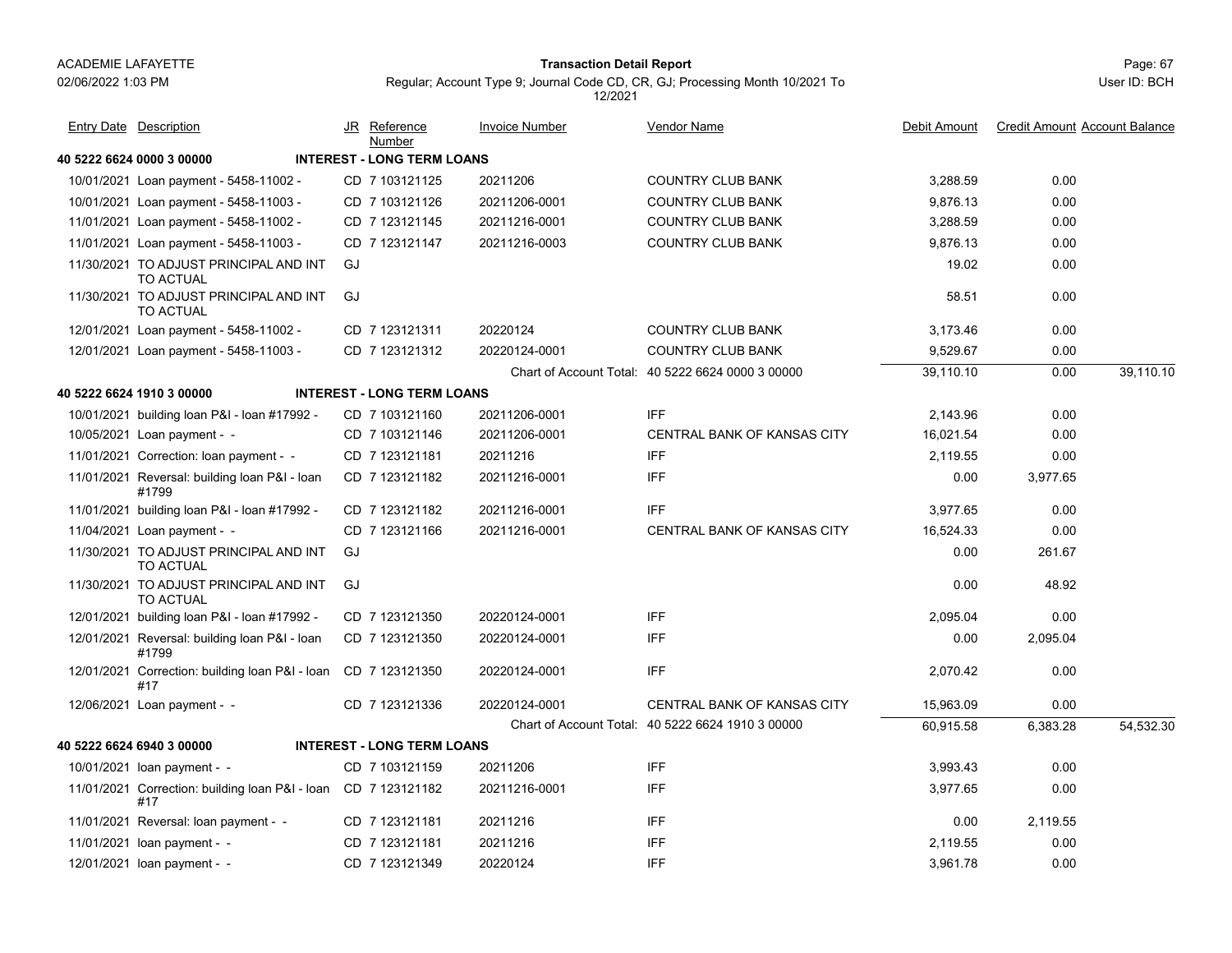ACADEMIE LAFAYETTE

02/06/2022 1:03 PM

**Transaction Detail Report**

Regular; Account Type 9; Journal Code CD, CR, GJ; Processing Month 10/2021 To 12/2021

User ID: BCH

| Entry Date | Description | JR | Reference Number | Invoice Number | Vendor Name | Debit Amount | Credit Amount | Account Balance |
|---|---|---|---|---|---|---|---|---|
| **40 5222 6624 0000 3 00000** | **INTEREST - LONG TERM LOANS** | | | | | | | |
| 10/01/2021 | Loan payment - 5458-11002 - | CD | 7 103121125 | 20211206 | COUNTRY CLUB BANK | 3,288.59 | 0.00 | |
| 10/01/2021 | Loan payment - 5458-11003 - | CD | 7 103121126 | 20211206-0001 | COUNTRY CLUB BANK | 9,876.13 | 0.00 | |
| 11/01/2021 | Loan payment - 5458-11002 - | CD | 7 123121145 | 20211216-0001 | COUNTRY CLUB BANK | 3,288.59 | 0.00 | |
| 11/01/2021 | Loan payment - 5458-11003 - | CD | 7 123121147 | 20211216-0003 | COUNTRY CLUB BANK | 9,876.13 | 0.00 | |
| 11/30/2021 | TO ADJUST PRINCIPAL AND INT TO ACTUAL | GJ | | | | 19.02 | 0.00 | |
| 11/30/2021 | TO ADJUST PRINCIPAL AND INT TO ACTUAL | GJ | | | | 58.51 | 0.00 | |
| 12/01/2021 | Loan payment - 5458-11002 - | CD | 7 123121311 | 20220124 | COUNTRY CLUB BANK | 3,173.46 | 0.00 | |
| 12/01/2021 | Loan payment - 5458-11003 - | CD | 7 123121312 | 20220124-0001 | COUNTRY CLUB BANK | 9,529.67 | 0.00 | |
| | | | | Chart of Account Total: | 40 5222 6624 0000 3 00000 | 39,110.10 | 0.00 | 39,110.10 |
| **40 5222 6624 1910 3 00000** | **INTEREST - LONG TERM LOANS** | | | | | | | |
| 10/01/2021 | building loan P&I - loan #17992 - | CD | 7 103121160 | 20211206-0001 | IFF | 2,143.96 | 0.00 | |
| 10/05/2021 | Loan payment - - | CD | 7 103121146 | 20211206-0001 | CENTRAL BANK OF KANSAS CITY | 16,021.54 | 0.00 | |
| 11/01/2021 | Correction: loan payment - - | CD | 7 123121181 | 20211216 | IFF | 2,119.55 | 0.00 | |
| 11/01/2021 | Reversal: building loan P&I - loan #1799 | CD | 7 123121182 | 20211216-0001 | IFF | 0.00 | 3,977.65 | |
| 11/01/2021 | building loan P&I - loan #17992 - | CD | 7 123121182 | 20211216-0001 | IFF | 3,977.65 | 0.00 | |
| 11/04/2021 | Loan payment - - | CD | 7 123121166 | 20211216-0001 | CENTRAL BANK OF KANSAS CITY | 16,524.33 | 0.00 | |
| 11/30/2021 | TO ADJUST PRINCIPAL AND INT TO ACTUAL | GJ | | | | 0.00 | 261.67 | |
| 11/30/2021 | TO ADJUST PRINCIPAL AND INT TO ACTUAL | GJ | | | | 0.00 | 48.92 | |
| 12/01/2021 | building loan P&I - loan #17992 - | CD | 7 123121350 | 20220124-0001 | IFF | 2,095.04 | 0.00 | |
| 12/01/2021 | Reversal: building loan P&I - loan #1799 | CD | 7 123121350 | 20220124-0001 | IFF | 0.00 | 2,095.04 | |
| 12/01/2021 | Correction: building loan P&I - loan #17 | CD | 7 123121350 | 20220124-0001 | IFF | 2,070.42 | 0.00 | |
| 12/06/2021 | Loan payment - - | CD | 7 123121336 | 20220124-0001 | CENTRAL BANK OF KANSAS CITY | 15,963.09 | 0.00 | |
| | | | | Chart of Account Total: | 40 5222 6624 1910 3 00000 | 60,915.58 | 6,383.28 | 54,532.30 |
| **40 5222 6624 6940 3 00000** | **INTEREST - LONG TERM LOANS** | | | | | | | |
| 10/01/2021 | loan payment - - | CD | 7 103121159 | 20211206 | IFF | 3,993.43 | 0.00 | |
| 11/01/2021 | Correction: building loan P&I - loan #17 | CD | 7 123121182 | 20211216-0001 | IFF | 3,977.65 | 0.00 | |
| 11/01/2021 | Reversal: loan payment - - | CD | 7 123121181 | 20211216 | IFF | 0.00 | 2,119.55 | |
| 11/01/2021 | loan payment - - | CD | 7 123121181 | 20211216 | IFF | 2,119.55 | 0.00 | |
| 12/01/2021 | loan payment - - | CD | 7 123121349 | 20220124 | IFF | 3,961.78 | 0.00 | |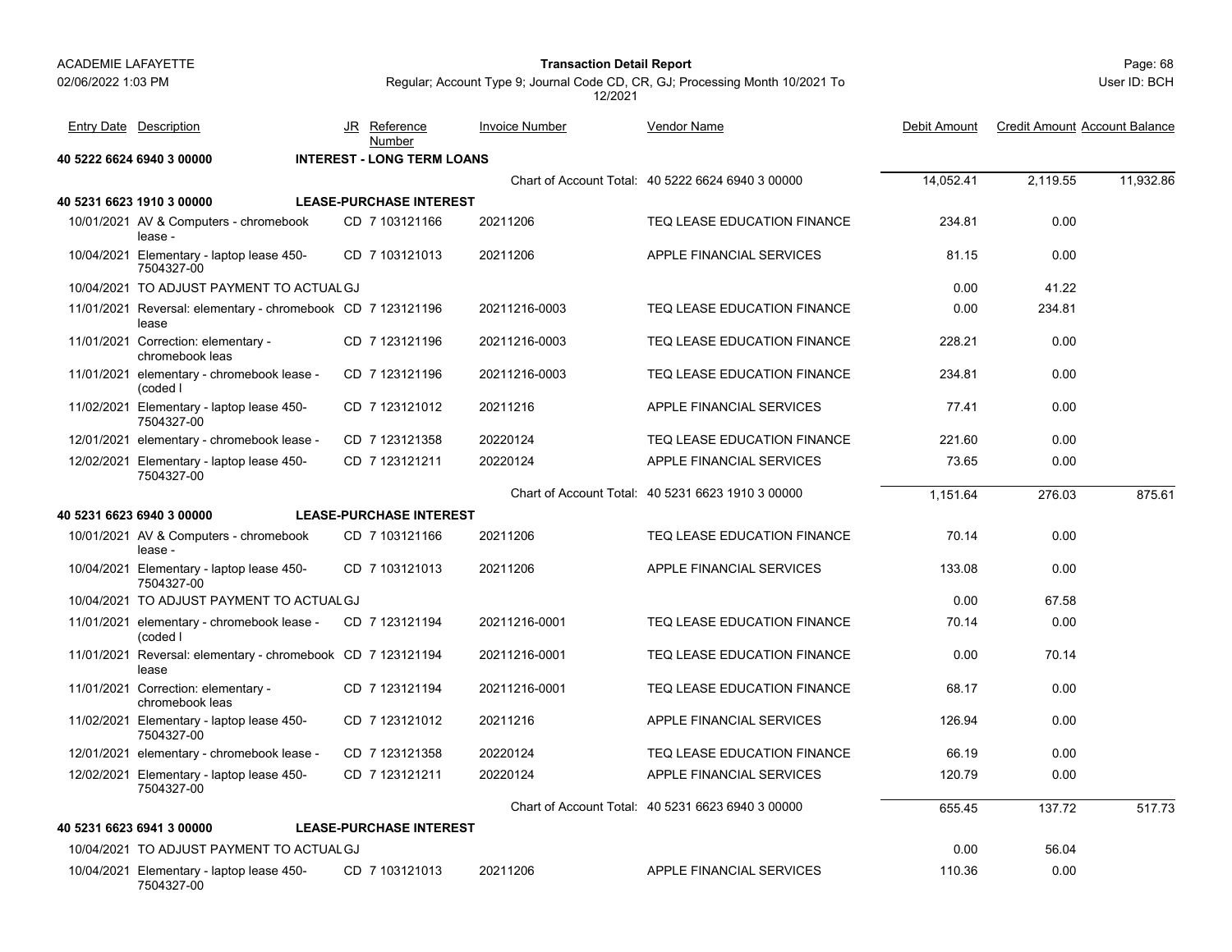| Entry Date | Description | JR | Reference Number | Invoice Number | Vendor Name | Debit Amount | Credit Amount | Account Balance |
|---|---|---|---|---|---|---|---|---|
| **40 5222 6624 6940 3 00000** | | **INTEREST - LONG TERM LOANS** | | | | | | |
| | | | | | Chart of Account Total: 40 5222 6624 6940 3 00000 | 14,052.41 | 2,119.55 | 11,932.86 |
| **40 5231 6623 1910 3 00000** | | **LEASE-PURCHASE INTEREST** | | | | | | |
| 10/01/2021 | AV & Computers - chromebook lease - | CD | 7 103121166 | 20211206 | TEQ LEASE EDUCATION FINANCE | 234.81 | 0.00 | |
| 10/04/2021 | Elementary - laptop lease 450-7504327-00 | CD | 7 103121013 | 20211206 | APPLE FINANCIAL SERVICES | 81.15 | 0.00 | |
| 10/04/2021 | TO ADJUST PAYMENT TO ACTUAL | GJ | | | | 0.00 | 41.22 | |
| 11/01/2021 | Reversal: elementary - chromebook lease | CD | 7 123121196 | 20211216-0003 | TEQ LEASE EDUCATION FINANCE | 0.00 | 234.81 | |
| 11/01/2021 | Correction: elementary - chromebook leas | CD | 7 123121196 | 20211216-0003 | TEQ LEASE EDUCATION FINANCE | 228.21 | 0.00 | |
| 11/01/2021 | elementary - chromebook lease - (coded l | CD | 7 123121196 | 20211216-0003 | TEQ LEASE EDUCATION FINANCE | 234.81 | 0.00 | |
| 11/02/2021 | Elementary - laptop lease 450-7504327-00 | CD | 7 123121012 | 20211216 | APPLE FINANCIAL SERVICES | 77.41 | 0.00 | |
| 12/01/2021 | elementary - chromebook lease - | CD | 7 123121358 | 20220124 | TEQ LEASE EDUCATION FINANCE | 221.60 | 0.00 | |
| 12/02/2021 | Elementary - laptop lease 450-7504327-00 | CD | 7 123121211 | 20220124 | APPLE FINANCIAL SERVICES | 73.65 | 0.00 | |
| | | | | | Chart of Account Total: 40 5231 6623 1910 3 00000 | 1,151.64 | 276.03 | 875.61 |
| **40 5231 6623 6940 3 00000** | | **LEASE-PURCHASE INTEREST** | | | | | | |
| 10/01/2021 | AV & Computers - chromebook lease - | CD | 7 103121166 | 20211206 | TEQ LEASE EDUCATION FINANCE | 70.14 | 0.00 | |
| 10/04/2021 | Elementary - laptop lease 450-7504327-00 | CD | 7 103121013 | 20211206 | APPLE FINANCIAL SERVICES | 133.08 | 0.00 | |
| 10/04/2021 | TO ADJUST PAYMENT TO ACTUAL | GJ | | | | 0.00 | 67.58 | |
| 11/01/2021 | elementary - chromebook lease - (coded l | CD | 7 123121194 | 20211216-0001 | TEQ LEASE EDUCATION FINANCE | 70.14 | 0.00 | |
| 11/01/2021 | Reversal: elementary - chromebook lease | CD | 7 123121194 | 20211216-0001 | TEQ LEASE EDUCATION FINANCE | 0.00 | 70.14 | |
| 11/01/2021 | Correction: elementary - chromebook leas | CD | 7 123121194 | 20211216-0001 | TEQ LEASE EDUCATION FINANCE | 68.17 | 0.00 | |
| 11/02/2021 | Elementary - laptop lease 450-7504327-00 | CD | 7 123121012 | 20211216 | APPLE FINANCIAL SERVICES | 126.94 | 0.00 | |
| 12/01/2021 | elementary - chromebook lease - | CD | 7 123121358 | 20220124 | TEQ LEASE EDUCATION FINANCE | 66.19 | 0.00 | |
| 12/02/2021 | Elementary - laptop lease 450-7504327-00 | CD | 7 123121211 | 20220124 | APPLE FINANCIAL SERVICES | 120.79 | 0.00 | |
| | | | | | Chart of Account Total: 40 5231 6623 6940 3 00000 | 655.45 | 137.72 | 517.73 |
| **40 5231 6623 6941 3 00000** | | **LEASE-PURCHASE INTEREST** | | | | | | |
| 10/04/2021 | TO ADJUST PAYMENT TO ACTUAL | GJ | | | | 0.00 | 56.04 | |
| 10/04/2021 | Elementary - laptop lease 450-7504327-00 | CD | 7 103121013 | 20211206 | APPLE FINANCIAL SERVICES | 110.36 | 0.00 | |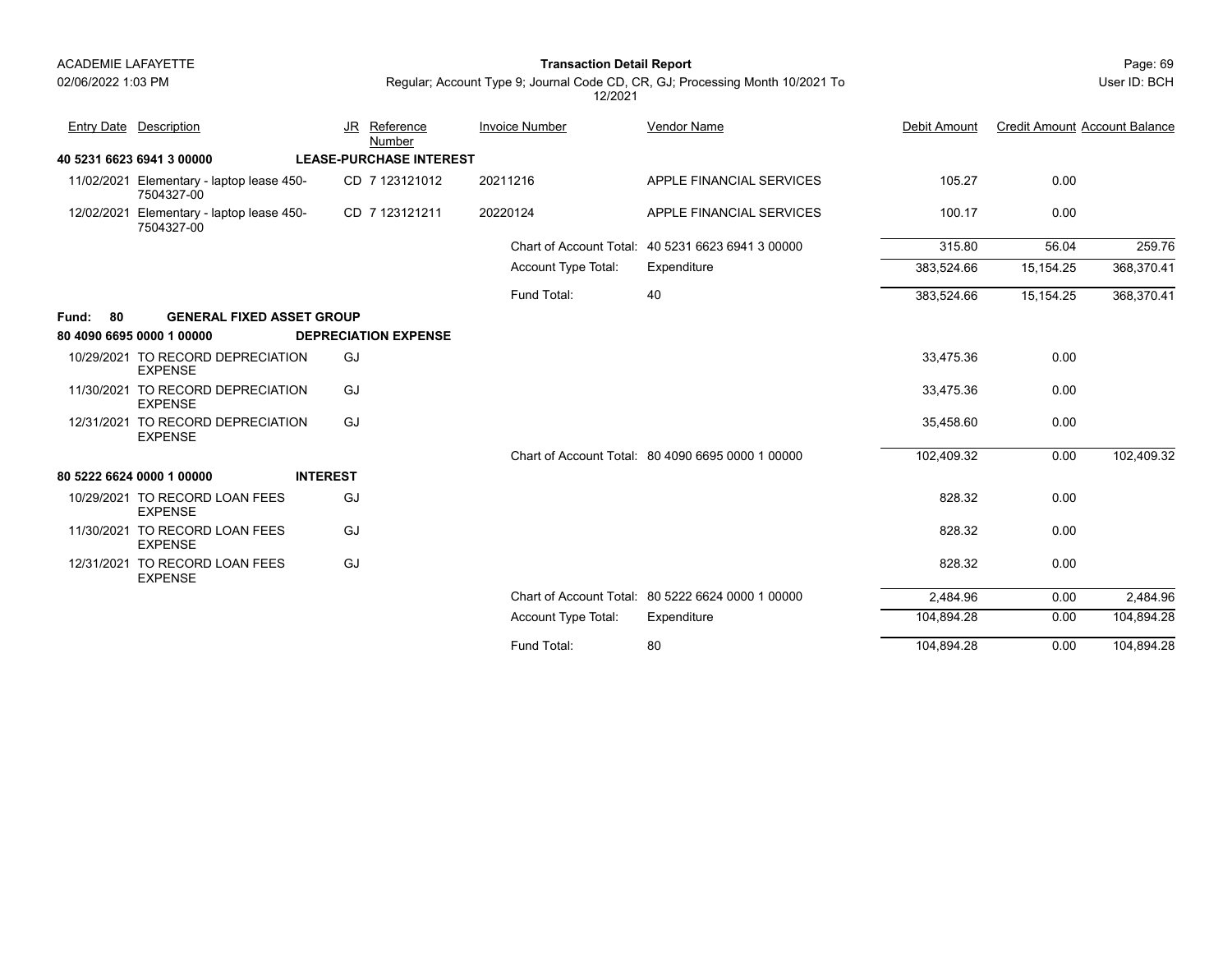ACADEMIE LAFAYETTE
02/06/2022 1:03 PM

**Transaction Detail Report**

Regular; Account Type 9; Journal Code CD, CR, GJ; Processing Month 10/2021 To 12/2021

Page: 69
User ID: BCH

| Entry Date | Description | JR | Reference Number | Invoice Number | Vendor Name | Debit Amount | Credit Amount | Account Balance |
|---|---|---|---|---|---|---|---|---|
| **40 5231 6623 6941 3 00000** | | **LEASE-PURCHASE INTEREST** | | | | | | |
| 11/02/2021 | Elementary - laptop lease 450-7504327-00 | CD | 7 123121012 | 20211216 | APPLE FINANCIAL SERVICES | 105.27 | 0.00 | |
| 12/02/2021 | Elementary - laptop lease 450-7504327-00 | CD | 7 123121211 | 20220124 | APPLE FINANCIAL SERVICES | 100.17 | 0.00 | |
| | | | | Chart of Account Total: | 40 5231 6623 6941 3 00000 | 315.80 | 56.04 | 259.76 |
| | | | | Account Type Total: | Expenditure | 383,524.66 | 15,154.25 | 368,370.41 |
| | | | | Fund Total: | 40 | 383,524.66 | 15,154.25 | 368,370.41 |
| **Fund: 80** | **GENERAL FIXED ASSET GROUP** | | | | | | | |
| **80 4090 6695 0000 1 00000** | | **DEPRECIATION EXPENSE** | | | | | | |
| 10/29/2021 | TO RECORD DEPRECIATION EXPENSE | GJ | | | | 33,475.36 | 0.00 | |
| 11/30/2021 | TO RECORD DEPRECIATION EXPENSE | GJ | | | | 33,475.36 | 0.00 | |
| 12/31/2021 | TO RECORD DEPRECIATION EXPENSE | GJ | | | | 35,458.60 | 0.00 | |
| | | | | Chart of Account Total: | 80 4090 6695 0000 1 00000 | 102,409.32 | 0.00 | 102,409.32 |
| **80 5222 6624 0000 1 00000** | | **INTEREST** | | | | | | |
| 10/29/2021 | TO RECORD LOAN FEES EXPENSE | GJ | | | | 828.32 | 0.00 | |
| 11/30/2021 | TO RECORD LOAN FEES EXPENSE | GJ | | | | 828.32 | 0.00 | |
| 12/31/2021 | TO RECORD LOAN FEES EXPENSE | GJ | | | | 828.32 | 0.00 | |
| | | | | Chart of Account Total: | 80 5222 6624 0000 1 00000 | 2,484.96 | 0.00 | 2,484.96 |
| | | | | Account Type Total: | Expenditure | 104,894.28 | 0.00 | 104,894.28 |
| | | | | Fund Total: | 80 | 104,894.28 | 0.00 | 104,894.28 |